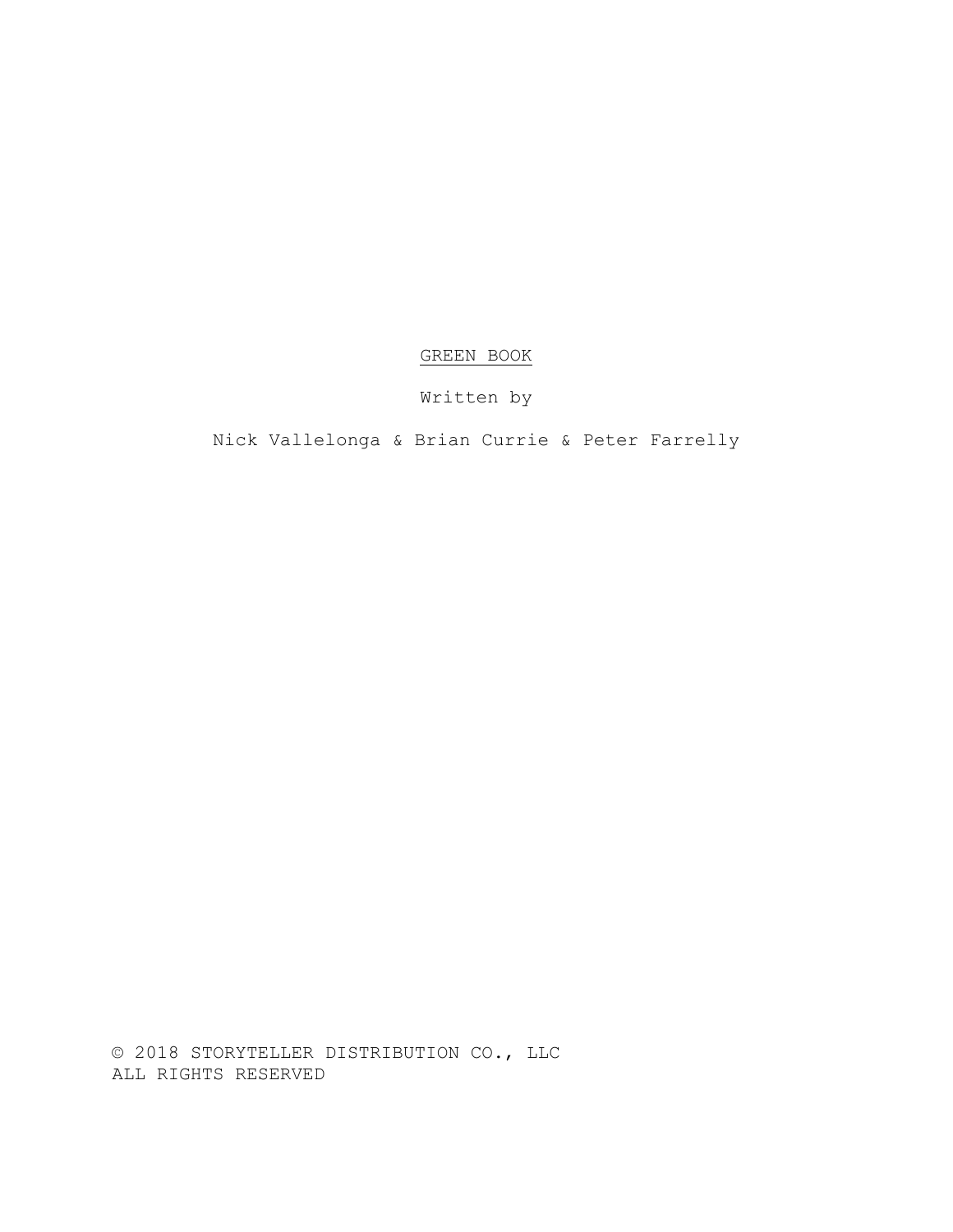<u>GREEN BOOK</u>

Written by

Nick Vallelonga & Brian Currie & Peter Farrelly

© 2018 STORYTELLER DISTRIBUTION CO., LLC
ALL RIGHTS RESERVED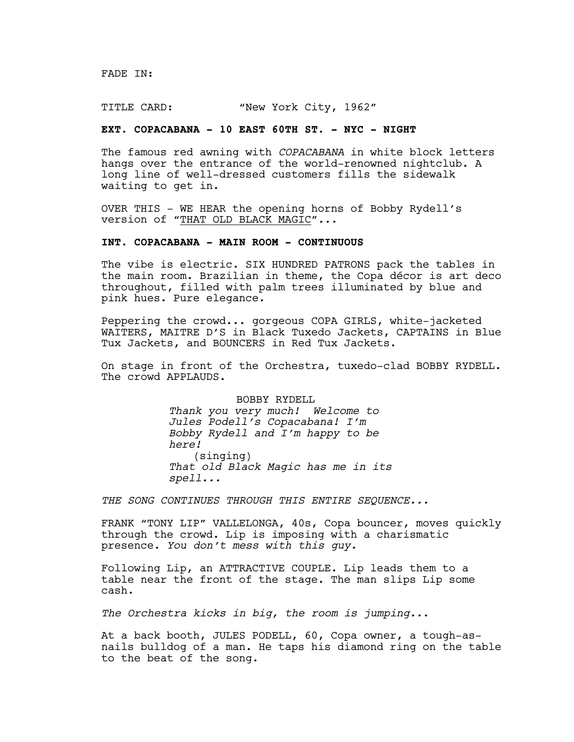FADE IN:

TITLE CARD: "New York City, 1962"

**EXT. COPACABANA - 10 EAST 60TH ST. - NYC - NIGHT**

The famous red awning with *COPACABANA* in white block letters hangs over the entrance of the world-renowned nightclub. A long line of well-dressed customers fills the sidewalk waiting to get in.

OVER THIS - WE HEAR the opening horns of Bobby Rydell's version of "<u>THAT OLD BLACK MAGIC</u>"*...*

**INT. COPACABANA - MAIN ROOM - CONTINUOUS**

The vibe is electric. SIX HUNDRED PATRONS pack the tables in the main room. Brazilian in theme, the Copa décor is art deco throughout, filled with palm trees illuminated by blue and pink hues. Pure elegance.

Peppering the crowd... gorgeous COPA GIRLS, white-jacketed WAITERS, MAITRE D'S in Black Tuxedo Jackets, CAPTAINS in Blue Tux Jackets, and BOUNCERS in Red Tux Jackets.

On stage in front of the Orchestra, tuxedo-clad BOBBY RYDELL. The crowd APPLAUDS.

BOBBY RYDELL
*Thank you very much! Welcome to Jules Podell's Copacabana! I'm Bobby Rydell and I'm happy to be here!*
(singing)
*That old Black Magic has me in its spell...*

*THE SONG CONTINUES THROUGH THIS ENTIRE SEQUENCE...*

FRANK "TONY LIP" VALLELONGA, 40s, Copa bouncer, moves quickly through the crowd. Lip is imposing with a charismatic presence. *You don't mess with this guy.*

Following Lip, an ATTRACTIVE COUPLE. Lip leads them to a table near the front of the stage. The man slips Lip some cash.

*The Orchestra kicks in big, the room is jumping...*

At a back booth, JULES PODELL, 60, Copa owner, a tough-as-nails bulldog of a man. He taps his diamond ring on the table to the beat of the song.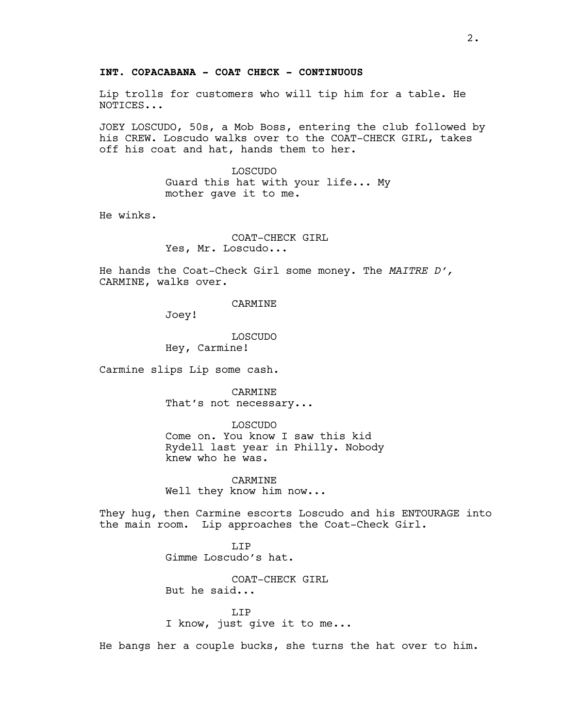**INT. COPACABANA - COAT CHECK - CONTINUOUS**

Lip trolls for customers who will tip him for a table. He NOTICES...

JOEY LOSCUDO, 50s, a Mob Boss, entering the club followed by his CREW. Loscudo walks over to the COAT-CHECK GIRL, takes off his coat and hat, hands them to her.

LOSCUDO
Guard this hat with your life... My mother gave it to me.

He winks.

COAT-CHECK GIRL
Yes, Mr. Loscudo...

He hands the Coat-Check Girl some money. The *MAITRE D'*, CARMINE, walks over.

CARMINE
Joey!

LOSCUDO
Hey, Carmine!

Carmine slips Lip some cash.

CARMINE
That's not necessary...

LOSCUDO
Come on. You know I saw this kid Rydell last year in Philly. Nobody knew who he was.

CARMINE
Well they know him now...

They hug, then Carmine escorts Loscudo and his ENTOURAGE into the main room. Lip approaches the Coat-Check Girl.

LIP
Gimme Loscudo's hat.

COAT-CHECK GIRL
But he said...

LIP
I know, just give it to me...

He bangs her a couple bucks, she turns the hat over to him.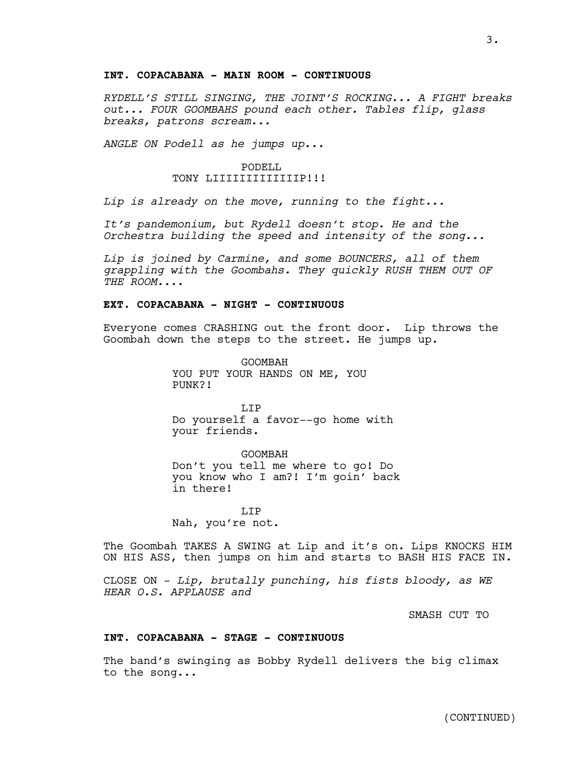**INT. COPACABANA - MAIN ROOM - CONTINUOUS**

*RYDELL'S STILL SINGING, THE JOINT'S ROCKING... A FIGHT breaks out... FOUR GOOMBAHS pound each other. Tables flip, glass breaks, patrons scream...*

*ANGLE ON Podell as he jumps up...*

PODELL
TONY LIIIIIIIIIIIIP!!!

*Lip is already on the move, running to the fight...*

*It's pandemonium, but Rydell doesn't stop. He and the Orchestra building the speed and intensity of the song...*

*Lip is joined by Carmine, and some BOUNCERS, all of them grappling with the Goombahs. They quickly RUSH THEM OUT OF THE ROOM....*

**EXT. COPACABANA - NIGHT - CONTINUOUS**

Everyone comes CRASHING out the front door. Lip throws the Goombah down the steps to the street. He jumps up.

GOOMBAH
YOU PUT YOUR HANDS ON ME, YOU PUNK?!

LIP
Do yourself a favor--go home with your friends.

GOOMBAH
Don't you tell me where to go! Do you know who I am?! I'm goin' back in there!

LIP
Nah, you're not.

The Goombah TAKES A SWING at Lip and it's on. Lips KNOCKS HIM ON HIS ASS, then jumps on him and starts to BASH HIS FACE IN.

CLOSE ON - *Lip, brutally punching, his fists bloody, as WE HEAR O.S. APPLAUSE and*

SMASH CUT TO

**INT. COPACABANA - STAGE - CONTINUOUS**

The band's swinging as Bobby Rydell delivers the big climax to the song...

(CONTINUED)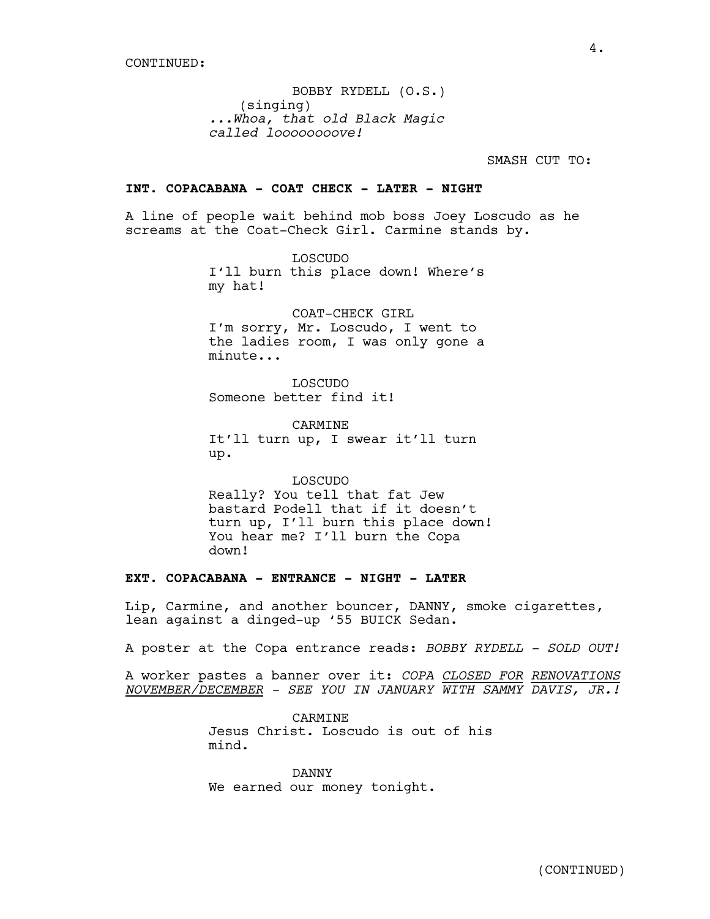CONTINUED:

BOBBY RYDELL (O.S.)
(singing)
*...Whoa, that old Black Magic called looooooove!*

SMASH CUT TO:

**INT. COPACABANA - COAT CHECK - LATER - NIGHT**

A line of people wait behind mob boss Joey Loscudo as he screams at the Coat-Check Girl. Carmine stands by.

LOSCUDO
I'll burn this place down! Where's my hat!

COAT-CHECK GIRL
I'm sorry, Mr. Loscudo, I went to the ladies room, I was only gone a minute...

LOSCUDO
Someone better find it!

CARMINE
It'll turn up, I swear it'll turn up.

LOSCUDO
Really? You tell that fat Jew bastard Podell that if it doesn't turn up, I'll burn this place down! You hear me? I'll burn the Copa down!

**EXT. COPACABANA - ENTRANCE - NIGHT - LATER**

Lip, Carmine, and another bouncer, DANNY, smoke cigarettes, lean against a dinged-up '55 BUICK Sedan.

A poster at the Copa entrance reads: *BOBBY RYDELL - SOLD OUT!*

A worker pastes a banner over it: *COPA <u>CLOSED FOR</u> <u>RENOVATIONS</u> <u>NOVEMBER/DECEMBER</u> - SEE YOU IN JANUARY <u>WITH SAMMY</u> <u>DAVIS, JR.</u>!*

CARMINE
Jesus Christ. Loscudo is out of his mind.

DANNY
We earned our money tonight.

(CONTINUED)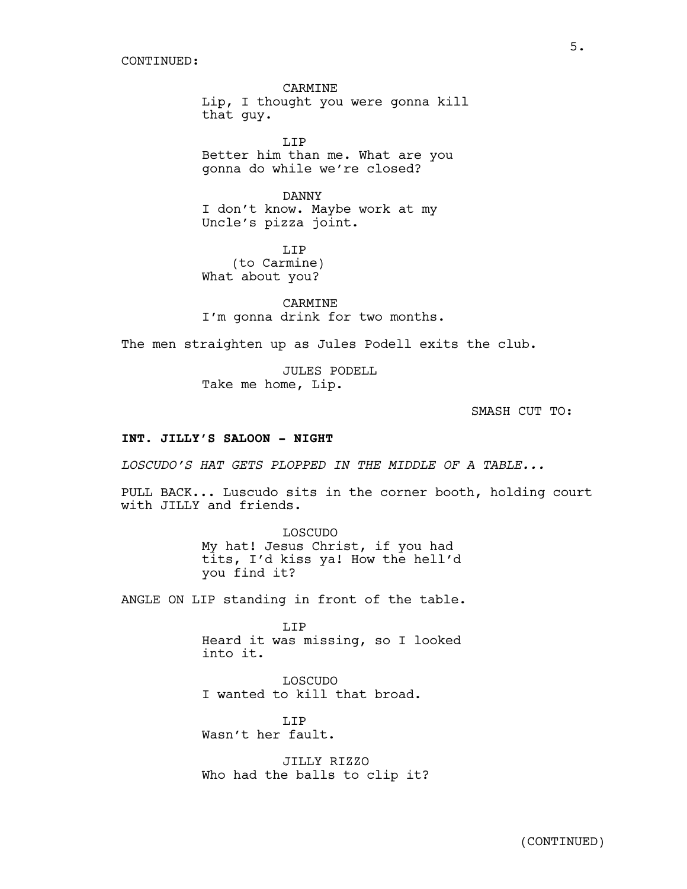CONTINUED:

CARMINE
Lip, I thought you were gonna kill that guy.

LIP
Better him than me. What are you gonna do while we're closed?

DANNY
I don't know. Maybe work at my Uncle's pizza joint.

LIP
(to Carmine)
What about you?

CARMINE
I'm gonna drink for two months.

The men straighten up as Jules Podell exits the club.

JULES PODELL
Take me home, Lip.

SMASH CUT TO:

**INT. JILLY'S SALOON - NIGHT**

*LOSCUDO'S HAT GETS PLOPPED IN THE MIDDLE OF A TABLE...*

PULL BACK... Luscudo sits in the corner booth, holding court with JILLY and friends.

LOSCUDO
My hat! Jesus Christ, if you had tits, I'd kiss ya! How the hell'd you find it?

ANGLE ON LIP standing in front of the table.

LIP
Heard it was missing, so I looked into it.

LOSCUDO
I wanted to kill that broad.

LIP
Wasn't her fault.

JILLY RIZZO
Who had the balls to clip it?

(CONTINUED)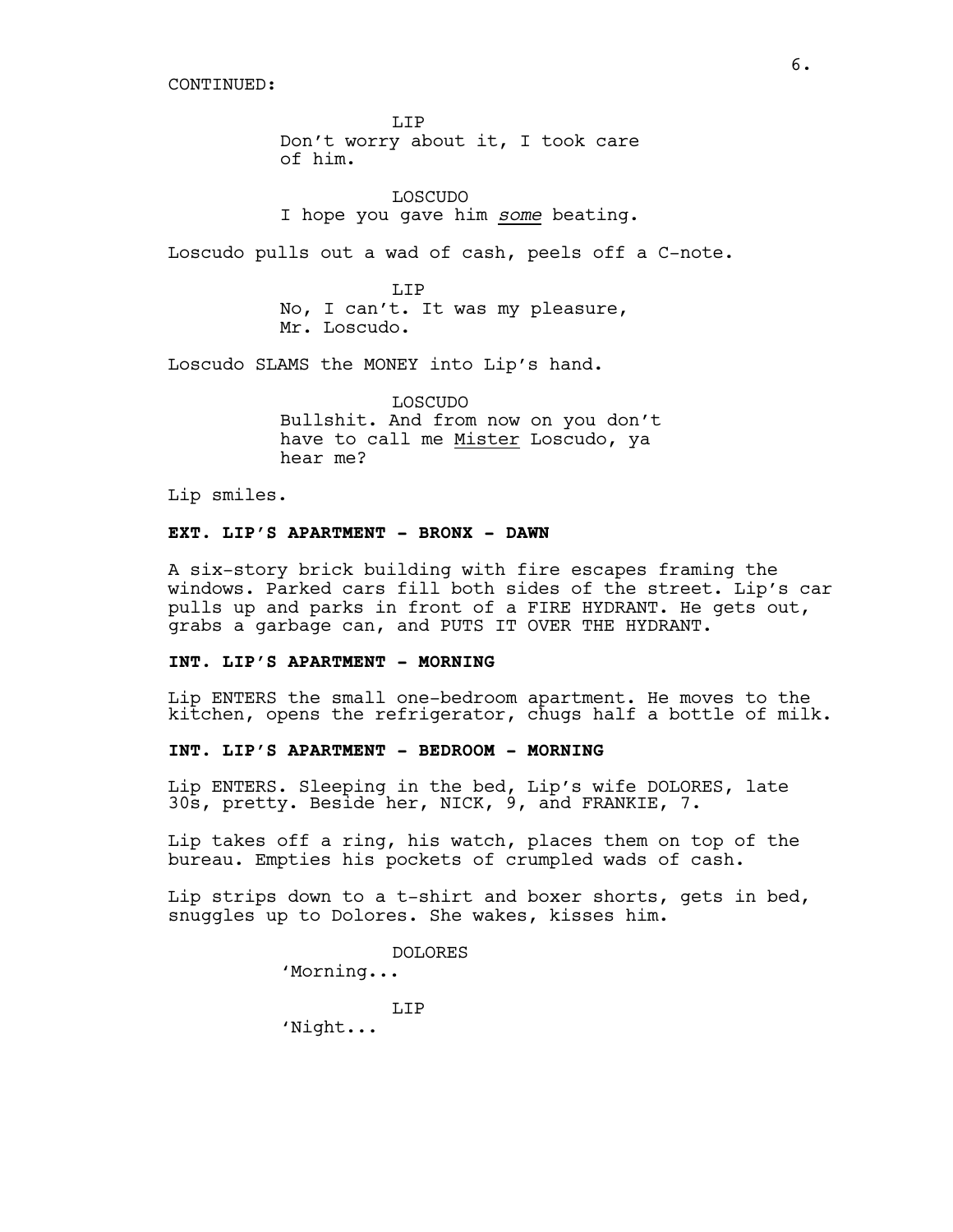CONTINUED:

LIP
Don't worry about it, I took care of him.

LOSCUDO
I hope you gave him *some* beating.

Loscudo pulls out a wad of cash, peels off a C-note.

LIP
No, I can't. It was my pleasure, Mr. Loscudo.

Loscudo SLAMS the MONEY into Lip's hand.

LOSCUDO
Bullshit. And from now on you don't have to call me Mister Loscudo, ya hear me?

Lip smiles.

**EXT. LIP'S APARTMENT - BRONX - DAWN**

A six-story brick building with fire escapes framing the windows. Parked cars fill both sides of the street. Lip's car pulls up and parks in front of a FIRE HYDRANT. He gets out, grabs a garbage can, and PUTS IT OVER THE HYDRANT.

**INT. LIP'S APARTMENT - MORNING**

Lip ENTERS the small one-bedroom apartment. He moves to the kitchen, opens the refrigerator, chugs half a bottle of milk.

**INT. LIP'S APARTMENT - BEDROOM - MORNING**

Lip ENTERS. Sleeping in the bed, Lip's wife DOLORES, late 30s, pretty. Beside her, NICK, 9, and FRANKIE, 7.

Lip takes off a ring, his watch, places them on top of the bureau. Empties his pockets of crumpled wads of cash.

Lip strips down to a t-shirt and boxer shorts, gets in bed, snuggles up to Dolores. She wakes, kisses him.

DOLORES
'Morning...

LIP
'Night...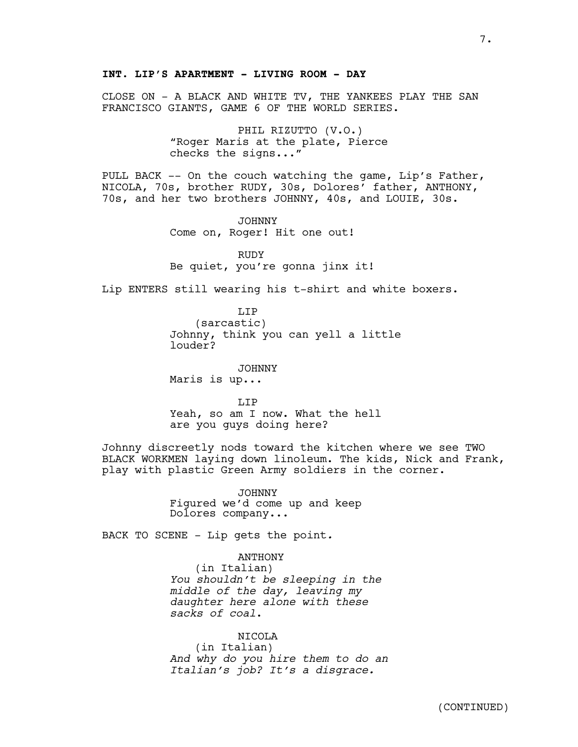**INT. LIP'S APARTMENT - LIVING ROOM - DAY**

CLOSE ON - A BLACK AND WHITE TV, THE YANKEES PLAY THE SAN FRANCISCO GIANTS, GAME 6 OF THE WORLD SERIES.

PHIL RIZUTTO (V.O.)
"Roger Maris at the plate, Pierce checks the signs..."

PULL BACK -- On the couch watching the game, Lip's Father, NICOLA, 70s, brother RUDY, 30s, Dolores' father, ANTHONY, 70s, and her two brothers JOHNNY, 40s, and LOUIE, 30s.

JOHNNY
Come on, Roger! Hit one out!

RUDY
Be quiet, you're gonna jinx it!

Lip ENTERS still wearing his t-shirt and white boxers.

LIP
(sarcastic)
Johnny, think you can yell a little louder?

JOHNNY
Maris is up...

LIP
Yeah, so am I now. What the hell are you guys doing here?

Johnny discreetly nods toward the kitchen where we see TWO BLACK WORKMEN laying down linoleum. The kids, Nick and Frank, play with plastic Green Army soldiers in the corner.

JOHNNY
Figured we'd come up and keep Dolores company...

BACK TO SCENE - Lip gets the point.

ANTHONY
(in Italian)
*You shouldn't be sleeping in the middle of the day, leaving my daughter here alone with these sacks of coal.*

NICOLA
(in Italian)
*And why do you hire them to do an Italian's job? It's a disgrace.*

(CONTINUED)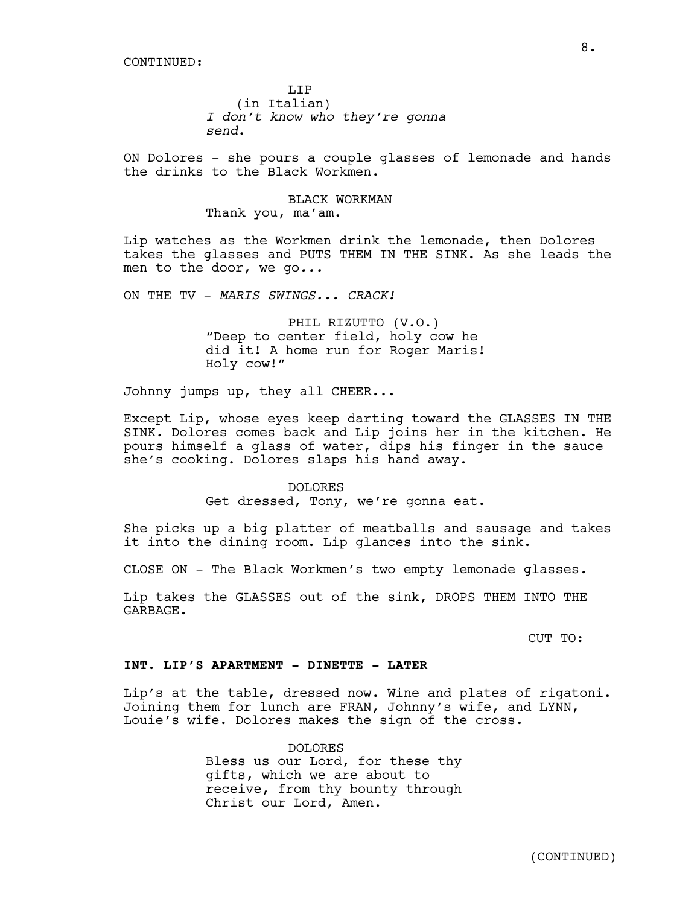CONTINUED:

LIP
(in Italian)
*I don't know who they're gonna send.*

ON Dolores - she pours a couple glasses of lemonade and hands the drinks to the Black Workmen.

BLACK WORKMAN
Thank you, ma'am.

Lip watches as the Workmen drink the lemonade, then Dolores takes the glasses and PUTS THEM IN THE SINK. As she leads the men to the door, we go*...*

ON THE TV - *MARIS SWINGS... CRACK!*

PHIL RIZUTTO (V.O.)
"Deep to center field, holy cow he did it! A home run for Roger Maris! Holy cow!"

Johnny jumps up, they all CHEER...

Except Lip, whose eyes keep darting toward the GLASSES IN THE SINK. Dolores comes back and Lip joins her in the kitchen. He pours himself a glass of water, dips his finger in the sauce she's cooking. Dolores slaps his hand away.

DOLORES
Get dressed, Tony, we're gonna eat.

She picks up a big platter of meatballs and sausage and takes it into the dining room. Lip glances into the sink.

CLOSE ON - The Black Workmen's two empty lemonade glasses.

Lip takes the GLASSES out of the sink, DROPS THEM INTO THE GARBAGE.

CUT TO:

**INT. LIP'S APARTMENT - DINETTE - LATER**

Lip's at the table, dressed now. Wine and plates of rigatoni. Joining them for lunch are FRAN, Johnny's wife, and LYNN, Louie's wife. Dolores makes the sign of the cross.

DOLORES
Bless us our Lord, for these thy gifts, which we are about to receive, from thy bounty through Christ our Lord, Amen.

(CONTINUED)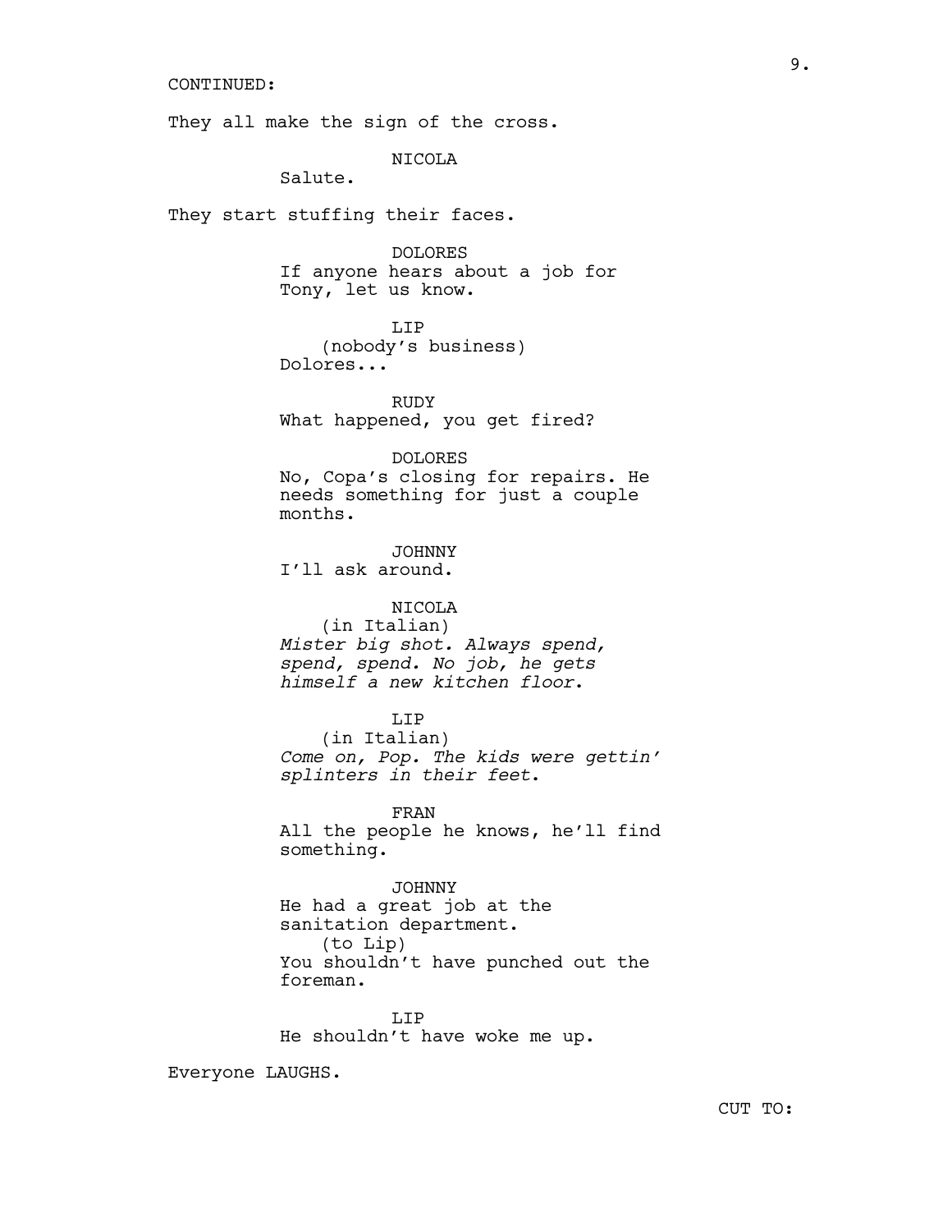CONTINUED:

They all make the sign of the cross.

NICOLA
Salute.

They start stuffing their faces.

DOLORES
If anyone hears about a job for Tony, let us know.

LIP
(nobody's business)
Dolores...

RUDY
What happened, you get fired?

DOLORES
No, Copa's closing for repairs. He needs something for just a couple months.

JOHNNY
I'll ask around.

NICOLA
(in Italian)
*Mister big shot. Always spend, spend, spend. No job, he gets himself a new kitchen floor.*

LIP
(in Italian)
*Come on, Pop. The kids were gettin' splinters in their feet.*

FRAN
All the people he knows, he'll find something.

JOHNNY
He had a great job at the sanitation department.
(to Lip)
You shouldn't have punched out the foreman.

LIP
He shouldn't have woke me up.

Everyone LAUGHS.

CUT TO: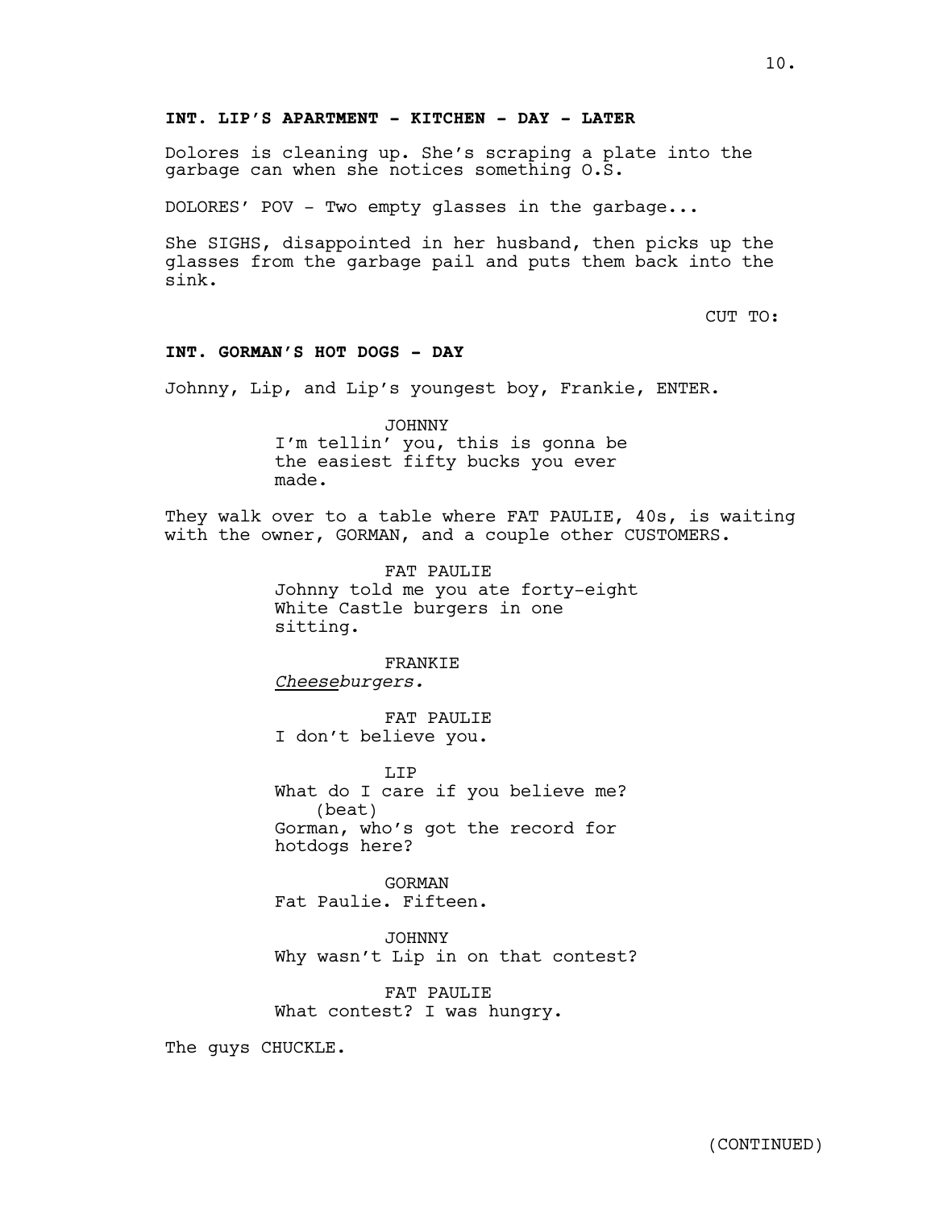**INT. LIP'S APARTMENT - KITCHEN - DAY - LATER**

Dolores is cleaning up. She's scraping a plate into the garbage can when she notices something O.S.

DOLORES' POV – Two empty glasses in the garbage...

She SIGHS, disappointed in her husband, then picks up the glasses from the garbage pail and puts them back into the sink.

CUT TO:

**INT. GORMAN'S HOT DOGS - DAY**

Johnny, Lip, and Lip's youngest boy, Frankie, ENTER.

JOHNNY
I'm tellin' you, this is gonna be the easiest fifty bucks you ever made.

They walk over to a table where FAT PAULIE, 40s, is waiting with the owner, GORMAN, and a couple other CUSTOMERS.

FAT PAULIE
Johnny told me you ate forty-eight White Castle burgers in one sitting.

FRANKIE
*Cheeseburgers.*

FAT PAULIE
I don't believe you.

LIP
What do I care if you believe me?
(beat)
Gorman, who's got the record for hotdogs here?

GORMAN
Fat Paulie. Fifteen.

JOHNNY
Why wasn't Lip in on that contest?

FAT PAULIE
What contest? I was hungry.

The guys CHUCKLE.

(CONTINUED)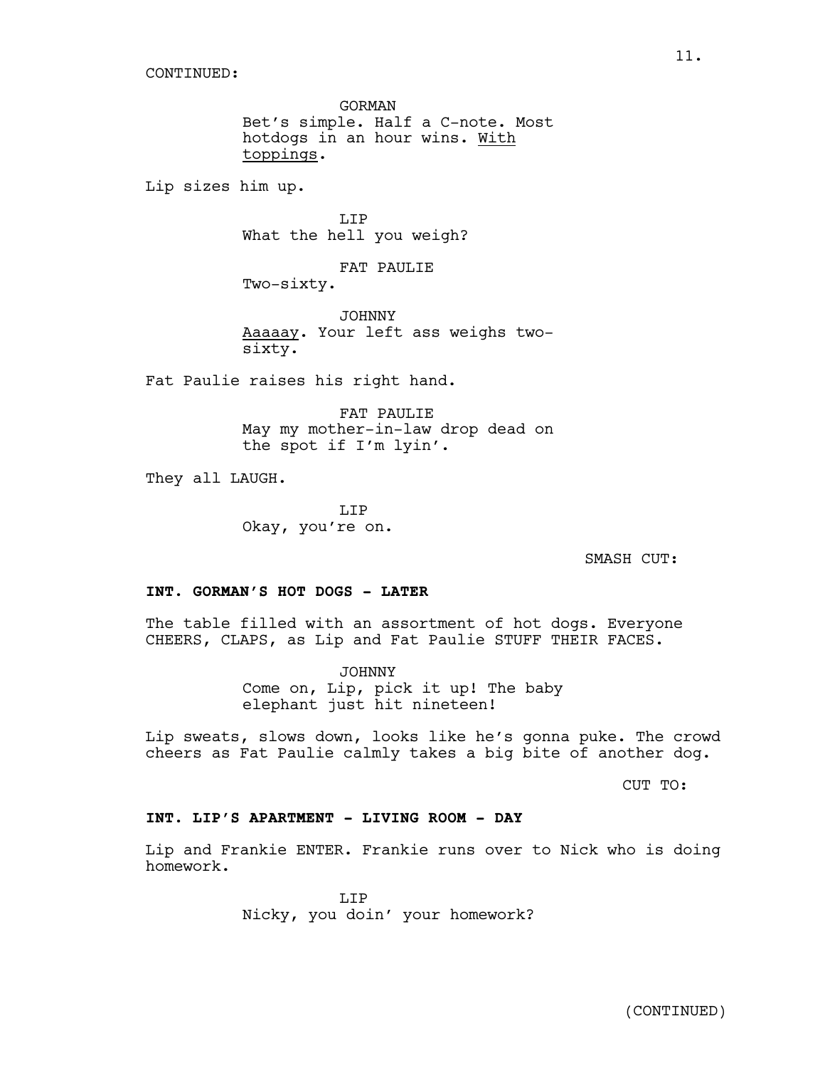CONTINUED:

GORMAN
Bet's simple. Half a C-note. Most hotdogs in an hour wins. With toppings.

Lip sizes him up.

LIP
What the hell you weigh?

FAT PAULIE
Two-sixty.

JOHNNY
Aaaaay. Your left ass weighs two-sixty.

Fat Paulie raises his right hand.

FAT PAULIE
May my mother-in-law drop dead on the spot if I'm lyin'.

They all LAUGH.

LIP
Okay, you're on.

SMASH CUT:

**INT. GORMAN'S HOT DOGS - LATER**

The table filled with an assortment of hot dogs. Everyone CHEERS, CLAPS, as Lip and Fat Paulie STUFF THEIR FACES.

JOHNNY
Come on, Lip, pick it up! The baby elephant just hit nineteen!

Lip sweats, slows down, looks like he's gonna puke. The crowd cheers as Fat Paulie calmly takes a big bite of another dog.

CUT TO:

**INT. LIP'S APARTMENT - LIVING ROOM - DAY**

Lip and Frankie ENTER. Frankie runs over to Nick who is doing homework.

LIP
Nicky, you doin' your homework?

(CONTINUED)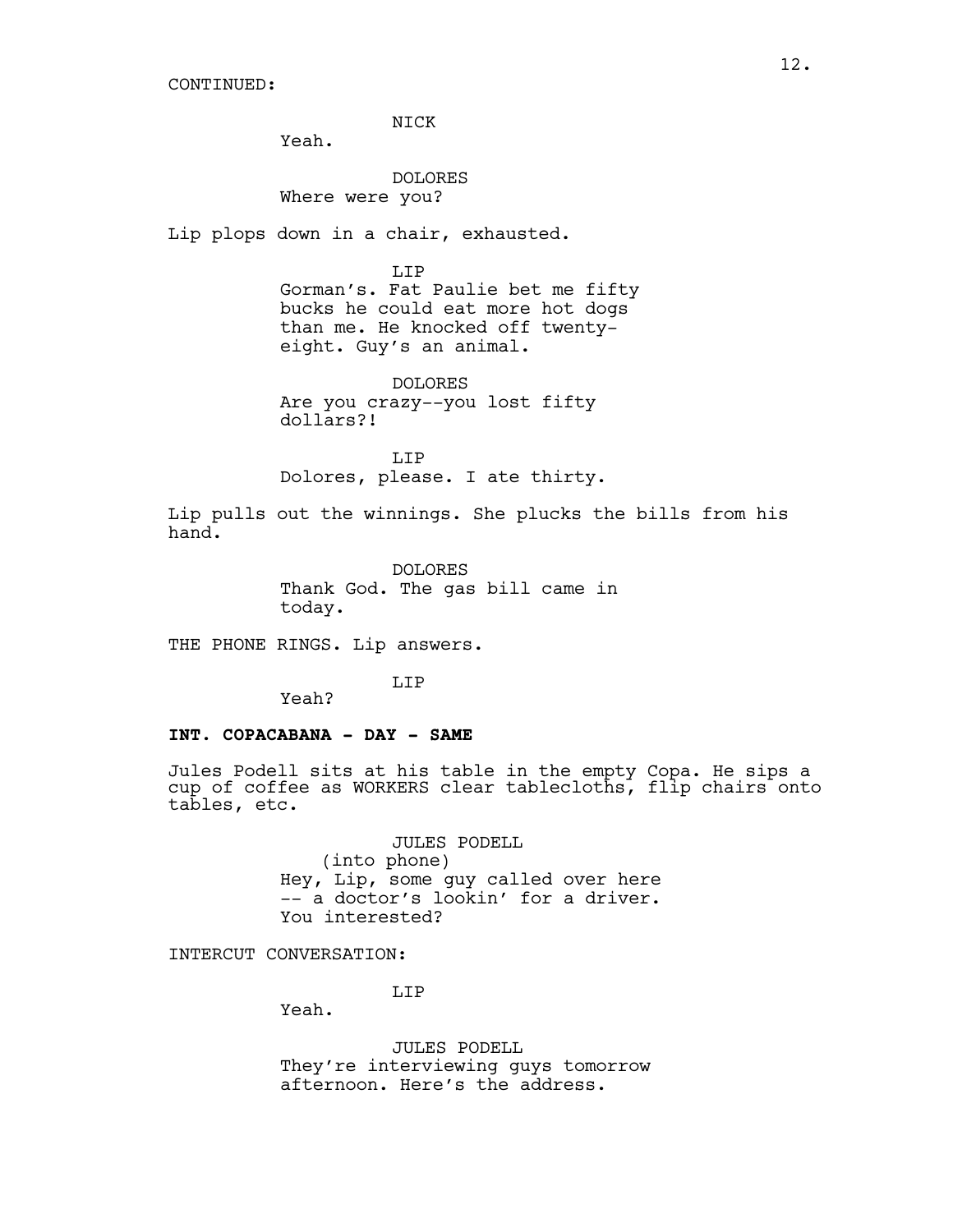CONTINUED:

NICK
Yeah.

DOLORES
Where were you?

Lip plops down in a chair, exhausted.

LIP
Gorman's. Fat Paulie bet me fifty bucks he could eat more hot dogs than me. He knocked off twenty-eight. Guy's an animal.

DOLORES
Are you crazy--you lost fifty dollars?!

LIP
Dolores, please. I ate thirty.

Lip pulls out the winnings. She plucks the bills from his hand.

DOLORES
Thank God. The gas bill came in today.

THE PHONE RINGS. Lip answers.

LIP
Yeah?

**INT. COPACABANA - DAY - SAME**

Jules Podell sits at his table in the empty Copa. He sips a cup of coffee as WORKERS clear tablecloths, flip chairs onto tables, etc.

JULES PODELL
(into phone)
Hey, Lip, some guy called over here -- a doctor's lookin' for a driver. You interested?

INTERCUT CONVERSATION:

LIP
Yeah.

JULES PODELL
They're interviewing guys tomorrow afternoon. Here's the address.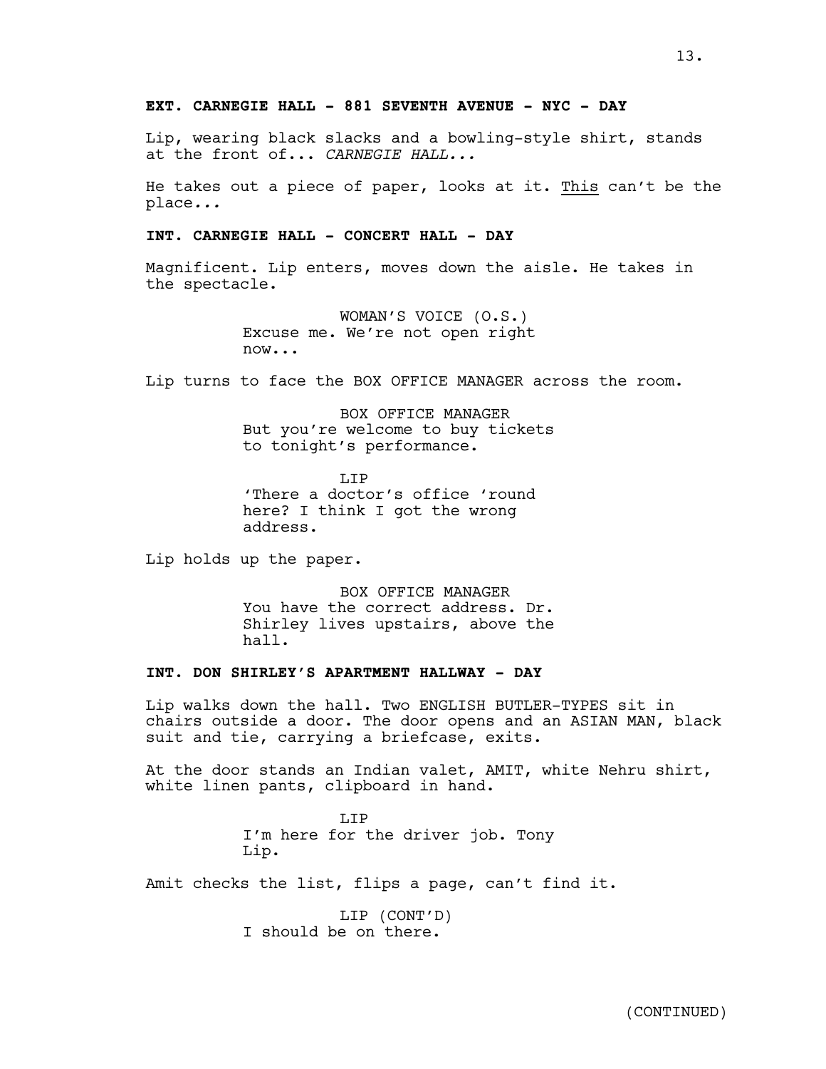**EXT. CARNEGIE HALL - 881 SEVENTH AVENUE - NYC - DAY**

Lip, wearing black slacks and a bowling-style shirt, stands at the front of... *CARNEGIE HALL...*

He takes out a piece of paper, looks at it. <u>This</u> can't be the place...

**INT. CARNEGIE HALL - CONCERT HALL - DAY**

Magnificent. Lip enters, moves down the aisle. He takes in the spectacle.

WOMAN'S VOICE (O.S.)
Excuse me. We're not open right now...

Lip turns to face the BOX OFFICE MANAGER across the room.

BOX OFFICE MANAGER
But you're welcome to buy tickets to tonight's performance.

LIP
'There a doctor's office 'round here? I think I got the wrong address.

Lip holds up the paper.

BOX OFFICE MANAGER
You have the correct address. Dr. Shirley lives upstairs, above the hall.

**INT. DON SHIRLEY'S APARTMENT HALLWAY - DAY**

Lip walks down the hall. Two ENGLISH BUTLER-TYPES sit in chairs outside a door. The door opens and an ASIAN MAN, black suit and tie, carrying a briefcase, exits.

At the door stands an Indian valet, AMIT, white Nehru shirt, white linen pants, clipboard in hand.

LIP
I'm here for the driver job. Tony Lip.

Amit checks the list, flips a page, can't find it.

LIP (CONT'D)
I should be on there.

(CONTINUED)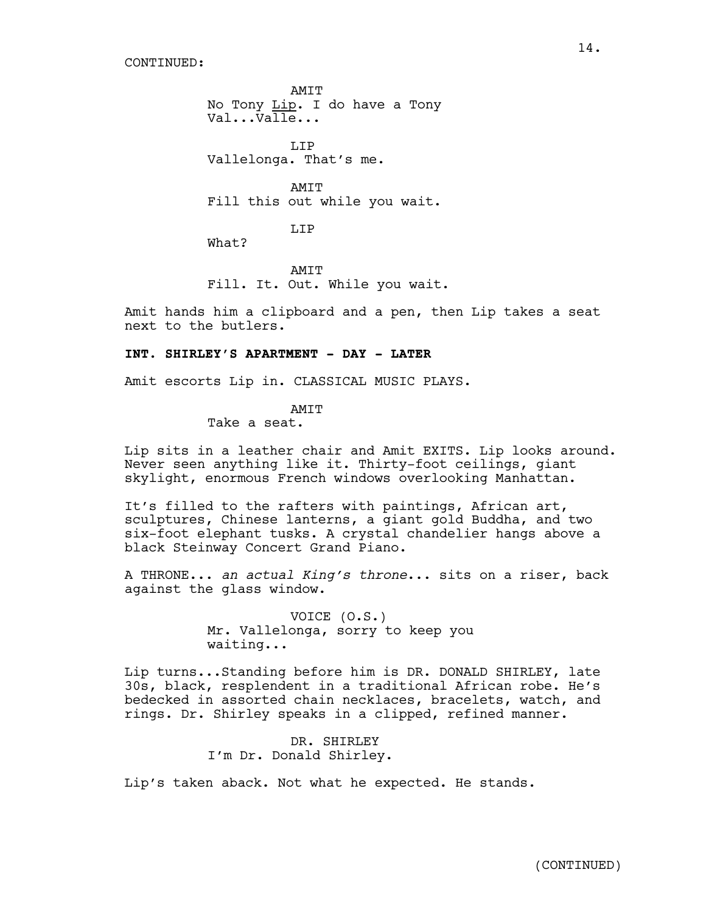CONTINUED:

AMIT
No Tony Lip. I do have a Tony Val...Valle...

LIP
Vallelonga. That's me.

AMIT
Fill this out while you wait.

LIP
What?

AMIT
Fill. It. Out. While you wait.

Amit hands him a clipboard and a pen, then Lip takes a seat next to the butlers.

**INT. SHIRLEY'S APARTMENT - DAY - LATER**

Amit escorts Lip in. CLASSICAL MUSIC PLAYS.

AMIT
Take a seat.

Lip sits in a leather chair and Amit EXITS. Lip looks around. Never seen anything like it. Thirty-foot ceilings, giant skylight, enormous French windows overlooking Manhattan.

It's filled to the rafters with paintings, African art, sculptures, Chinese lanterns, a giant gold Buddha, and two six-foot elephant tusks. A crystal chandelier hangs above a black Steinway Concert Grand Piano.

A THRONE... *an actual King's throne*... sits on a riser, back against the glass window.

VOICE (O.S.)
Mr. Vallelonga, sorry to keep you waiting...

Lip turns...Standing before him is DR. DONALD SHIRLEY, late 30s, black, resplendent in a traditional African robe. He's bedecked in assorted chain necklaces, bracelets, watch, and rings. Dr. Shirley speaks in a clipped, refined manner.

DR. SHIRLEY
I'm Dr. Donald Shirley.

Lip's taken aback. Not what he expected. He stands.

(CONTINUED)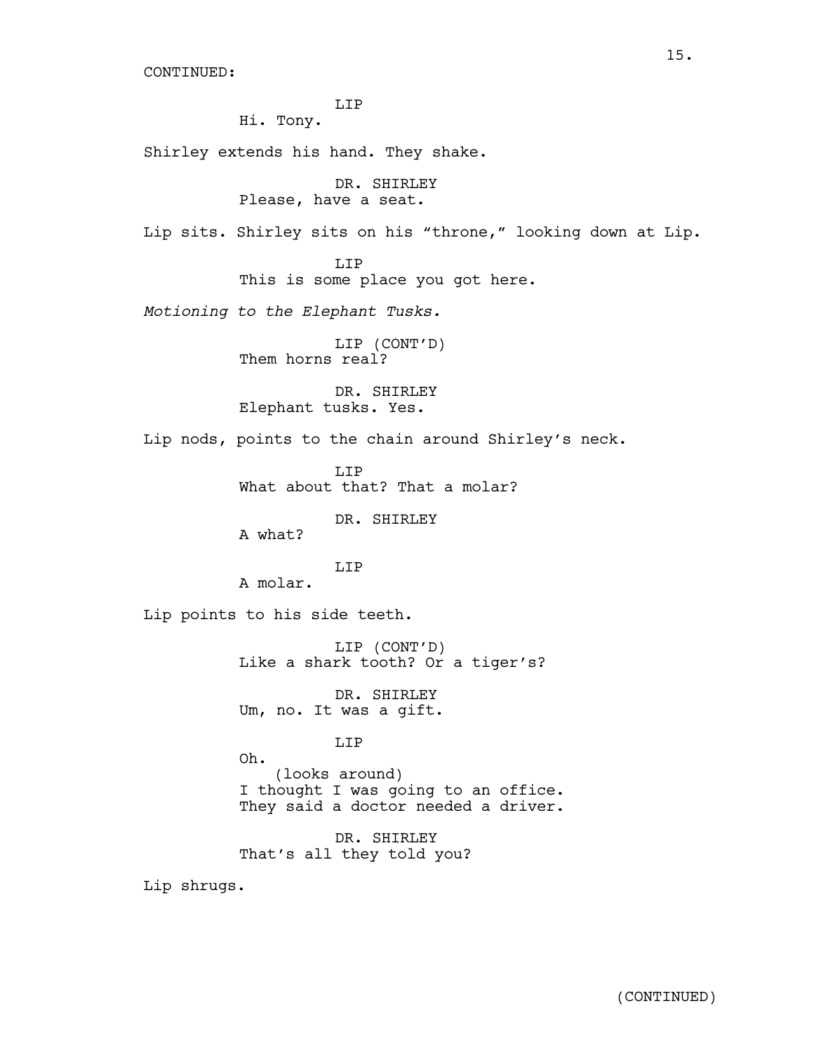CONTINUED:

LIP
Hi. Tony.

Shirley extends his hand. They shake.

DR. SHIRLEY
Please, have a seat.

Lip sits. Shirley sits on his “throne,” looking down at Lip.

LIP
This is some place you got here.

*Motioning to the Elephant Tusks.*

LIP (CONT’D)
Them horns real?

DR. SHIRLEY
Elephant tusks. Yes.

Lip nods, points to the chain around Shirley’s neck.

LIP
What about that? That a molar?

DR. SHIRLEY
A what?

LIP
A molar.

Lip points to his side teeth.

LIP (CONT’D)
Like a shark tooth? Or a tiger’s?

DR. SHIRLEY
Um, no. It was a gift.

LIP
Oh.
(looks around)
I thought I was going to an office.
They said a doctor needed a driver.

DR. SHIRLEY
That’s all they told you?

Lip shrugs.

(CONTINUED)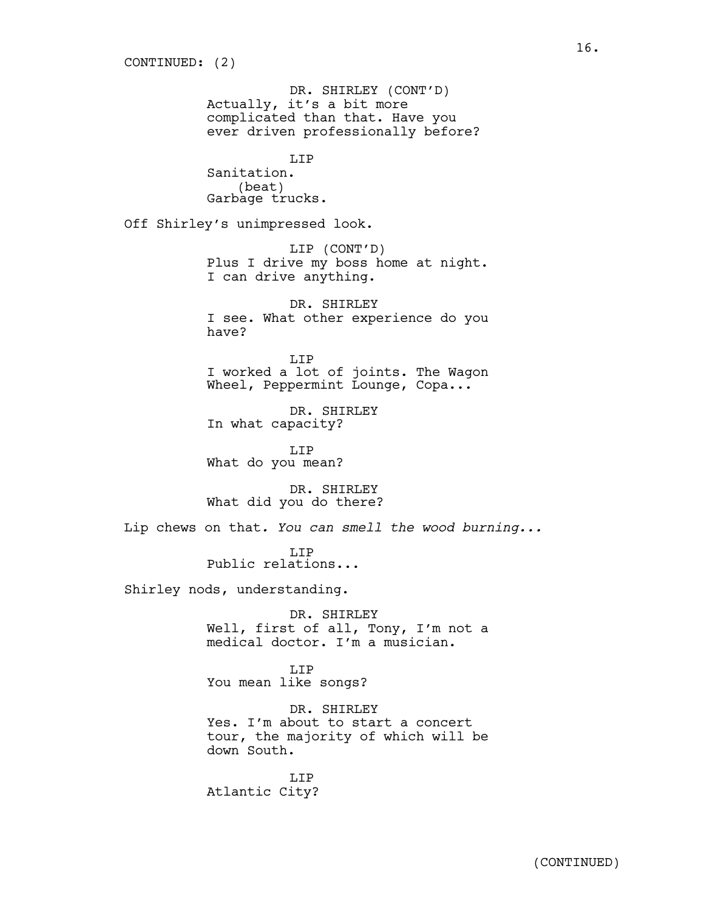CONTINUED: (2)

DR. SHIRLEY (CONT'D)
Actually, it's a bit more complicated than that. Have you ever driven professionally before?

LIP
Sanitation.
(beat)
Garbage trucks.

Off Shirley's unimpressed look.

LIP (CONT'D)
Plus I drive my boss home at night. I can drive anything.

DR. SHIRLEY
I see. What other experience do you have?

LIP
I worked a lot of joints. The Wagon Wheel, Peppermint Lounge, Copa...

DR. SHIRLEY
In what capacity?

LIP
What do you mean?

DR. SHIRLEY
What did you do there?

Lip chews on that. *You can smell the wood burning...*

LIP
Public relations...

Shirley nods, understanding.

DR. SHIRLEY
Well, first of all, Tony, I'm not a medical doctor. I'm a musician.

LIP
You mean like songs?

DR. SHIRLEY
Yes. I'm about to start a concert tour, the majority of which will be down South.

LIP
Atlantic City?

(CONTINUED)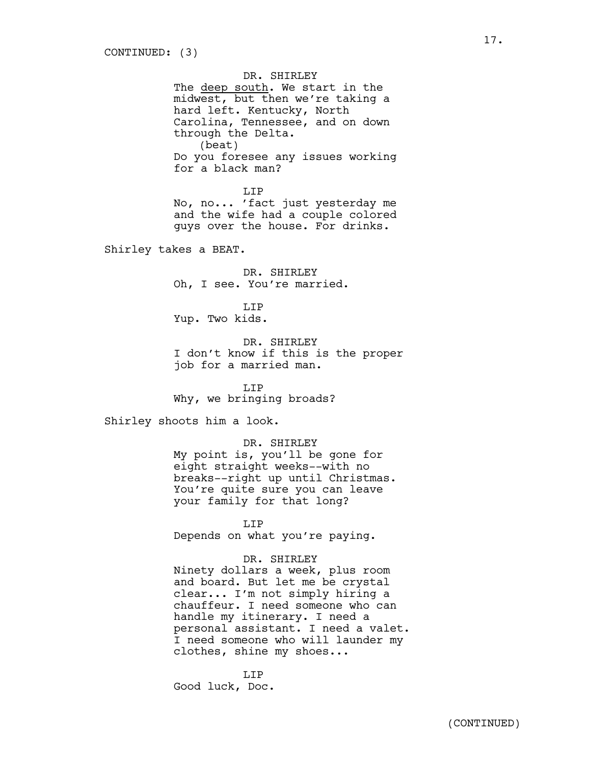CONTINUED: (3)

DR. SHIRLEY
The <u>deep south</u>. We start in the midwest, but then we're taking a hard left. Kentucky, North Carolina, Tennessee, and on down through the Delta.
(beat)
Do you foresee any issues working for a black man?

LIP
No, no... 'fact just yesterday me and the wife had a couple colored guys over the house. For drinks.

Shirley takes a BEAT.

DR. SHIRLEY
Oh, I see. You're married.

LIP
Yup. Two kids.

DR. SHIRLEY
I don't know if this is the proper job for a married man.

LIP
Why, we bringing broads?

Shirley shoots him a look.

DR. SHIRLEY
My point is, you'll be gone for eight straight weeks--with no breaks--right up until Christmas. You're quite sure you can leave your family for that long?

LIP
Depends on what you're paying.

DR. SHIRLEY
Ninety dollars a week, plus room and board. But let me be crystal clear... I'm not simply hiring a chauffeur. I need someone who can handle my itinerary. I need a personal assistant. I need a valet. I need someone who will launder my clothes, shine my shoes...

LIP
Good luck, Doc.

(CONTINUED)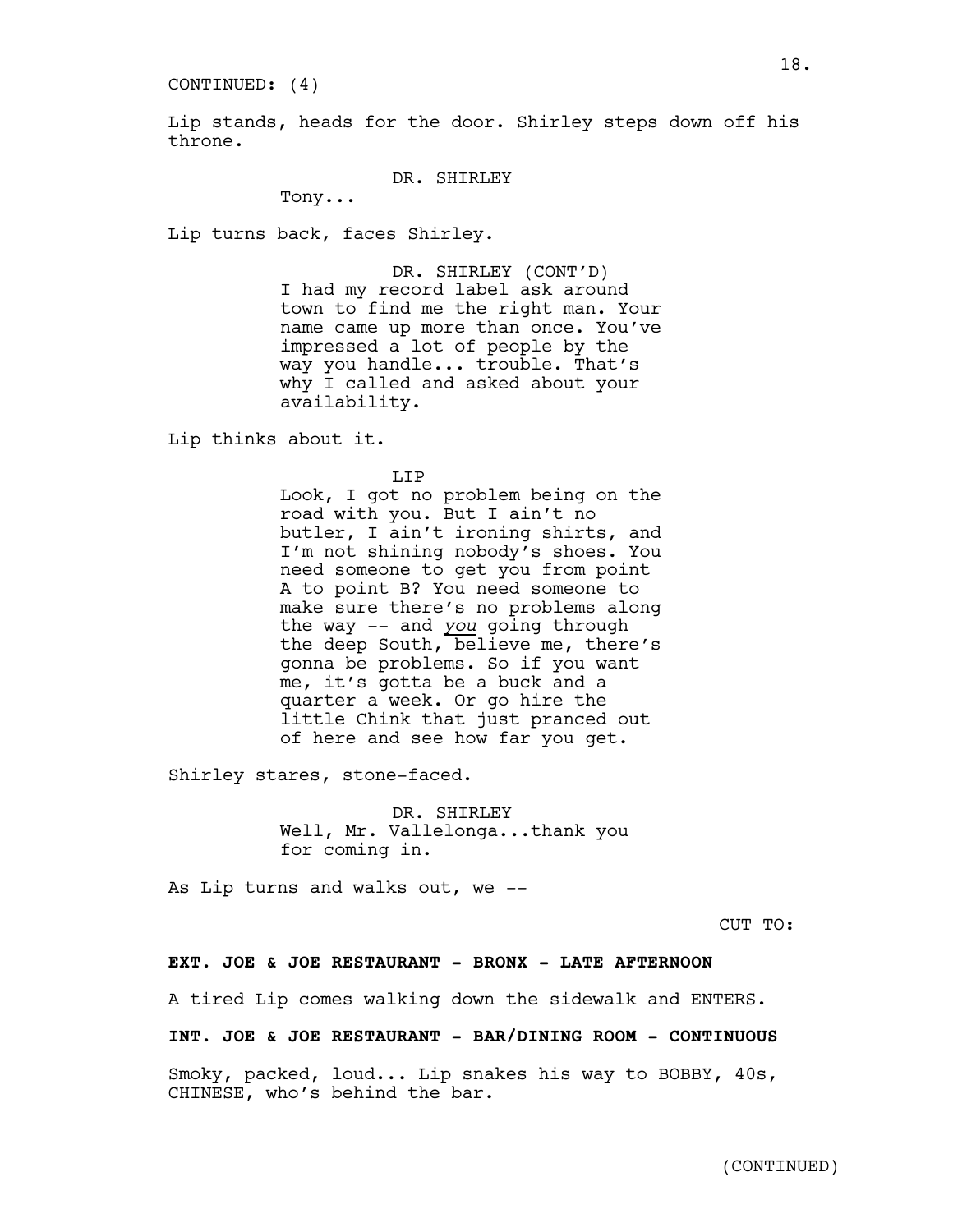CONTINUED: (4)

Lip stands, heads for the door. Shirley steps down off his throne.

DR. SHIRLEY
Tony...

Lip turns back, faces Shirley.

DR. SHIRLEY (CONT'D)
I had my record label ask around town to find me the right man. Your name came up more than once. You've impressed a lot of people by the way you handle... trouble. That's why I called and asked about your availability.

Lip thinks about it.

LIP
Look, I got no problem being on the road with you. But I ain't no butler, I ain't ironing shirts, and I'm not shining nobody's shoes. You need someone to get you from point A to point B? You need someone to make sure there's no problems along the way -- and *you* going through the deep South, believe me, there's gonna be problems. So if you want me, it's gotta be a buck and a quarter a week. Or go hire the little Chink that just pranced out of here and see how far you get.

Shirley stares, stone-faced.

DR. SHIRLEY
Well, Mr. Vallelonga...thank you for coming in.

As Lip turns and walks out, we --

CUT TO:

**EXT. JOE & JOE RESTAURANT - BRONX - LATE AFTERNOON**

A tired Lip comes walking down the sidewalk and ENTERS.

**INT. JOE & JOE RESTAURANT - BAR/DINING ROOM - CONTINUOUS**

Smoky, packed, loud... Lip snakes his way to BOBBY, 40s, CHINESE, who's behind the bar.

(CONTINUED)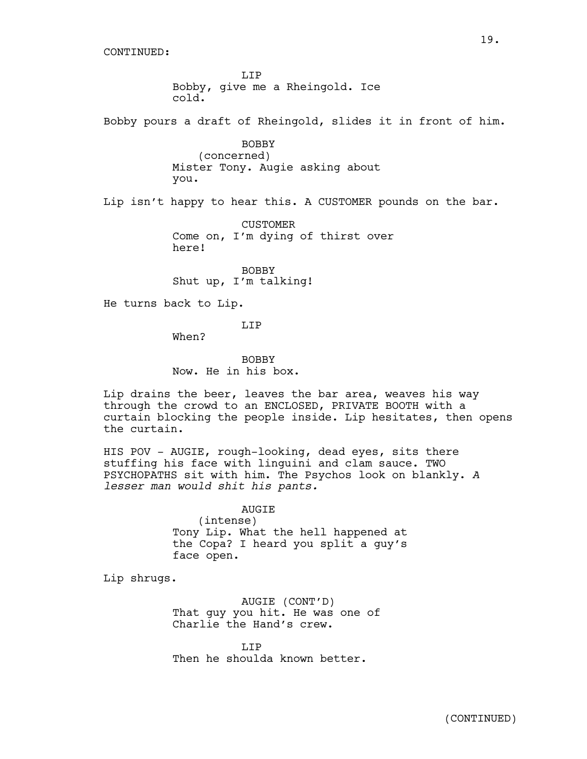CONTINUED:

LIP
Bobby, give me a Rheingold. Ice cold.

Bobby pours a draft of Rheingold, slides it in front of him.

BOBBY
(concerned)
Mister Tony. Augie asking about you.

Lip isn't happy to hear this. A CUSTOMER pounds on the bar.

CUSTOMER
Come on, I'm dying of thirst over here!

BOBBY
Shut up, I'm talking!

He turns back to Lip.

LIP
When?

BOBBY
Now. He in his box.

Lip drains the beer, leaves the bar area, weaves his way through the crowd to an ENCLOSED, PRIVATE BOOTH with a curtain blocking the people inside. Lip hesitates, then opens the curtain.

HIS POV - AUGIE, rough-looking, dead eyes, sits there stuffing his face with linguini and clam sauce. TWO PSYCHOPATHS sit with him. The Psychos look on blankly. *A lesser man would shit his pants.*

AUGIE
(intense)
Tony Lip. What the hell happened at the Copa? I heard you split a guy's face open.

Lip shrugs.

AUGIE (CONT'D)
That guy you hit. He was one of Charlie the Hand's crew.

LIP
Then he shoulda known better.

(CONTINUED)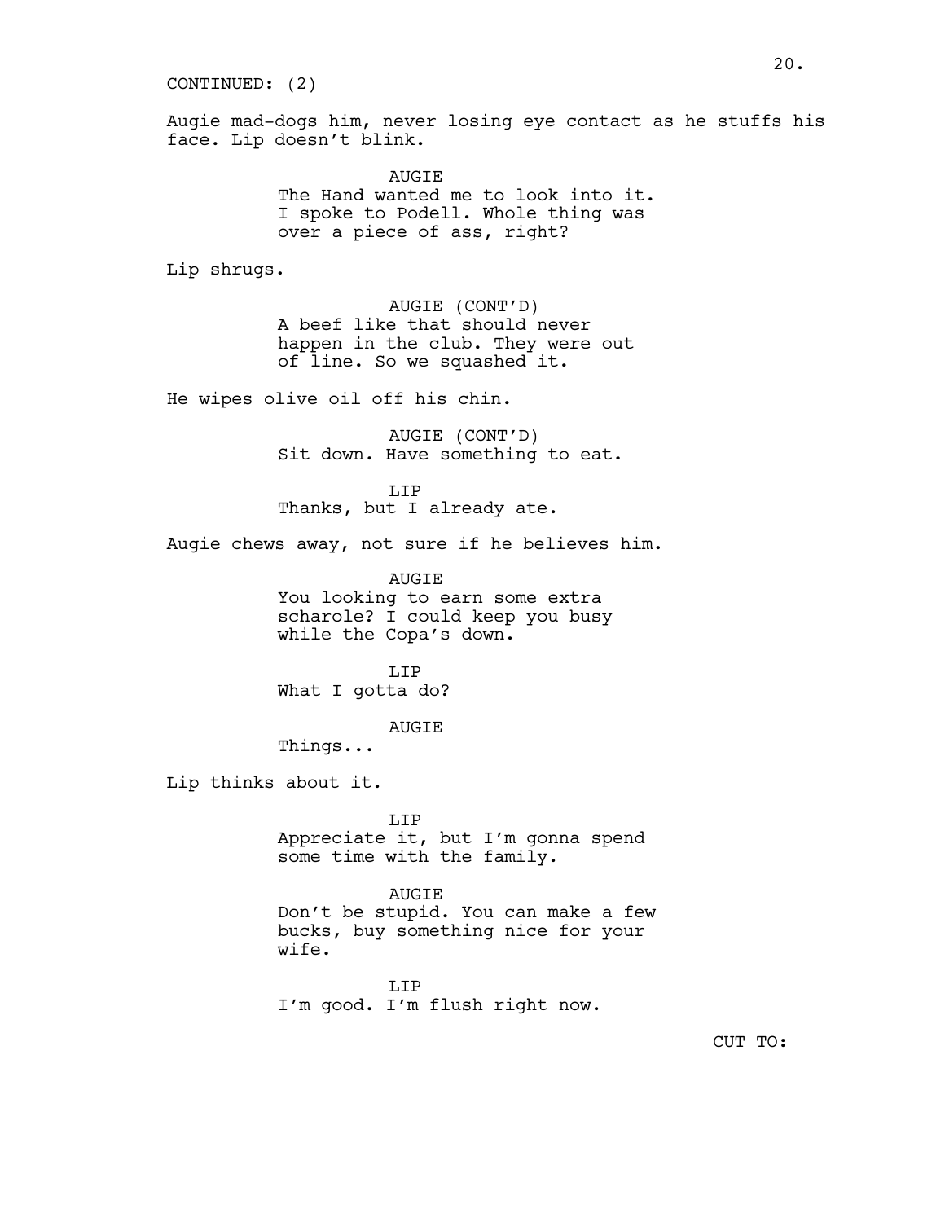CONTINUED: (2)

Augie mad-dogs him, never losing eye contact as he stuffs his face. Lip doesn't blink.

AUGIE
The Hand wanted me to look into it. I spoke to Podell. Whole thing was over a piece of ass, right?

Lip shrugs.

AUGIE (CONT'D)
A beef like that should never happen in the club. They were out of line. So we squashed it.

He wipes olive oil off his chin.

AUGIE (CONT'D)
Sit down. Have something to eat.

LIP
Thanks, but I already ate.

Augie chews away, not sure if he believes him.

AUGIE
You looking to earn some extra scharole? I could keep you busy while the Copa's down.

LIP
What I gotta do?

AUGIE
Things...

Lip thinks about it.

LIP
Appreciate it, but I'm gonna spend some time with the family.

AUGIE
Don't be stupid. You can make a few bucks, buy something nice for your wife.

LIP
I'm good. I'm flush right now.

CUT TO: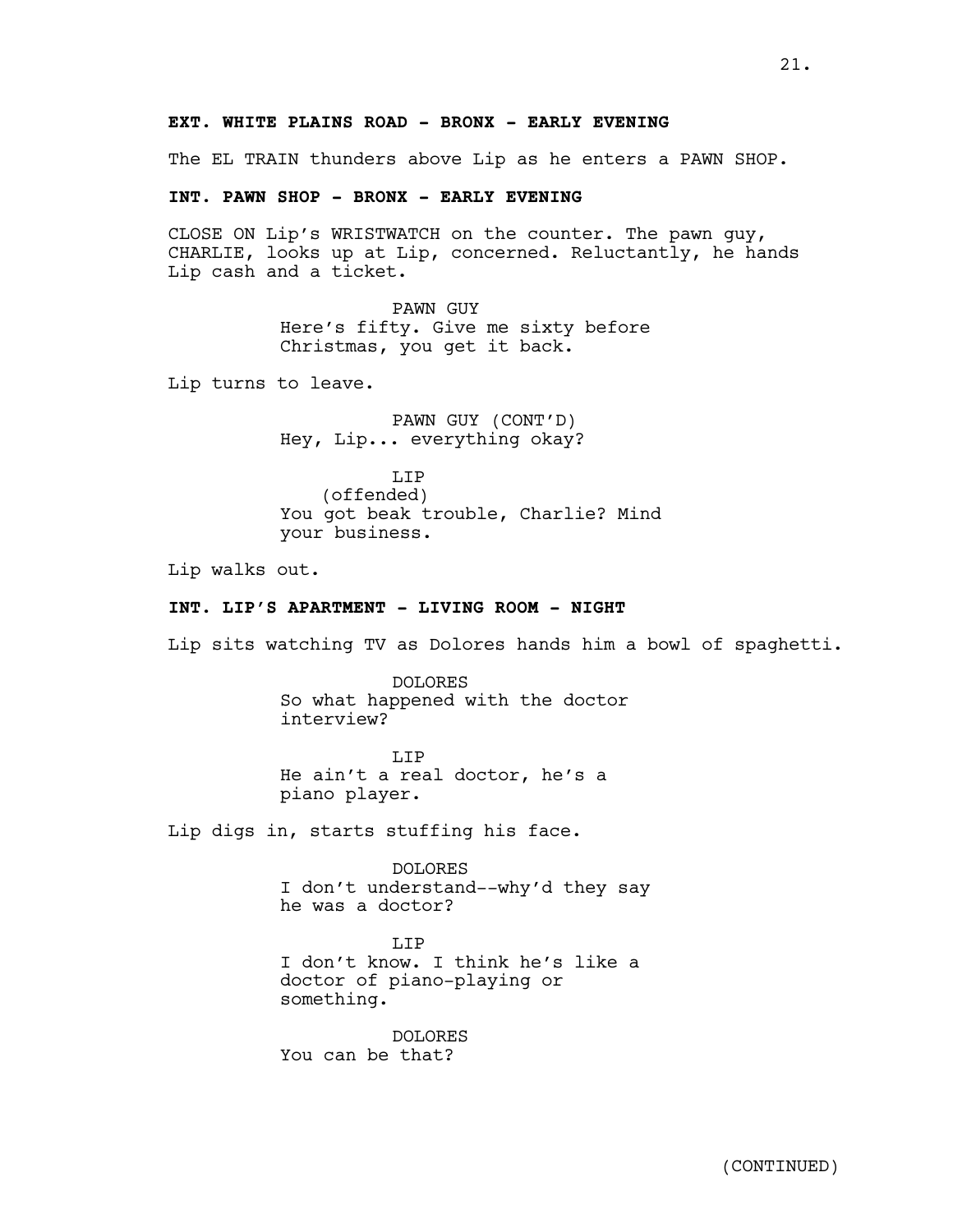**EXT. WHITE PLAINS ROAD - BRONX - EARLY EVENING**

The EL TRAIN thunders above Lip as he enters a PAWN SHOP.

**INT. PAWN SHOP - BRONX - EARLY EVENING**

CLOSE ON Lip's WRISTWATCH on the counter. The pawn guy, CHARLIE, looks up at Lip, concerned. Reluctantly, he hands Lip cash and a ticket.

PAWN GUY
Here's fifty. Give me sixty before Christmas, you get it back.

Lip turns to leave.

PAWN GUY (CONT'D)
Hey, Lip... everything okay?

LIP
(offended)
You got beak trouble, Charlie? Mind your business.

Lip walks out.

**INT. LIP'S APARTMENT - LIVING ROOM - NIGHT**

Lip sits watching TV as Dolores hands him a bowl of spaghetti.

DOLORES
So what happened with the doctor interview?

LIP
He ain't a real doctor, he's a piano player.

Lip digs in, starts stuffing his face.

DOLORES
I don't understand--why'd they say he was a doctor?

LIP
I don't know. I think he's like a doctor of piano-playing or something.

DOLORES
You can be that?

(CONTINUED)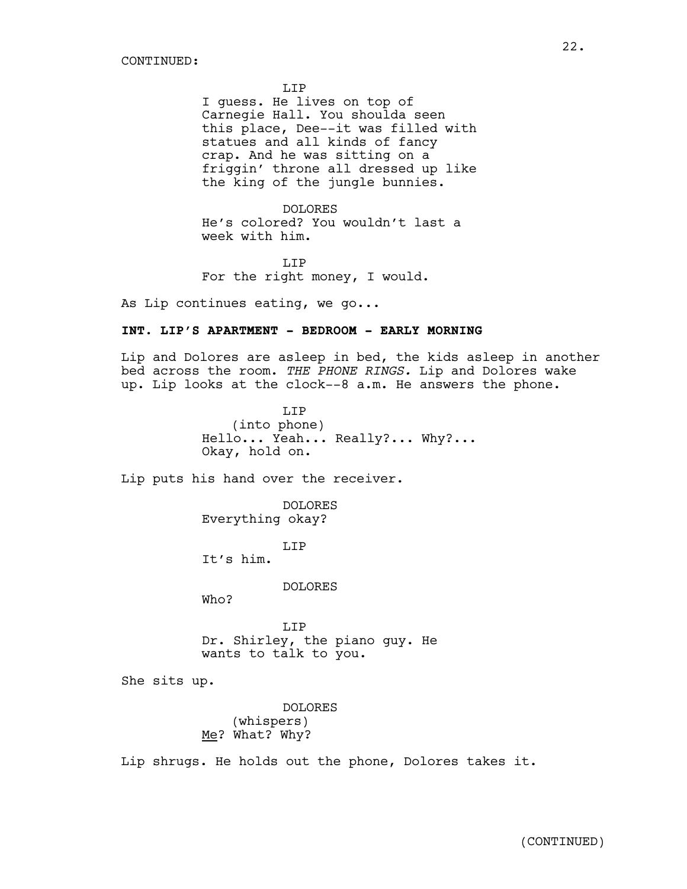CONTINUED:

LIP
I guess. He lives on top of Carnegie Hall. You shoulda seen this place, Dee--it was filled with statues and all kinds of fancy crap. And he was sitting on a friggin' throne all dressed up like the king of the jungle bunnies.

DOLORES
He's colored? You wouldn't last a week with him.

LIP
For the right money, I would.

As Lip continues eating, we go...

**INT. LIP'S APARTMENT - BEDROOM - EARLY MORNING**

Lip and Dolores are asleep in bed, the kids asleep in another bed across the room. *THE PHONE RINGS.* Lip and Dolores wake up. Lip looks at the clock--8 a.m. He answers the phone.

LIP
(into phone)
Hello... Yeah... Really?... Why?... Okay, hold on.

Lip puts his hand over the receiver.

DOLORES
Everything okay?

LIP
It's him.

DOLORES
Who?

LIP
Dr. Shirley, the piano guy. He wants to talk to you.

She sits up.

DOLORES
(whispers)
Me? What? Why?

Lip shrugs. He holds out the phone, Dolores takes it.

(CONTINUED)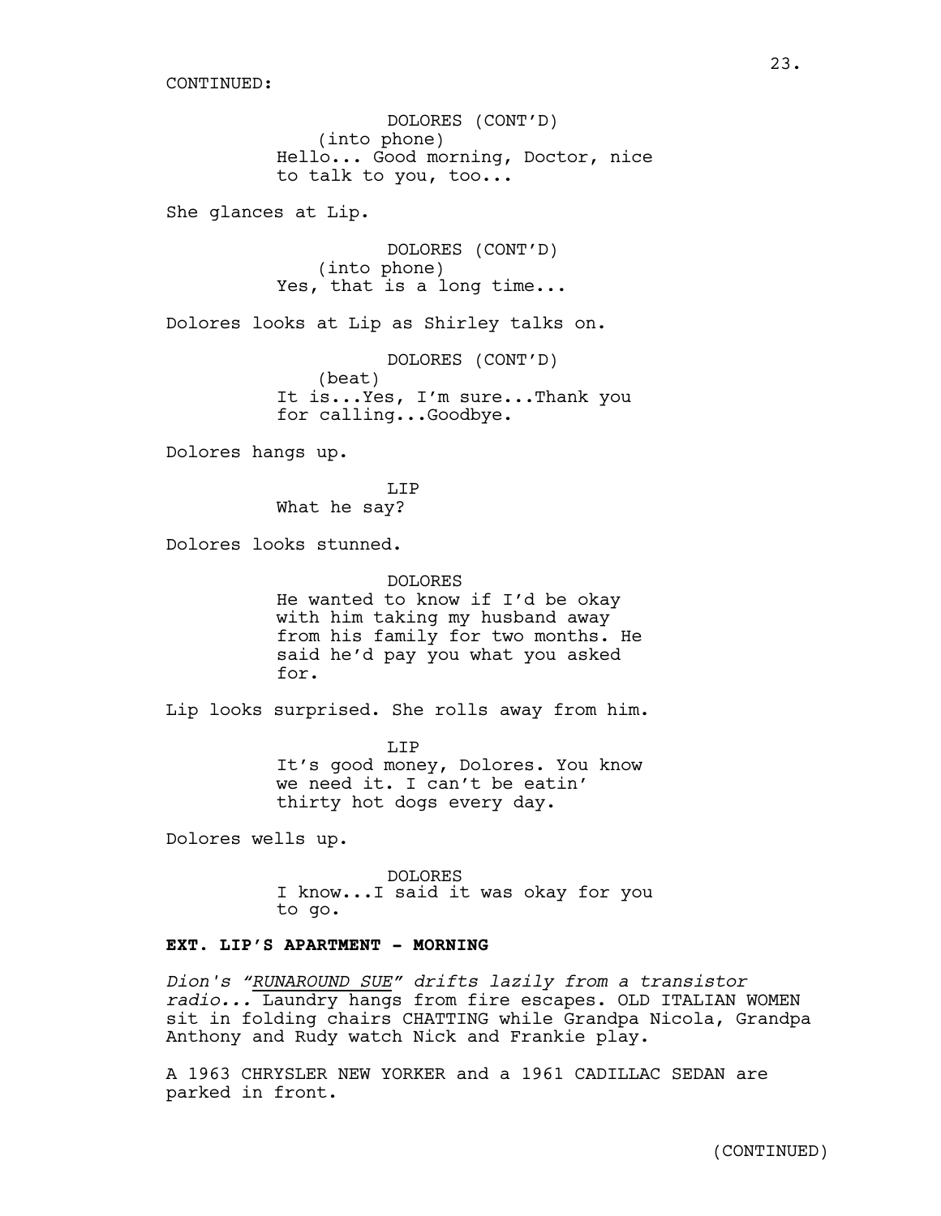CONTINUED:

DOLORES (CONT'D)
(into phone)
Hello... Good morning, Doctor, nice to talk to you, too...

She glances at Lip.

DOLORES (CONT'D)
(into phone)
Yes, that is a long time...

Dolores looks at Lip as Shirley talks on.

DOLORES (CONT'D)
(beat)
It is...Yes, I'm sure...Thank you for calling...Goodbye.

Dolores hangs up.

LIP
What he say?

Dolores looks stunned.

DOLORES
He wanted to know if I'd be okay with him taking my husband away from his family for two months. He said he'd pay you what you asked for.

Lip looks surprised. She rolls away from him.

LIP
It's good money, Dolores. You know we need it. I can't be eatin' thirty hot dogs every day.

Dolores wells up.

DOLORES
I know...I said it was okay for you to go.

**EXT. LIP'S APARTMENT - MORNING**

*Dion's "RUNAROUND SUE" drifts lazily from a transistor radio...* Laundry hangs from fire escapes. OLD ITALIAN WOMEN sit in folding chairs CHATTING while Grandpa Nicola, Grandpa Anthony and Rudy watch Nick and Frankie play.

A 1963 CHRYSLER NEW YORKER and a 1961 CADILLAC SEDAN are parked in front.

(CONTINUED)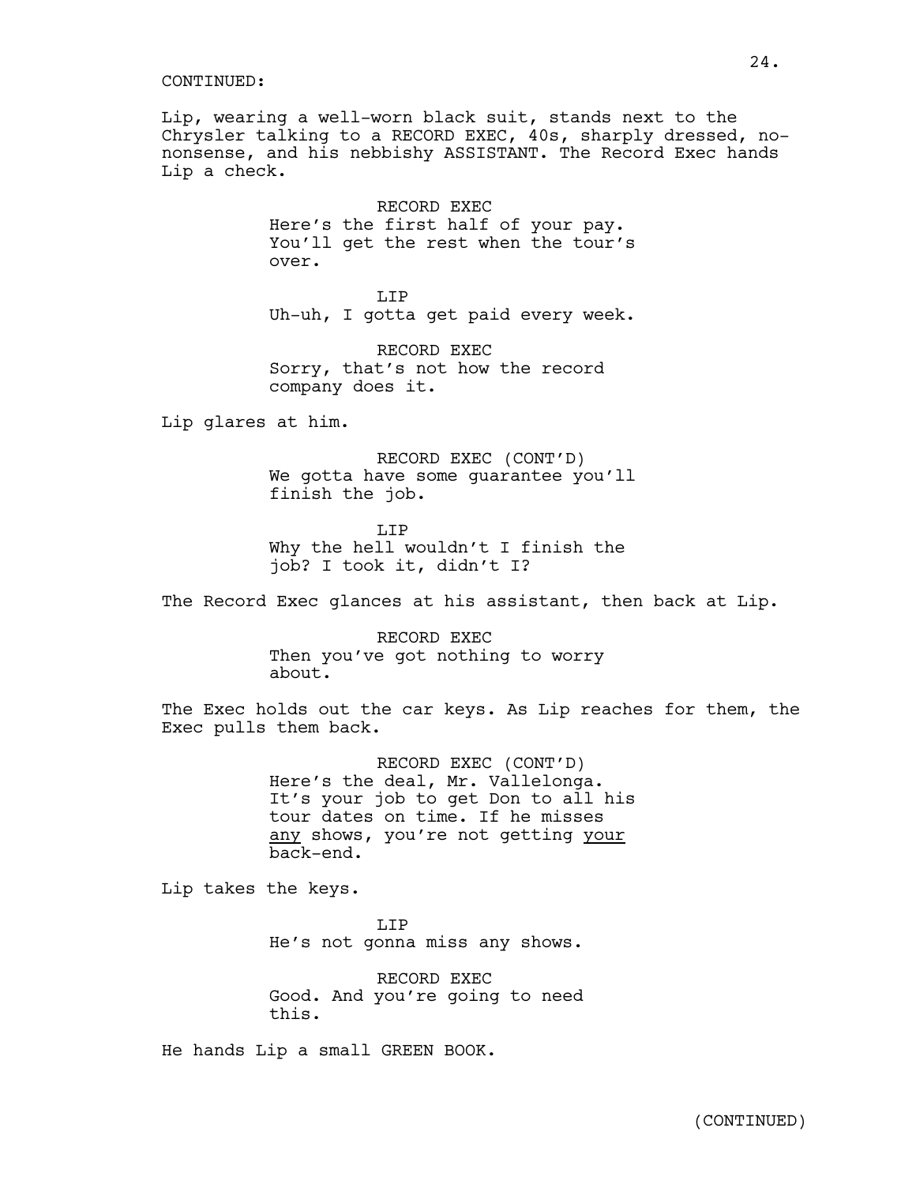CONTINUED:

Lip, wearing a well-worn black suit, stands next to the Chrysler talking to a RECORD EXEC, 40s, sharply dressed, no-nonsense, and his nebbishy ASSISTANT. The Record Exec hands Lip a check.

RECORD EXEC
Here's the first half of your pay. You'll get the rest when the tour's over.

LIP
Uh-uh, I gotta get paid every week.

RECORD EXEC
Sorry, that's not how the record company does it.

Lip glares at him.

RECORD EXEC (CONT'D)
We gotta have some guarantee you'll finish the job.

LIP
Why the hell wouldn't I finish the job? I took it, didn't I?

The Record Exec glances at his assistant, then back at Lip.

RECORD EXEC
Then you've got nothing to worry about.

The Exec holds out the car keys. As Lip reaches for them, the Exec pulls them back.

RECORD EXEC (CONT'D)
Here's the deal, Mr. Vallelonga. It's your job to get Don to all his tour dates on time. If he misses <u>any</u> shows, you're not getting <u>your</u> back-end.

Lip takes the keys.

LIP
He's not gonna miss any shows.

RECORD EXEC
Good. And you're going to need this.

He hands Lip a small GREEN BOOK.

(CONTINUED)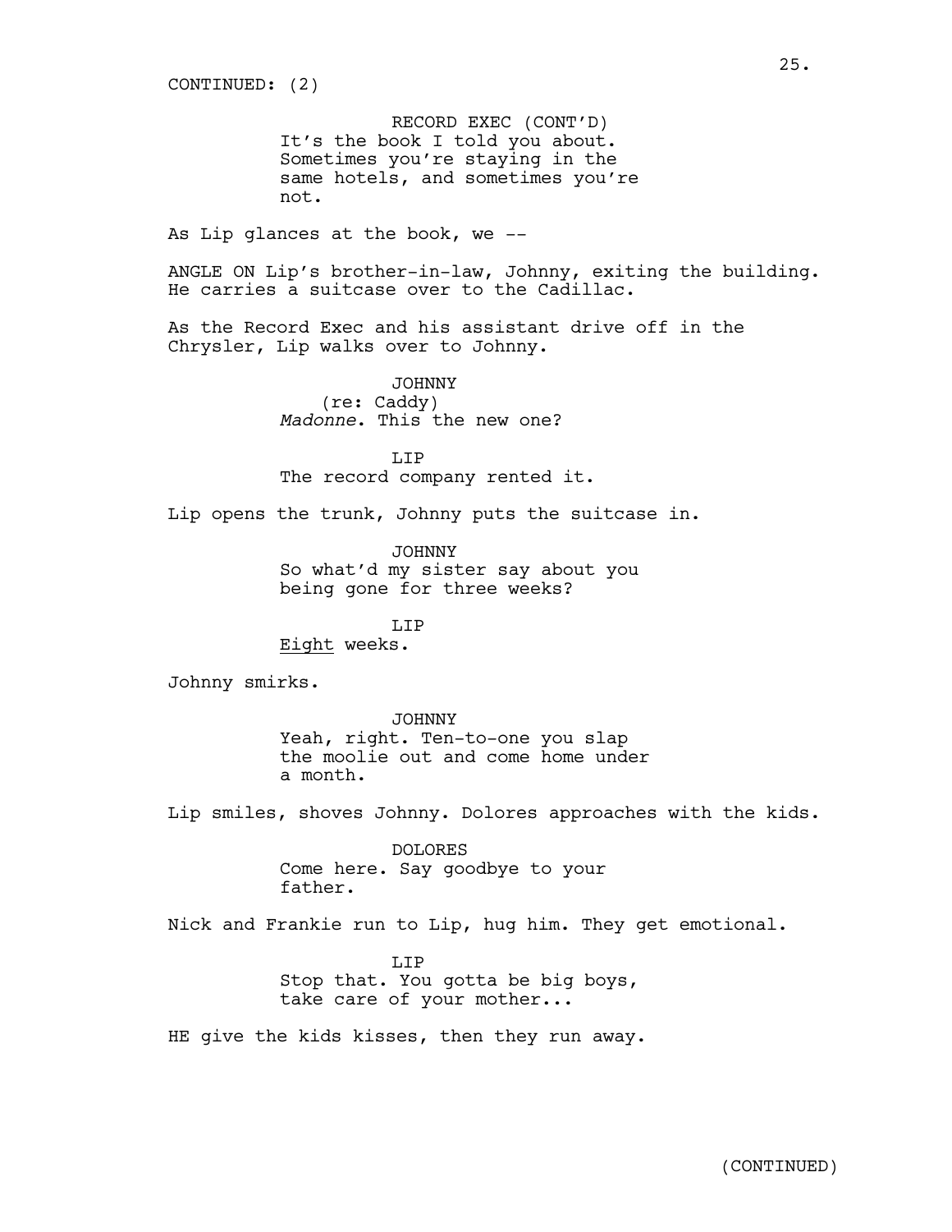CONTINUED: (2)

RECORD EXEC (CONT'D)
It's the book I told you about. Sometimes you're staying in the same hotels, and sometimes you're not.

As Lip glances at the book, we --

ANGLE ON Lip's brother-in-law, Johnny, exiting the building. He carries a suitcase over to the Cadillac.

As the Record Exec and his assistant drive off in the Chrysler, Lip walks over to Johnny.

JOHNNY
(re: Caddy)
*Madonne*. This the new one?

LIP
The record company rented it.

Lip opens the trunk, Johnny puts the suitcase in.

JOHNNY
So what'd my sister say about you being gone for three weeks?

LIP
Eight weeks.

Johnny smirks.

JOHNNY
Yeah, right. Ten-to-one you slap the moolie out and come home under a month.

Lip smiles, shoves Johnny. Dolores approaches with the kids.

DOLORES
Come here. Say goodbye to your father.

Nick and Frankie run to Lip, hug him. They get emotional.

LIP
Stop that. You gotta be big boys, take care of your mother...

HE give the kids kisses, then they run away.

(CONTINUED)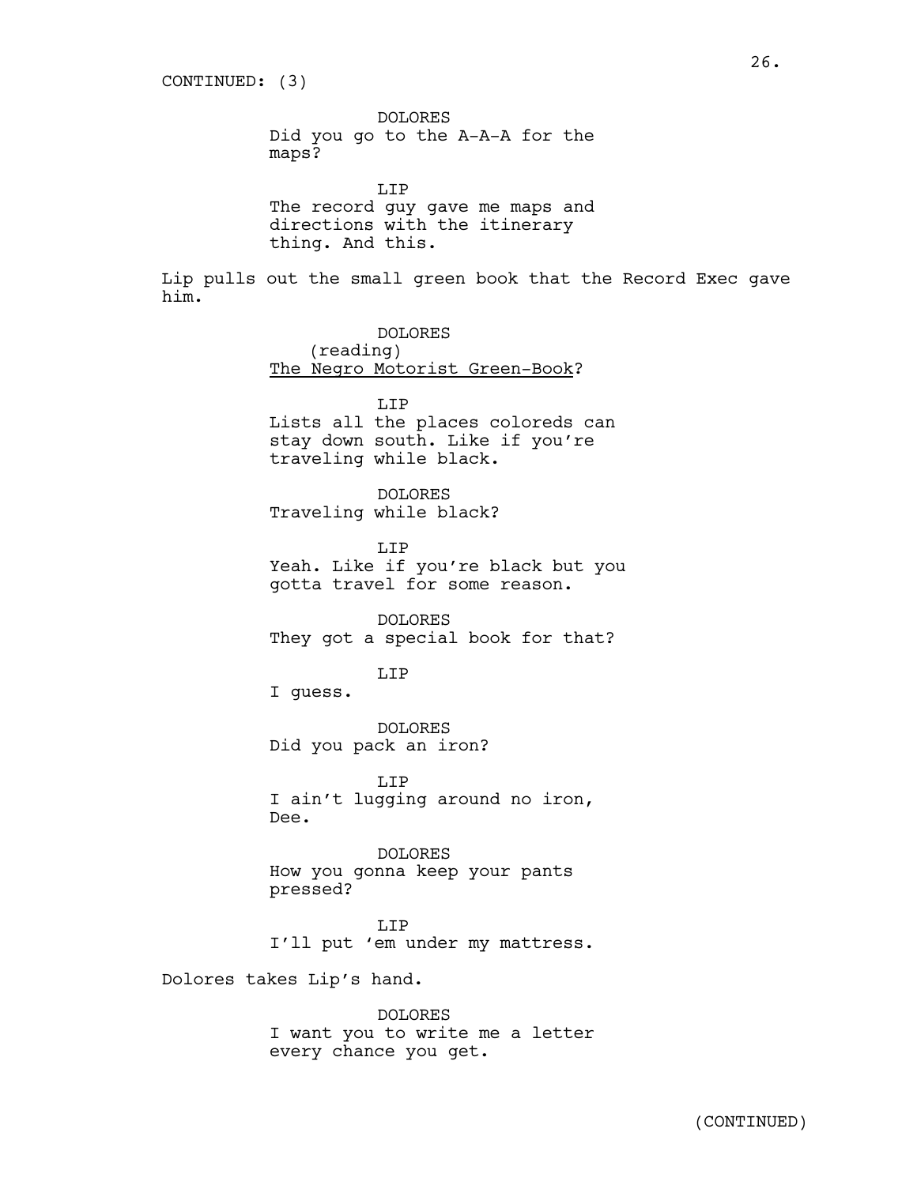CONTINUED: (3)

DOLORES
Did you go to the A-A-A for the maps?

LIP
The record guy gave me maps and directions with the itinerary thing. And this.

Lip pulls out the small green book that the Record Exec gave him.

DOLORES
(reading)
The Negro Motorist Green-Book?

LIP
Lists all the places coloreds can stay down south. Like if you're traveling while black.

DOLORES
Traveling while black?

LIP
Yeah. Like if you're black but you gotta travel for some reason.

DOLORES
They got a special book for that?

LIP
I guess.

DOLORES
Did you pack an iron?

LIP
I ain't lugging around no iron, Dee.

DOLORES
How you gonna keep your pants pressed?

LIP
I'll put 'em under my mattress.

Dolores takes Lip's hand.

DOLORES
I want you to write me a letter every chance you get.

(CONTINUED)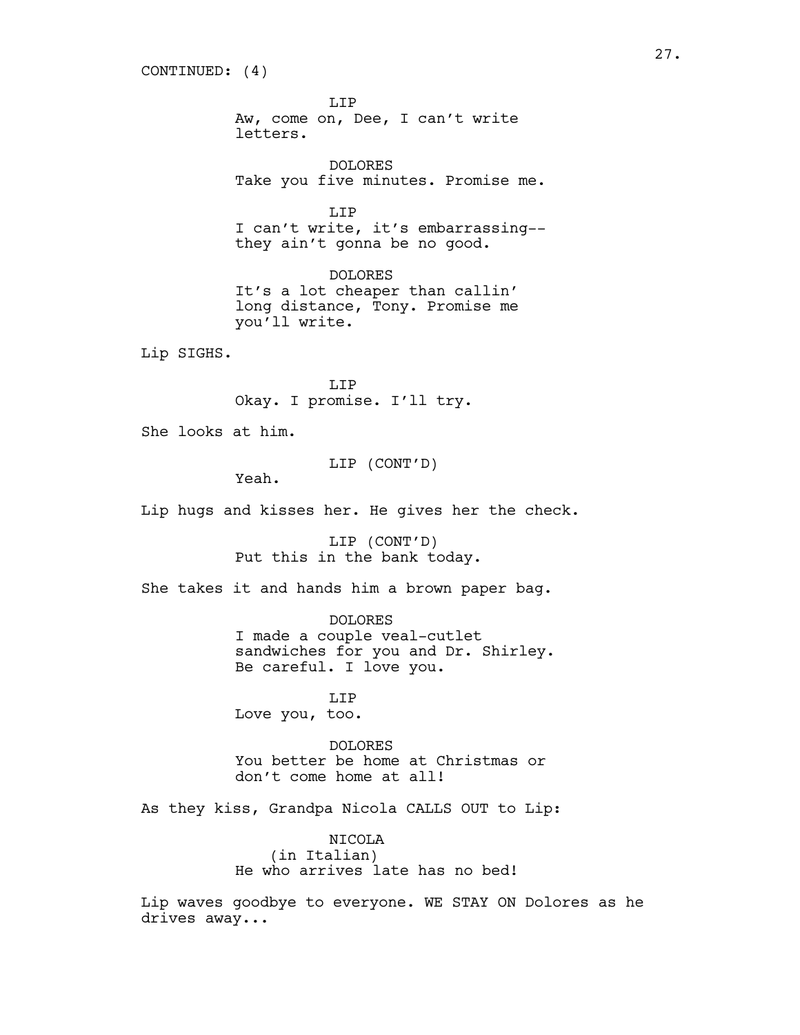CONTINUED: (4)

LIP
Aw, come on, Dee, I can't write letters.

DOLORES
Take you five minutes. Promise me.

LIP
I can't write, it's embarrassing-- they ain't gonna be no good.

DOLORES
It's a lot cheaper than callin' long distance, Tony. Promise me you'll write.

Lip SIGHS.

LIP
Okay. I promise. I'll try.

She looks at him.

LIP (CONT'D)
Yeah.

Lip hugs and kisses her. He gives her the check.

LIP (CONT'D)
Put this in the bank today.

She takes it and hands him a brown paper bag.

DOLORES
I made a couple veal-cutlet sandwiches for you and Dr. Shirley. Be careful. I love you.

LIP
Love you, too.

DOLORES
You better be home at Christmas or don't come home at all!

As they kiss, Grandpa Nicola CALLS OUT to Lip:

NICOLA
(in Italian)
He who arrives late has no bed!

Lip waves goodbye to everyone. WE STAY ON Dolores as he drives away...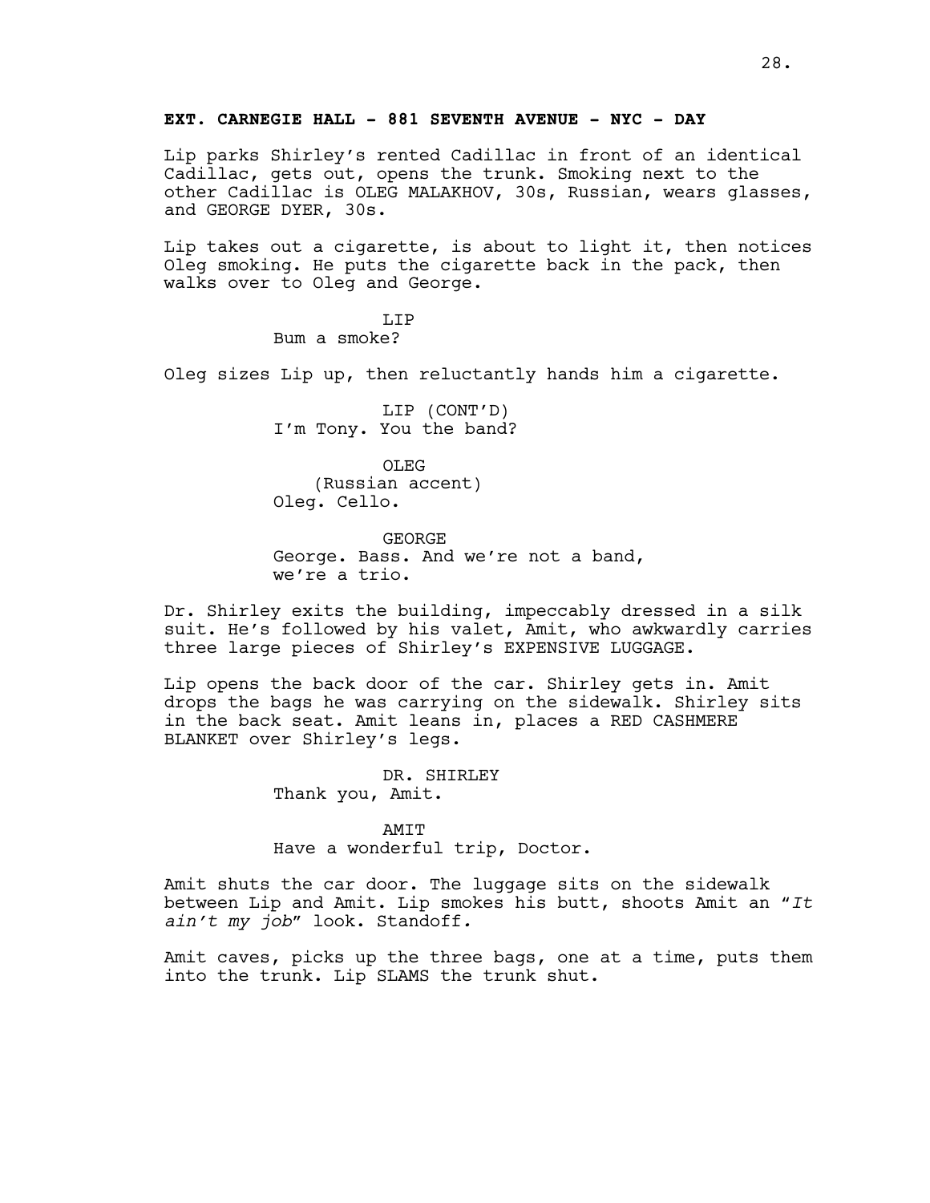**EXT. CARNEGIE HALL - 881 SEVENTH AVENUE - NYC - DAY**

Lip parks Shirley's rented Cadillac in front of an identical Cadillac, gets out, opens the trunk. Smoking next to the other Cadillac is OLEG MALAKHOV, 30s, Russian, wears glasses, and GEORGE DYER, 30s.

Lip takes out a cigarette, is about to light it, then notices Oleg smoking. He puts the cigarette back in the pack, then walks over to Oleg and George.

LIP
Bum a smoke?

Oleg sizes Lip up, then reluctantly hands him a cigarette.

LIP (CONT'D)
I'm Tony. You the band?

OLEG
(Russian accent)
Oleg. Cello.

GEORGE
George. Bass. And we're not a band, we're a trio.

Dr. Shirley exits the building, impeccably dressed in a silk suit. He's followed by his valet, Amit, who awkwardly carries three large pieces of Shirley's EXPENSIVE LUGGAGE.

Lip opens the back door of the car. Shirley gets in. Amit drops the bags he was carrying on the sidewalk. Shirley sits in the back seat. Amit leans in, places a RED CASHMERE BLANKET over Shirley's legs.

DR. SHIRLEY
Thank you, Amit.

AMIT
Have a wonderful trip, Doctor.

Amit shuts the car door. The luggage sits on the sidewalk between Lip and Amit. Lip smokes his butt, shoots Amit an "*It ain't my job*" look. Standoff*.*

Amit caves, picks up the three bags, one at a time, puts them into the trunk. Lip SLAMS the trunk shut.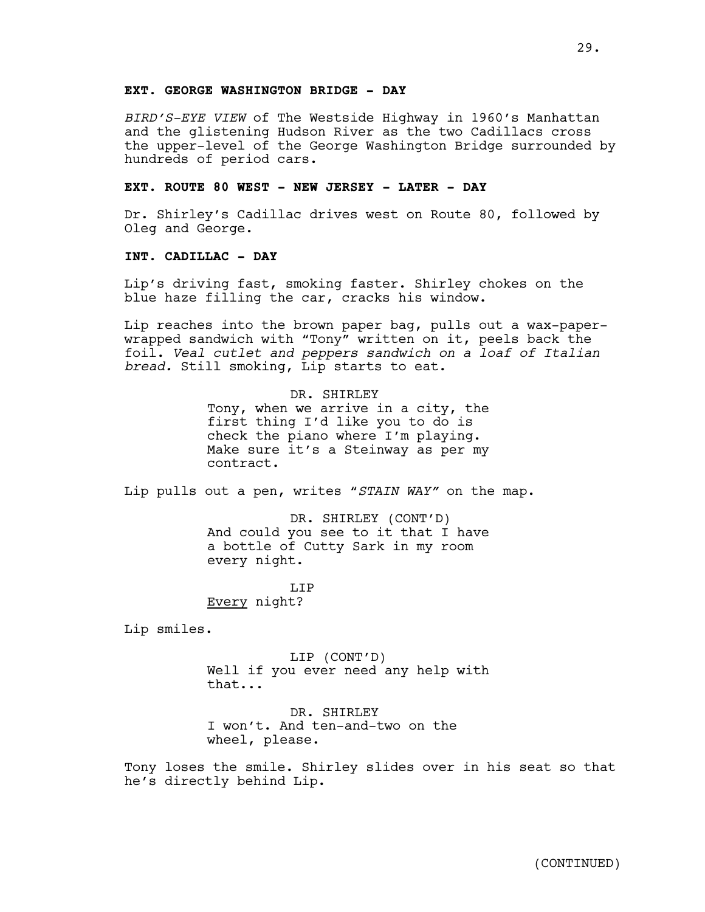**EXT. GEORGE WASHINGTON BRIDGE - DAY**

*BIRD'S-EYE VIEW* of The Westside Highway in 1960's Manhattan and the glistening Hudson River as the two Cadillacs cross the upper-level of the George Washington Bridge surrounded by hundreds of period cars.

**EXT. ROUTE 80 WEST - NEW JERSEY - LATER - DAY**

Dr. Shirley's Cadillac drives west on Route 80, followed by Oleg and George.

**INT. CADILLAC - DAY**

Lip's driving fast, smoking faster. Shirley chokes on the blue haze filling the car, cracks his window.

Lip reaches into the brown paper bag, pulls out a wax-paper-wrapped sandwich with "Tony" written on it, peels back the foil. *Veal cutlet and peppers sandwich on a loaf of Italian bread.* Still smoking, Lip starts to eat.

DR. SHIRLEY
Tony, when we arrive in a city, the first thing I'd like you to do is check the piano where I'm playing. Make sure it's a Steinway as per my contract.

Lip pulls out a pen, writes "*STAIN WAY*" on the map.

DR. SHIRLEY (CONT'D)
And could you see to it that I have a bottle of Cutty Sark in my room every night.

LIP
<u>Every</u> night?

Lip smiles.

LIP (CONT'D)
Well if you ever need any help with that...

DR. SHIRLEY
I won't. And ten-and-two on the wheel, please.

Tony loses the smile. Shirley slides over in his seat so that he's directly behind Lip.

(CONTINUED)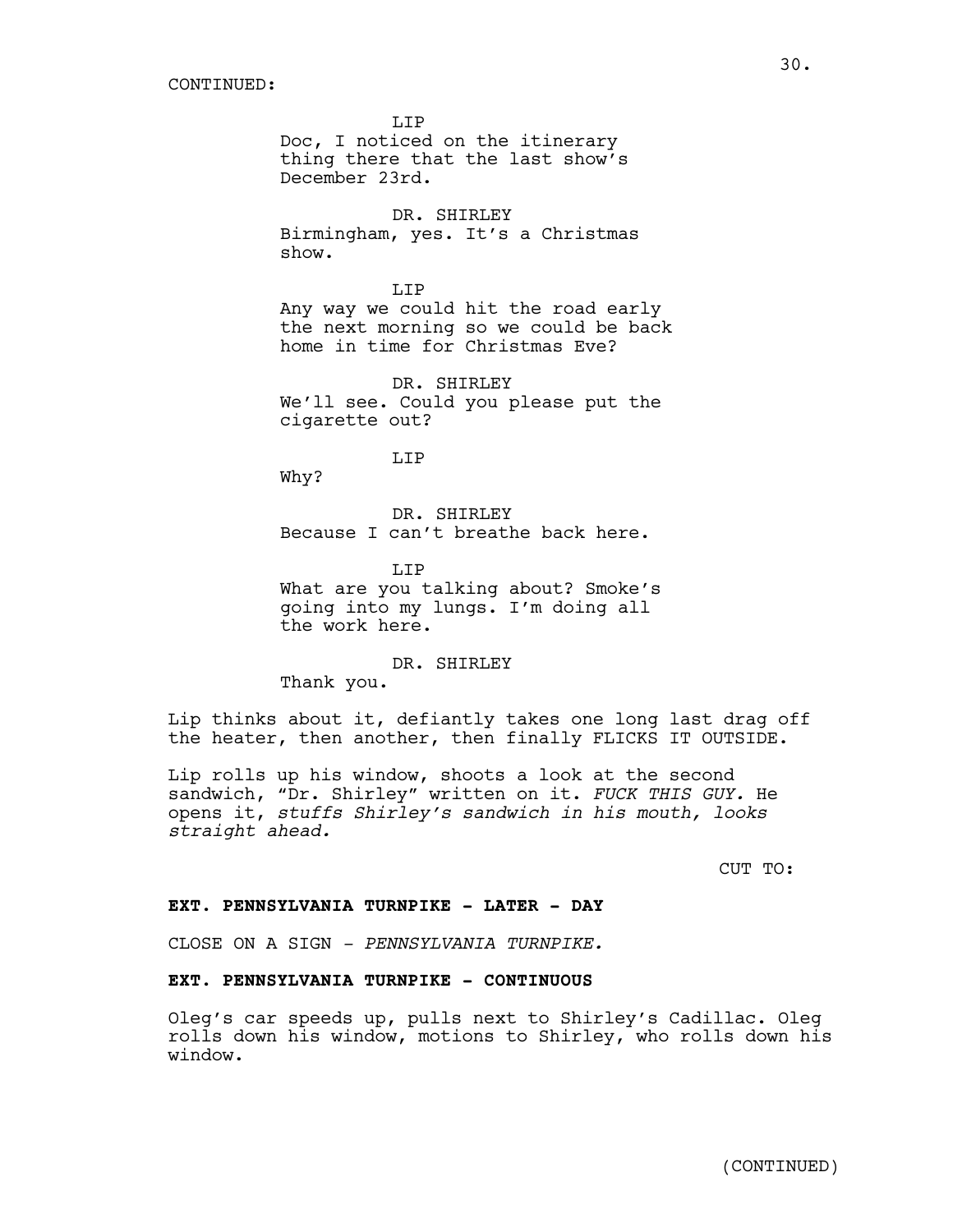CONTINUED:

LIP
Doc, I noticed on the itinerary thing there that the last show's December 23rd.

DR. SHIRLEY
Birmingham, yes. It's a Christmas show.

LIP
Any way we could hit the road early the next morning so we could be back home in time for Christmas Eve?

DR. SHIRLEY
We'll see. Could you please put the cigarette out?

LIP
Why?

DR. SHIRLEY
Because I can't breathe back here.

LIP
What are you talking about? Smoke's going into my lungs. I'm doing all the work here.

DR. SHIRLEY
Thank you.

Lip thinks about it, defiantly takes one long last drag off the heater, then another, then finally FLICKS IT OUTSIDE.

Lip rolls up his window, shoots a look at the second sandwich, "Dr. Shirley" written on it. *FUCK THIS GUY.* He opens it, *stuffs Shirley's sandwich in his mouth, looks straight ahead.*

CUT TO:

**EXT. PENNSYLVANIA TURNPIKE - LATER - DAY**

CLOSE ON A SIGN - *PENNSYLVANIA TURNPIKE.*

**EXT. PENNSYLVANIA TURNPIKE - CONTINUOUS**

Oleg's car speeds up, pulls next to Shirley's Cadillac. Oleg rolls down his window, motions to Shirley, who rolls down his window.

(CONTINUED)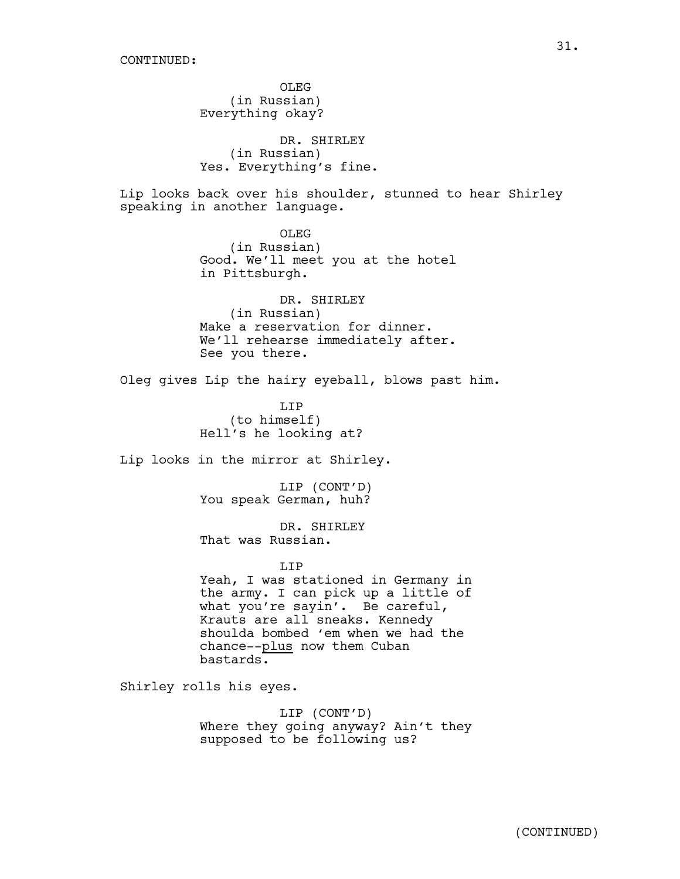CONTINUED:

OLEG
(in Russian)
Everything okay?

DR. SHIRLEY
(in Russian)
Yes. Everything's fine.

Lip looks back over his shoulder, stunned to hear Shirley speaking in another language.

OLEG
(in Russian)
Good. We'll meet you at the hotel in Pittsburgh.

DR. SHIRLEY
(in Russian)
Make a reservation for dinner. We'll rehearse immediately after. See you there.

Oleg gives Lip the hairy eyeball, blows past him.

LIP
(to himself)
Hell's he looking at?

Lip looks in the mirror at Shirley.

LIP (CONT'D)
You speak German, huh?

DR. SHIRLEY
That was Russian.

LIP
Yeah, I was stationed in Germany in the army. I can pick up a little of what you're sayin'. Be careful, Krauts are all sneaks. Kennedy shoulda bombed 'em when we had the chance--<u>plus</u> now them Cuban bastards.

Shirley rolls his eyes.

LIP (CONT'D)
Where they going anyway? Ain't they supposed to be following us?

(CONTINUED)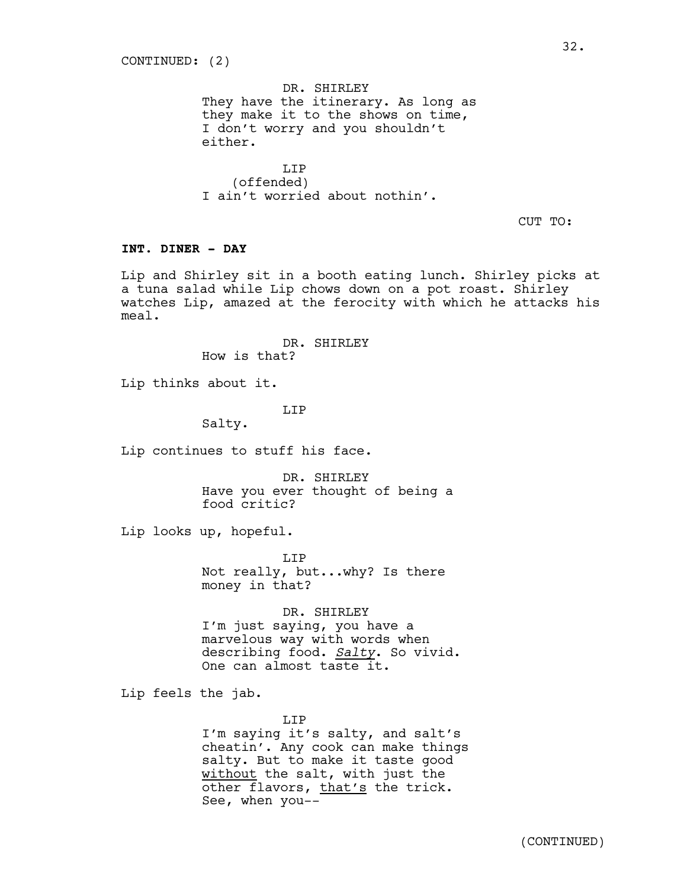CONTINUED: (2)

DR. SHIRLEY
They have the itinerary. As long as they make it to the shows on time, I don't worry and you shouldn't either.

LIP
(offended)
I ain't worried about nothin'.

CUT TO:

**INT. DINER - DAY**

Lip and Shirley sit in a booth eating lunch. Shirley picks at a tuna salad while Lip chows down on a pot roast. Shirley watches Lip, amazed at the ferocity with which he attacks his meal.

DR. SHIRLEY
How is that?

Lip thinks about it.

LIP
Salty.

Lip continues to stuff his face.

DR. SHIRLEY
Have you ever thought of being a food critic?

Lip looks up, hopeful.

LIP
Not really, but...why? Is there money in that?

DR. SHIRLEY
I'm just saying, you have a marvelous way with words when describing food. <u>*Salty*</u>. So vivid. One can almost taste it.

Lip feels the jab.

LIP
I'm saying it's salty, and salt's cheatin'. Any cook can make things salty. But to make it taste good <u>without</u> the salt, with just the other flavors, <u>that's</u> the trick. See, when you--

(CONTINUED)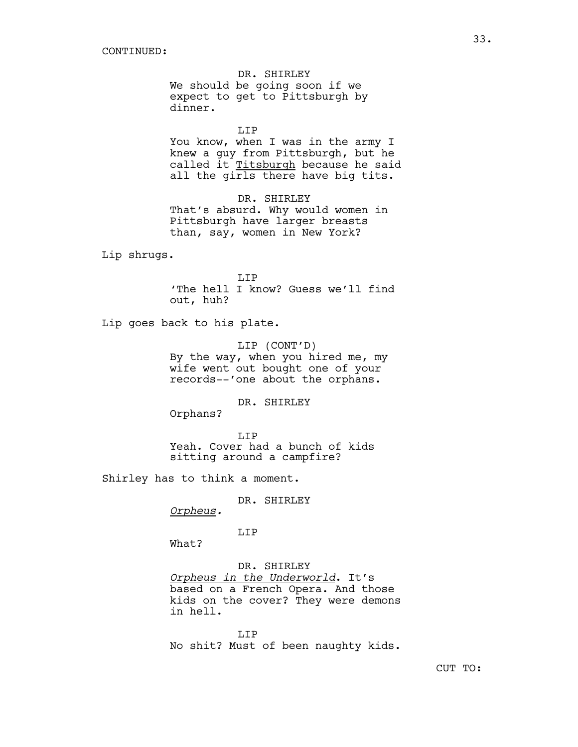CONTINUED:

DR. SHIRLEY
We should be going soon if we expect to get to Pittsburgh by dinner.

LIP
You know, when I was in the army I knew a guy from Pittsburgh, but he called it Titsburgh because he said all the girls there have big tits.

DR. SHIRLEY
That's absurd. Why would women in Pittsburgh have larger breasts than, say, women in New York?

Lip shrugs.

LIP
'The hell I know? Guess we'll find out, huh?

Lip goes back to his plate.

LIP (CONT'D)
By the way, when you hired me, my wife went out bought one of your records--'one about the orphans.

DR. SHIRLEY
Orphans?

LIP
Yeah. Cover had a bunch of kids sitting around a campfire?

Shirley has to think a moment.

DR. SHIRLEY
*Orpheus.*

LIP
What?

DR. SHIRLEY
*Orpheus in the Underworld*. It's based on a French Opera. And those kids on the cover? They were demons in hell.

LIP
No shit? Must of been naughty kids.

CUT TO: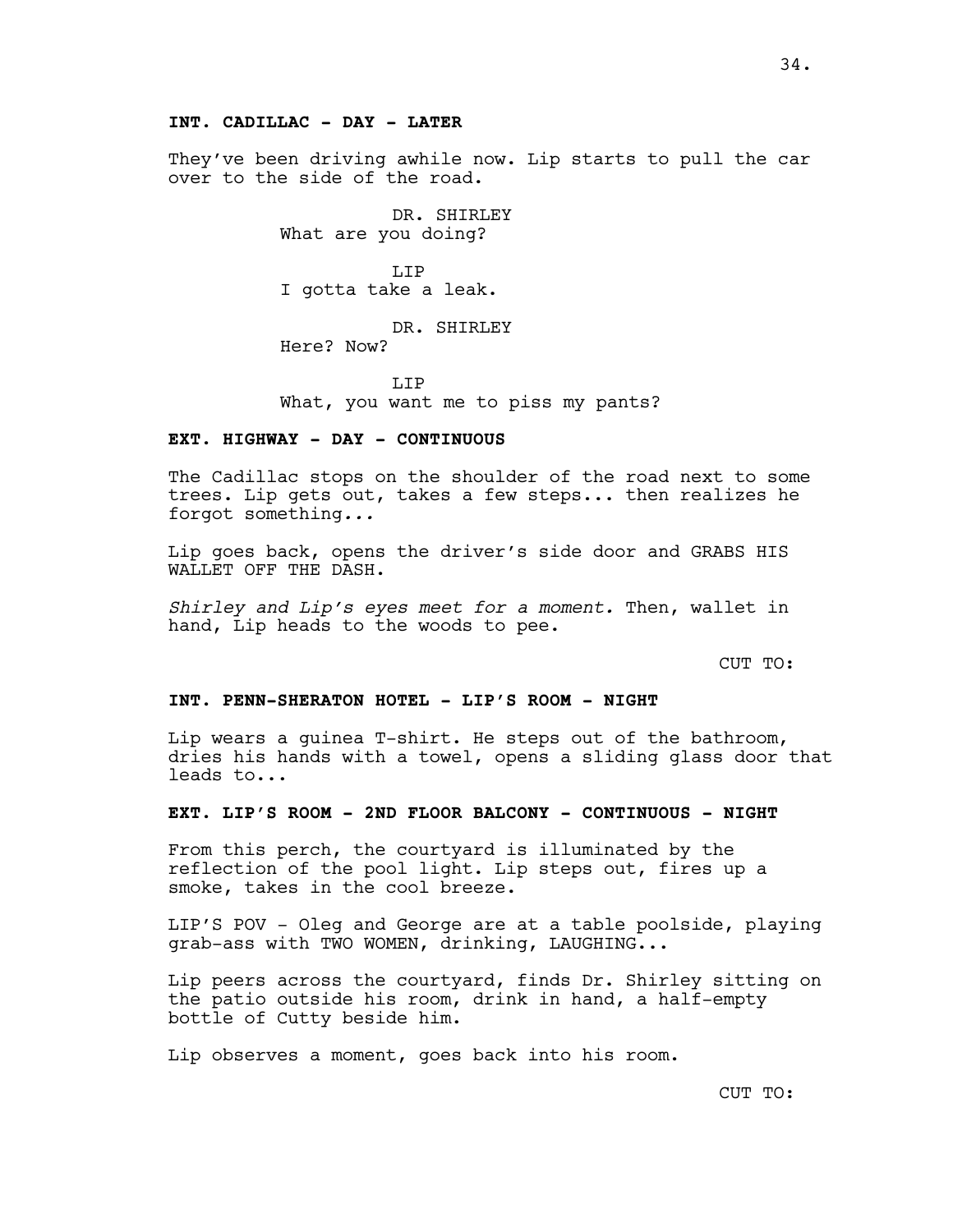**INT. CADILLAC - DAY - LATER**

They've been driving awhile now. Lip starts to pull the car over to the side of the road.

DR. SHIRLEY
What are you doing?

LIP
I gotta take a leak.

DR. SHIRLEY
Here? Now?

LIP
What, you want me to piss my pants?

**EXT. HIGHWAY - DAY - CONTINUOUS**

The Cadillac stops on the shoulder of the road next to some trees. Lip gets out, takes a few steps... then realizes he forgot something*...*

Lip goes back, opens the driver's side door and GRABS HIS WALLET OFF THE DASH.

*Shirley and Lip's eyes meet for a moment.* Then, wallet in hand, Lip heads to the woods to pee.

CUT TO:

**INT. PENN-SHERATON HOTEL - LIP'S ROOM - NIGHT**

Lip wears a guinea T-shirt. He steps out of the bathroom, dries his hands with a towel, opens a sliding glass door that leads to...

**EXT. LIP'S ROOM - 2ND FLOOR BALCONY - CONTINUOUS - NIGHT**

From this perch, the courtyard is illuminated by the reflection of the pool light. Lip steps out, fires up a smoke, takes in the cool breeze.

LIP'S POV - Oleg and George are at a table poolside, playing grab-ass with TWO WOMEN, drinking, LAUGHING...

Lip peers across the courtyard, finds Dr. Shirley sitting on the patio outside his room, drink in hand, a half-empty bottle of Cutty beside him.

Lip observes a moment, goes back into his room.

CUT TO: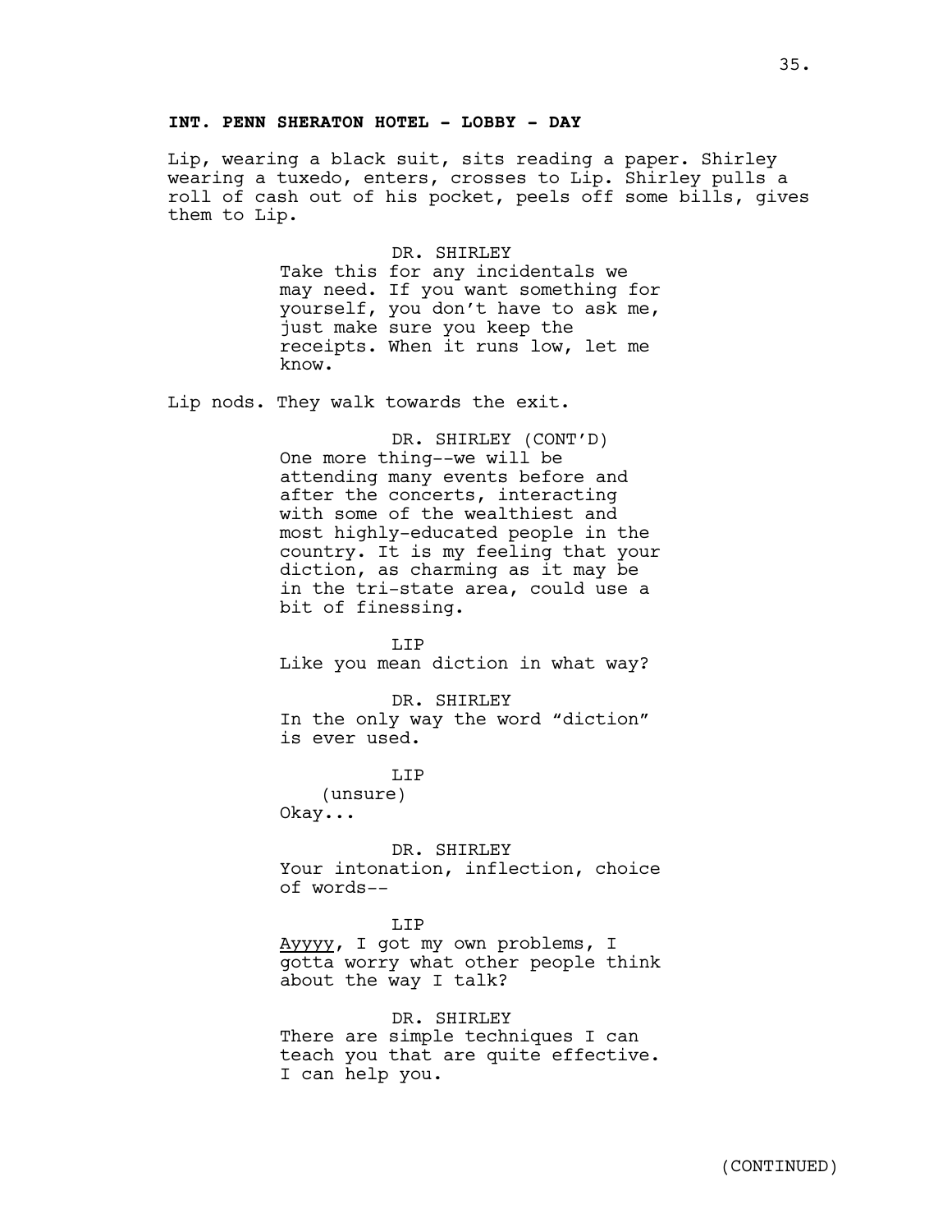**INT. PENN SHERATON HOTEL - LOBBY - DAY**

Lip, wearing a black suit, sits reading a paper. Shirley wearing a tuxedo, enters, crosses to Lip. Shirley pulls a roll of cash out of his pocket, peels off some bills, gives them to Lip.

DR. SHIRLEY
Take this for any incidentals we may need. If you want something for yourself, you don't have to ask me, just make sure you keep the receipts. When it runs low, let me know.

Lip nods. They walk towards the exit.

DR. SHIRLEY (CONT'D)
One more thing--we will be attending many events before and after the concerts, interacting with some of the wealthiest and most highly-educated people in the country. It is my feeling that your diction, as charming as it may be in the tri-state area, could use a bit of finessing.

LIP
Like you mean diction in what way?

DR. SHIRLEY
In the only way the word "diction" is ever used.

LIP
(unsure)
Okay...

DR. SHIRLEY
Your intonation, inflection, choice of words--

LIP
Ayyyy, I got my own problems, I gotta worry what other people think about the way I talk?

DR. SHIRLEY
There are simple techniques I can teach you that are quite effective. I can help you.

(CONTINUED)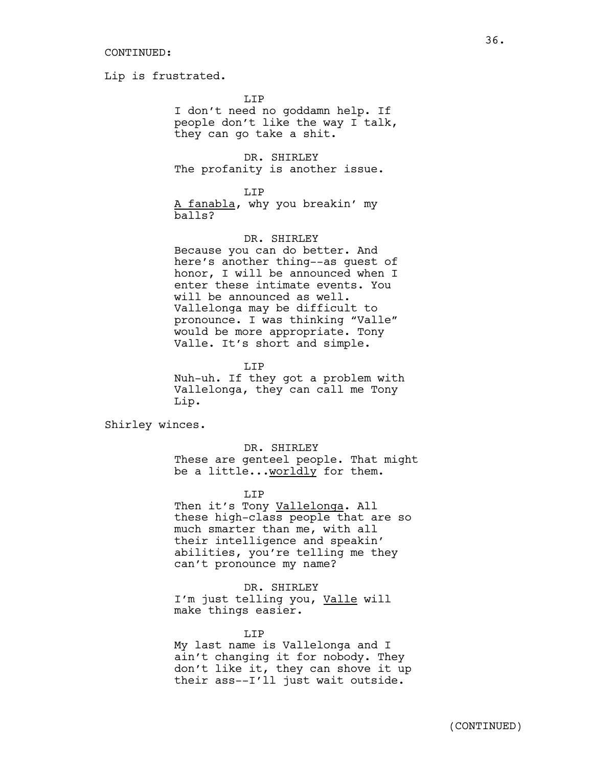CONTINUED:

Lip is frustrated.

LIP
I don't need no goddamn help. If people don't like the way I talk, they can go take a shit.

DR. SHIRLEY
The profanity is another issue.

LIP
A fanabla, why you breakin' my balls?

DR. SHIRLEY
Because you can do better. And here's another thing--as guest of honor, I will be announced when I enter these intimate events. You will be announced as well. Vallelonga may be difficult to pronounce. I was thinking "Valle" would be more appropriate. Tony Valle. It's short and simple.

LIP
Nuh-uh. If they got a problem with Vallelonga, they can call me Tony Lip.

Shirley winces.

DR. SHIRLEY
These are genteel people. That might be a little...worldly for them.

LIP
Then it's Tony Vallelonga. All these high-class people that are so much smarter than me, with all their intelligence and speakin' abilities, you're telling me they can't pronounce my name?

DR. SHIRLEY
I'm just telling you, Valle will make things easier.

LIP
My last name is Vallelonga and I ain't changing it for nobody. They don't like it, they can shove it up their ass--I'll just wait outside.

(CONTINUED)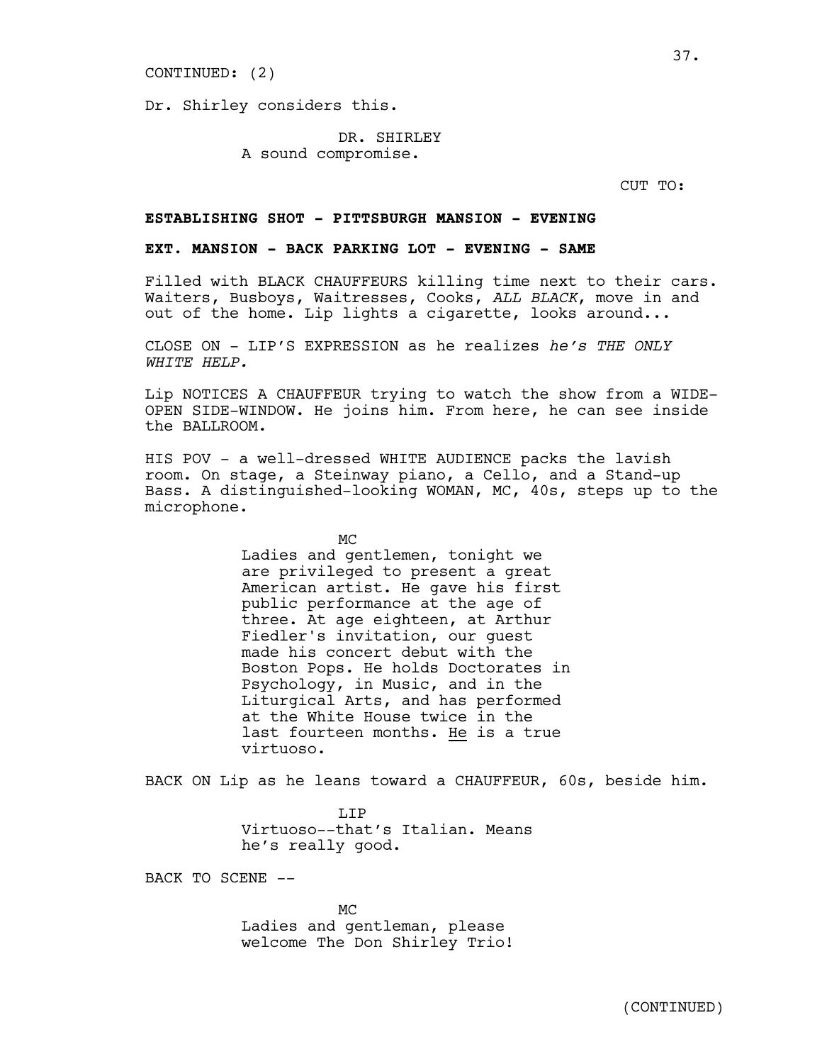CONTINUED: (2)

Dr. Shirley considers this.

DR. SHIRLEY
A sound compromise.

CUT TO:

**ESTABLISHING SHOT - PITTSBURGH MANSION - EVENING**

**EXT. MANSION - BACK PARKING LOT - EVENING - SAME**

Filled with BLACK CHAUFFEURS killing time next to their cars. Waiters, Busboys, Waitresses, Cooks, *ALL BLACK*, move in and out of the home. Lip lights a cigarette, looks around...

CLOSE ON - LIP'S EXPRESSION as he realizes *he's THE ONLY WHITE HELP.*

Lip NOTICES A CHAUFFEUR trying to watch the show from a WIDE-OPEN SIDE-WINDOW. He joins him. From here, he can see inside the BALLROOM.

HIS POV - a well-dressed WHITE AUDIENCE packs the lavish room. On stage, a Steinway piano, a Cello, and a Stand-up Bass. A distinguished-looking WOMAN, MC, 40s, steps up to the microphone.

MC
Ladies and gentlemen, tonight we are privileged to present a great American artist. He gave his first public performance at the age of three. At age eighteen, at Arthur Fiedler's invitation, our guest made his concert debut with the Boston Pops. He holds Doctorates in Psychology, in Music, and in the Liturgical Arts, and has performed at the White House twice in the last fourteen months. <u>He</u> is a true virtuoso.

BACK ON Lip as he leans toward a CHAUFFEUR, 60s, beside him.

LIP
Virtuoso--that's Italian. Means he's really good.

BACK TO SCENE --

MC
Ladies and gentleman, please welcome The Don Shirley Trio!

(CONTINUED)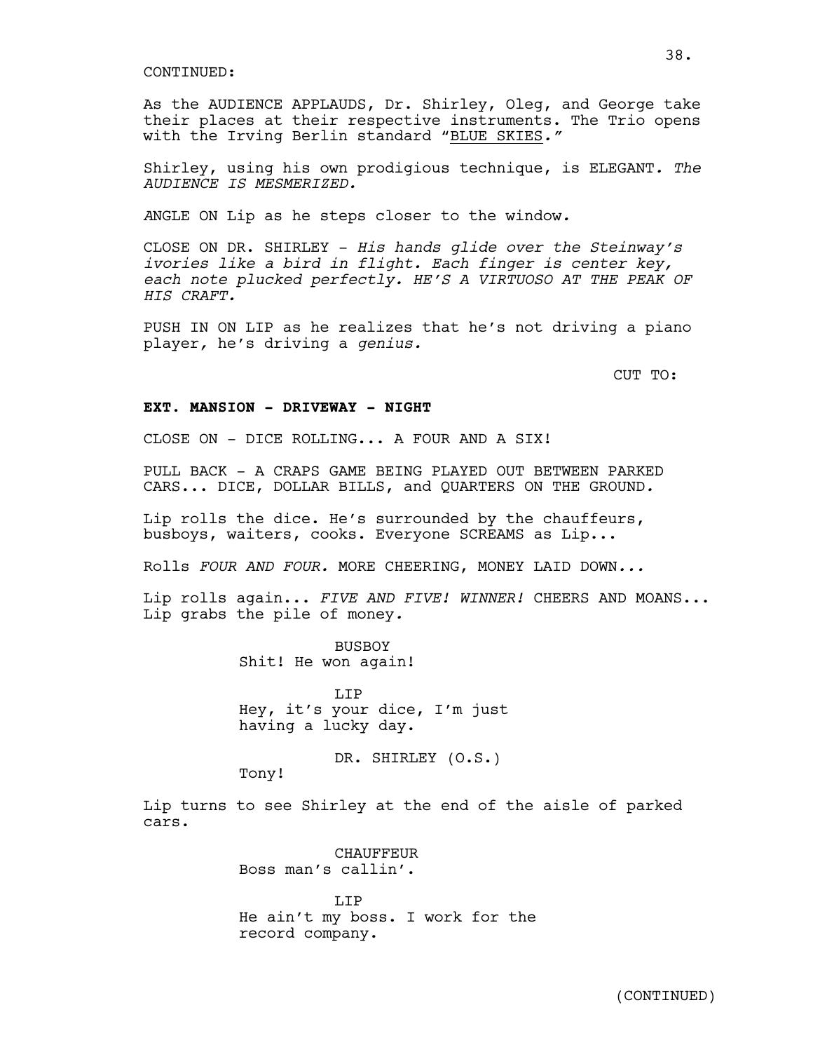CONTINUED:

As the AUDIENCE APPLAUDS, Dr. Shirley, Oleg, and George take their places at their respective instruments. The Trio opens with the Irving Berlin standard "BLUE SKIES."

Shirley, using his own prodigious technique, is ELEGANT. *The AUDIENCE IS MESMERIZED.*

ANGLE ON Lip as he steps closer to the window.

CLOSE ON DR. SHIRLEY - *His hands glide over the Steinway's ivories like a bird in flight. Each finger is center key, each note plucked perfectly. HE'S A VIRTUOSO AT THE PEAK OF HIS CRAFT.*

PUSH IN ON LIP as he realizes that he's not driving a piano player, he's driving a *genius.*

CUT TO:

**EXT. MANSION - DRIVEWAY - NIGHT**

CLOSE ON - DICE ROLLING... A FOUR AND A SIX!

PULL BACK - A CRAPS GAME BEING PLAYED OUT BETWEEN PARKED CARS... DICE, DOLLAR BILLS, and QUARTERS ON THE GROUND.

Lip rolls the dice. He's surrounded by the chauffeurs, busboys, waiters, cooks. Everyone SCREAMS as Lip...

Rolls *FOUR AND FOUR.* MORE CHEERING, MONEY LAID DOWN*...*

Lip rolls again... *FIVE AND FIVE! WINNER!* CHEERS AND MOANS... Lip grabs the pile of money.

BUSBOY
Shit! He won again!

LIP
Hey, it's your dice, I'm just having a lucky day.

DR. SHIRLEY (O.S.)
Tony!

Lip turns to see Shirley at the end of the aisle of parked cars.

CHAUFFEUR
Boss man's callin'.

LIP
He ain't my boss. I work for the record company.

(CONTINUED)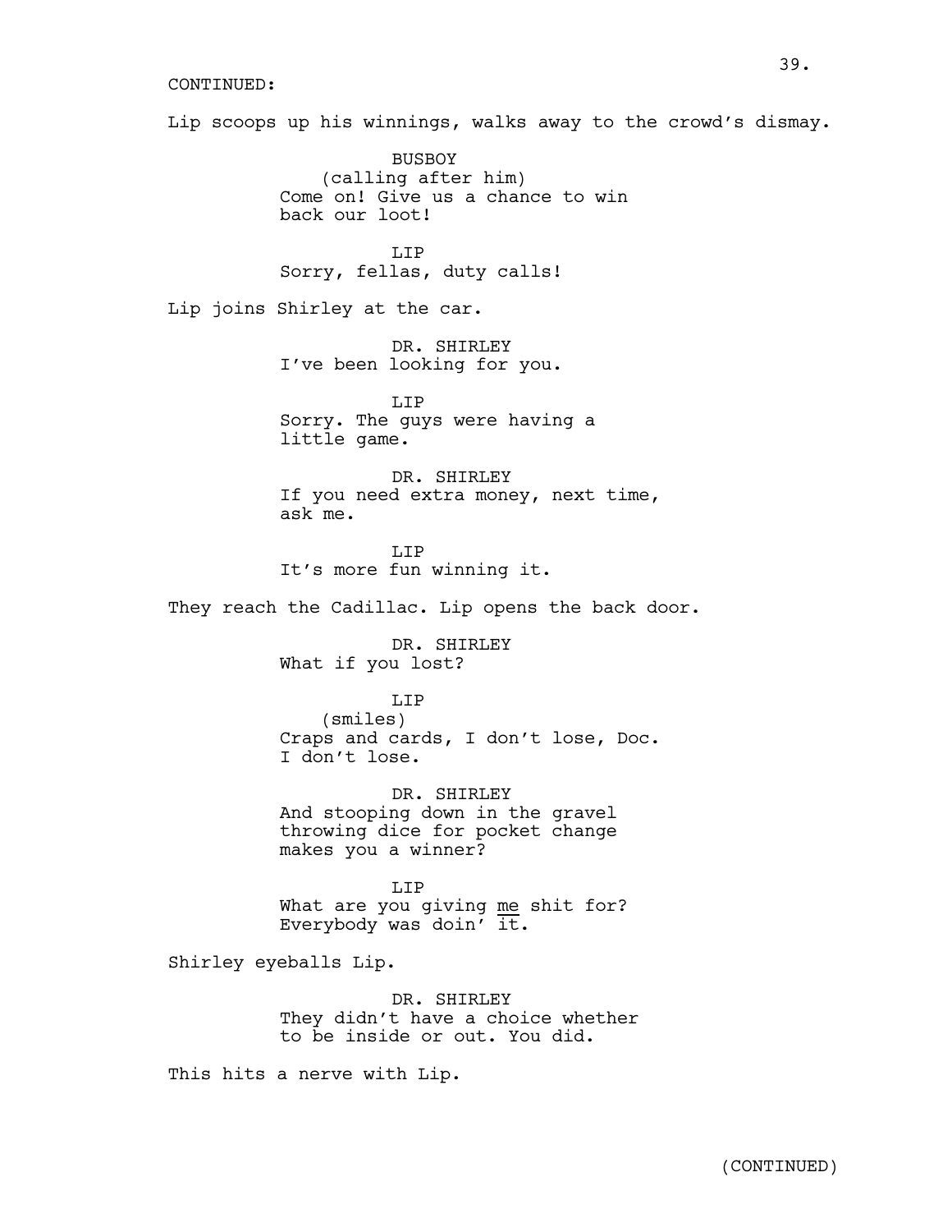CONTINUED:

Lip scoops up his winnings, walks away to the crowd's dismay.

BUSBOY
(calling after him)
Come on! Give us a chance to win back our loot!

LIP
Sorry, fellas, duty calls!

Lip joins Shirley at the car.

DR. SHIRLEY
I've been looking for you.

LIP
Sorry. The guys were having a little game.

DR. SHIRLEY
If you need extra money, next time, ask me.

LIP
It's more fun winning it.

They reach the Cadillac. Lip opens the back door.

DR. SHIRLEY
What if you lost?

LIP
(smiles)
Craps and cards, I don't lose, Doc. I don't lose.

DR. SHIRLEY
And stooping down in the gravel throwing dice for pocket change makes you a winner?

LIP
What are you giving me shit for? Everybody was doin' it.

Shirley eyeballs Lip.

DR. SHIRLEY
They didn't have a choice whether to be inside or out. You did.

This hits a nerve with Lip.

(CONTINUED)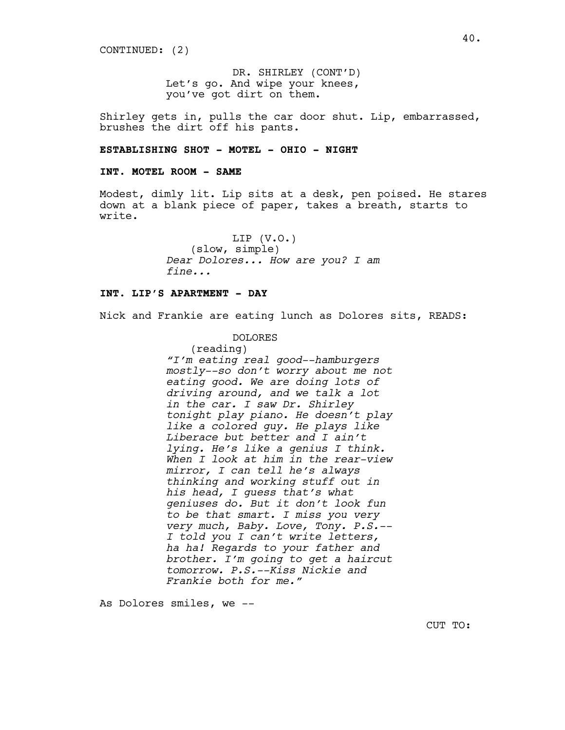CONTINUED: (2)

DR. SHIRLEY (CONT'D)
Let's go. And wipe your knees, you've got dirt on them.

Shirley gets in, pulls the car door shut. Lip, embarrassed, brushes the dirt off his pants.

**ESTABLISHING SHOT - MOTEL - OHIO - NIGHT**

**INT. MOTEL ROOM - SAME**

Modest, dimly lit. Lip sits at a desk, pen poised. He stares down at a blank piece of paper, takes a breath, starts to write.

LIP (V.O.)
(slow, simple)
*Dear Dolores... How are you? I am fine...*

**INT. LIP'S APARTMENT - DAY**

Nick and Frankie are eating lunch as Dolores sits, READS:

DOLORES
(reading)
*"I'm eating real good--hamburgers mostly--so don't worry about me not eating good. We are doing lots of driving around, and we talk a lot in the car. I saw Dr. Shirley tonight play piano. He doesn't play like a colored guy. He plays like Liberace but better and I ain't lying. He's like a genius I think. When I look at him in the rear-view mirror, I can tell he's always thinking and working stuff out in his head, I guess that's what geniuses do. But it don't look fun to be that smart. I miss you very very much, Baby. Love, Tony. P.S.--I told you I can't write letters, ha ha! Regards to your father and brother. I'm going to get a haircut tomorrow. P.S.--Kiss Nickie and Frankie both for me."*

As Dolores smiles, we --

CUT TO: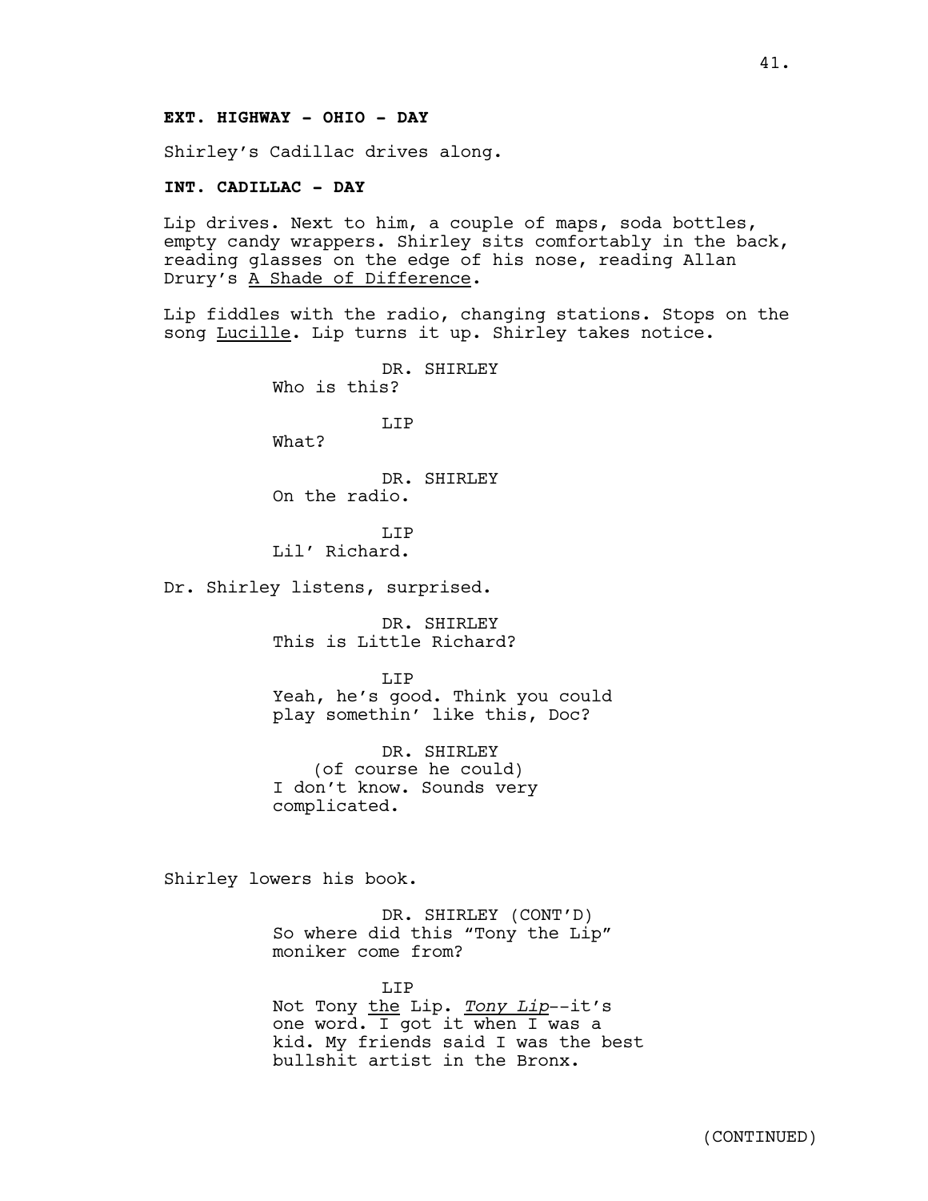**EXT. HIGHWAY - OHIO - DAY**

Shirley's Cadillac drives along.

**INT. CADILLAC - DAY**

Lip drives. Next to him, a couple of maps, soda bottles, empty candy wrappers. Shirley sits comfortably in the back, reading glasses on the edge of his nose, reading Allan Drury's A Shade of Difference.

Lip fiddles with the radio, changing stations. Stops on the song Lucille. Lip turns it up. Shirley takes notice.

DR. SHIRLEY
Who is this?

LIP
What?

DR. SHIRLEY
On the radio.

LIP
Lil' Richard.

Dr. Shirley listens, surprised.

DR. SHIRLEY
This is Little Richard?

LIP
Yeah, he's good. Think you could play somethin' like this, Doc?

DR. SHIRLEY
(of course he could)
I don't know. Sounds very complicated.

Shirley lowers his book.

DR. SHIRLEY (CONT'D)
So where did this "Tony the Lip" moniker come from?

LIP
Not Tony the Lip. *Tony Lip*--it's one word. I got it when I was a kid. My friends said I was the best bullshit artist in the Bronx.

(CONTINUED)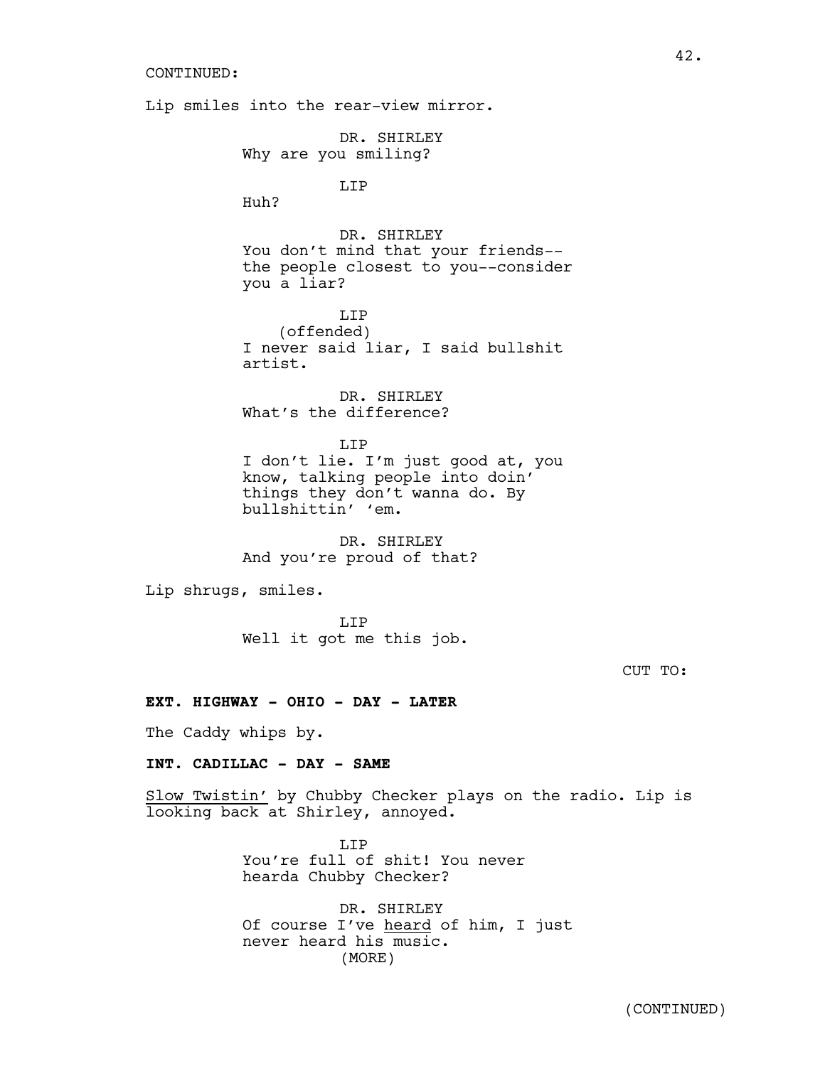CONTINUED:

Lip smiles into the rear-view mirror.

DR. SHIRLEY
Why are you smiling?

LIP
Huh?

DR. SHIRLEY
You don't mind that your friends--
the people closest to you--consider
you a liar?

LIP
(offended)
I never said liar, I said bullshit
artist.

DR. SHIRLEY
What's the difference?

LIP
I don't lie. I'm just good at, you
know, talking people into doin'
things they don't wanna do. By
bullshittin' 'em.

DR. SHIRLEY
And you're proud of that?

Lip shrugs, smiles.

LIP
Well it got me this job.

CUT TO:

**EXT. HIGHWAY - OHIO - DAY - LATER**

The Caddy whips by.

**INT. CADILLAC - DAY - SAME**

<u>Slow Twistin'</u> by Chubby Checker plays on the radio. Lip is looking back at Shirley, annoyed.

LIP
You're full of shit! You never
hearda Chubby Checker?

DR. SHIRLEY
Of course I've <u>heard</u> of him, I just
never heard his music.
(MORE)

(CONTINUED)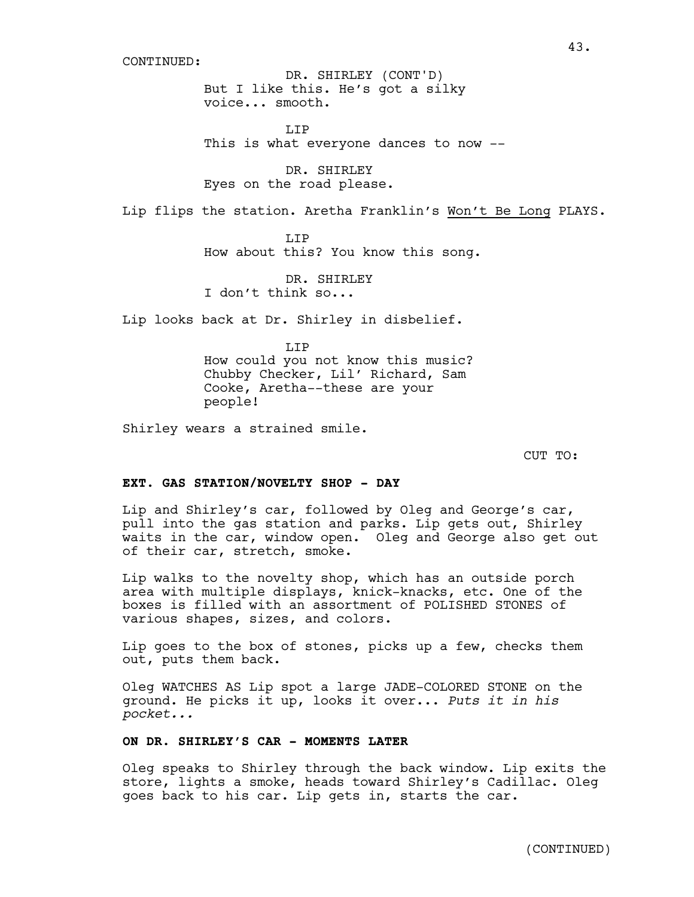CONTINUED:

DR. SHIRLEY (CONT'D)
But I like this. He's got a silky voice... smooth.

LIP
This is what everyone dances to now --

DR. SHIRLEY
Eyes on the road please.

Lip flips the station. Aretha Franklin's Won't Be Long PLAYS.

LIP
How about this? You know this song.

DR. SHIRLEY
I don't think so...

Lip looks back at Dr. Shirley in disbelief.

LIP
How could you not know this music? Chubby Checker, Lil' Richard, Sam Cooke, Aretha--these are your people!

Shirley wears a strained smile.

CUT TO:

**EXT. GAS STATION/NOVELTY SHOP - DAY**

Lip and Shirley's car, followed by Oleg and George's car, pull into the gas station and parks. Lip gets out, Shirley waits in the car, window open. Oleg and George also get out of their car, stretch, smoke.

Lip walks to the novelty shop, which has an outside porch area with multiple displays, knick-knacks, etc. One of the boxes is filled with an assortment of POLISHED STONES of various shapes, sizes, and colors.

Lip goes to the box of stones, picks up a few, checks them out, puts them back.

Oleg WATCHES AS Lip spot a large JADE-COLORED STONE on the ground. He picks it up, looks it over... *Puts it in his pocket...*

**ON DR. SHIRLEY'S CAR - MOMENTS LATER**

Oleg speaks to Shirley through the back window. Lip exits the store, lights a smoke, heads toward Shirley's Cadillac. Oleg goes back to his car. Lip gets in, starts the car.

(CONTINUED)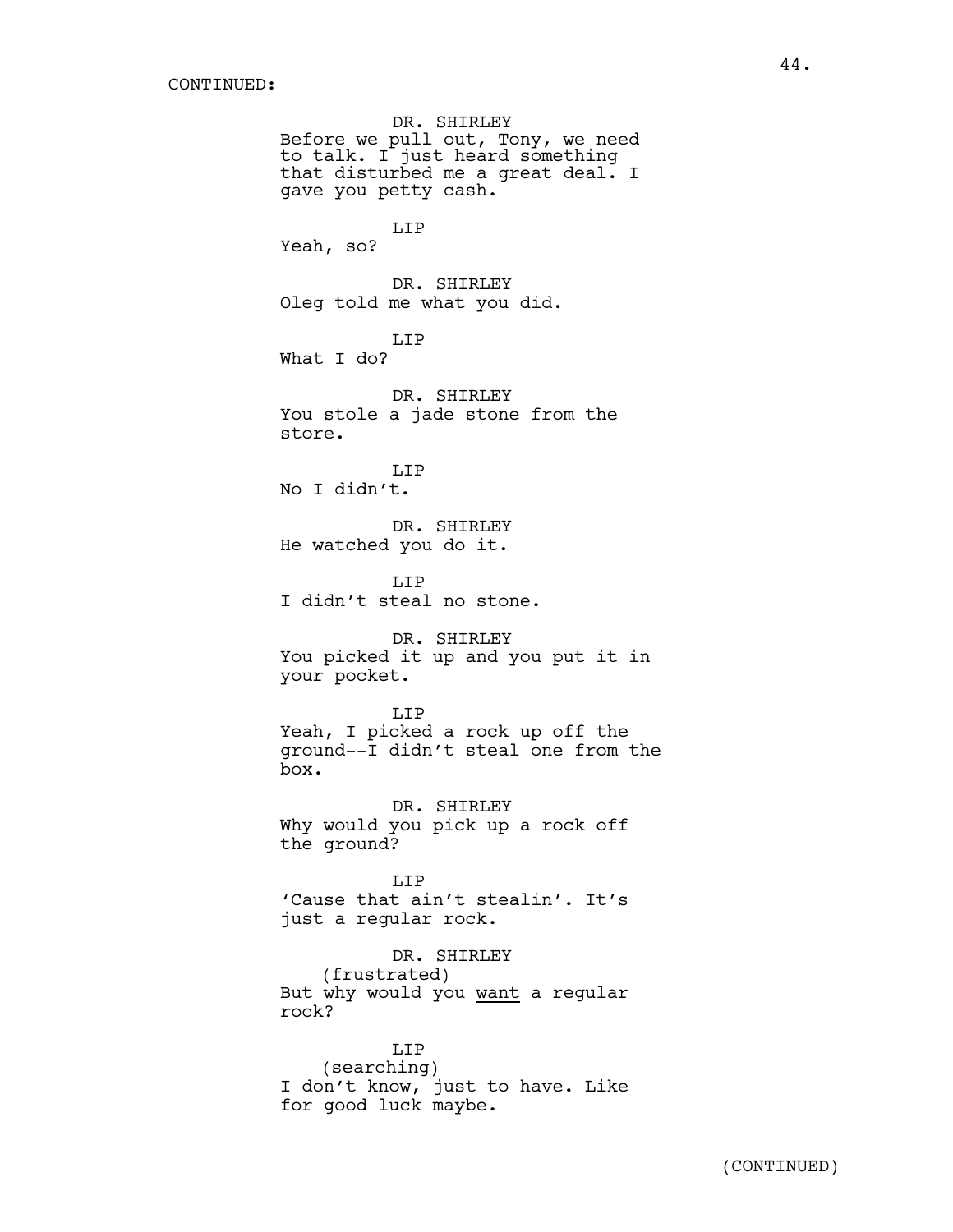CONTINUED:

DR. SHIRLEY
Before we pull out, Tony, we need to talk. I just heard something that disturbed me a great deal. I gave you petty cash.

LIP
Yeah, so?

DR. SHIRLEY
Oleg told me what you did.

LIP
What I do?

DR. SHIRLEY
You stole a jade stone from the store.

LIP
No I didn't.

DR. SHIRLEY
He watched you do it.

LIP
I didn't steal no stone.

DR. SHIRLEY
You picked it up and you put it in your pocket.

LIP
Yeah, I picked a rock up off the ground--I didn't steal one from the box.

DR. SHIRLEY
Why would you pick up a rock off the ground?

LIP
'Cause that ain't stealin'. It's just a regular rock.

DR. SHIRLEY
(frustrated)
But why would you <u>want</u> a regular rock?

LIP
(searching)
I don't know, just to have. Like for good luck maybe.

(CONTINUED)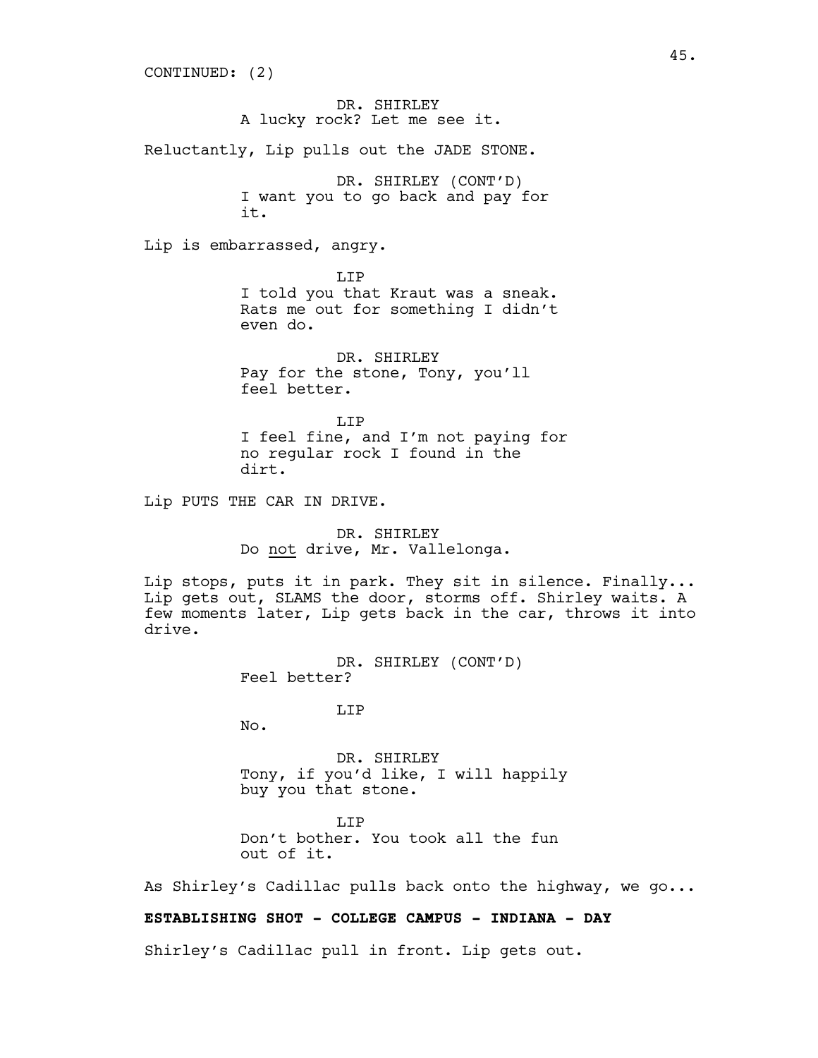CONTINUED: (2)

DR. SHIRLEY
A lucky rock? Let me see it.

Reluctantly, Lip pulls out the JADE STONE.

DR. SHIRLEY (CONT'D)
I want you to go back and pay for it.

Lip is embarrassed, angry.

LIP
I told you that Kraut was a sneak. Rats me out for something I didn't even do.

DR. SHIRLEY
Pay for the stone, Tony, you'll feel better.

LIP
I feel fine, and I'm not paying for no regular rock I found in the dirt.

Lip PUTS THE CAR IN DRIVE.

DR. SHIRLEY
Do <u>not</u> drive, Mr. Vallelonga.

Lip stops, puts it in park. They sit in silence. Finally... Lip gets out, SLAMS the door, storms off. Shirley waits. A few moments later, Lip gets back in the car, throws it into drive.

DR. SHIRLEY (CONT'D)
Feel better?

LIP
No.

DR. SHIRLEY
Tony, if you'd like, I will happily buy you that stone.

LIP
Don't bother. You took all the fun out of it.

As Shirley's Cadillac pulls back onto the highway, we go...

**ESTABLISHING SHOT - COLLEGE CAMPUS - INDIANA - DAY**

Shirley's Cadillac pull in front. Lip gets out.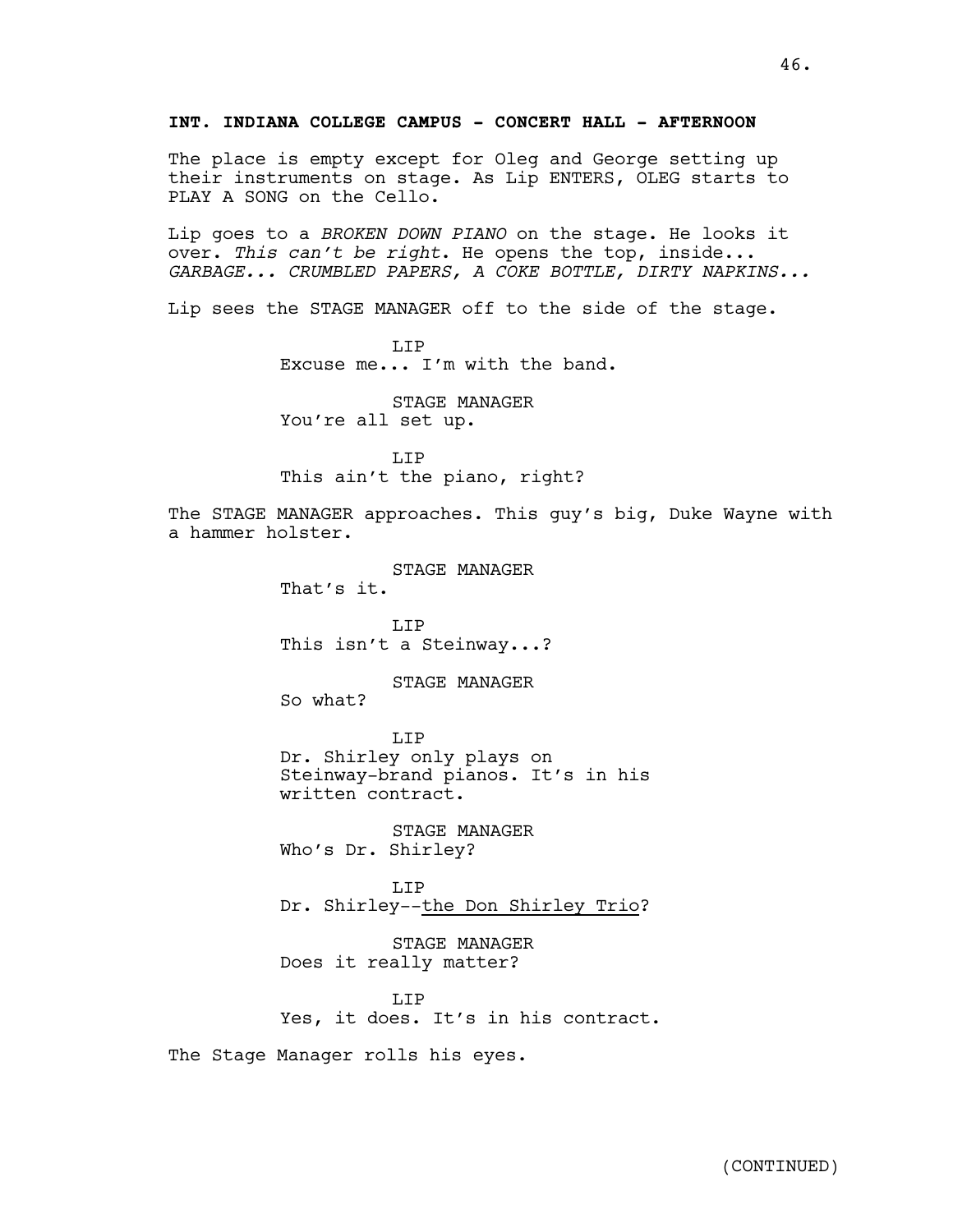**INT. INDIANA COLLEGE CAMPUS - CONCERT HALL - AFTERNOON**

The place is empty except for Oleg and George setting up their instruments on stage. As Lip ENTERS, OLEG starts to PLAY A SONG on the Cello.

Lip goes to a *BROKEN DOWN PIANO* on the stage. He looks it over. *This can't be right*. He opens the top, inside... *GARBAGE... CRUMBLED PAPERS, A COKE BOTTLE, DIRTY NAPKINS...*

Lip sees the STAGE MANAGER off to the side of the stage.

LIP
Excuse me... I'm with the band.

STAGE MANAGER
You're all set up.

LIP
This ain't the piano, right?

The STAGE MANAGER approaches. This guy's big, Duke Wayne with a hammer holster.

STAGE MANAGER
That's it.

LIP
This isn't a Steinway...?

STAGE MANAGER
So what?

LIP
Dr. Shirley only plays on Steinway-brand pianos. It's in his written contract.

STAGE MANAGER
Who's Dr. Shirley?

LIP
Dr. Shirley--<u>the Don Shirley Trio</u>?

STAGE MANAGER
Does it really matter?

LIP
Yes, it does. It's in his contract.

The Stage Manager rolls his eyes.

(CONTINUED)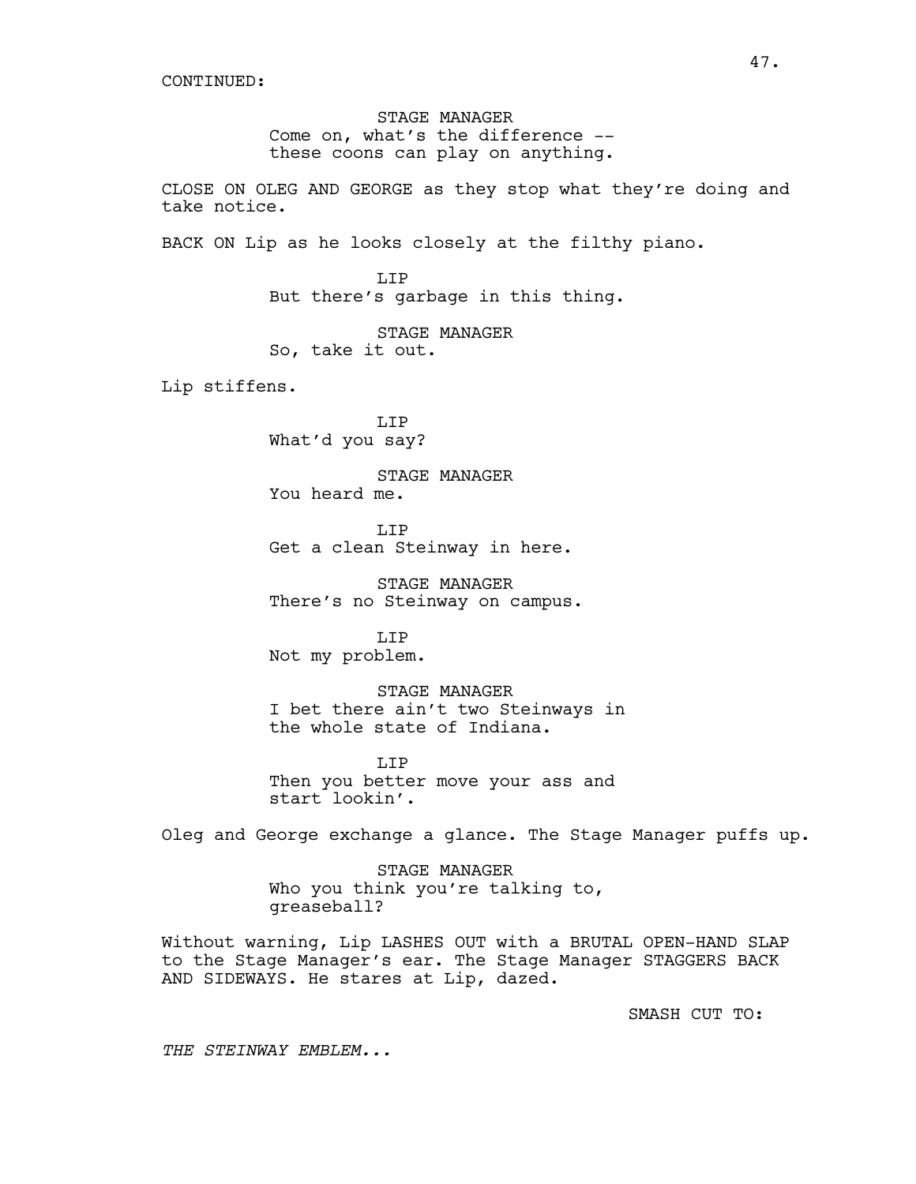CONTINUED:

STAGE MANAGER
Come on, what's the difference --
these coons can play on anything.

CLOSE ON OLEG AND GEORGE as they stop what they're doing and take notice.

BACK ON Lip as he looks closely at the filthy piano.

LIP
But there's garbage in this thing.

STAGE MANAGER
So, take it out.

Lip stiffens.

LIP
What'd you say?

STAGE MANAGER
You heard me.

LIP
Get a clean Steinway in here.

STAGE MANAGER
There's no Steinway on campus.

LIP
Not my problem.

STAGE MANAGER
I bet there ain't two Steinways in
the whole state of Indiana.

LIP
Then you better move your ass and
start lookin'.

Oleg and George exchange a glance. The Stage Manager puffs up.

STAGE MANAGER
Who you think you're talking to,
greaseball?

Without warning, Lip LASHES OUT with a BRUTAL OPEN-HAND SLAP to the Stage Manager's ear. The Stage Manager STAGGERS BACK AND SIDEWAYS. He stares at Lip, dazed.

SMASH CUT TO:

*THE STEINWAY EMBLEM...*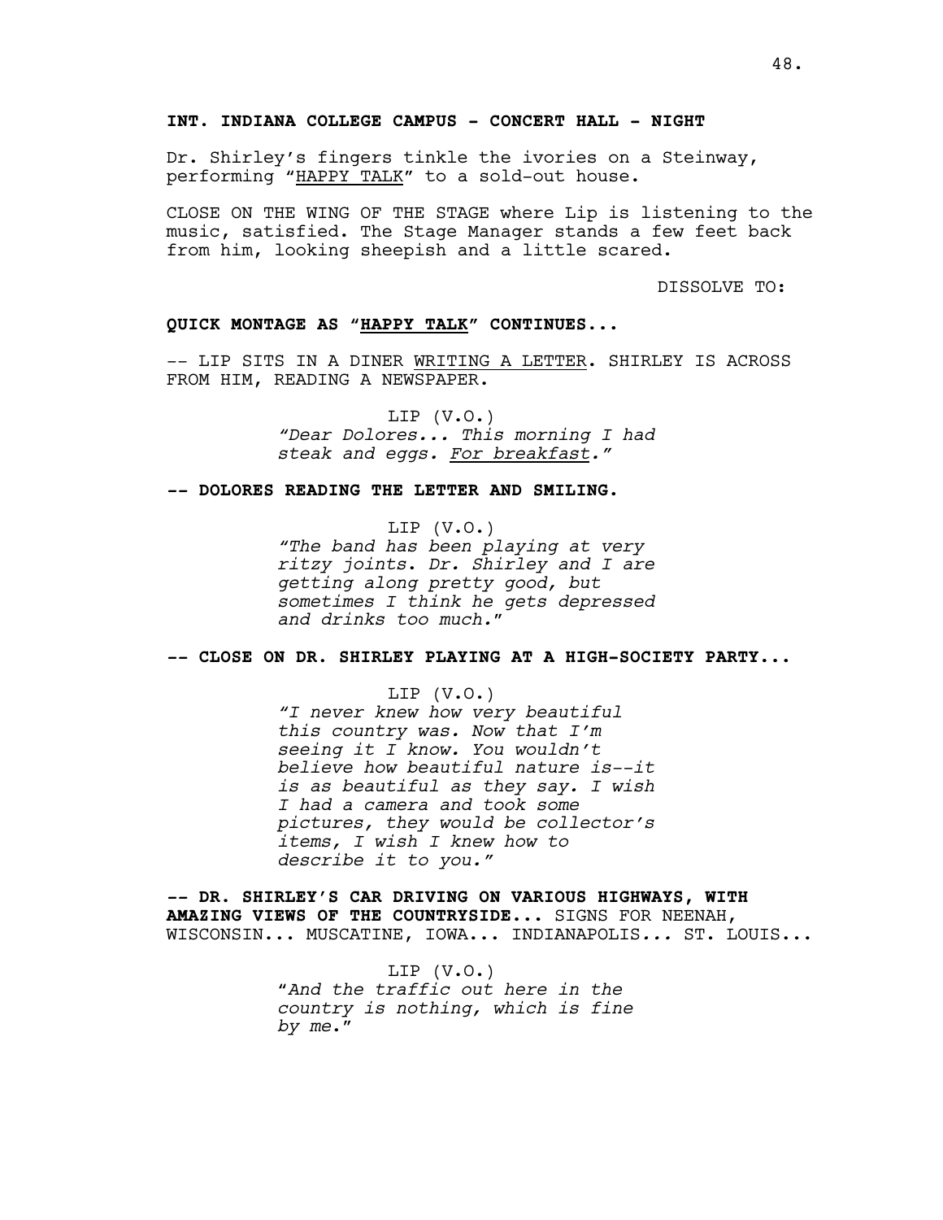**INT. INDIANA COLLEGE CAMPUS - CONCERT HALL - NIGHT**

Dr. Shirley's fingers tinkle the ivories on a Steinway, performing "<u>HAPPY TALK</u>" to a sold-out house.

CLOSE ON THE WING OF THE STAGE where Lip is listening to the music, satisfied. The Stage Manager stands a few feet back from him, looking sheepish and a little scared.

DISSOLVE TO:

**QUICK MONTAGE AS "<u>HAPPY TALK</u>" CONTINUES...**

-- LIP SITS IN A DINER <u>WRITING A LETTER</u>. SHIRLEY IS ACROSS FROM HIM, READING A NEWSPAPER.

LIP (V.O.)
*"Dear Dolores... This morning I had steak and eggs. <u>For breakfast</u>."*

**-- DOLORES READING THE LETTER AND SMILING.**

LIP (V.O.)
*"The band has been playing at very ritzy joints. Dr. Shirley and I are getting along pretty good, but sometimes I think he gets depressed and drinks too much."*

**-- CLOSE ON DR. SHIRLEY PLAYING AT A HIGH-SOCIETY PARTY...**

LIP (V.O.)
*"I never knew how very beautiful this country was. Now that I'm seeing it I know. You wouldn't believe how beautiful nature is--it is as beautiful as they say. I wish I had a camera and took some pictures, they would be collector's items, I wish I knew how to describe it to you."*

**-- DR. SHIRLEY'S CAR DRIVING ON VARIOUS HIGHWAYS, WITH AMAZING VIEWS OF THE COUNTRYSIDE...** SIGNS FOR NEENAH, WISCONSIN... MUSCATINE, IOWA... INDIANAPOLIS... ST. LOUIS...

LIP (V.O.)
*"And the traffic out here in the country is nothing, which is fine by me."*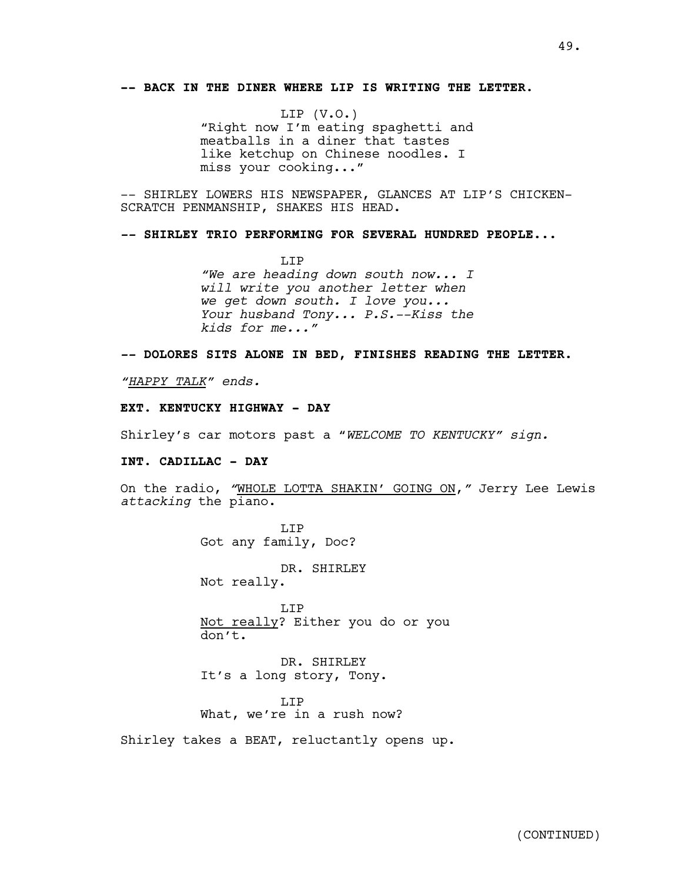**-- BACK IN THE DINER WHERE LIP IS WRITING THE LETTER.**

LIP (V.O.)
"Right now I'm eating spaghetti and meatballs in a diner that tastes like ketchup on Chinese noodles. I miss your cooking..."

-- SHIRLEY LOWERS HIS NEWSPAPER, GLANCES AT LIP'S CHICKEN-SCRATCH PENMANSHIP, SHAKES HIS HEAD.

**-- SHIRLEY TRIO PERFORMING FOR SEVERAL HUNDRED PEOPLE...**

LIP
*"We are heading down south now... I will write you another letter when we get down south. I love you... Your husband Tony... P.S.--Kiss the kids for me..."*

**-- DOLORES SITS ALONE IN BED, FINISHES READING THE LETTER.**

*"HAPPY TALK" ends.*

**EXT. KENTUCKY HIGHWAY - DAY**

Shirley's car motors past a "*WELCOME TO KENTUCKY" sign.*

**INT. CADILLAC - DAY**

On the radio, "WHOLE LOTTA SHAKIN' GOING ON," Jerry Lee Lewis *attacking* the piano.

LIP
Got any family, Doc?

DR. SHIRLEY
Not really.

LIP
Not really? Either you do or you don't.

DR. SHIRLEY
It's a long story, Tony.

LIP
What, we're in a rush now?

Shirley takes a BEAT, reluctantly opens up.

(CONTINUED)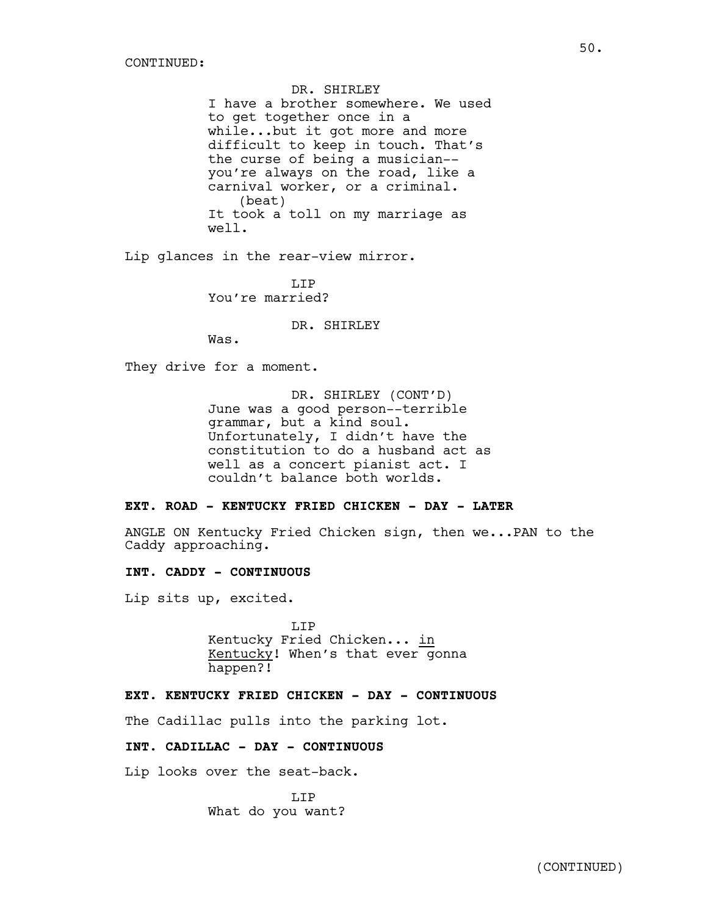CONTINUED:

DR. SHIRLEY
I have a brother somewhere. We used to get together once in a while...but it got more and more difficult to keep in touch. That's the curse of being a musician--you're always on the road, like a carnival worker, or a criminal.
(beat)
It took a toll on my marriage as well.

Lip glances in the rear-view mirror.

LIP
You're married?

DR. SHIRLEY
Was.

They drive for a moment.

DR. SHIRLEY (CONT'D)
June was a good person--terrible grammar, but a kind soul. Unfortunately, I didn't have the constitution to do a husband act as well as a concert pianist act. I couldn't balance both worlds.

**EXT. ROAD - KENTUCKY FRIED CHICKEN - DAY - LATER**

ANGLE ON Kentucky Fried Chicken sign, then we...PAN to the Caddy approaching.

**INT. CADDY - CONTINUOUS**

Lip sits up, excited.

LIP
Kentucky Fried Chicken... <u>in Kentucky</u>! When's that ever gonna happen?!

**EXT. KENTUCKY FRIED CHICKEN - DAY - CONTINUOUS**

The Cadillac pulls into the parking lot.

**INT. CADILLAC - DAY - CONTINUOUS**

Lip looks over the seat-back.

LIP
What do you want?

(CONTINUED)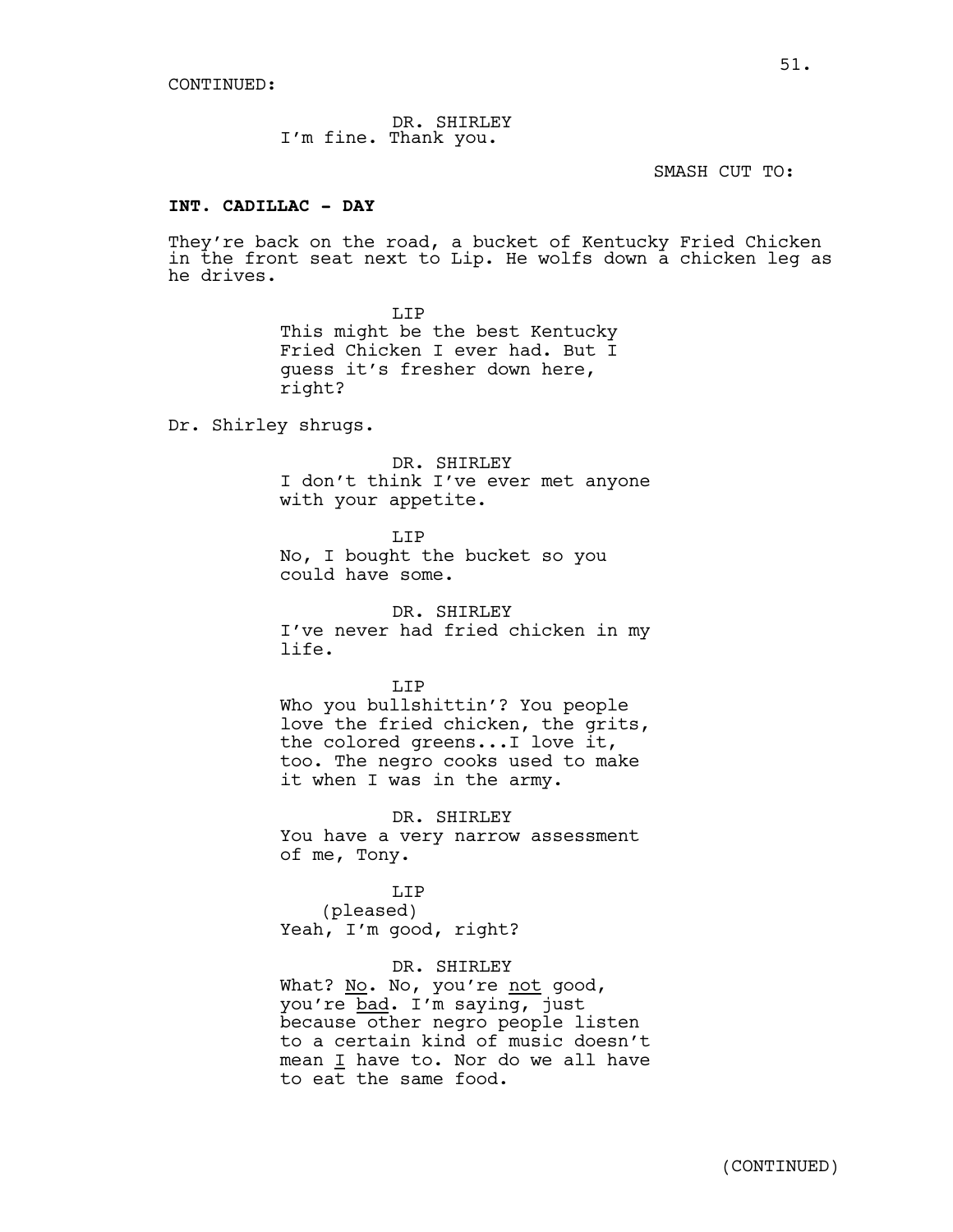CONTINUED:

DR. SHIRLEY
I'm fine. Thank you.

SMASH CUT TO:

**INT. CADILLAC - DAY**

They're back on the road, a bucket of Kentucky Fried Chicken in the front seat next to Lip. He wolfs down a chicken leg as he drives.

LIP
This might be the best Kentucky Fried Chicken I ever had. But I guess it's fresher down here, right?

Dr. Shirley shrugs.

DR. SHIRLEY
I don't think I've ever met anyone with your appetite.

LIP
No, I bought the bucket so you could have some.

DR. SHIRLEY
I've never had fried chicken in my life.

LIP
Who you bullshittin'? You people love the fried chicken, the grits, the colored greens...I love it, too. The negro cooks used to make it when I was in the army.

DR. SHIRLEY
You have a very narrow assessment of me, Tony.

LIP
(pleased)
Yeah, I'm good, right?

DR. SHIRLEY
What? <u>No</u>. No, you're <u>not</u> good, you're <u>bad</u>. I'm saying, just because other negro people listen to a certain kind of music doesn't mean <u>I</u> have to. Nor do we all have to eat the same food.

(CONTINUED)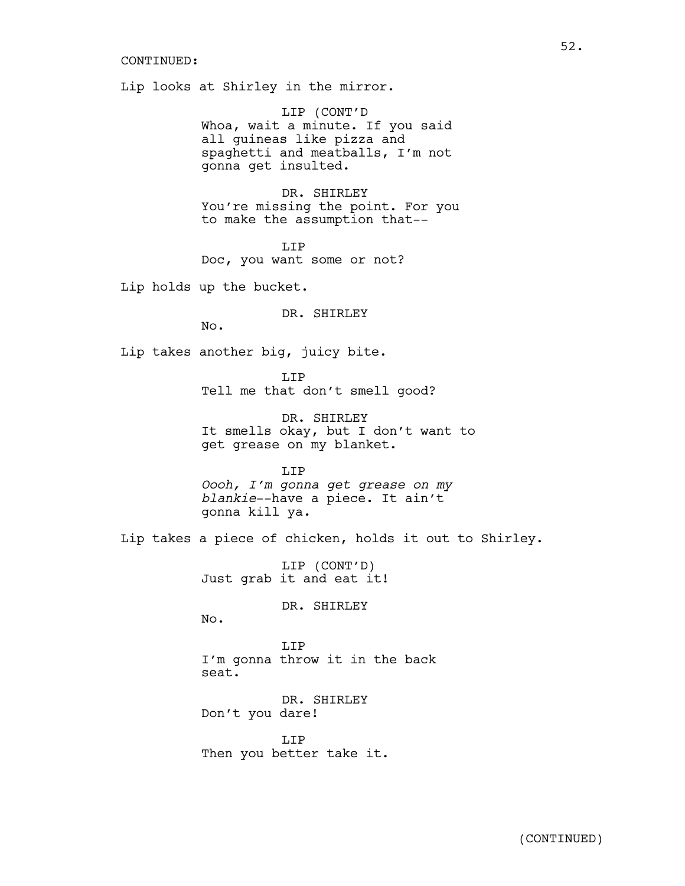CONTINUED:

Lip looks at Shirley in the mirror.

LIP (CONT'D)
Whoa, wait a minute. If you said all guineas like pizza and spaghetti and meatballs, I'm not gonna get insulted.

DR. SHIRLEY
You're missing the point. For you to make the assumption that--

LIP
Doc, you want some or not?

Lip holds up the bucket.

DR. SHIRLEY
No.

Lip takes another big, juicy bite.

LIP
Tell me that don't smell good?

DR. SHIRLEY
It smells okay, but I don't want to get grease on my blanket.

LIP
*Oooh, I'm gonna get grease on my blankie*--have a piece. It ain't gonna kill ya.

Lip takes a piece of chicken, holds it out to Shirley.

LIP (CONT'D)
Just grab it and eat it!

DR. SHIRLEY
No.

LIP
I'm gonna throw it in the back seat.

DR. SHIRLEY
Don't you dare!

LIP
Then you better take it.

(CONTINUED)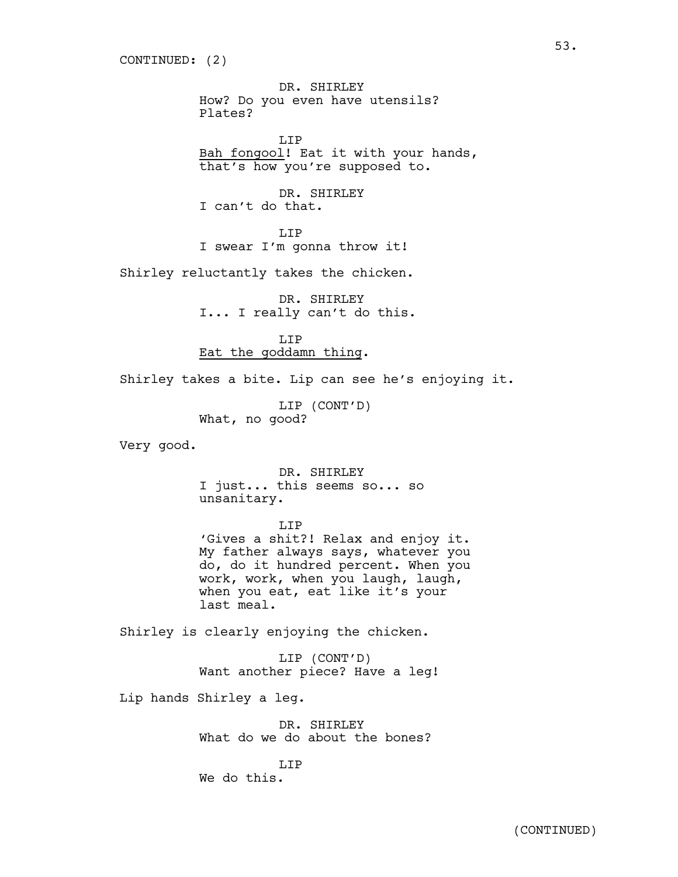CONTINUED: (2)

DR. SHIRLEY
How? Do you even have utensils? Plates?

LIP
Bah fongool! Eat it with your hands, that's how you're supposed to.

DR. SHIRLEY
I can't do that.

LIP
I swear I'm gonna throw it!

Shirley reluctantly takes the chicken.

DR. SHIRLEY
I... I really can't do this.

LIP
Eat the goddamn thing.

Shirley takes a bite. Lip can see he's enjoying it.

LIP (CONT'D)
What, no good?

Very good.

DR. SHIRLEY
I just... this seems so... so unsanitary.

LIP
'Gives a shit?! Relax and enjoy it. My father always says, whatever you do, do it hundred percent. When you work, work, when you laugh, laugh, when you eat, eat like it's your last meal.

Shirley is clearly enjoying the chicken.

LIP (CONT'D)
Want another piece? Have a leg!

Lip hands Shirley a leg.

DR. SHIRLEY
What do we do about the bones?

LIP
We do this.

(CONTINUED)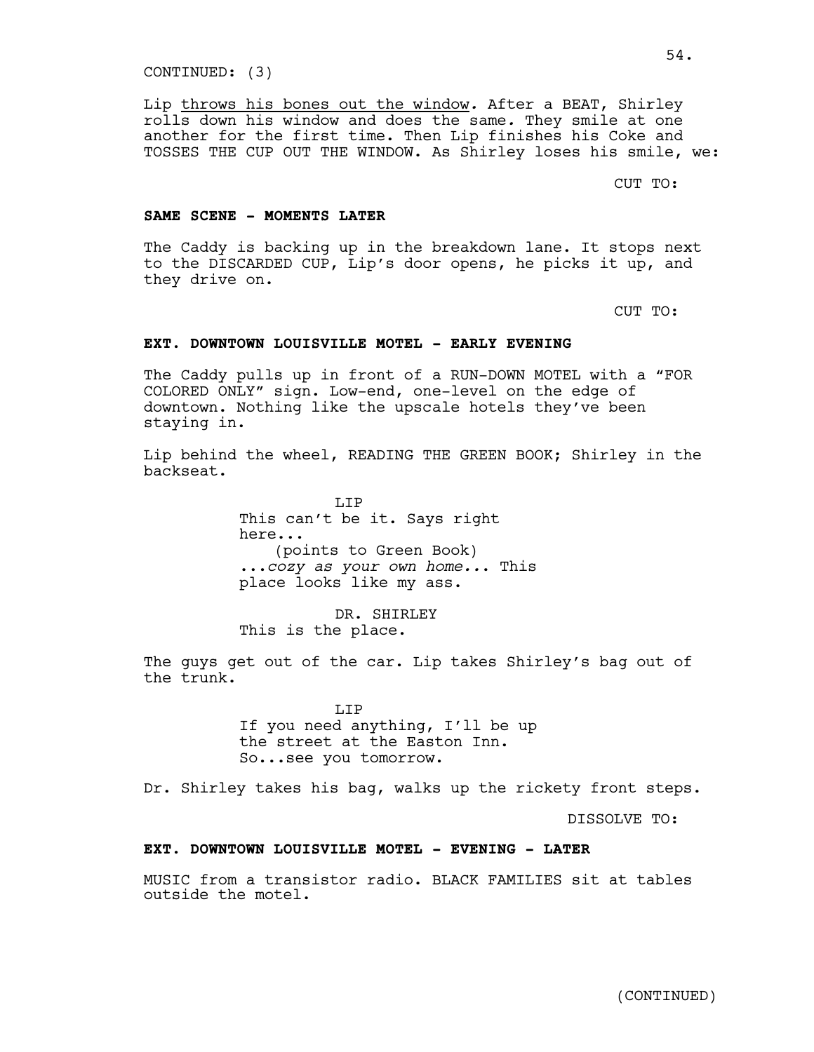CONTINUED: (3)

Lip <u>throws his bones out the window</u>. After a BEAT, Shirley rolls down his window and does the same. They smile at one another for the first time. Then Lip finishes his Coke and TOSSES THE CUP OUT THE WINDOW. As Shirley loses his smile, we:

CUT TO:

**SAME SCENE - MOMENTS LATER**

The Caddy is backing up in the breakdown lane. It stops next to the DISCARDED CUP, Lip's door opens, he picks it up, and they drive on.

CUT TO:

**EXT. DOWNTOWN LOUISVILLE MOTEL - EARLY EVENING**

The Caddy pulls up in front of a RUN-DOWN MOTEL with a "FOR COLORED ONLY" sign. Low-end, one-level on the edge of downtown. Nothing like the upscale hotels they've been staying in.

Lip behind the wheel, READING THE GREEN BOOK; Shirley in the backseat.

LIP
This can't be it. Says right here...
(points to Green Book)
...*cozy as your own home*... This place looks like my ass.

DR. SHIRLEY
This is the place.

The guys get out of the car. Lip takes Shirley's bag out of the trunk.

LIP
If you need anything, I'll be up the street at the Easton Inn. So...see you tomorrow.

Dr. Shirley takes his bag, walks up the rickety front steps.

DISSOLVE TO:

**EXT. DOWNTOWN LOUISVILLE MOTEL - EVENING - LATER**

MUSIC from a transistor radio. BLACK FAMILIES sit at tables outside the motel.

(CONTINUED)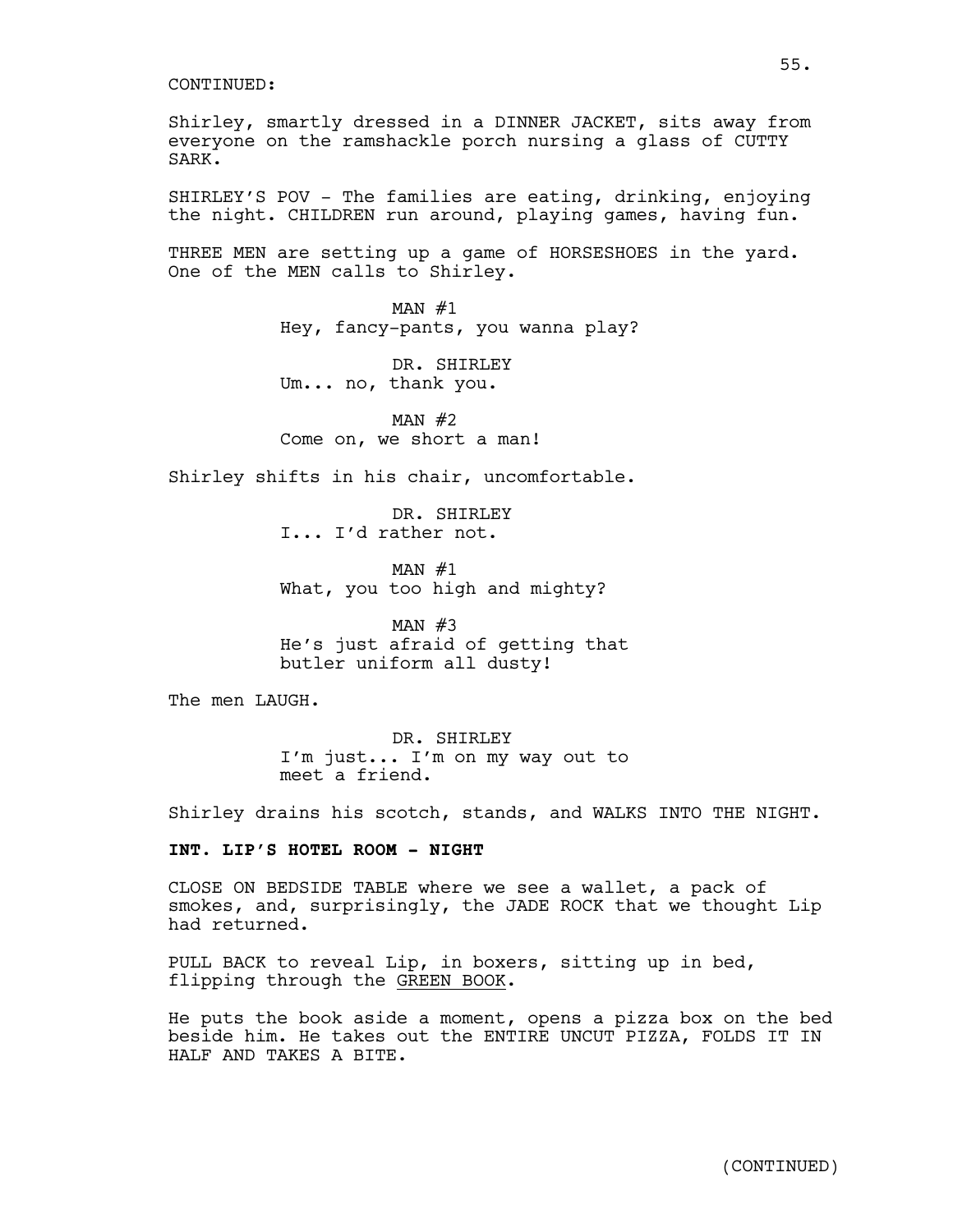CONTINUED:

Shirley, smartly dressed in a DINNER JACKET, sits away from everyone on the ramshackle porch nursing a glass of CUTTY SARK.

SHIRLEY'S POV - The families are eating, drinking, enjoying the night. CHILDREN run around, playing games, having fun.

THREE MEN are setting up a game of HORSESHOES in the yard. One of the MEN calls to Shirley.

MAN #1
Hey, fancy-pants, you wanna play?

DR. SHIRLEY
Um... no, thank you.

MAN #2
Come on, we short a man!

Shirley shifts in his chair, uncomfortable.

DR. SHIRLEY
I... I'd rather not.

MAN #1
What, you too high and mighty?

MAN #3
He's just afraid of getting that butler uniform all dusty!

The men LAUGH.

DR. SHIRLEY
I'm just... I'm on my way out to meet a friend.

Shirley drains his scotch, stands, and WALKS INTO THE NIGHT.

**INT. LIP'S HOTEL ROOM - NIGHT**

CLOSE ON BEDSIDE TABLE where we see a wallet, a pack of smokes, and, surprisingly, the JADE ROCK that we thought Lip had returned.

PULL BACK to reveal Lip, in boxers, sitting up in bed, flipping through the GREEN BOOK.

He puts the book aside a moment, opens a pizza box on the bed beside him. He takes out the ENTIRE UNCUT PIZZA, FOLDS IT IN HALF AND TAKES A BITE.

(CONTINUED)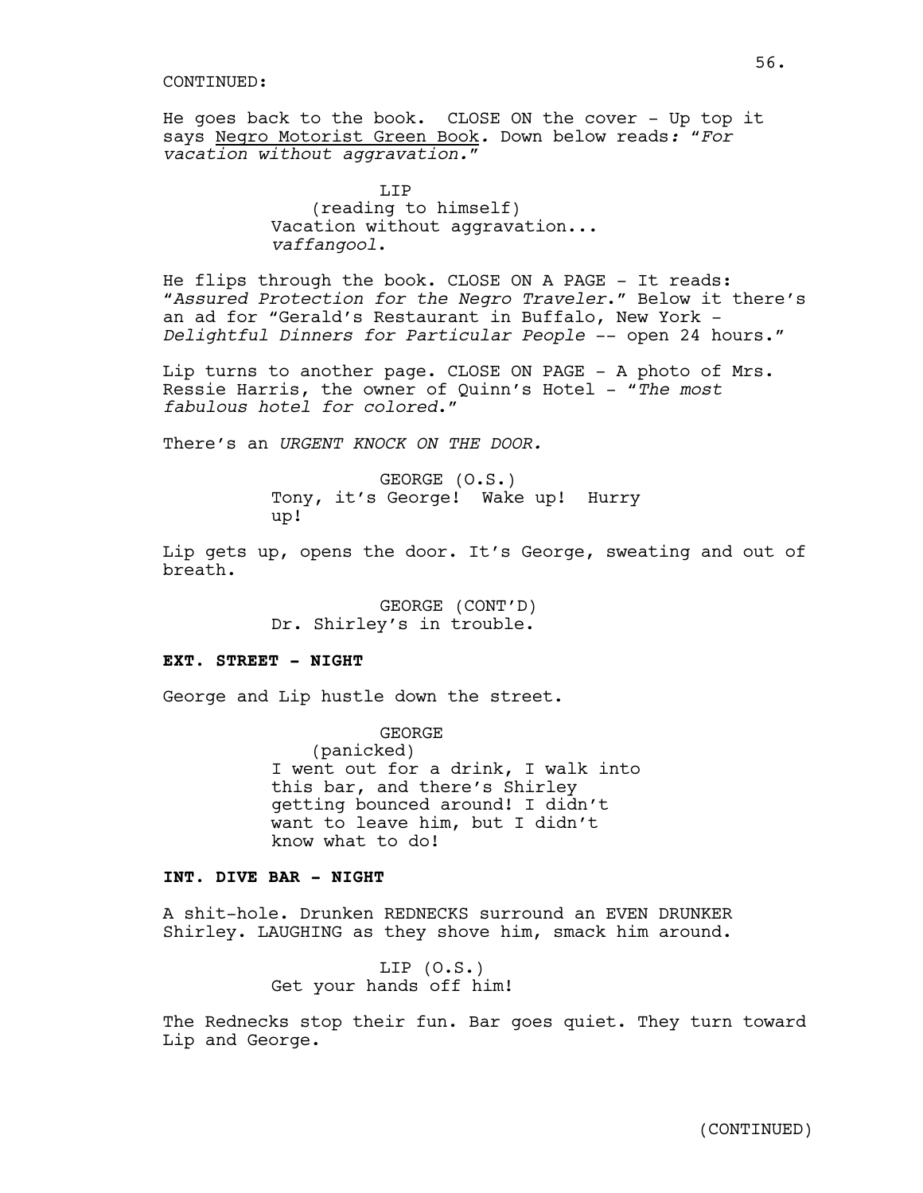CONTINUED:

He goes back to the book. CLOSE ON the cover - Up top it says Negro Motorist Green Book*.* Down below reads*:* "*For vacation without aggravation.*"

LIP
(reading to himself)
Vacation without aggravation...
*vaffangool*.

He flips through the book. CLOSE ON A PAGE - It reads: "*Assured Protection for the Negro Traveler*." Below it there's an ad for "Gerald's Restaurant in Buffalo, New York - *Delightful Dinners for Particular People* -- open 24 hours."

Lip turns to another page. CLOSE ON PAGE - A photo of Mrs. Ressie Harris, the owner of Quinn's Hotel - "*The most fabulous hotel for colored*."

There's an *URGENT KNOCK ON THE DOOR.*

GEORGE (O.S.)
Tony, it's George! Wake up! Hurry up!

Lip gets up, opens the door. It's George, sweating and out of breath.

GEORGE (CONT'D)
Dr. Shirley's in trouble.

**EXT. STREET - NIGHT**

George and Lip hustle down the street.

GEORGE
(panicked)
I went out for a drink, I walk into this bar, and there's Shirley getting bounced around! I didn't want to leave him, but I didn't know what to do!

**INT. DIVE BAR - NIGHT**

A shit-hole. Drunken REDNECKS surround an EVEN DRUNKER Shirley. LAUGHING as they shove him, smack him around.

LIP (O.S.)
Get your hands off him!

The Rednecks stop their fun. Bar goes quiet. They turn toward Lip and George.

(CONTINUED)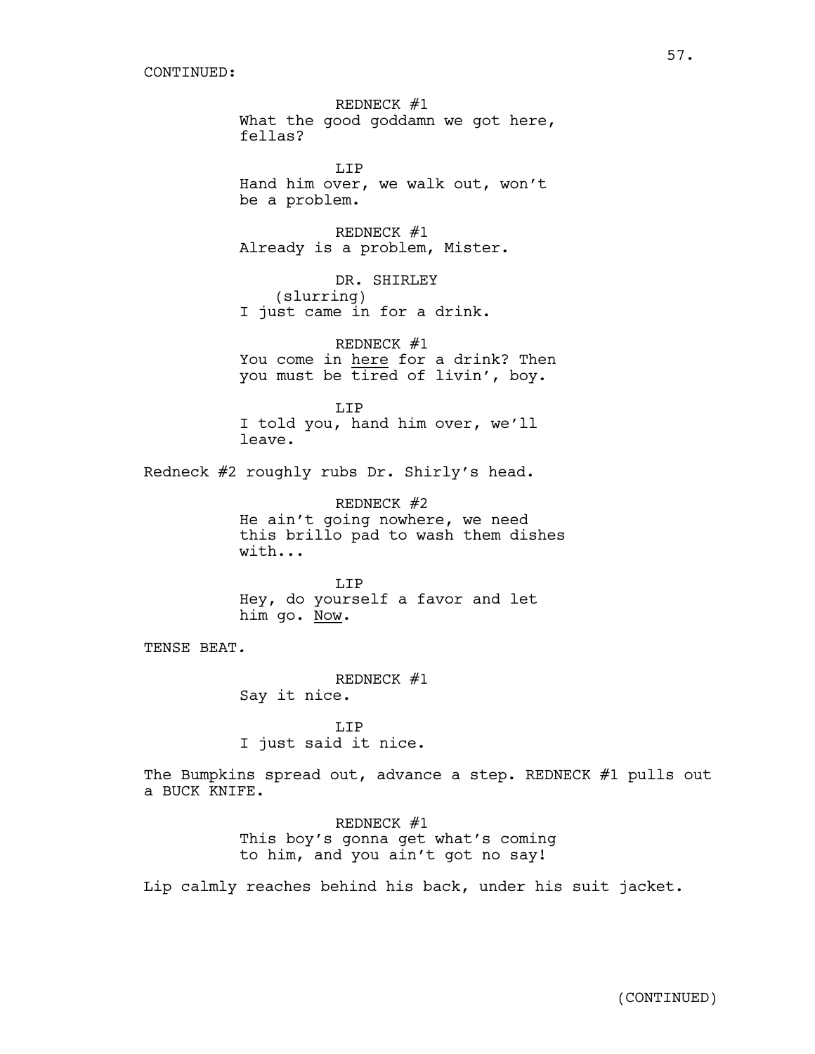CONTINUED:

REDNECK #1
What the good goddamn we got here, fellas?

LIP
Hand him over, we walk out, won't be a problem.

REDNECK #1
Already is a problem, Mister.

DR. SHIRLEY
(slurring)
I just came in for a drink.

REDNECK #1
You come in <u>here</u> for a drink? Then you must be tired of livin', boy.

LIP
I told you, hand him over, we'll leave.

Redneck #2 roughly rubs Dr. Shirly's head.

REDNECK #2
He ain't going nowhere, we need this brillo pad to wash them dishes with...

LIP
Hey, do yourself a favor and let him go. <u>Now</u>.

TENSE BEAT.

REDNECK #1
Say it nice.

LIP
I just said it nice.

The Bumpkins spread out, advance a step. REDNECK #1 pulls out a BUCK KNIFE.

REDNECK #1
This boy's gonna get what's coming to him, and you ain't got no say!

Lip calmly reaches behind his back, under his suit jacket.

(CONTINUED)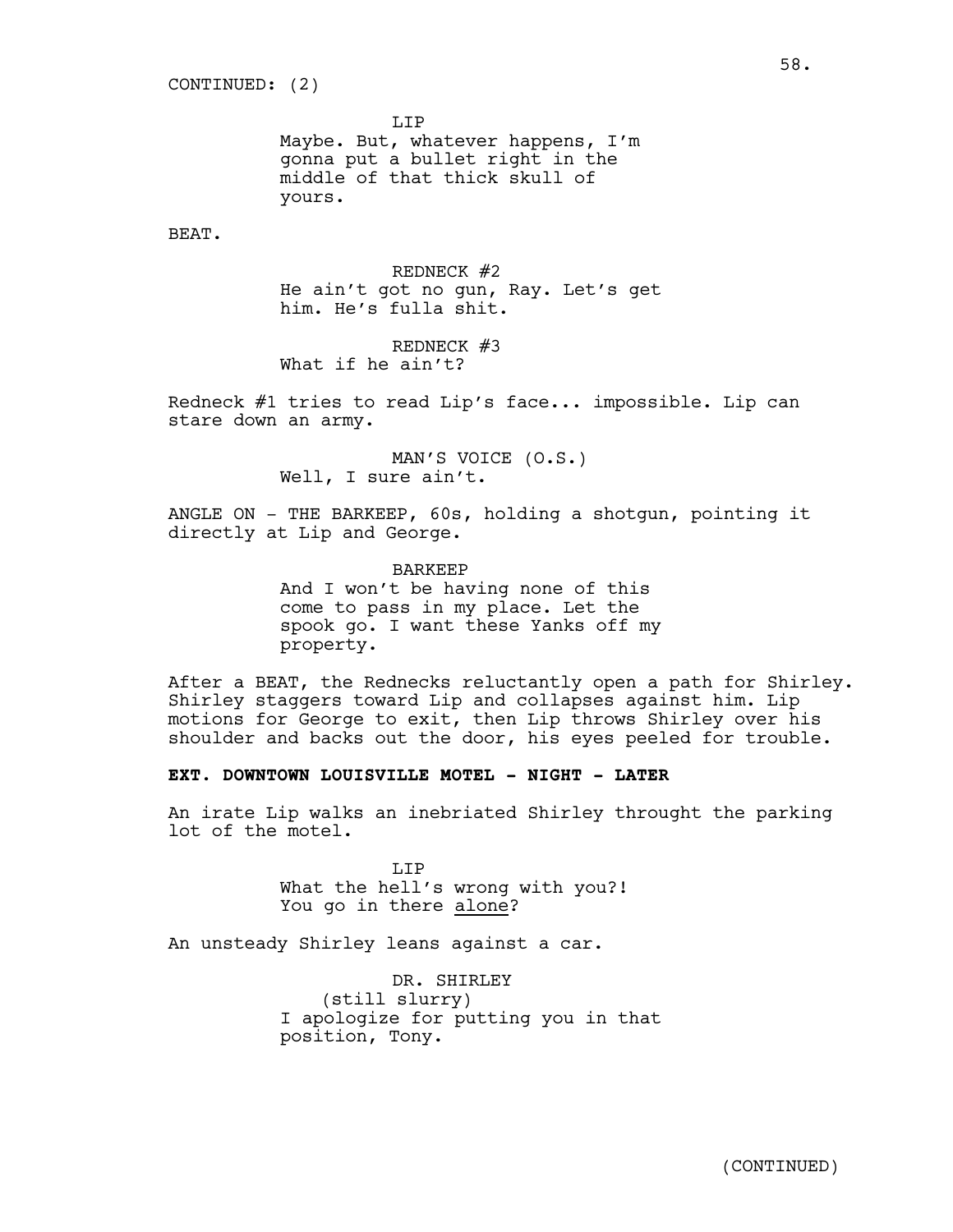CONTINUED: (2)

LIP
Maybe. But, whatever happens, I'm gonna put a bullet right in the middle of that thick skull of yours.

BEAT.

REDNECK #2
He ain't got no gun, Ray. Let's get him. He's fulla shit.

REDNECK #3
What if he ain't?

Redneck #1 tries to read Lip's face... impossible. Lip can stare down an army.

MAN'S VOICE (O.S.)
Well, I sure ain't.

ANGLE ON - THE BARKEEP, 60s, holding a shotgun, pointing it directly at Lip and George.

BARKEEP
And I won't be having none of this come to pass in my place. Let the spook go. I want these Yanks off my property.

After a BEAT, the Rednecks reluctantly open a path for Shirley. Shirley staggers toward Lip and collapses against him. Lip motions for George to exit, then Lip throws Shirley over his shoulder and backs out the door, his eyes peeled for trouble.

**EXT. DOWNTOWN LOUISVILLE MOTEL - NIGHT - LATER**

An irate Lip walks an inebriated Shirley throught the parking lot of the motel.

LIP
What the hell's wrong with you?! You go in there <u>alone</u>?

An unsteady Shirley leans against a car.

DR. SHIRLEY
(still slurry)
I apologize for putting you in that position, Tony.

(CONTINUED)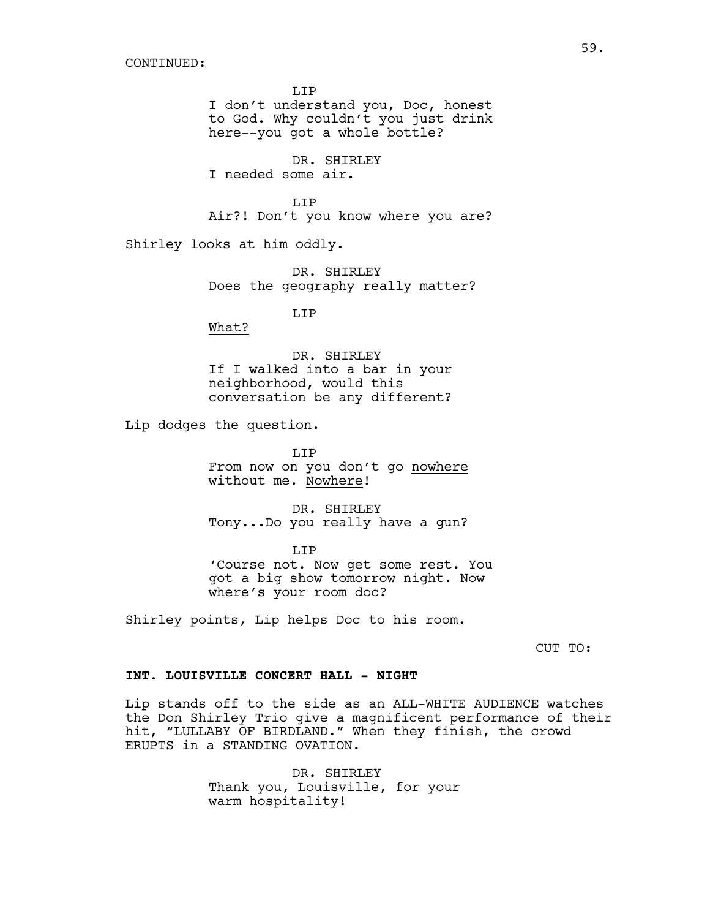CONTINUED:

LIP
I don't understand you, Doc, honest to God. Why couldn't you just drink here--you got a whole bottle?

DR. SHIRLEY
I needed some air.

LIP
Air?! Don't you know where you are?

Shirley looks at him oddly.

DR. SHIRLEY
Does the geography really matter?

LIP
What?

DR. SHIRLEY
If I walked into a bar in your neighborhood, would this conversation be any different?

Lip dodges the question.

LIP
From now on you don't go nowhere without me. Nowhere!

DR. SHIRLEY
Tony...Do you really have a gun?

LIP
'Course not. Now get some rest. You got a big show tomorrow night. Now where's your room doc?

Shirley points, Lip helps Doc to his room.

CUT TO:

**INT. LOUISVILLE CONCERT HALL - NIGHT**

Lip stands off to the side as an ALL-WHITE AUDIENCE watches the Don Shirley Trio give a magnificent performance of their hit, "LULLABY OF BIRDLAND." When they finish, the crowd ERUPTS in a STANDING OVATION.

DR. SHIRLEY
Thank you, Louisville, for your warm hospitality!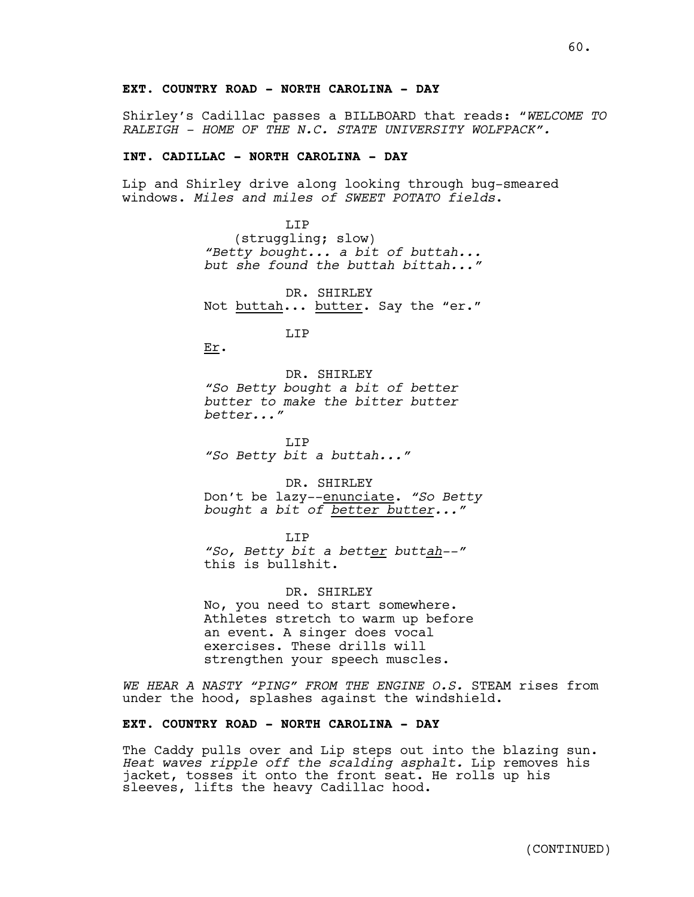**EXT. COUNTRY ROAD - NORTH CAROLINA - DAY**

Shirley's Cadillac passes a BILLBOARD that reads: "*WELCOME TO RALEIGH - HOME OF THE N.C. STATE UNIVERSITY WOLFPACK".*

**INT. CADILLAC - NORTH CAROLINA - DAY**

Lip and Shirley drive along looking through bug-smeared windows. *Miles and miles of SWEET POTATO fields*.

LIP
(struggling; slow)
*"Betty bought... a bit of buttah... but she found the buttah bittah..."*

DR. SHIRLEY
Not buttah... butter. Say the "er."

LIP
Er.

DR. SHIRLEY
*"So Betty bought a bit of better butter to make the bitter butter better..."*

LIP
*"So Betty bit a buttah..."*

DR. SHIRLEY
Don't be lazy--enunciate. *"So Betty bought a bit of better butter..."*

LIP
*"So, Betty bit a better buttah--"* this is bullshit.

DR. SHIRLEY
No, you need to start somewhere. Athletes stretch to warm up before an event. A singer does vocal exercises. These drills will strengthen your speech muscles.

*WE HEAR A NASTY "PING" FROM THE ENGINE O.S.* STEAM rises from under the hood, splashes against the windshield.

**EXT. COUNTRY ROAD - NORTH CAROLINA - DAY**

The Caddy pulls over and Lip steps out into the blazing sun. *Heat waves ripple off the scalding asphalt.* Lip removes his jacket, tosses it onto the front seat. He rolls up his sleeves, lifts the heavy Cadillac hood.

(CONTINUED)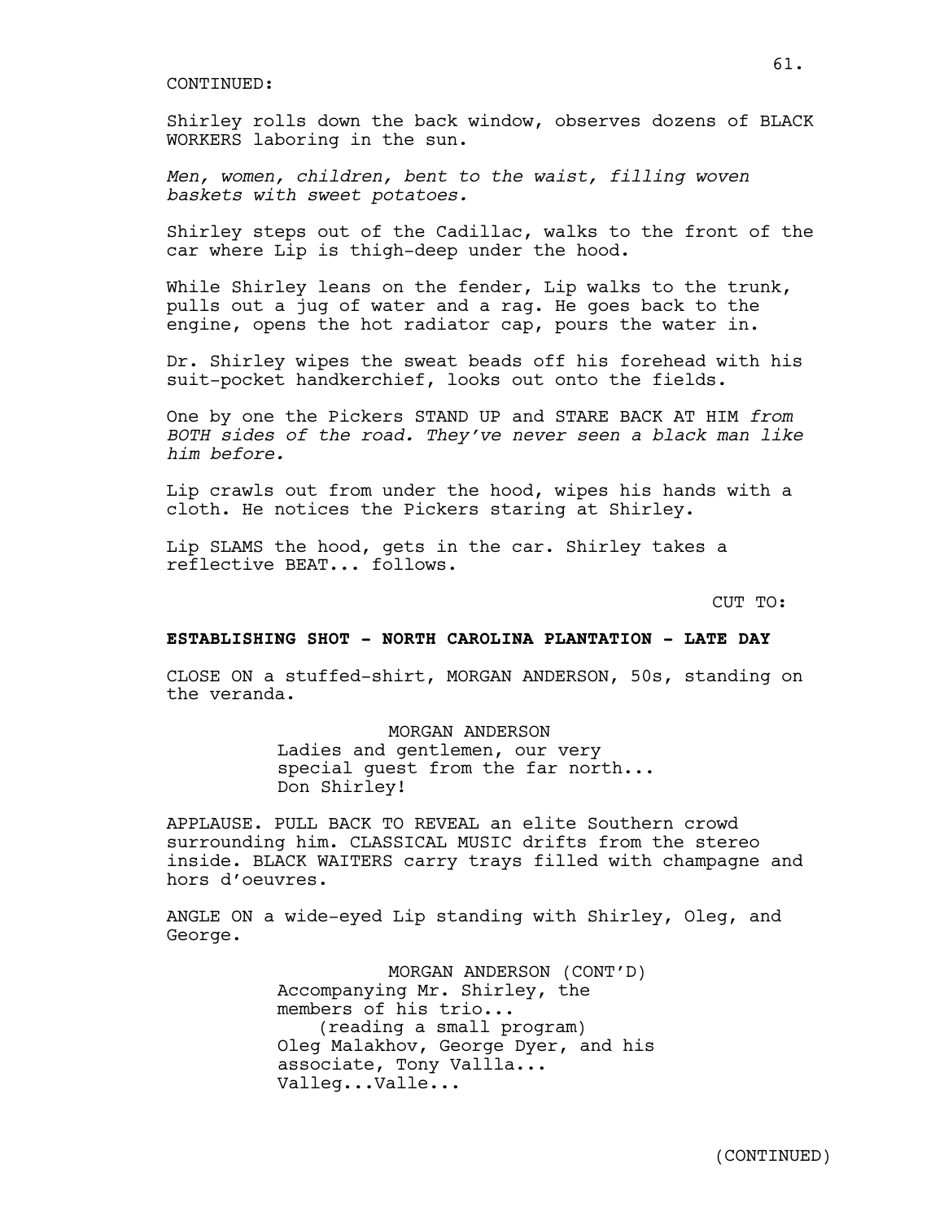CONTINUED:

Shirley rolls down the back window, observes dozens of BLACK WORKERS laboring in the sun.

*Men, women, children, bent to the waist, filling woven baskets with sweet potatoes.*

Shirley steps out of the Cadillac, walks to the front of the car where Lip is thigh-deep under the hood.

While Shirley leans on the fender, Lip walks to the trunk, pulls out a jug of water and a rag. He goes back to the engine, opens the hot radiator cap, pours the water in.

Dr. Shirley wipes the sweat beads off his forehead with his suit-pocket handkerchief, looks out onto the fields.

One by one the Pickers STAND UP and STARE BACK AT HIM *from BOTH sides of the road. They've never seen a black man like him before.*

Lip crawls out from under the hood, wipes his hands with a cloth. He notices the Pickers staring at Shirley.

Lip SLAMS the hood, gets in the car. Shirley takes a reflective BEAT... follows.

CUT TO:

**ESTABLISHING SHOT - NORTH CAROLINA PLANTATION - LATE DAY**

CLOSE ON a stuffed-shirt, MORGAN ANDERSON, 50s, standing on the veranda.

MORGAN ANDERSON
Ladies and gentlemen, our very special guest from the far north... Don Shirley!

APPLAUSE. PULL BACK TO REVEAL an elite Southern crowd surrounding him. CLASSICAL MUSIC drifts from the stereo inside. BLACK WAITERS carry trays filled with champagne and hors d'oeuvres.

ANGLE ON a wide-eyed Lip standing with Shirley, Oleg, and George.

MORGAN ANDERSON (CONT'D)
Accompanying Mr. Shirley, the members of his trio...
(reading a small program)
Oleg Malakhov, George Dyer, and his associate, Tony Vallla... Valleg...Valle...

(CONTINUED)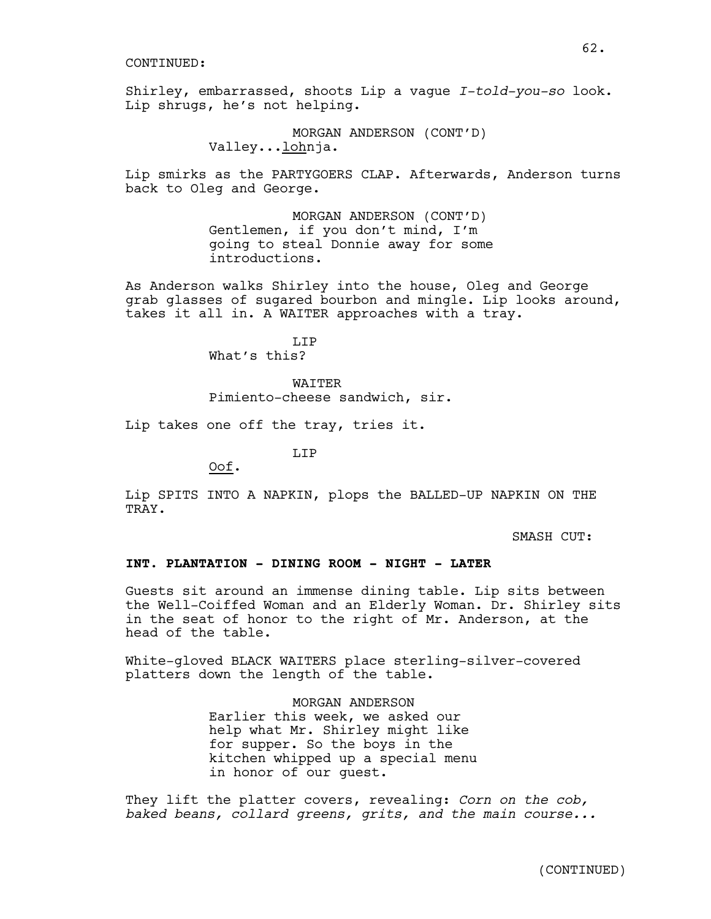CONTINUED:

Shirley, embarrassed, shoots Lip a vague *I-told-you-so* look. Lip shrugs, he's not helping.

MORGAN ANDERSON (CONT'D)
Valley...<u>loh</u>nja.

Lip smirks as the PARTYGOERS CLAP. Afterwards, Anderson turns back to Oleg and George.

MORGAN ANDERSON (CONT'D)
Gentlemen, if you don't mind, I'm going to steal Donnie away for some introductions.

As Anderson walks Shirley into the house, Oleg and George grab glasses of sugared bourbon and mingle. Lip looks around, takes it all in. A WAITER approaches with a tray.

LIP
What's this?

WAITER
Pimiento-cheese sandwich, sir.

Lip takes one off the tray, tries it.

LIP
<u>Oof</u>.

Lip SPITS INTO A NAPKIN, plops the BALLED-UP NAPKIN ON THE TRAY.

SMASH CUT:

**INT. PLANTATION - DINING ROOM - NIGHT - LATER**

Guests sit around an immense dining table. Lip sits between the Well-Coiffed Woman and an Elderly Woman. Dr. Shirley sits in the seat of honor to the right of Mr. Anderson, at the head of the table.

White-gloved BLACK WAITERS place sterling-silver-covered platters down the length of the table.

MORGAN ANDERSON
Earlier this week, we asked our help what Mr. Shirley might like for supper. So the boys in the kitchen whipped up a special menu in honor of our guest.

They lift the platter covers, revealing: *Corn on the cob, baked beans, collard greens, grits, and the main course...*

(CONTINUED)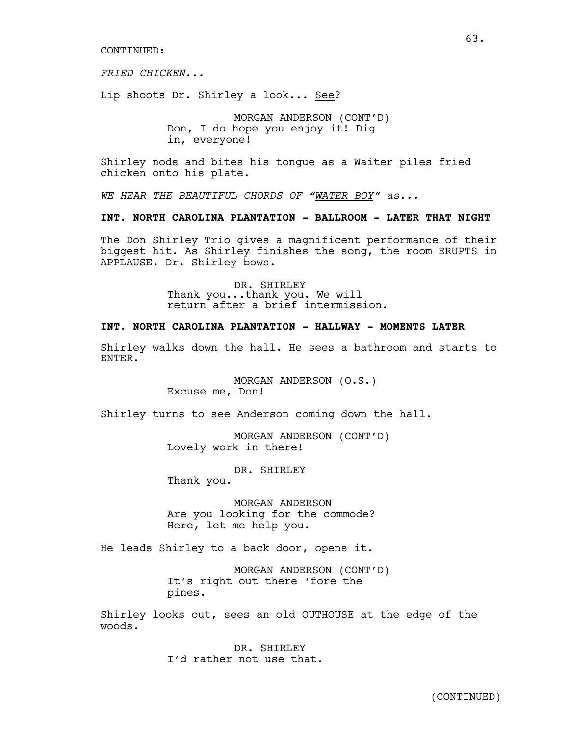CONTINUED:

*FRIED CHICKEN...*

Lip shoots Dr. Shirley a look... <u>See</u>?

MORGAN ANDERSON (CONT'D)
Don, I do hope you enjoy it! Dig in, everyone!

Shirley nods and bites his tongue as a Waiter piles fried chicken onto his plate.

*WE HEAR THE BEAUTIFUL CHORDS OF "<u>WATER BOY</u>" as...*

**INT. NORTH CAROLINA PLANTATION - BALLROOM - LATER THAT NIGHT**

The Don Shirley Trio gives a magnificent performance of their biggest hit. As Shirley finishes the song, the room ERUPTS in APPLAUSE. Dr. Shirley bows.

DR. SHIRLEY
Thank you...thank you. We will return after a brief intermission.

**INT. NORTH CAROLINA PLANTATION - HALLWAY - MOMENTS LATER**

Shirley walks down the hall. He sees a bathroom and starts to ENTER.

MORGAN ANDERSON (O.S.)
Excuse me, Don!

Shirley turns to see Anderson coming down the hall.

MORGAN ANDERSON (CONT'D)
Lovely work in there!

DR. SHIRLEY
Thank you.

MORGAN ANDERSON
Are you looking for the commode? Here, let me help you.

He leads Shirley to a back door, opens it.

MORGAN ANDERSON (CONT'D)
It's right out there 'fore the pines.

Shirley looks out, sees an old OUTHOUSE at the edge of the woods.

DR. SHIRLEY
I'd rather not use that.

(CONTINUED)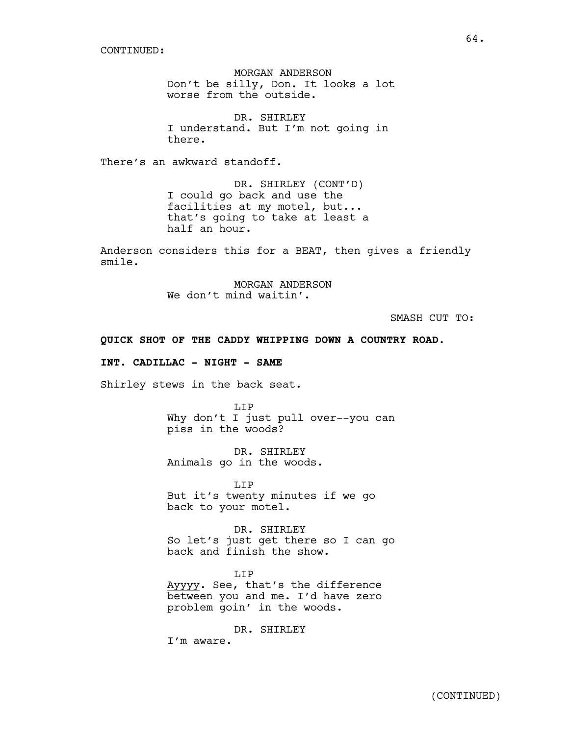CONTINUED:

MORGAN ANDERSON
Don't be silly, Don. It looks a lot worse from the outside.

DR. SHIRLEY
I understand. But I'm not going in there.

There's an awkward standoff.

DR. SHIRLEY (CONT'D)
I could go back and use the facilities at my motel, but... that's going to take at least a half an hour.

Anderson considers this for a BEAT, then gives a friendly smile.

MORGAN ANDERSON
We don't mind waitin'.

SMASH CUT TO:

**QUICK SHOT OF THE CADDY WHIPPING DOWN A COUNTRY ROAD.**

**INT. CADILLAC - NIGHT - SAME**

Shirley stews in the back seat.

LIP
Why don't I just pull over--you can piss in the woods?

DR. SHIRLEY
Animals go in the woods.

LIP
But it's twenty minutes if we go back to your motel.

DR. SHIRLEY
So let's just get there so I can go back and finish the show.

LIP
Ayyyy. See, that's the difference between you and me. I'd have zero problem goin' in the woods.

DR. SHIRLEY
I'm aware.

(CONTINUED)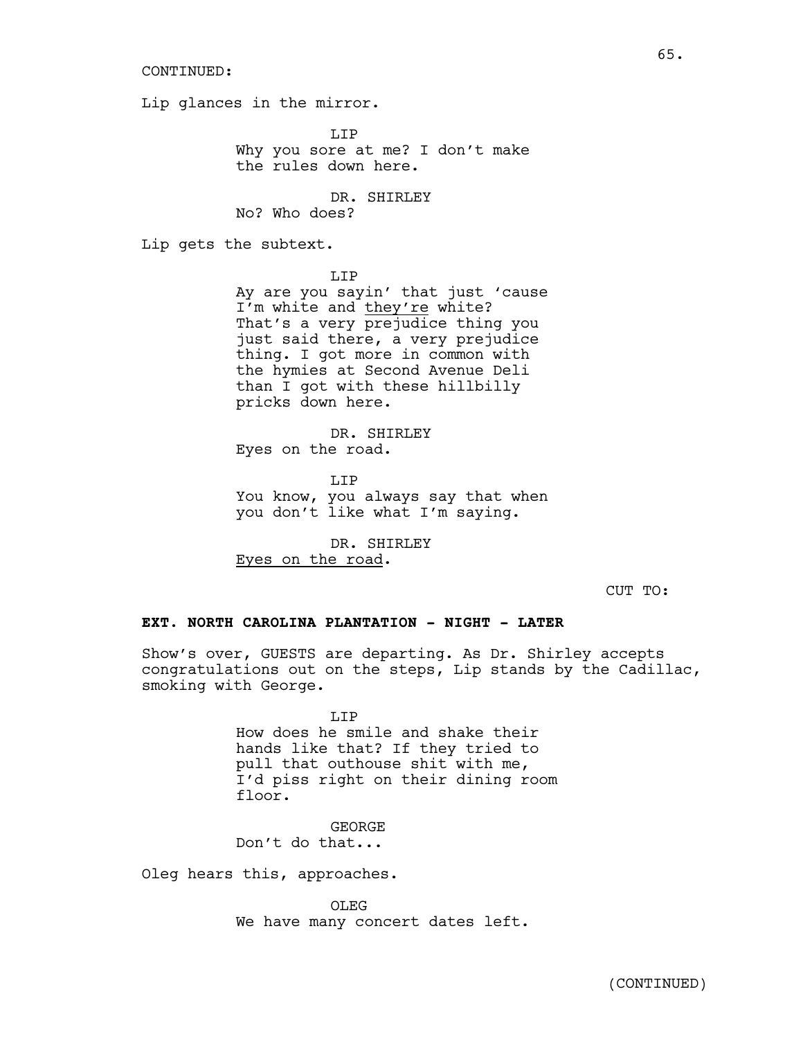CONTINUED:

Lip glances in the mirror.

LIP
Why you sore at me? I don't make the rules down here.

DR. SHIRLEY
No? Who does?

Lip gets the subtext.

LIP
Ay are you sayin' that just 'cause I'm white and <u>they're</u> white? That's a very prejudice thing you just said there, a very prejudice thing. I got more in common with the hymies at Second Avenue Deli than I got with these hillbilly pricks down here.

DR. SHIRLEY
Eyes on the road.

LIP
You know, you always say that when you don't like what I'm saying.

DR. SHIRLEY
<u>Eyes on the road</u>.

CUT TO:

**EXT. NORTH CAROLINA PLANTATION - NIGHT - LATER**

Show's over, GUESTS are departing. As Dr. Shirley accepts congratulations out on the steps, Lip stands by the Cadillac, smoking with George.

LIP
How does he smile and shake their hands like that? If they tried to pull that outhouse shit with me, I'd piss right on their dining room floor.

GEORGE
Don't do that...

Oleg hears this, approaches.

OLEG
We have many concert dates left.

(CONTINUED)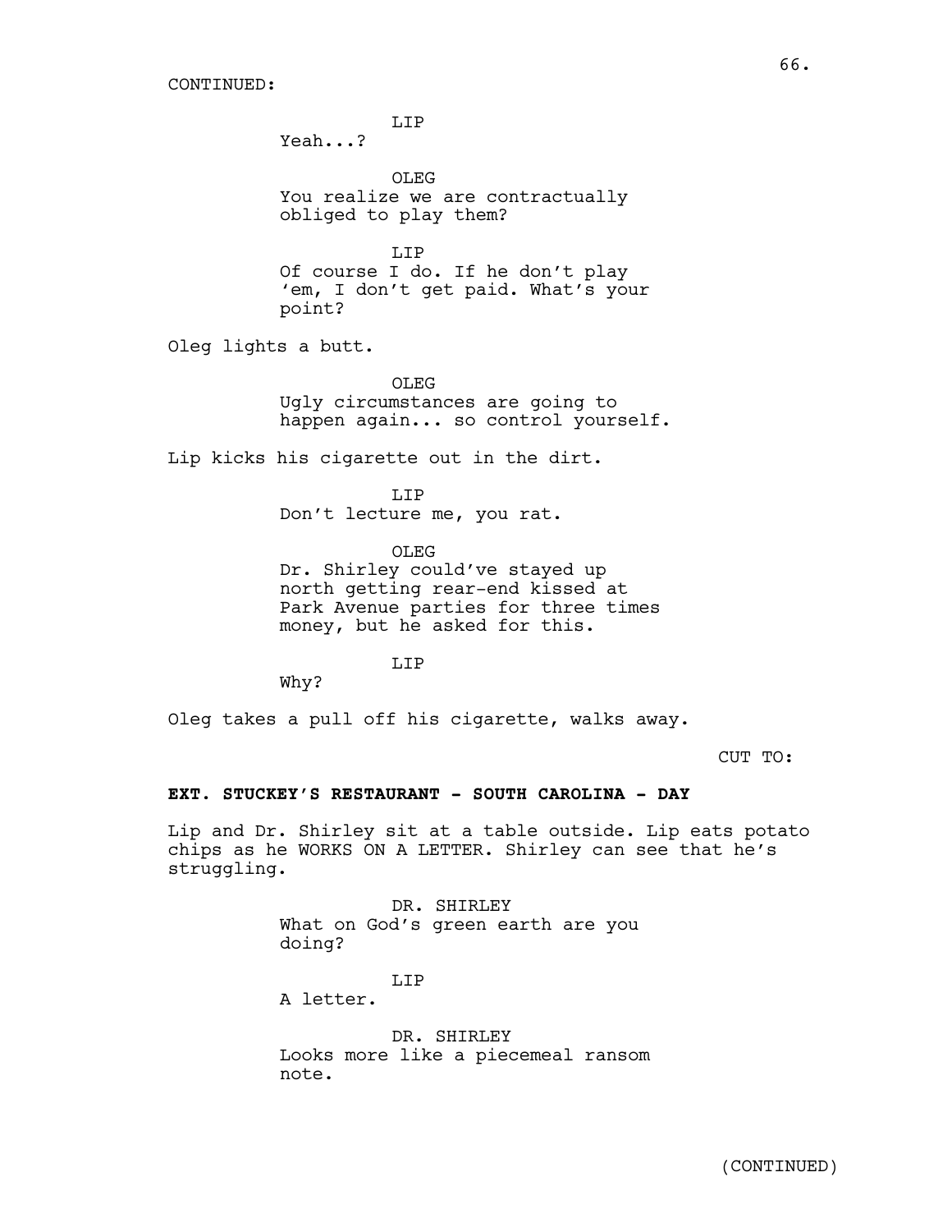CONTINUED:

LIP
Yeah...?

OLEG
You realize we are contractually obliged to play them?

LIP
Of course I do. If he don't play 'em, I don't get paid. What's your point?

Oleg lights a butt.

OLEG
Ugly circumstances are going to happen again... so control yourself.

Lip kicks his cigarette out in the dirt.

LIP
Don't lecture me, you rat.

OLEG
Dr. Shirley could've stayed up north getting rear-end kissed at Park Avenue parties for three times money, but he asked for this.

LIP
Why?

Oleg takes a pull off his cigarette, walks away.

CUT TO:

**EXT. STUCKEY'S RESTAURANT - SOUTH CAROLINA - DAY**

Lip and Dr. Shirley sit at a table outside. Lip eats potato chips as he WORKS ON A LETTER. Shirley can see that he's struggling.

DR. SHIRLEY
What on God's green earth are you doing?

LIP
A letter.

DR. SHIRLEY
Looks more like a piecemeal ransom note.

(CONTINUED)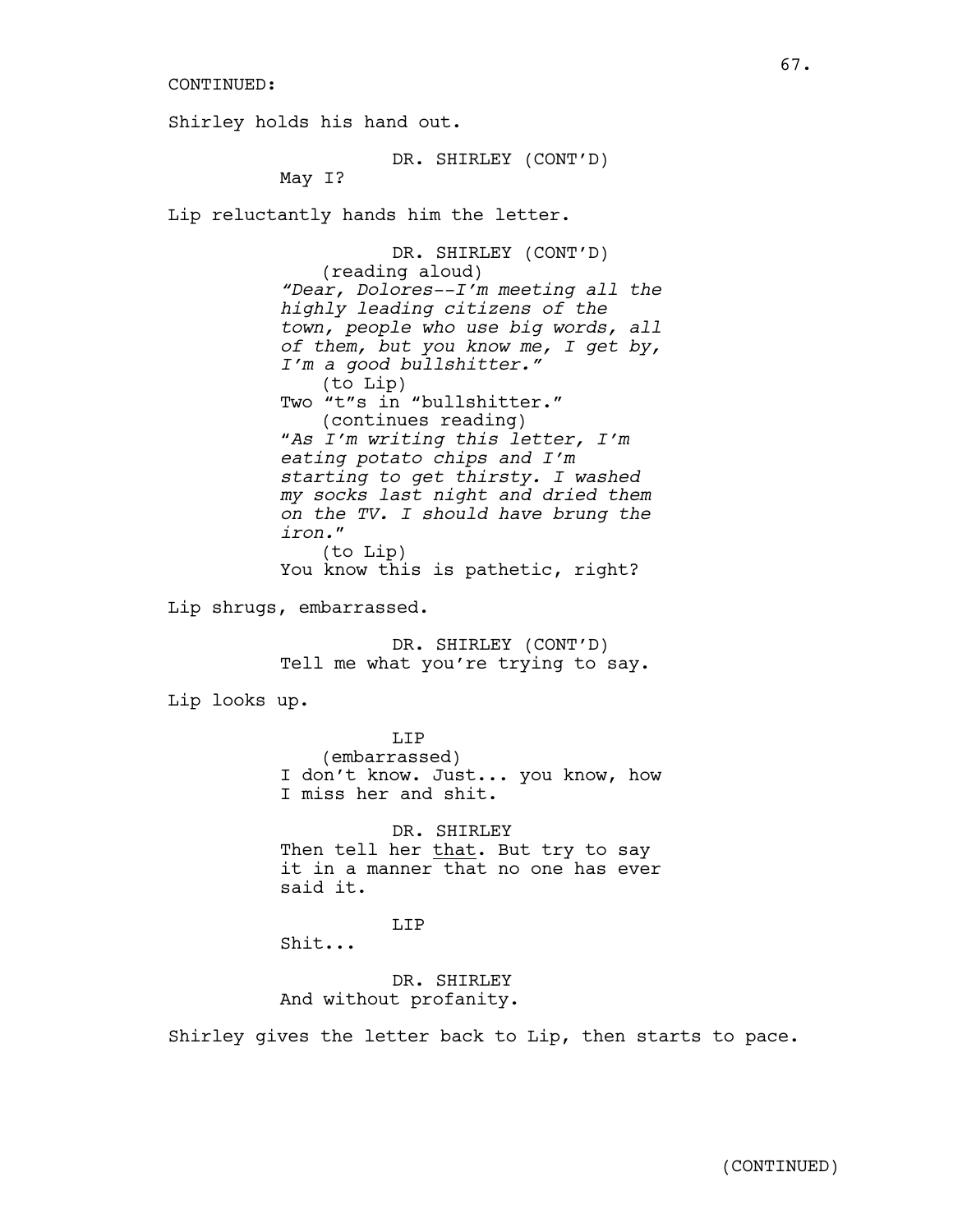CONTINUED:

Shirley holds his hand out.

DR. SHIRLEY (CONT'D)
May I?

Lip reluctantly hands him the letter.

DR. SHIRLEY (CONT'D)
(reading aloud)
*"Dear, Dolores--I'm meeting all the highly leading citizens of the town, people who use big words, all of them, but you know me, I get by, I'm a good bullshitter."*
(to Lip)
Two "t"s in "bullshitter."
(continues reading)
*"As I'm writing this letter, I'm eating potato chips and I'm starting to get thirsty. I washed my socks last night and dried them on the TV. I should have brung the iron."*
(to Lip)
You know this is pathetic, right?

Lip shrugs, embarrassed.

DR. SHIRLEY (CONT'D)
Tell me what you're trying to say.

Lip looks up.

LIP
(embarrassed)
I don't know. Just... you know, how I miss her and shit.

DR. SHIRLEY
Then tell her <u>that</u>. But try to say it in a manner that no one has ever said it.

LIP
Shit...

DR. SHIRLEY
And without profanity.

Shirley gives the letter back to Lip, then starts to pace.

(CONTINUED)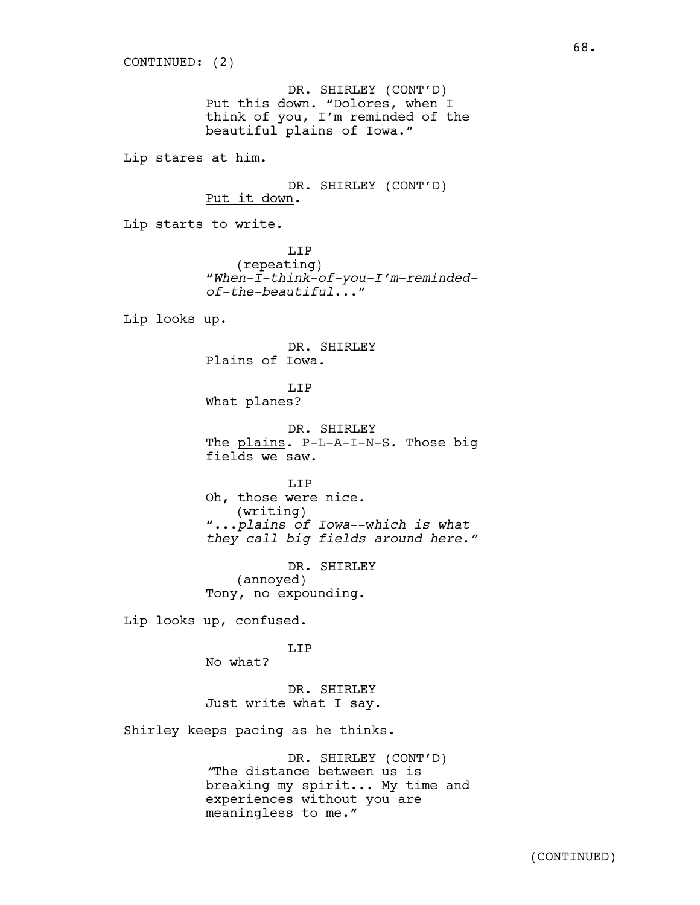CONTINUED: (2)

DR. SHIRLEY (CONT'D)
Put this down. "Dolores, when I think of you, I'm reminded of the beautiful plains of Iowa."

Lip stares at him.

DR. SHIRLEY (CONT'D)
Put it down.

Lip starts to write.

LIP
(repeating)
"*When-I-think-of-you-I'm-reminded-of-the-beautiful...*"

Lip looks up.

DR. SHIRLEY
Plains of Iowa.

LIP
What planes?

DR. SHIRLEY
The plains. P-L-A-I-N-S. Those big fields we saw.

LIP
Oh, those were nice.
(writing)
"*...plains of Iowa--which is what they call big fields around here.*"

DR. SHIRLEY
(annoyed)
Tony, no expounding.

Lip looks up, confused.

LIP
No what?

DR. SHIRLEY
Just write what I say.

Shirley keeps pacing as he thinks.

DR. SHIRLEY (CONT'D)
"The distance between us is breaking my spirit... My time and experiences without you are meaningless to me."

(CONTINUED)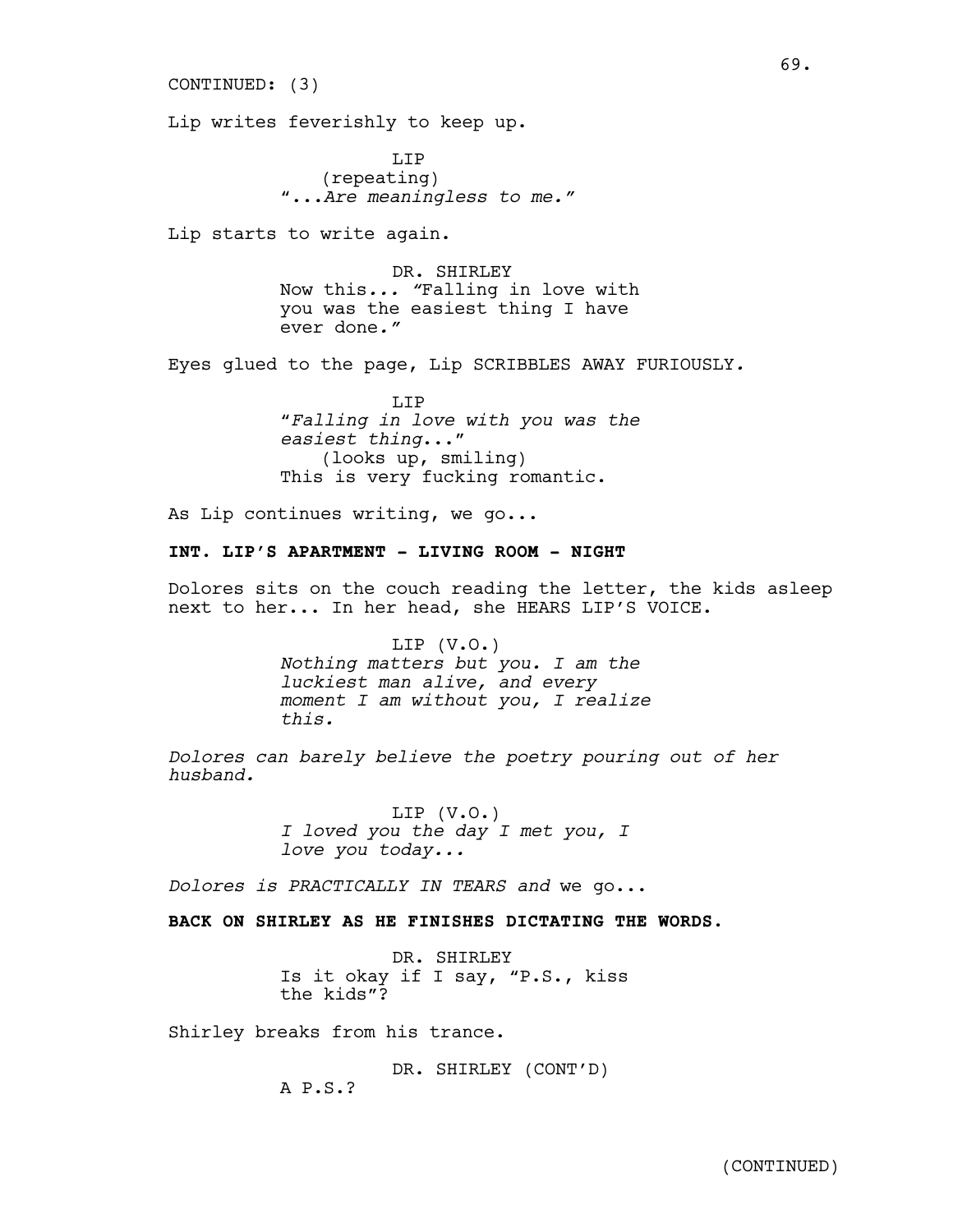CONTINUED: (3)

Lip writes feverishly to keep up.

LIP
(repeating)
*"...Are meaningless to me."*

Lip starts to write again.

DR. SHIRLEY
Now this... *"Falling in love with you was the easiest thing I have ever done."*

Eyes glued to the page, Lip SCRIBBLES AWAY FURIOUSLY.

LIP
*"Falling in love with you was the easiest thing..."*
(looks up, smiling)
This is very fucking romantic.

As Lip continues writing, we go...

**INT. LIP'S APARTMENT - LIVING ROOM - NIGHT**

Dolores sits on the couch reading the letter, the kids asleep next to her... In her head, she HEARS LIP'S VOICE.

LIP (V.O.)
*Nothing matters but you. I am the luckiest man alive, and every moment I am without you, I realize this.*

*Dolores can barely believe the poetry pouring out of her husband.*

LIP (V.O.)
*I loved you the day I met you, I love you today...*

*Dolores is PRACTICALLY IN TEARS and* we go...

**BACK ON SHIRLEY AS HE FINISHES DICTATING THE WORDS.**

DR. SHIRLEY
Is it okay if I say, "P.S., kiss the kids"?

Shirley breaks from his trance.

DR. SHIRLEY (CONT'D)
A P.S.?

(CONTINUED)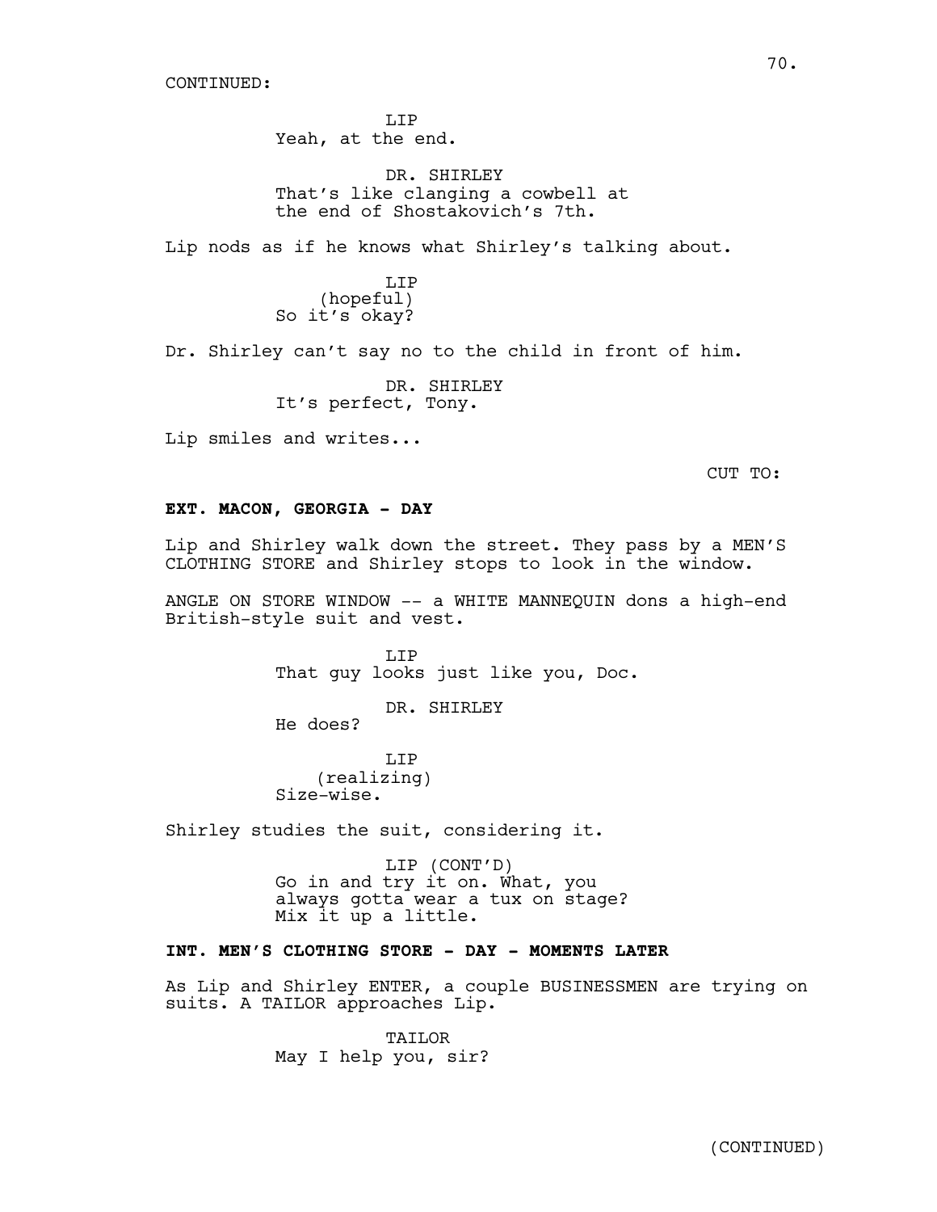CONTINUED:

LIP
Yeah, at the end.

DR. SHIRLEY
That's like clanging a cowbell at the end of Shostakovich's 7th.

Lip nods as if he knows what Shirley's talking about.

LIP
(hopeful)
So it's okay?

Dr. Shirley can't say no to the child in front of him.

DR. SHIRLEY
It's perfect, Tony.

Lip smiles and writes...

CUT TO:

**EXT. MACON, GEORGIA - DAY**

Lip and Shirley walk down the street. They pass by a MEN'S CLOTHING STORE and Shirley stops to look in the window.

ANGLE ON STORE WINDOW -- a WHITE MANNEQUIN dons a high-end British-style suit and vest.

LIP
That guy looks just like you, Doc.

DR. SHIRLEY
He does?

LIP
(realizing)
Size-wise.

Shirley studies the suit, considering it.

LIP (CONT'D)
Go in and try it on. What, you always gotta wear a tux on stage? Mix it up a little.

**INT. MEN'S CLOTHING STORE - DAY - MOMENTS LATER**

As Lip and Shirley ENTER, a couple BUSINESSMEN are trying on suits. A TAILOR approaches Lip.

TAILOR
May I help you, sir?

(CONTINUED)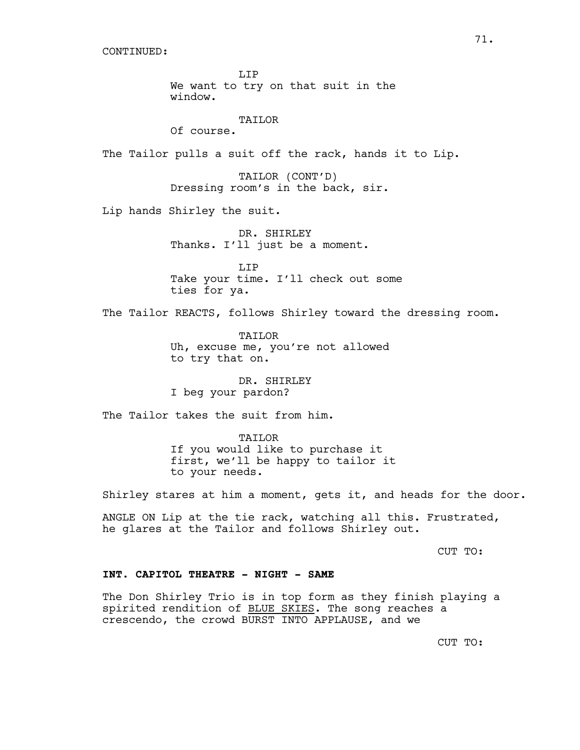CONTINUED:

LIP
We want to try on that suit in the window.

TAILOR
Of course.

The Tailor pulls a suit off the rack, hands it to Lip.

TAILOR (CONT'D)
Dressing room's in the back, sir.

Lip hands Shirley the suit.

DR. SHIRLEY
Thanks. I'll just be a moment.

LIP
Take your time. I'll check out some ties for ya.

The Tailor REACTS, follows Shirley toward the dressing room.

TAILOR
Uh, excuse me, you're not allowed to try that on.

DR. SHIRLEY
I beg your pardon?

The Tailor takes the suit from him.

TAILOR
If you would like to purchase it first, we'll be happy to tailor it to your needs.

Shirley stares at him a moment, gets it, and heads for the door.

ANGLE ON Lip at the tie rack, watching all this. Frustrated, he glares at the Tailor and follows Shirley out.

CUT TO:

**INT. CAPITOL THEATRE - NIGHT - SAME**

The Don Shirley Trio is in top form as they finish playing a spirited rendition of <u>BLUE SKIES</u>. The song reaches a crescendo, the crowd BURST INTO APPLAUSE, and we

CUT TO: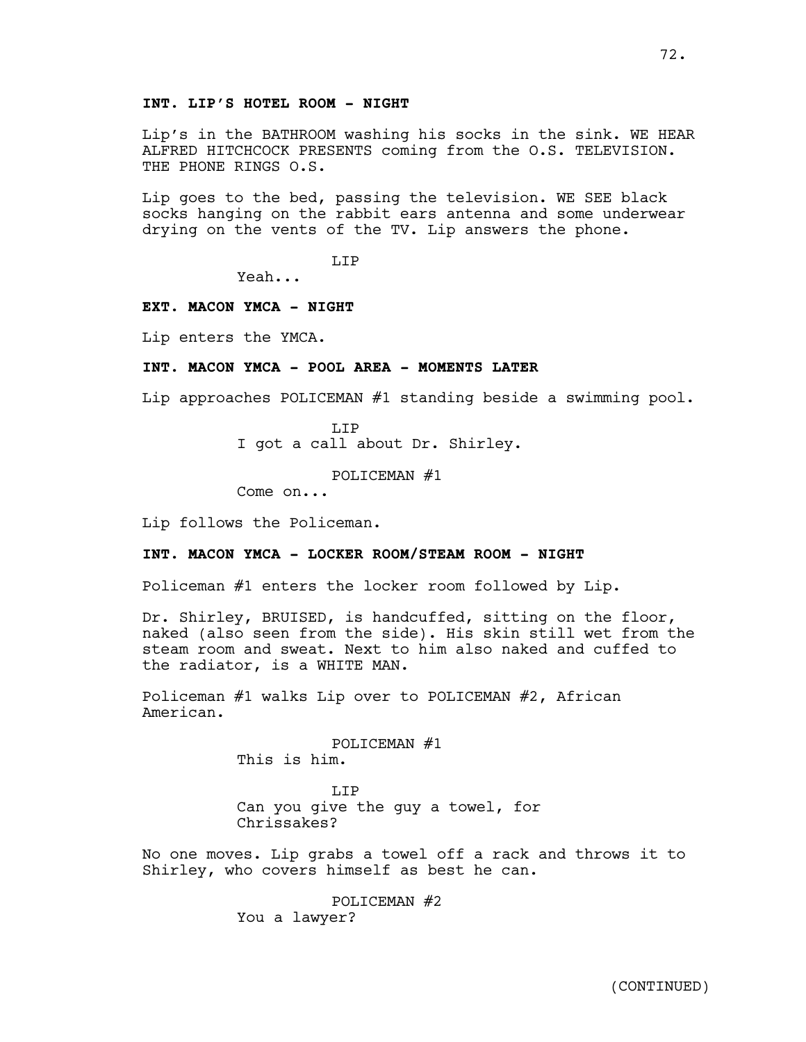**INT. LIP'S HOTEL ROOM - NIGHT**

Lip's in the BATHROOM washing his socks in the sink. WE HEAR ALFRED HITCHCOCK PRESENTS coming from the O.S. TELEVISION. THE PHONE RINGS O.S.

Lip goes to the bed, passing the television. WE SEE black socks hanging on the rabbit ears antenna and some underwear drying on the vents of the TV. Lip answers the phone.

LIP
Yeah...

**EXT. MACON YMCA - NIGHT**

Lip enters the YMCA.

**INT. MACON YMCA - POOL AREA - MOMENTS LATER**

Lip approaches POLICEMAN #1 standing beside a swimming pool.

LIP
I got a call about Dr. Shirley.

POLICEMAN #1
Come on...

Lip follows the Policeman.

**INT. MACON YMCA - LOCKER ROOM/STEAM ROOM - NIGHT**

Policeman #1 enters the locker room followed by Lip.

Dr. Shirley, BRUISED, is handcuffed, sitting on the floor, naked (also seen from the side). His skin still wet from the steam room and sweat. Next to him also naked and cuffed to the radiator, is a WHITE MAN.

Policeman #1 walks Lip over to POLICEMAN #2, African American.

POLICEMAN #1
This is him.

LIP
Can you give the guy a towel, for Chrissakes?

No one moves. Lip grabs a towel off a rack and throws it to Shirley, who covers himself as best he can.

POLICEMAN #2
You a lawyer?

(CONTINUED)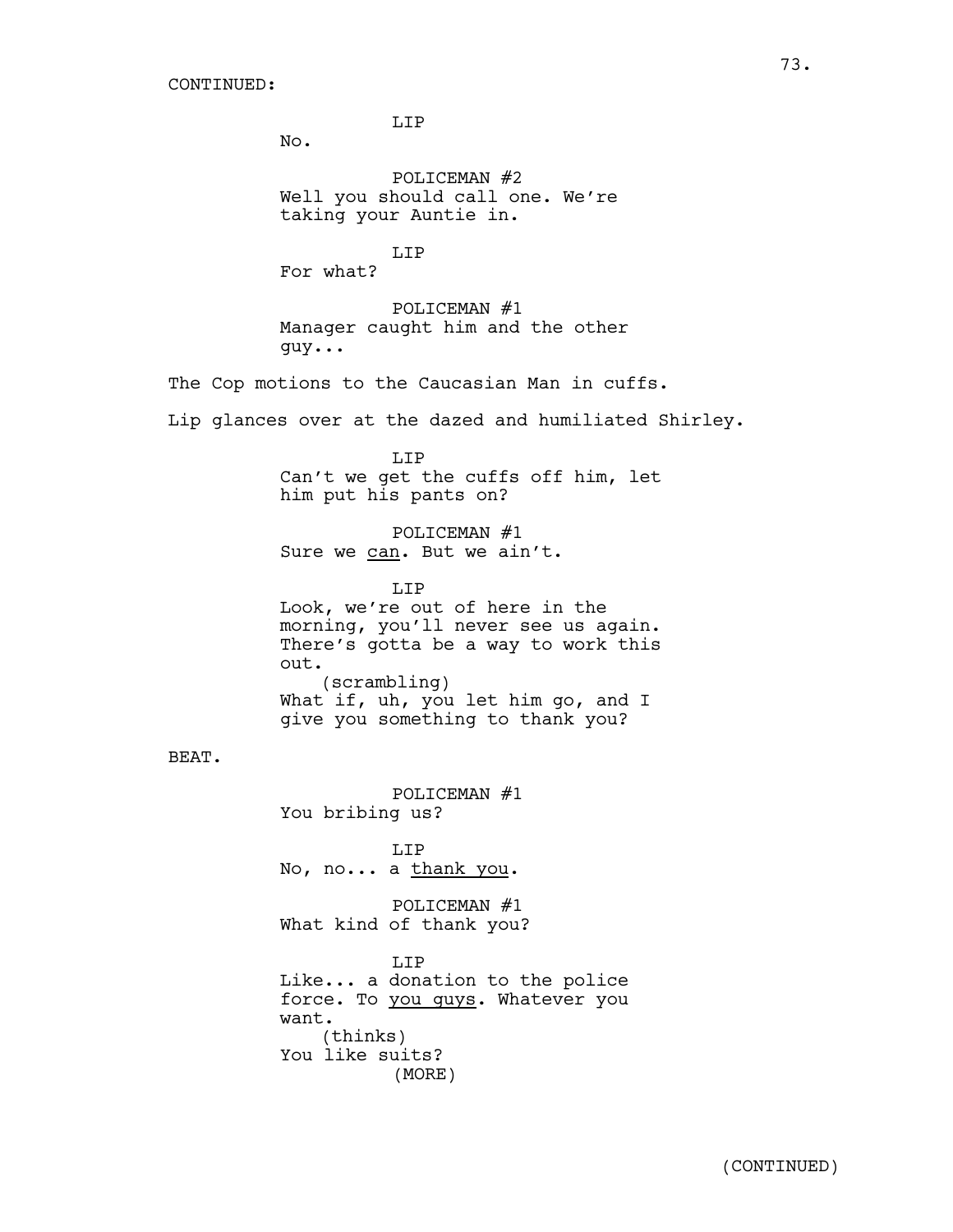CONTINUED:

LIP

No.

POLICEMAN #2

Well you should call one. We're taking your Auntie in.

LIP

For what?

POLICEMAN #1

Manager caught him and the other guy...

The Cop motions to the Caucasian Man in cuffs.

Lip glances over at the dazed and humiliated Shirley.

LIP

Can't we get the cuffs off him, let him put his pants on?

POLICEMAN #1

Sure we <u>can</u>. But we ain't.

LIP

Look, we're out of here in the morning, you'll never see us again. There's gotta be a way to work this out.

(scrambling)

What if, uh, you let him go, and I give you something to thank you?

BEAT.

POLICEMAN #1

You bribing us?

LIP

No, no... a <u>thank you</u>.

POLICEMAN #1

What kind of thank you?

LIP

Like... a donation to the police force. To <u>you guys</u>. Whatever you want.

(thinks)

You like suits?

(MORE)

(CONTINUED)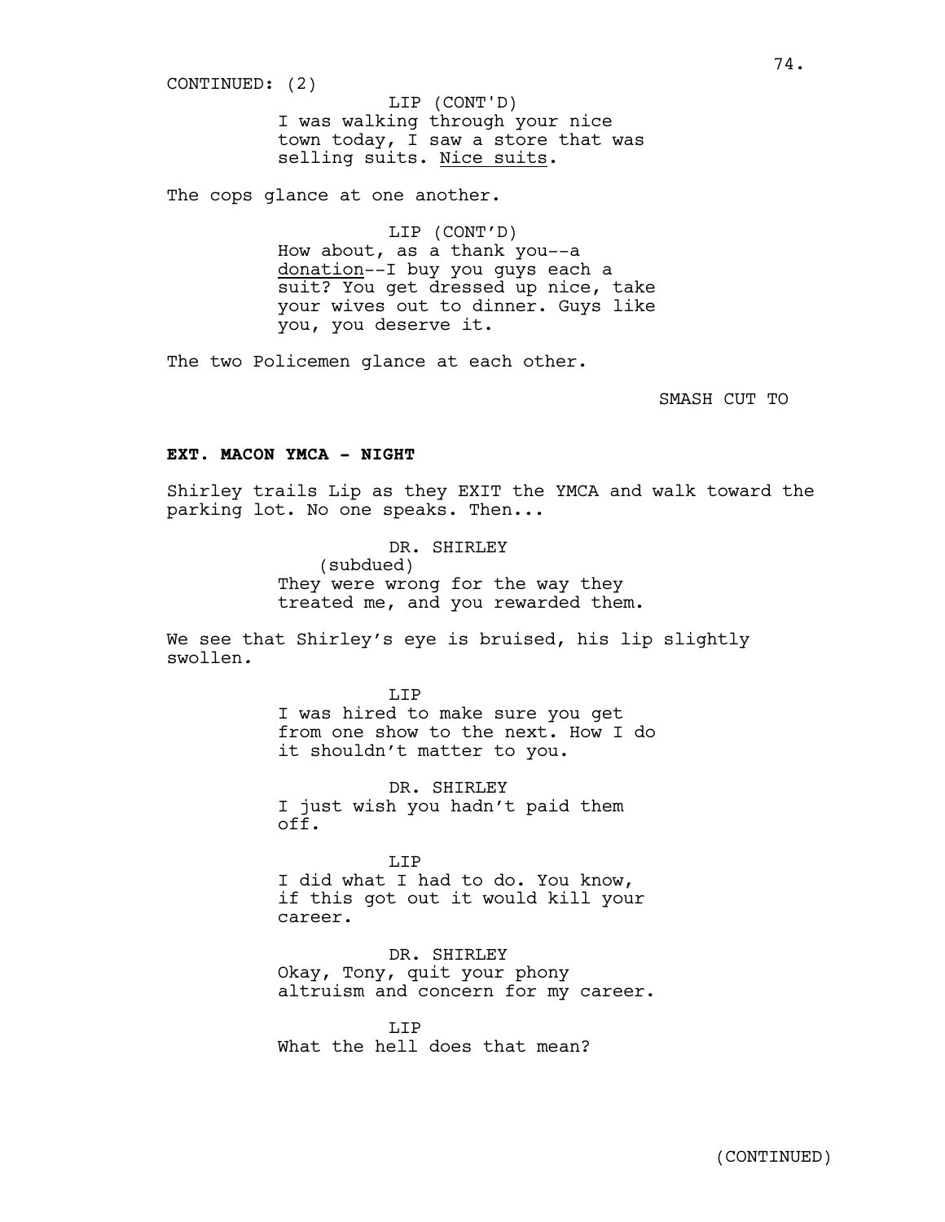CONTINUED: (2)

LIP (CONT'D)
I was walking through your nice town today, I saw a store that was selling suits. Nice suits.

The cops glance at one another.

LIP (CONT'D)
How about, as a thank you--a donation--I buy you guys each a suit? You get dressed up nice, take your wives out to dinner. Guys like you, you deserve it.

The two Policemen glance at each other.

SMASH CUT TO

**EXT. MACON YMCA - NIGHT**

Shirley trails Lip as they EXIT the YMCA and walk toward the parking lot. No one speaks. Then...

DR. SHIRLEY
(subdued)
They were wrong for the way they treated me, and you rewarded them.

We see that Shirley's eye is bruised, his lip slightly swollen.

LIP
I was hired to make sure you get from one show to the next. How I do it shouldn't matter to you.

DR. SHIRLEY
I just wish you hadn't paid them off.

LIP
I did what I had to do. You know, if this got out it would kill your career.

DR. SHIRLEY
Okay, Tony, quit your phony altruism and concern for my career.

LIP
What the hell does that mean?

(CONTINUED)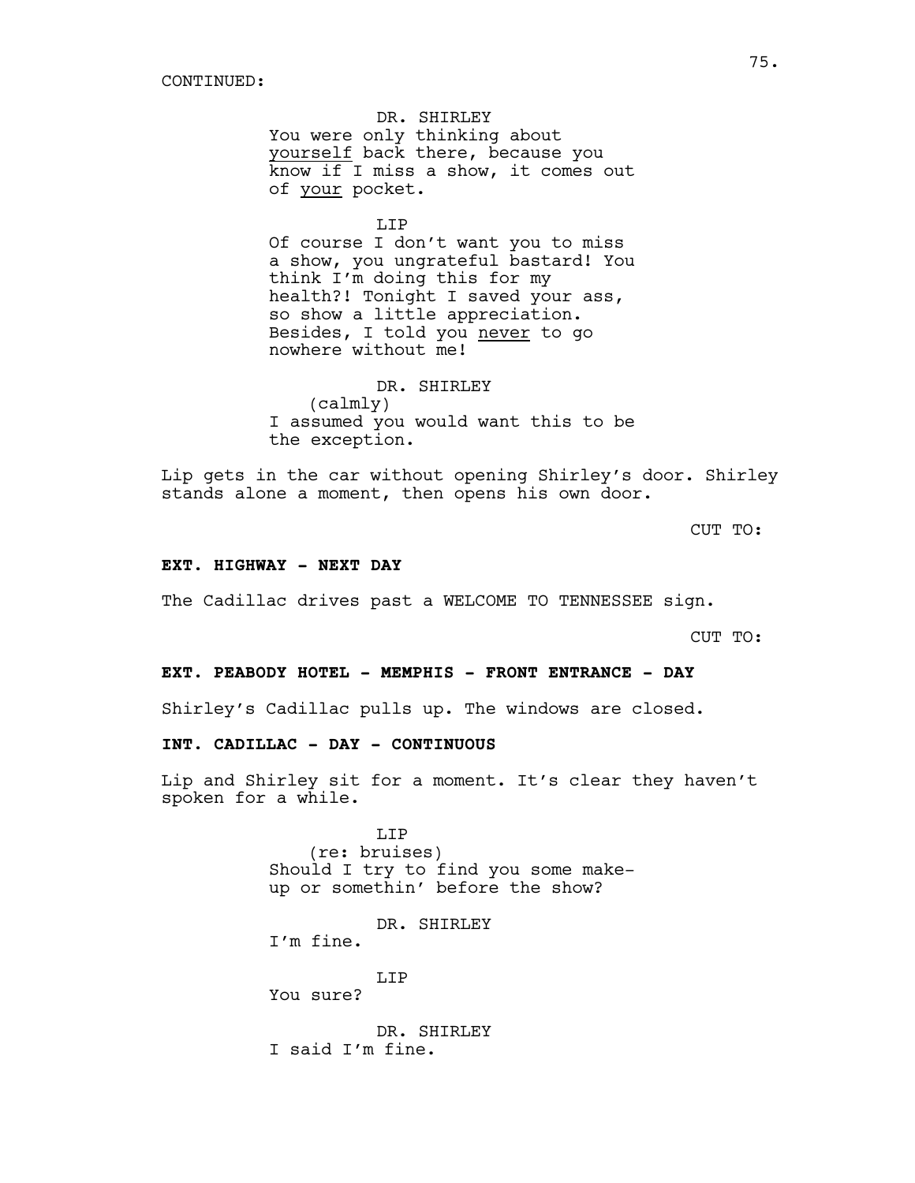CONTINUED:

DR. SHIRLEY
You were only thinking about _yourself_ back there, because you know if I miss a show, it comes out of _your_ pocket.

LIP
Of course I don't want you to miss a show, you ungrateful bastard! You think I'm doing this for my health?! Tonight I saved your ass, so show a little appreciation. Besides, I told you _never_ to go nowhere without me!

DR. SHIRLEY
(calmly)
I assumed you would want this to be the exception.

Lip gets in the car without opening Shirley's door. Shirley stands alone a moment, then opens his own door.

CUT TO:

**EXT. HIGHWAY - NEXT DAY**

The Cadillac drives past a WELCOME TO TENNESSEE sign.

CUT TO:

**EXT. PEABODY HOTEL - MEMPHIS - FRONT ENTRANCE - DAY**

Shirley's Cadillac pulls up. The windows are closed.

**INT. CADILLAC - DAY - CONTINUOUS**

Lip and Shirley sit for a moment. It's clear they haven't spoken for a while.

LIP
(re: bruises)
Should I try to find you some make-up or somethin' before the show?

DR. SHIRLEY
I'm fine.

LIP
You sure?

DR. SHIRLEY
I said I'm fine.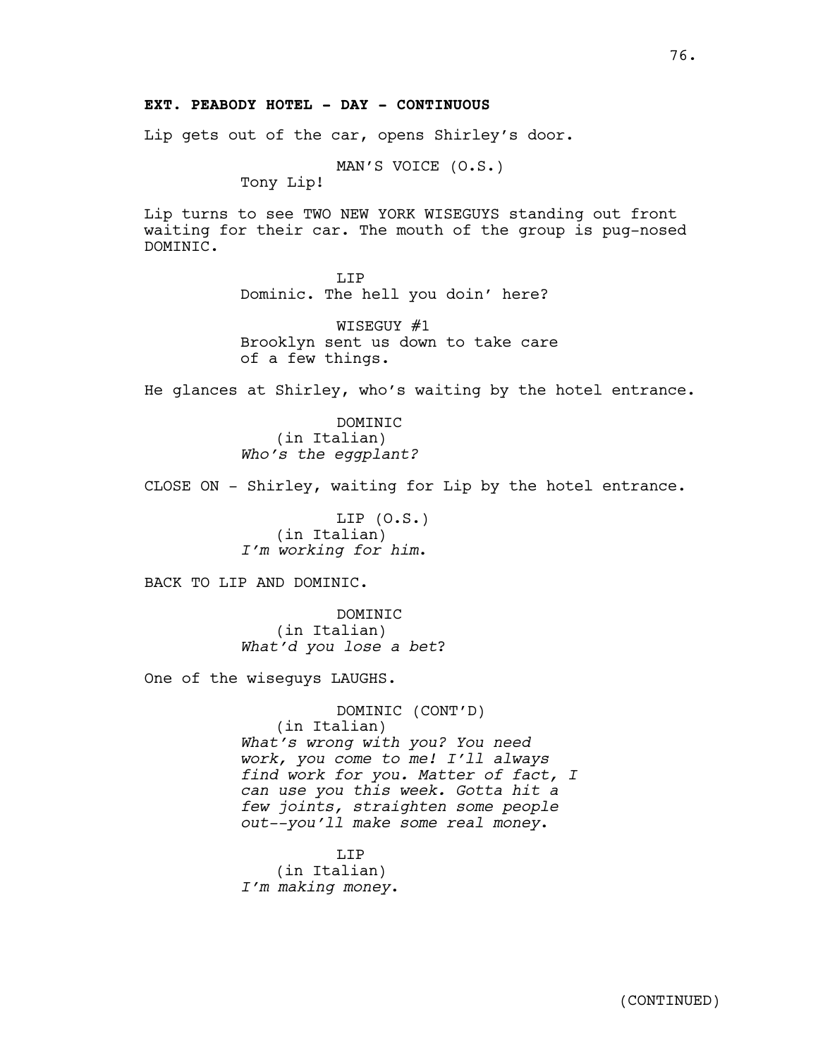**EXT. PEABODY HOTEL - DAY - CONTINUOUS**

Lip gets out of the car, opens Shirley's door.

MAN'S VOICE (O.S.)
Tony Lip!

Lip turns to see TWO NEW YORK WISEGUYS standing out front waiting for their car. The mouth of the group is pug-nosed DOMINIC.

LIP
Dominic. The hell you doin' here?

WISEGUY #1
Brooklyn sent us down to take care of a few things.

He glances at Shirley, who's waiting by the hotel entrance.

DOMINIC
(in Italian)
*Who's the eggplant?*

CLOSE ON - Shirley, waiting for Lip by the hotel entrance.

LIP (O.S.)
(in Italian)
*I'm working for him.*

BACK TO LIP AND DOMINIC.

DOMINIC
(in Italian)
*What'd you lose a bet*?

One of the wiseguys LAUGHS.

DOMINIC (CONT'D)
(in Italian)
*What's wrong with you? You need work, you come to me! I'll always find work for you. Matter of fact, I can use you this week. Gotta hit a few joints, straighten some people out--you'll make some real money.*

LIP
(in Italian)
*I'm making money.*

(CONTINUED)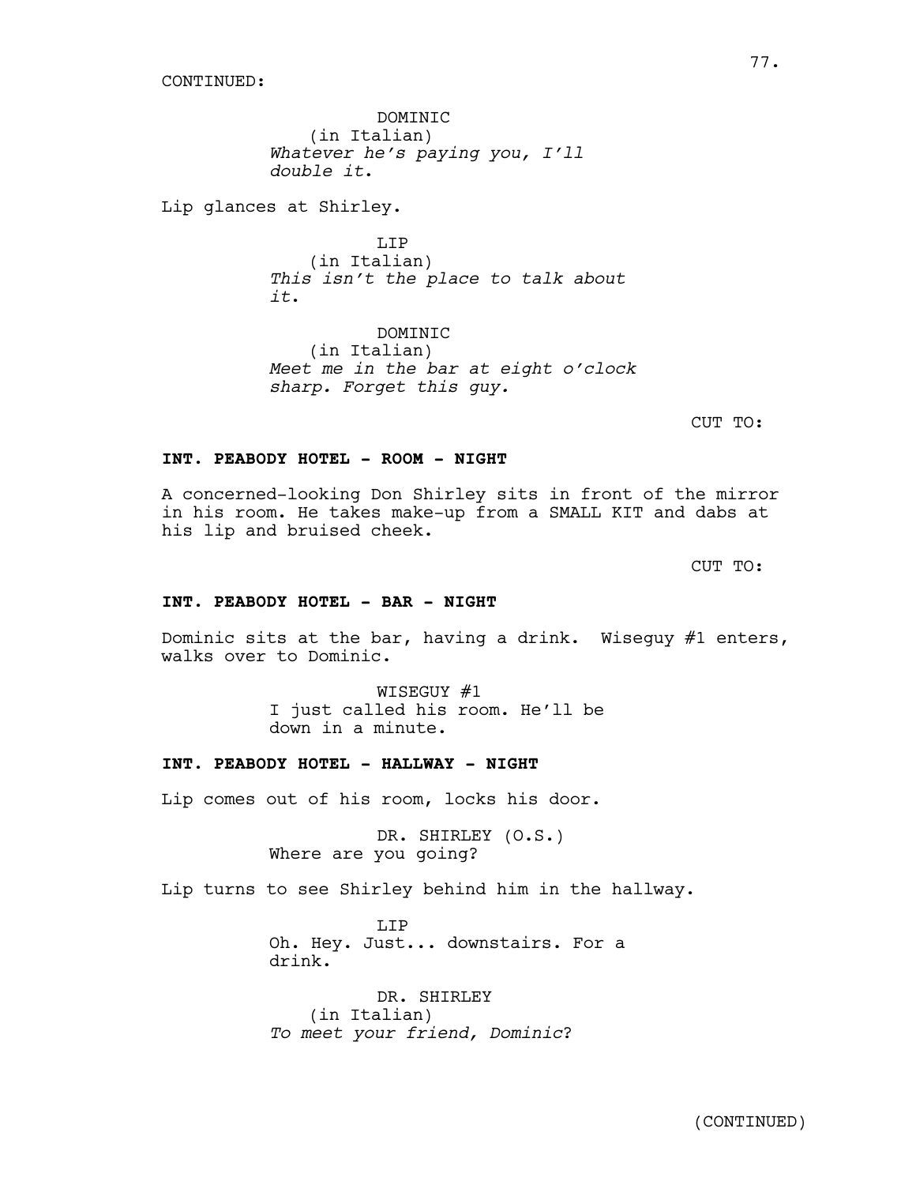CONTINUED:

DOMINIC
(in Italian)
*Whatever he's paying you, I'll double it.*

Lip glances at Shirley.

LIP
(in Italian)
*This isn't the place to talk about it.*

DOMINIC
(in Italian)
*Meet me in the bar at eight o'clock sharp. Forget this guy.*

CUT TO:

**INT. PEABODY HOTEL - ROOM - NIGHT**

A concerned-looking Don Shirley sits in front of the mirror in his room. He takes make-up from a SMALL KIT and dabs at his lip and bruised cheek.

CUT TO:

**INT. PEABODY HOTEL - BAR - NIGHT**

Dominic sits at the bar, having a drink. Wiseguy #1 enters, walks over to Dominic.

WISEGUY #1
I just called his room. He'll be down in a minute.

**INT. PEABODY HOTEL - HALLWAY - NIGHT**

Lip comes out of his room, locks his door.

DR. SHIRLEY (O.S.)
Where are you going?

Lip turns to see Shirley behind him in the hallway.

LIP
Oh. Hey. Just... downstairs. For a drink.

DR. SHIRLEY
(in Italian)
*To meet your friend, Dominic*?

(CONTINUED)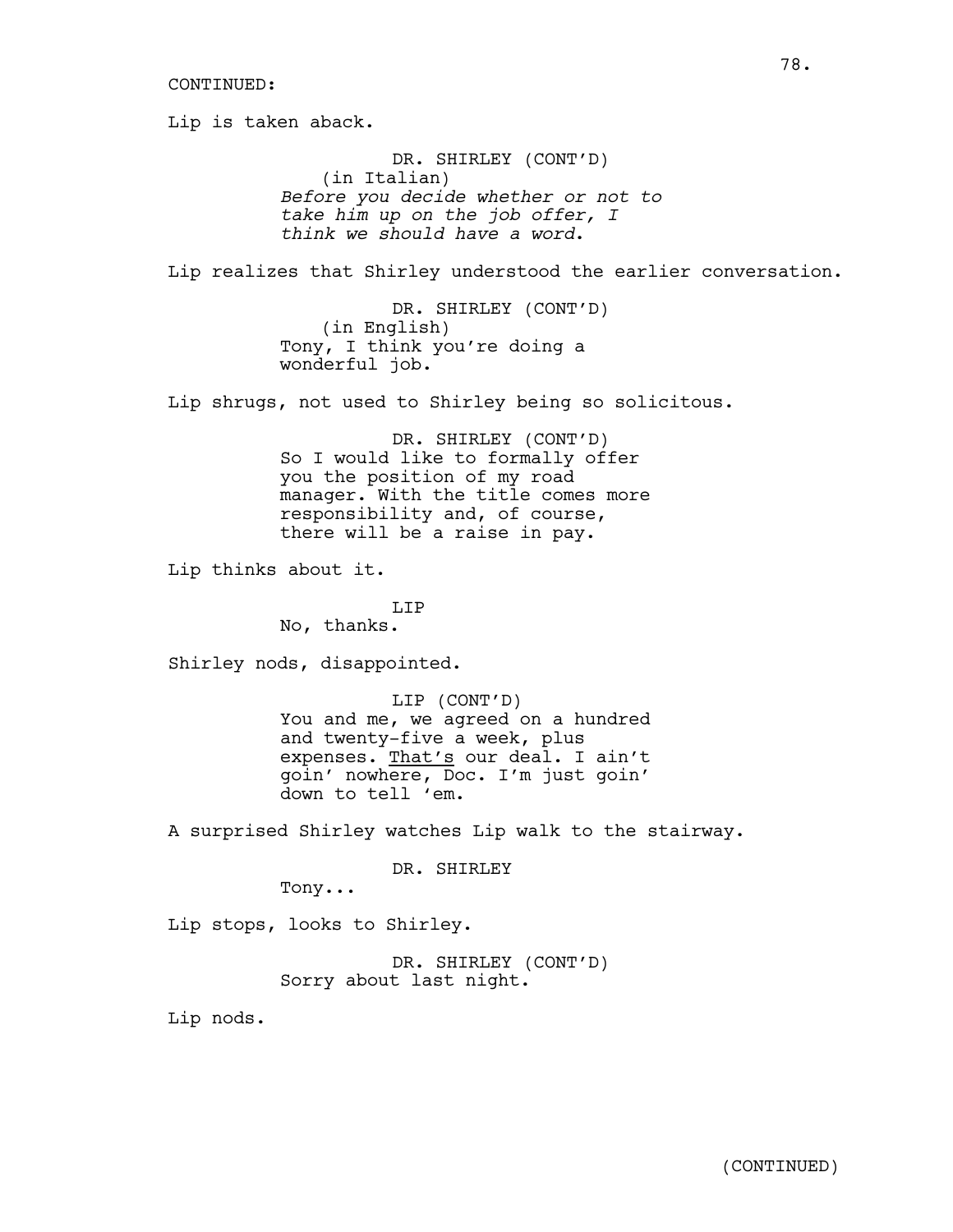CONTINUED:

Lip is taken aback.

DR. SHIRLEY (CONT'D)
(in Italian)
*Before you decide whether or not to take him up on the job offer, I think we should have a word.*

Lip realizes that Shirley understood the earlier conversation.

DR. SHIRLEY (CONT'D)
(in English)
Tony, I think you're doing a wonderful job.

Lip shrugs, not used to Shirley being so solicitous.

DR. SHIRLEY (CONT'D)
So I would like to formally offer you the position of my road manager. With the title comes more responsibility and, of course, there will be a raise in pay.

Lip thinks about it.

LIP
No, thanks.

Shirley nods, disappointed.

LIP (CONT'D)
You and me, we agreed on a hundred and twenty-five a week, plus expenses. <u>That's</u> our deal. I ain't goin' nowhere, Doc. I'm just goin' down to tell 'em.

A surprised Shirley watches Lip walk to the stairway.

DR. SHIRLEY
Tony...

Lip stops, looks to Shirley.

DR. SHIRLEY (CONT'D)
Sorry about last night.

Lip nods.

(CONTINUED)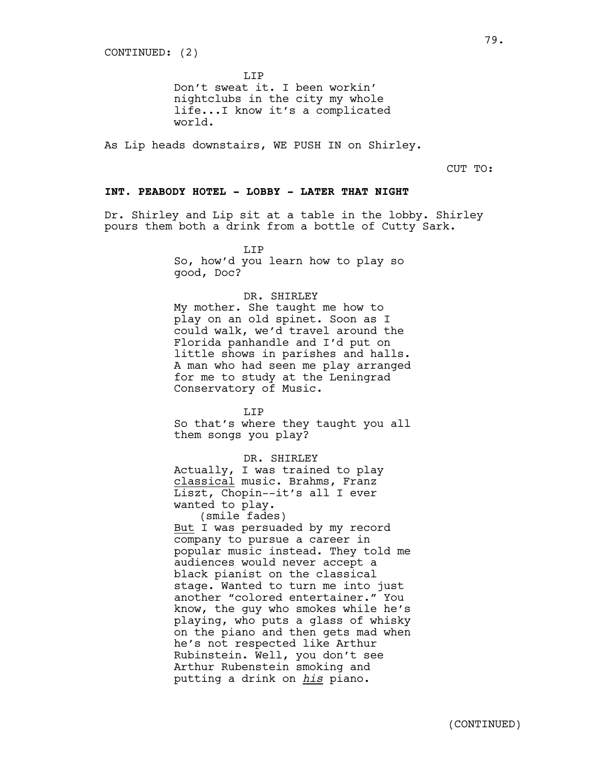CONTINUED: (2)

LIP
Don't sweat it. I been workin' nightclubs in the city my whole life...I know it's a complicated world.

As Lip heads downstairs, WE PUSH IN on Shirley.

CUT TO:

**INT. PEABODY HOTEL - LOBBY - LATER THAT NIGHT**

Dr. Shirley and Lip sit at a table in the lobby. Shirley pours them both a drink from a bottle of Cutty Sark.

LIP
So, how'd you learn how to play so good, Doc?

DR. SHIRLEY
My mother. She taught me how to play on an old spinet. Soon as I could walk, we'd travel around the Florida panhandle and I'd put on little shows in parishes and halls. A man who had seen me play arranged for me to study at the Leningrad Conservatory of Music.

LIP
So that's where they taught you all them songs you play?

DR. SHIRLEY
Actually, I was trained to play classical music. Brahms, Franz Liszt, Chopin--it's all I ever wanted to play.
(smile fades)
But I was persuaded by my record company to pursue a career in popular music instead. They told me audiences would never accept a black pianist on the classical stage. Wanted to turn me into just another "colored entertainer." You know, the guy who smokes while he's playing, who puts a glass of whisky on the piano and then gets mad when he's not respected like Arthur Rubinstein. Well, you don't see Arthur Rubenstein smoking and putting a drink on *his* piano.

(CONTINUED)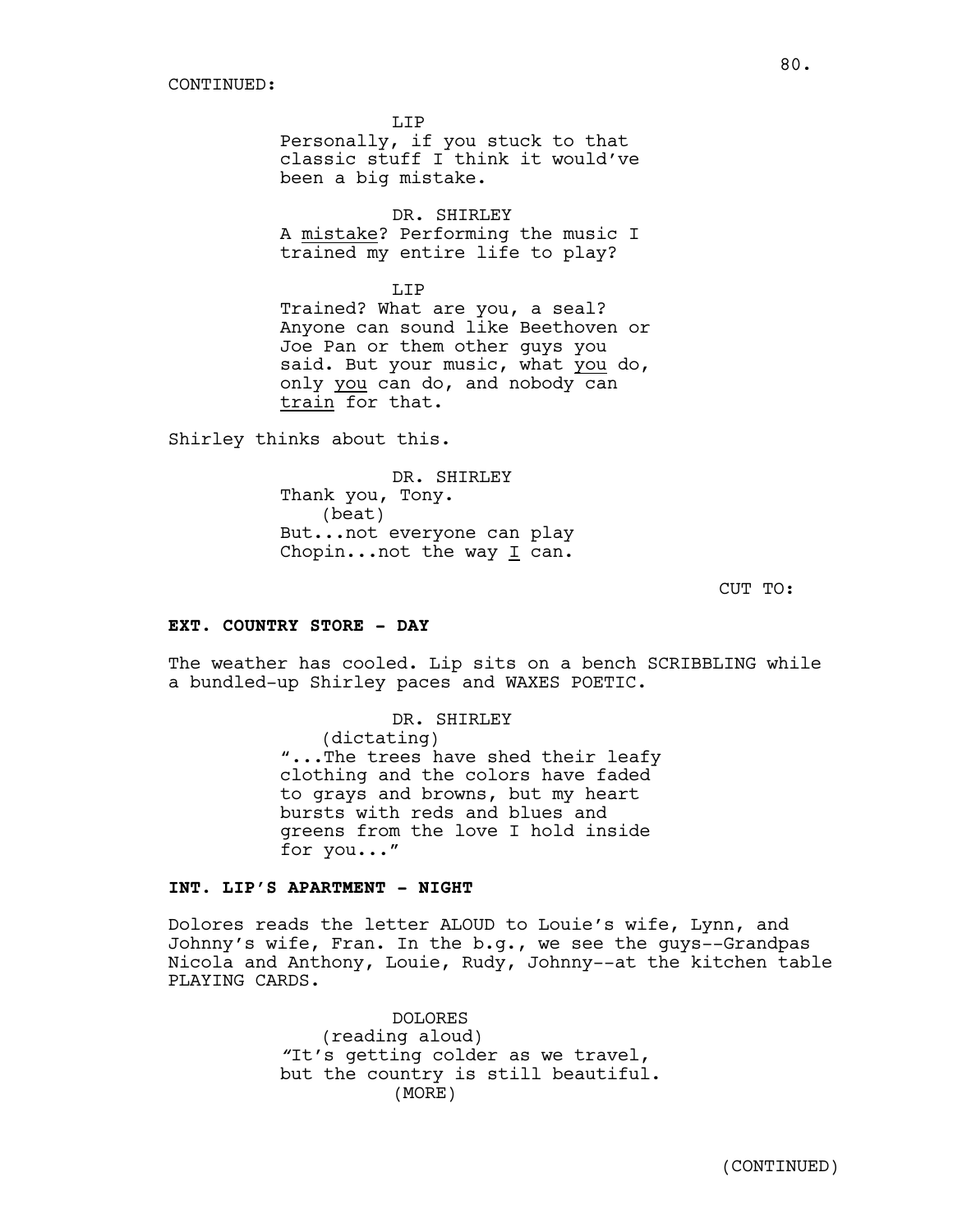CONTINUED:

LIP
Personally, if you stuck to that classic stuff I think it would've been a big mistake.

DR. SHIRLEY
A mistake? Performing the music I trained my entire life to play?

LIP
Trained? What are you, a seal? Anyone can sound like Beethoven or Joe Pan or them other guys you said. But your music, what you do, only you can do, and nobody can train for that.

Shirley thinks about this.

DR. SHIRLEY
Thank you, Tony.
(beat)
But...not everyone can play Chopin...not the way I can.

CUT TO:

**EXT. COUNTRY STORE - DAY**

The weather has cooled. Lip sits on a bench SCRIBBLING while a bundled-up Shirley paces and WAXES POETIC.

DR. SHIRLEY
(dictating)
"...The trees have shed their leafy clothing and the colors have faded to grays and browns, but my heart bursts with reds and blues and greens from the love I hold inside for you..."

**INT. LIP'S APARTMENT - NIGHT**

Dolores reads the letter ALOUD to Louie's wife, Lynn, and Johnny's wife, Fran. In the b.g., we see the guys--Grandpas Nicola and Anthony, Louie, Rudy, Johnny--at the kitchen table PLAYING CARDS.

DOLORES
(reading aloud)
"It's getting colder as we travel, but the country is still beautiful.
(MORE)

(CONTINUED)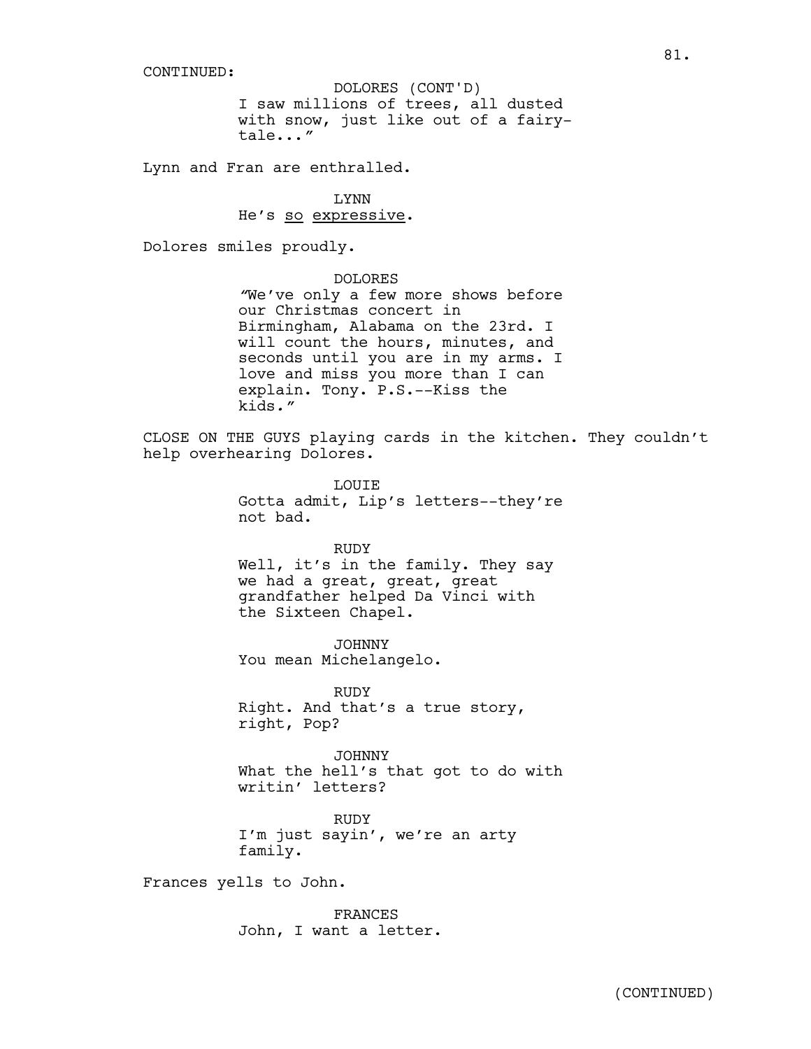CONTINUED:

DOLORES (CONT'D)
I saw millions of trees, all dusted with snow, just like out of a fairy-tale..."

Lynn and Fran are enthralled.

LYNN
He's so expressive.

Dolores smiles proudly.

DOLORES
"We've only a few more shows before our Christmas concert in Birmingham, Alabama on the 23rd. I will count the hours, minutes, and seconds until you are in my arms. I love and miss you more than I can explain. Tony. P.S.--Kiss the kids."

CLOSE ON THE GUYS playing cards in the kitchen. They couldn't help overhearing Dolores.

LOUIE
Gotta admit, Lip's letters--they're not bad.

RUDY
Well, it's in the family. They say we had a great, great, great grandfather helped Da Vinci with the Sixteen Chapel.

JOHNNY
You mean Michelangelo.

RUDY
Right. And that's a true story, right, Pop?

JOHNNY
What the hell's that got to do with writin' letters?

RUDY
I'm just sayin', we're an arty family.

Frances yells to John.

FRANCES
John, I want a letter.

(CONTINUED)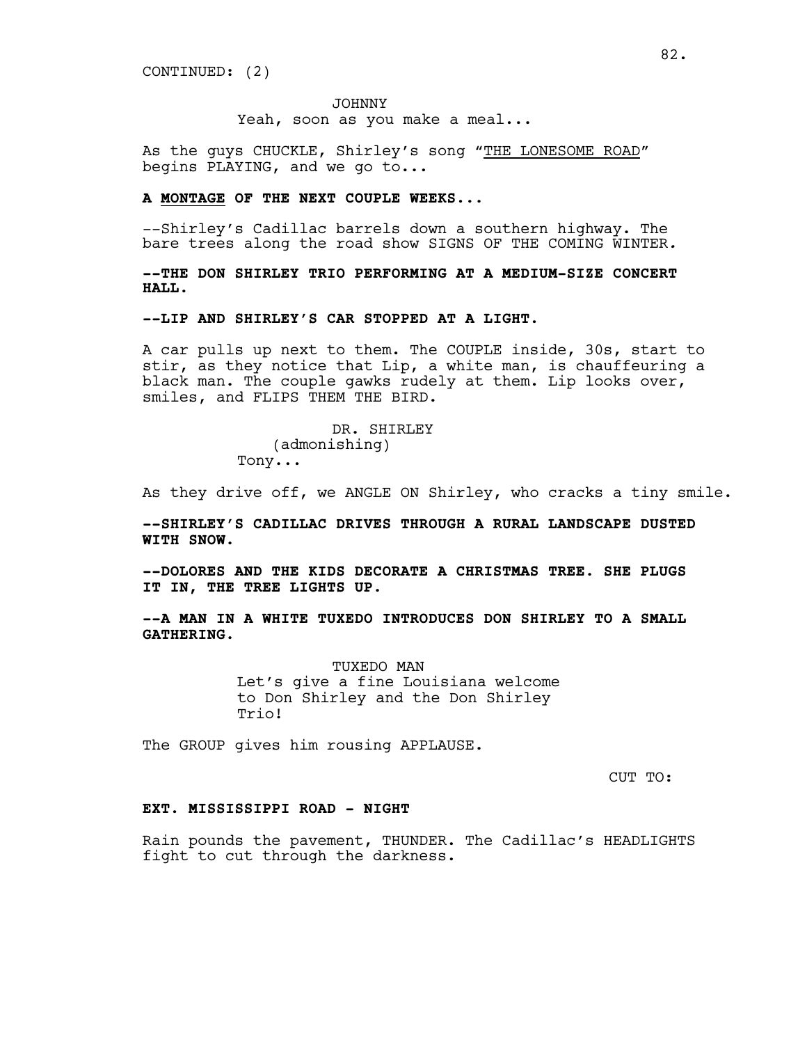CONTINUED: (2)

JOHNNY
Yeah, soon as you make a meal...

As the guys CHUCKLE, Shirley's song "THE LONESOME ROAD" begins PLAYING, and we go to...

**A MONTAGE OF THE NEXT COUPLE WEEKS...**

--Shirley's Cadillac barrels down a southern highway. The bare trees along the road show SIGNS OF THE COMING WINTER.

**--THE DON SHIRLEY TRIO PERFORMING AT A MEDIUM-SIZE CONCERT HALL.**

**--LIP AND SHIRLEY'S CAR STOPPED AT A LIGHT.**

A car pulls up next to them. The COUPLE inside, 30s, start to stir, as they notice that Lip, a white man, is chauffeuring a black man. The couple gawks rudely at them. Lip looks over, smiles, and FLIPS THEM THE BIRD.

DR. SHIRLEY
(admonishing)
Tony...

As they drive off, we ANGLE ON Shirley, who cracks a tiny smile.

**--SHIRLEY'S CADILLAC DRIVES THROUGH A RURAL LANDSCAPE DUSTED WITH SNOW.**

**--DOLORES AND THE KIDS DECORATE A CHRISTMAS TREE. SHE PLUGS IT IN, THE TREE LIGHTS UP.**

**--A MAN IN A WHITE TUXEDO INTRODUCES DON SHIRLEY TO A SMALL GATHERING.**

TUXEDO MAN
Let's give a fine Louisiana welcome to Don Shirley and the Don Shirley Trio!

The GROUP gives him rousing APPLAUSE.

CUT TO:

**EXT. MISSISSIPPI ROAD - NIGHT**

Rain pounds the pavement, THUNDER. The Cadillac's HEADLIGHTS fight to cut through the darkness.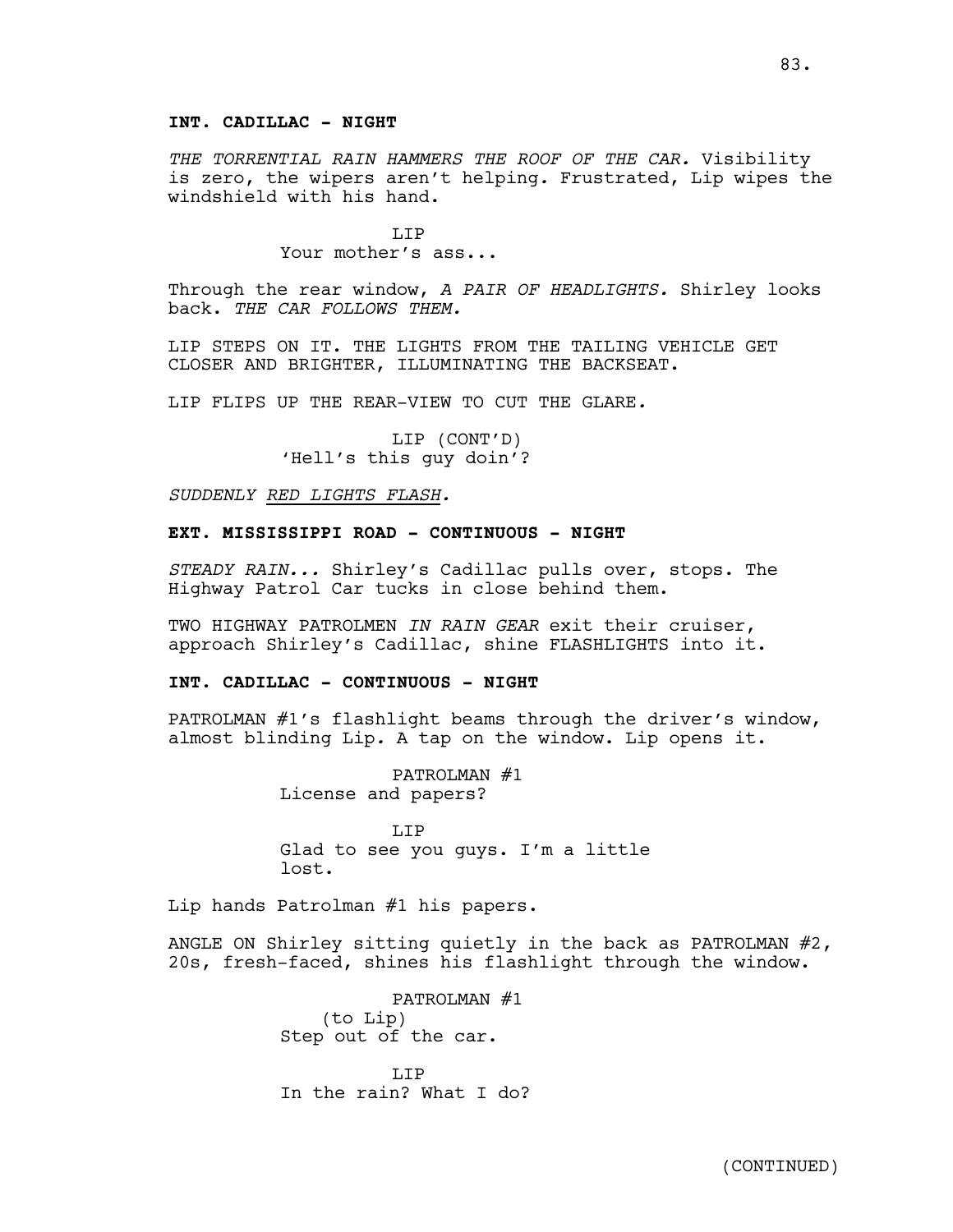**INT. CADILLAC - NIGHT**

*THE TORRENTIAL RAIN HAMMERS THE ROOF OF THE CAR.* Visibility is zero, the wipers aren't helping*.* Frustrated, Lip wipes the windshield with his hand.

LIP
Your mother's ass...

Through the rear window, *A PAIR OF HEADLIGHTS.* Shirley looks back. *THE CAR FOLLOWS THEM.*

LIP STEPS ON IT. THE LIGHTS FROM THE TAILING VEHICLE GET CLOSER AND BRIGHTER, ILLUMINATING THE BACKSEAT.

LIP FLIPS UP THE REAR-VIEW TO CUT THE GLARE*.*

LIP (CONT'D)
'Hell's this guy doin'?

*SUDDENLY <u>RED LIGHTS FLASH</u>.*

**EXT. MISSISSIPPI ROAD - CONTINUOUS - NIGHT**

*STEADY RAIN...* Shirley's Cadillac pulls over, stops. The Highway Patrol Car tucks in close behind them.

TWO HIGHWAY PATROLMEN *IN RAIN GEAR* exit their cruiser, approach Shirley's Cadillac, shine FLASHLIGHTS into it.

**INT. CADILLAC - CONTINUOUS - NIGHT**

PATROLMAN #1's flashlight beams through the driver's window, almost blinding Lip*.* A tap on the window. Lip opens it.

PATROLMAN #1
License and papers?

LIP
Glad to see you guys. I'm a little lost.

Lip hands Patrolman #1 his papers.

ANGLE ON Shirley sitting quietly in the back as PATROLMAN #2, 20s, fresh-faced, shines his flashlight through the window.

PATROLMAN #1
(to Lip)
Step out of the car.

LIP
In the rain? What I do?

(CONTINUED)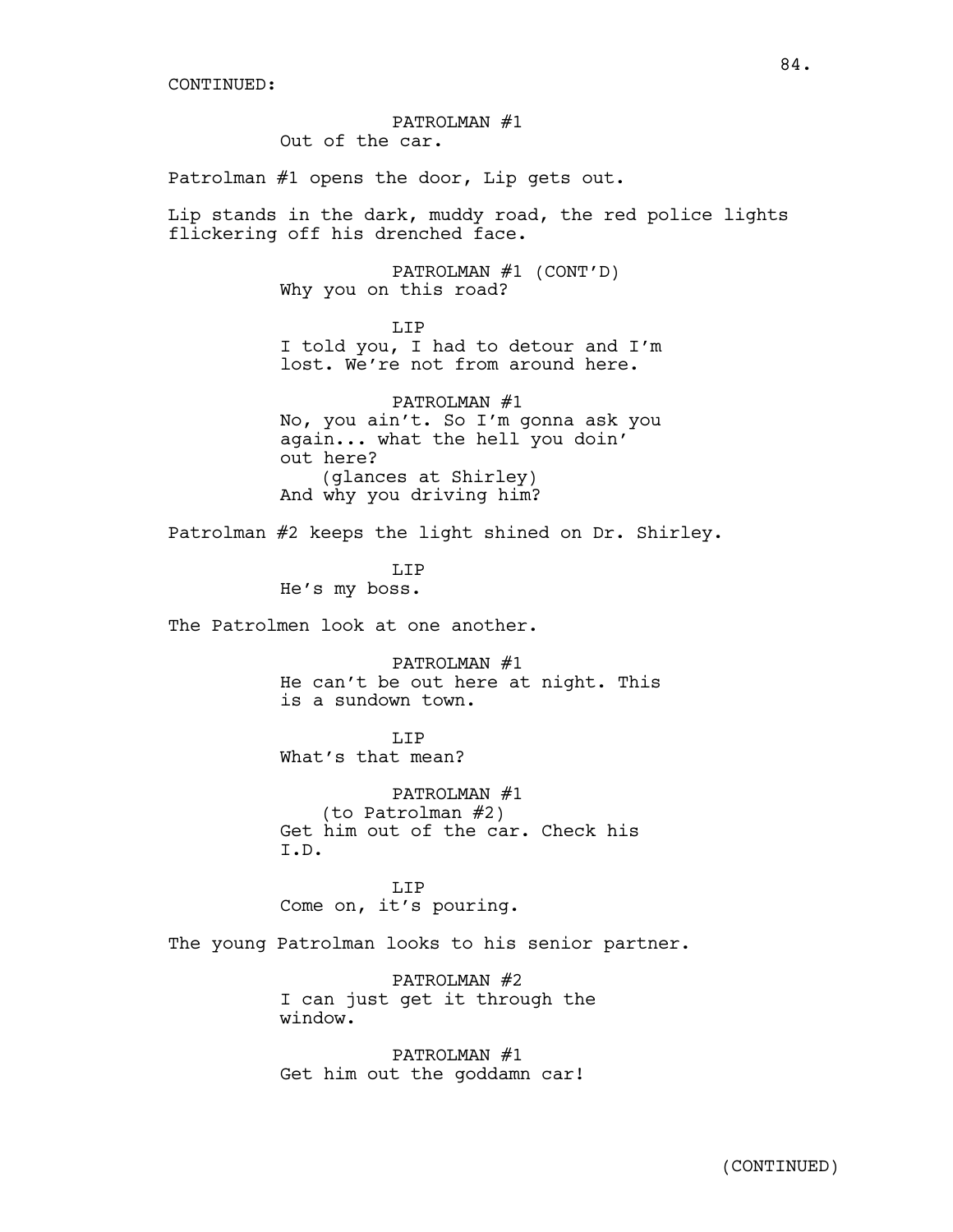CONTINUED:

PATROLMAN #1
Out of the car.

Patrolman #1 opens the door, Lip gets out.

Lip stands in the dark, muddy road, the red police lights flickering off his drenched face.

PATROLMAN #1 (CONT'D)
Why you on this road?

LIP
I told you, I had to detour and I'm lost. We're not from around here.

PATROLMAN #1
No, you ain't. So I'm gonna ask you again... what the hell you doin' out here?
(glances at Shirley)
And why you driving him?

Patrolman #2 keeps the light shined on Dr. Shirley.

LIP
He's my boss.

The Patrolmen look at one another.

PATROLMAN #1
He can't be out here at night. This is a sundown town.

LIP
What's that mean?

PATROLMAN #1
(to Patrolman #2)
Get him out of the car. Check his I.D.

LIP
Come on, it's pouring.

The young Patrolman looks to his senior partner.

PATROLMAN #2
I can just get it through the window.

PATROLMAN #1
Get him out the goddamn car!

(CONTINUED)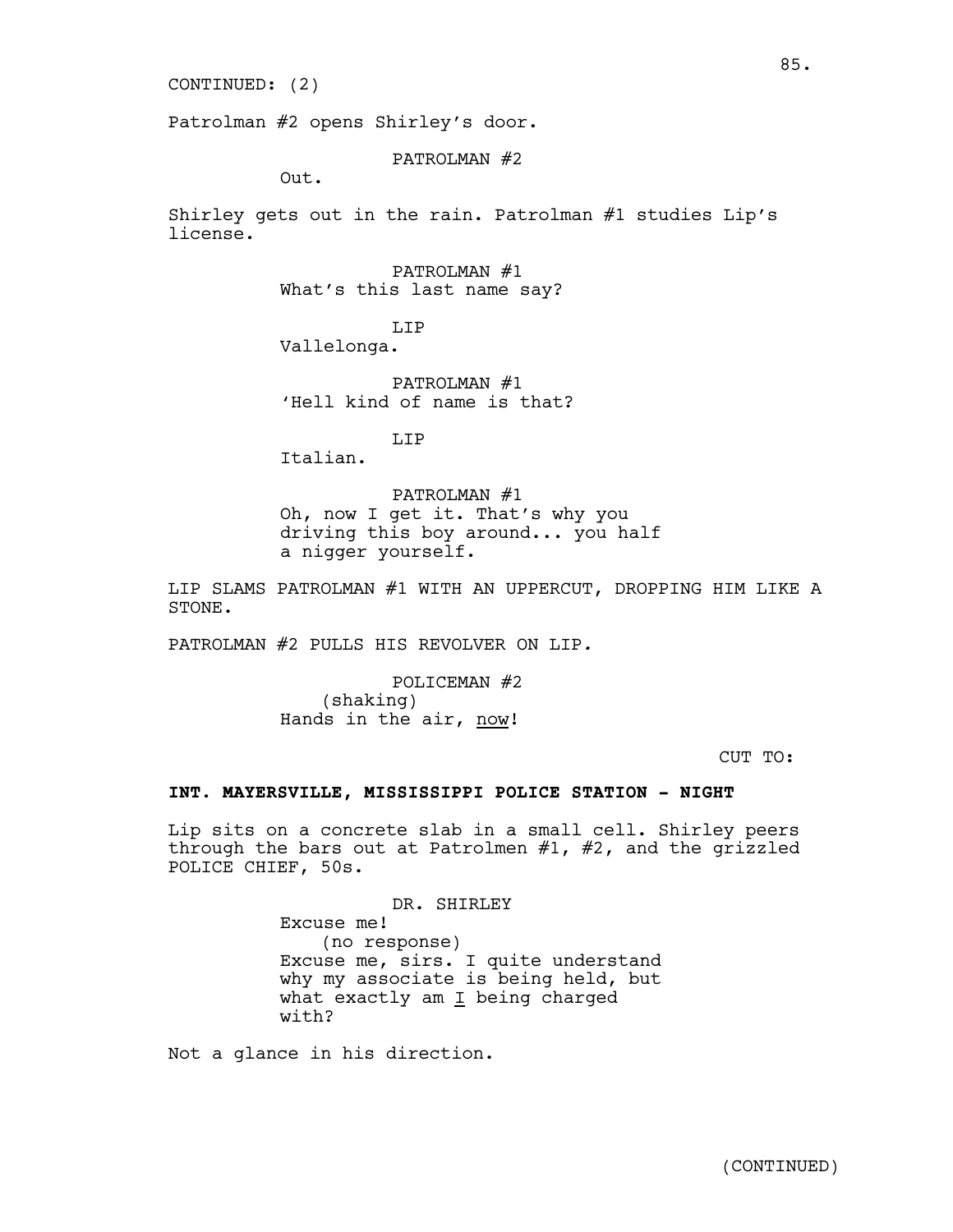CONTINUED: (2)

Patrolman #2 opens Shirley's door.

PATROLMAN #2

Out.

Shirley gets out in the rain. Patrolman #1 studies Lip's license.

PATROLMAN #1

What's this last name say?

LIP

Vallelonga.

PATROLMAN #1

'Hell kind of name is that?

LIP

Italian.

PATROLMAN #1

Oh, now I get it. That's why you driving this boy around... you half a nigger yourself.

LIP SLAMS PATROLMAN #1 WITH AN UPPERCUT, DROPPING HIM LIKE A STONE.

PATROLMAN #2 PULLS HIS REVOLVER ON LIP.

POLICEMAN #2

(shaking)

Hands in the air, now!

CUT TO:

**INT. MAYERSVILLE, MISSISSIPPI POLICE STATION - NIGHT**

Lip sits on a concrete slab in a small cell. Shirley peers through the bars out at Patrolmen #1, #2, and the grizzled POLICE CHIEF, 50s.

DR. SHIRLEY

Excuse me!

(no response)

Excuse me, sirs. I quite understand why my associate is being held, but what exactly am I being charged with?

Not a glance in his direction.

(CONTINUED)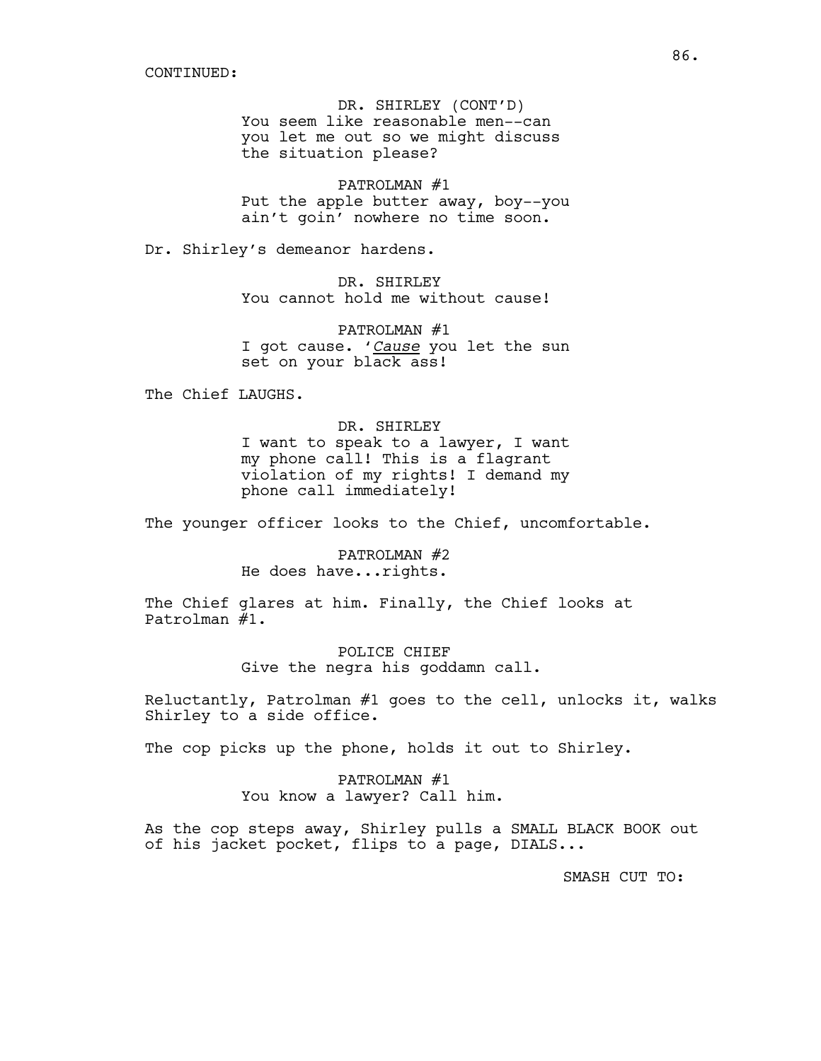CONTINUED:

DR. SHIRLEY (CONT'D)
You seem like reasonable men--can you let me out so we might discuss the situation please?

PATROLMAN #1
Put the apple butter away, boy--you ain't goin' nowhere no time soon.

Dr. Shirley's demeanor hardens.

DR. SHIRLEY
You cannot hold me without cause!

PATROLMAN #1
I got cause. '*Cause* you let the sun set on your black ass!

The Chief LAUGHS.

DR. SHIRLEY
I want to speak to a lawyer, I want my phone call! This is a flagrant violation of my rights! I demand my phone call immediately!

The younger officer looks to the Chief, uncomfortable.

PATROLMAN #2
He does have...rights.

The Chief glares at him. Finally, the Chief looks at Patrolman #1.

POLICE CHIEF
Give the negra his goddamn call.

Reluctantly, Patrolman #1 goes to the cell, unlocks it, walks Shirley to a side office.

The cop picks up the phone, holds it out to Shirley.

PATROLMAN #1
You know a lawyer? Call him.

As the cop steps away, Shirley pulls a SMALL BLACK BOOK out of his jacket pocket, flips to a page, DIALS...

SMASH CUT TO: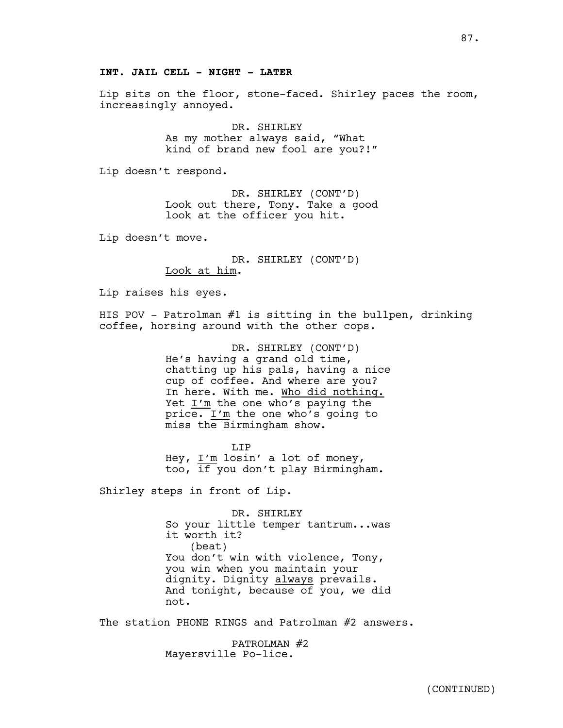**INT. JAIL CELL - NIGHT - LATER**

Lip sits on the floor, stone-faced. Shirley paces the room, increasingly annoyed.

DR. SHIRLEY
As my mother always said, "What kind of brand new fool are you?!"

Lip doesn't respond.

DR. SHIRLEY (CONT'D)
Look out there, Tony. Take a good look at the officer you hit.

Lip doesn't move.

DR. SHIRLEY (CONT'D)
<u>Look at him</u>.

Lip raises his eyes.

HIS POV - Patrolman #1 is sitting in the bullpen, drinking coffee, horsing around with the other cops.

DR. SHIRLEY (CONT'D)
He's having a grand old time, chatting up his pals, having a nice cup of coffee. And where are you? In here. With me. <u>Who did nothing.</u> Yet <u>I'm</u> the one who's paying the price. <u>I'm</u> the one who's going to miss the Birmingham show.

LIP
Hey, <u>I'm</u> losin' a lot of money, too, if you don't play Birmingham.

Shirley steps in front of Lip.

DR. SHIRLEY
So your little temper tantrum...was it worth it?
(beat)
You don't win with violence, Tony, you win when you maintain your dignity. Dignity <u>always</u> prevails. And tonight, because of you, we did not.

The station PHONE RINGS and Patrolman #2 answers.

PATROLMAN #2
Mayersville Po-lice.

(CONTINUED)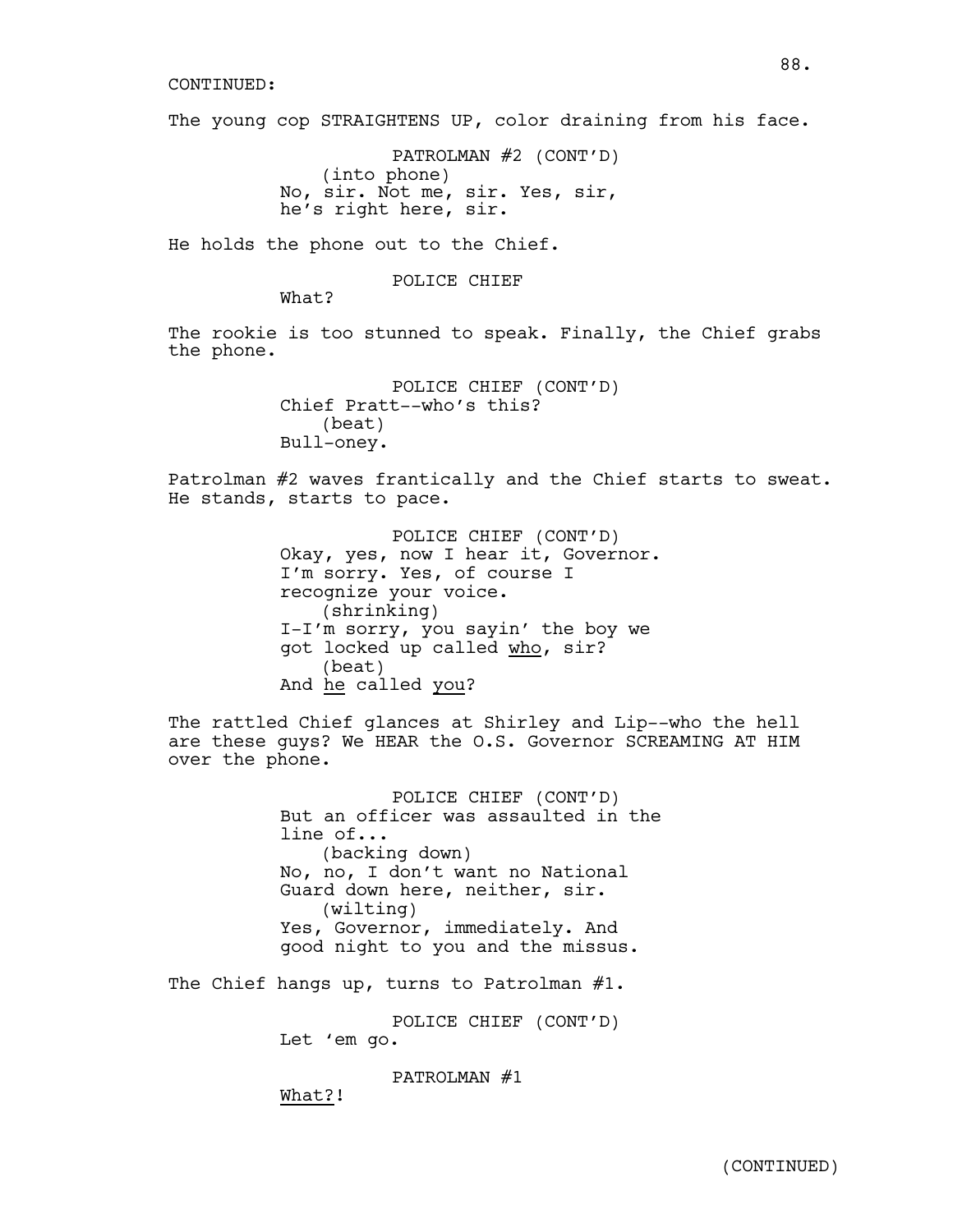CONTINUED:

The young cop STRAIGHTENS UP, color draining from his face.

PATROLMAN #2 (CONT'D)
(into phone)
No, sir. Not me, sir. Yes, sir, he's right here, sir.

He holds the phone out to the Chief.

POLICE CHIEF
What?

The rookie is too stunned to speak. Finally, the Chief grabs the phone.

POLICE CHIEF (CONT'D)
Chief Pratt--who's this?
(beat)
Bull-oney.

Patrolman #2 waves frantically and the Chief starts to sweat. He stands, starts to pace.

POLICE CHIEF (CONT'D)
Okay, yes, now I hear it, Governor. I'm sorry. Yes, of course I recognize your voice.
(shrinking)
I-I'm sorry, you sayin' the boy we got locked up called <u>who</u>, sir?
(beat)
And <u>he</u> called <u>you</u>?

The rattled Chief glances at Shirley and Lip--who the hell are these guys? We HEAR the O.S. Governor SCREAMING AT HIM over the phone.

POLICE CHIEF (CONT'D)
But an officer was assaulted in the line of...
(backing down)
No, no, I don't want no National Guard down here, neither, sir.
(wilting)
Yes, Governor, immediately. And good night to you and the missus.

The Chief hangs up, turns to Patrolman #1.

POLICE CHIEF (CONT'D)
Let 'em go.

PATROLMAN #1
<u>What?</u>!

(CONTINUED)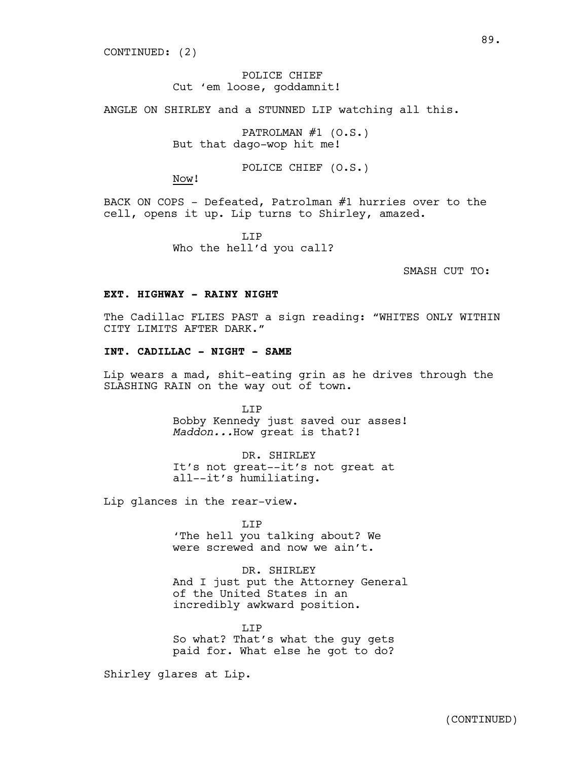CONTINUED: (2)

POLICE CHIEF
Cut 'em loose, goddamnit!

ANGLE ON SHIRLEY and a STUNNED LIP watching all this.

PATROLMAN #1 (O.S.)
But that dago-wop hit me!

POLICE CHIEF (O.S.)
<u>Now</u>!

BACK ON COPS - Defeated, Patrolman #1 hurries over to the cell, opens it up. Lip turns to Shirley, amazed.

LIP
Who the hell'd you call?

SMASH CUT TO:

**EXT. HIGHWAY - RAINY NIGHT**

The Cadillac FLIES PAST a sign reading: "WHITES ONLY WITHIN CITY LIMITS AFTER DARK."

**INT. CADILLAC - NIGHT - SAME**

Lip wears a mad, shit-eating grin as he drives through the SLASHING RAIN on the way out of town.

LIP
Bobby Kennedy just saved our asses! *Maddon...*How great is that?!

DR. SHIRLEY
It's not great--it's not great at all--it's humiliating.

Lip glances in the rear-view.

LIP
'The hell you talking about? We were screwed and now we ain't.

DR. SHIRLEY
And I just put the Attorney General of the United States in an incredibly awkward position.

LIP
So what? That's what the guy gets paid for. What else he got to do?

Shirley glares at Lip.

(CONTINUED)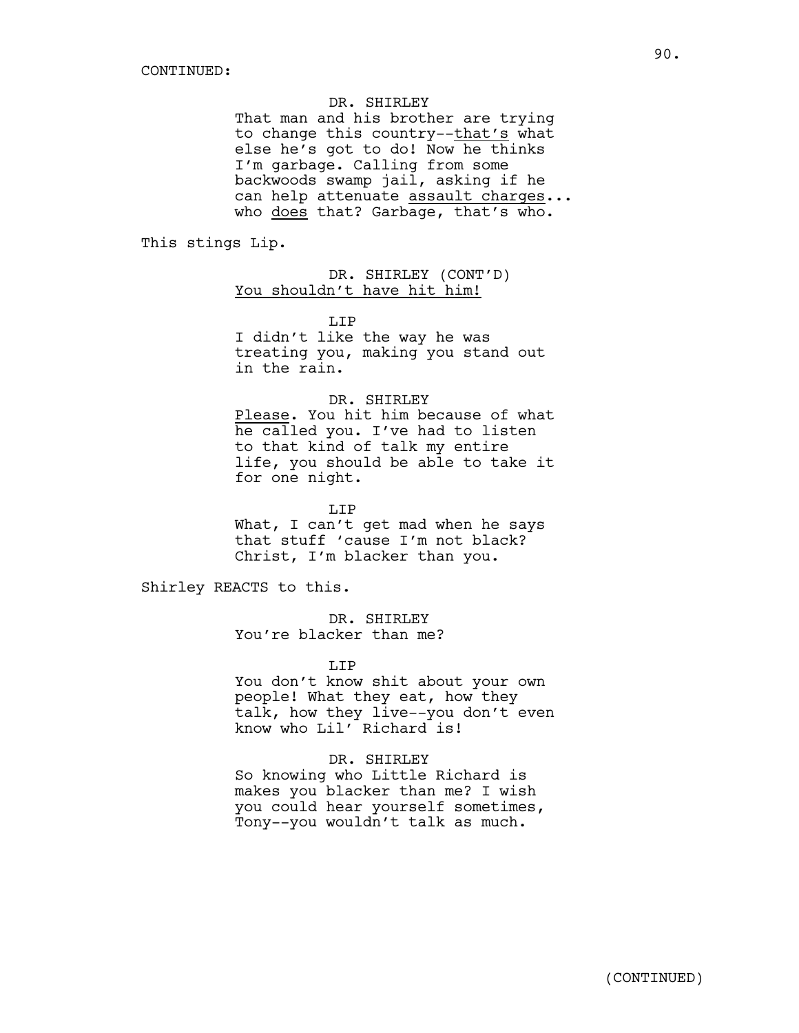CONTINUED:

DR. SHIRLEY

That man and his brother are trying to change this country--that's what else he's got to do! Now he thinks I'm garbage. Calling from some backwoods swamp jail, asking if he can help attenuate assault charges... who does that? Garbage, that's who.

This stings Lip.

DR. SHIRLEY (CONT'D)

You shouldn't have hit him!

LIP

I didn't like the way he was treating you, making you stand out in the rain.

DR. SHIRLEY

Please. You hit him because of what he called you. I've had to listen to that kind of talk my entire life, you should be able to take it for one night.

LIP

What, I can't get mad when he says that stuff 'cause I'm not black? Christ, I'm blacker than you.

Shirley REACTS to this.

DR. SHIRLEY

You're blacker than me?

LIP

You don't know shit about your own people! What they eat, how they talk, how they live--you don't even know who Lil' Richard is!

DR. SHIRLEY

So knowing who Little Richard is makes you blacker than me? I wish you could hear yourself sometimes, Tony--you wouldn't talk as much.

(CONTINUED)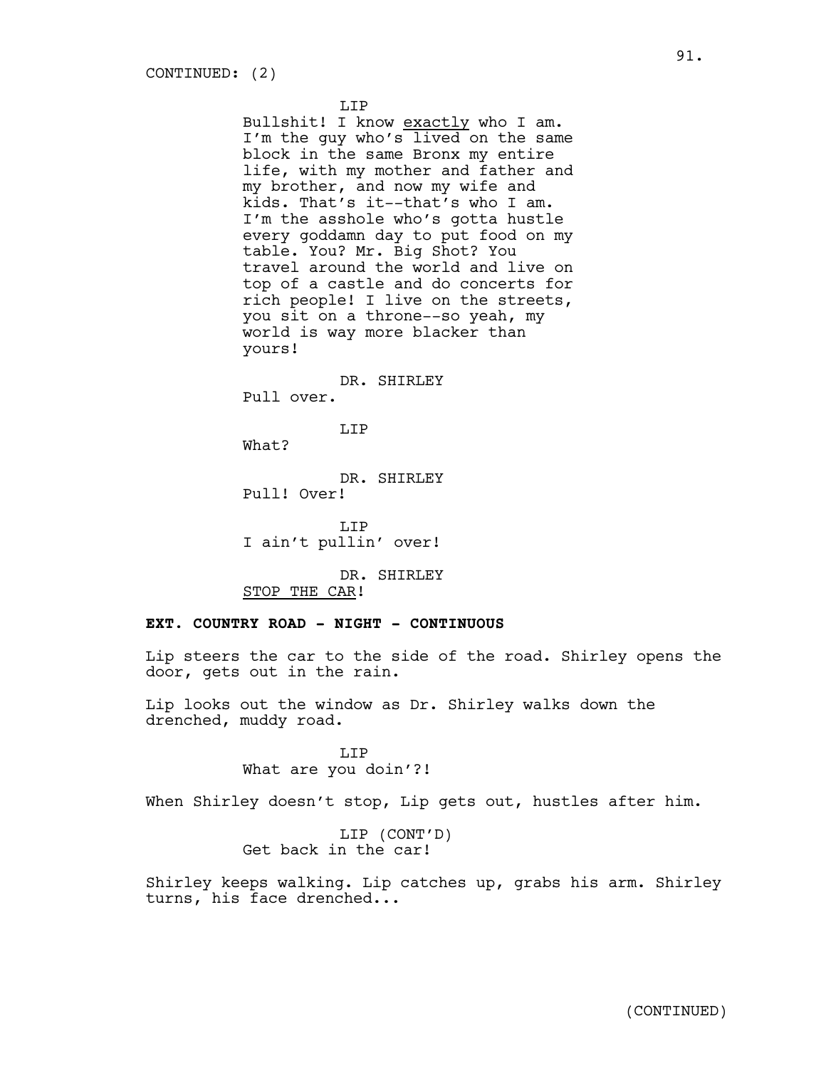CONTINUED: (2)

LIP

Bullshit! I know _exactly_ who I am. I'm the guy who's lived on the same block in the same Bronx my entire life, with my mother and father and my brother, and now my wife and kids. That's it--that's who I am. I'm the asshole who's gotta hustle every goddamn day to put food on my table. You? Mr. Big Shot? You travel around the world and live on top of a castle and do concerts for rich people! I live on the streets, you sit on a throne--so yeah, my world is way more blacker than yours!

DR. SHIRLEY

Pull over.

LIP

What?

DR. SHIRLEY

Pull! Over!

LIP

I ain't pullin' over!

DR. SHIRLEY

_STOP THE CAR_!

**EXT. COUNTRY ROAD - NIGHT - CONTINUOUS**

Lip steers the car to the side of the road. Shirley opens the door, gets out in the rain.

Lip looks out the window as Dr. Shirley walks down the drenched, muddy road.

LIP

What are you doin'?!

When Shirley doesn't stop, Lip gets out, hustles after him.

LIP (CONT'D)

Get back in the car!

Shirley keeps walking. Lip catches up, grabs his arm. Shirley turns, his face drenched...

(CONTINUED)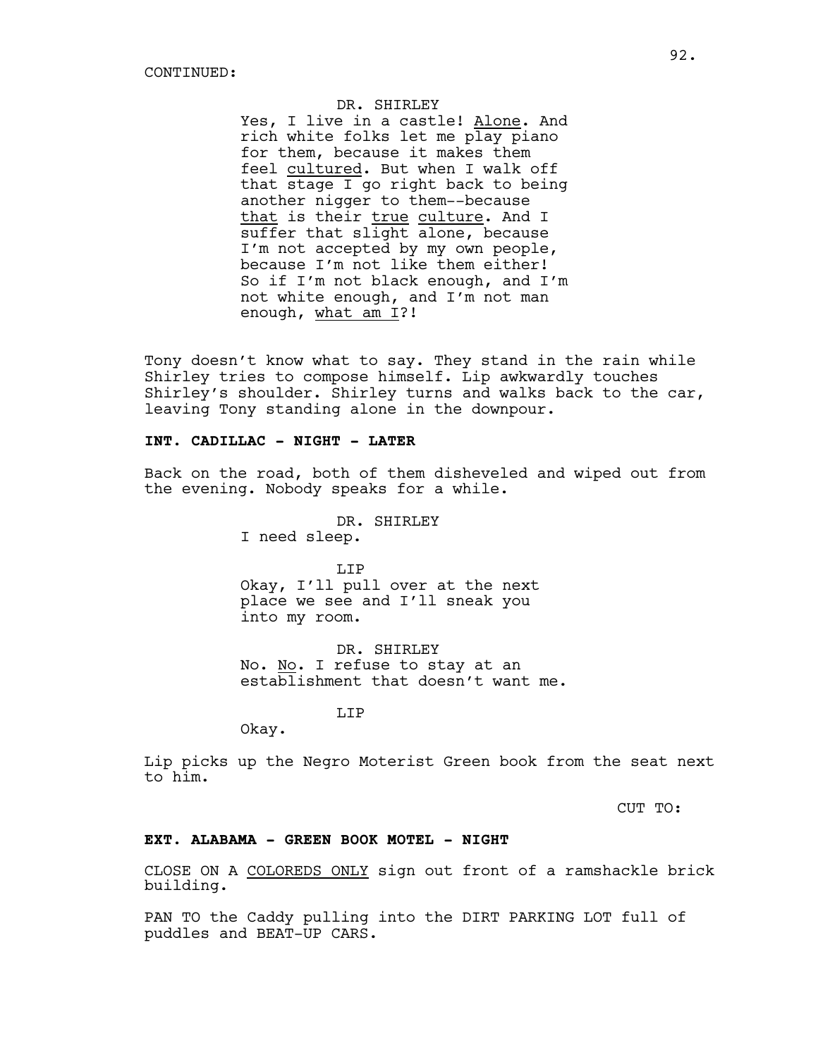CONTINUED:

DR. SHIRLEY
Yes, I live in a castle! Alone. And rich white folks let me play piano for them, because it makes them feel cultured. But when I walk off that stage I go right back to being another nigger to them--because that is their true culture. And I suffer that slight alone, because I'm not accepted by my own people, because I'm not like them either! So if I'm not black enough, and I'm not white enough, and I'm not man enough, what am I?!

Tony doesn't know what to say. They stand in the rain while Shirley tries to compose himself. Lip awkwardly touches Shirley's shoulder. Shirley turns and walks back to the car, leaving Tony standing alone in the downpour.

**INT. CADILLAC - NIGHT - LATER**

Back on the road, both of them disheveled and wiped out from the evening. Nobody speaks for a while.

DR. SHIRLEY
I need sleep.

LIP
Okay, I'll pull over at the next place we see and I'll sneak you into my room.

DR. SHIRLEY
No. No. I refuse to stay at an establishment that doesn't want me.

LIP
Okay.

Lip picks up the Negro Moterist Green book from the seat next to him.

CUT TO:

**EXT. ALABAMA - GREEN BOOK MOTEL - NIGHT**

CLOSE ON A COLOREDS ONLY sign out front of a ramshackle brick building.

PAN TO the Caddy pulling into the DIRT PARKING LOT full of puddles and BEAT-UP CARS.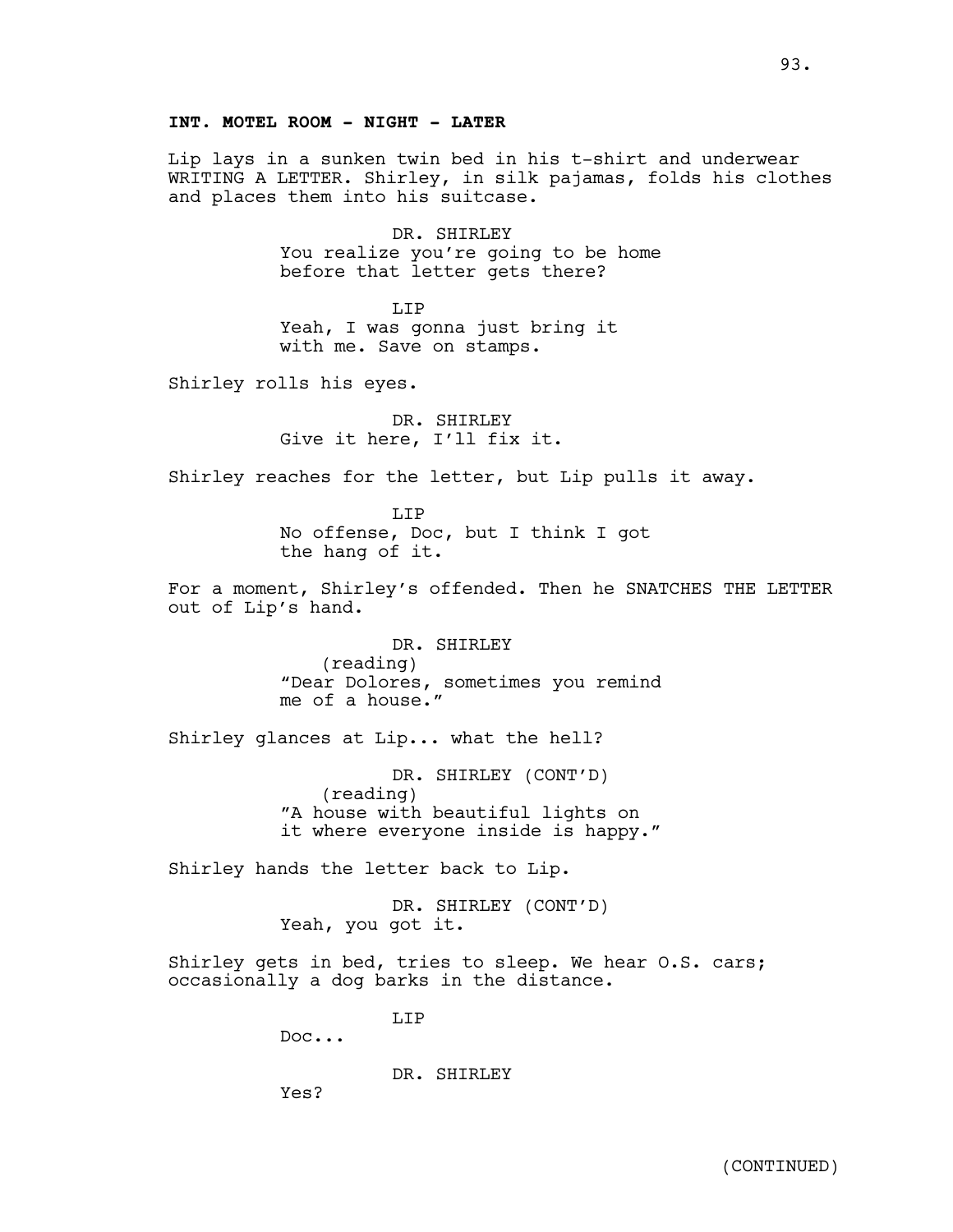**INT. MOTEL ROOM - NIGHT - LATER**

Lip lays in a sunken twin bed in his t-shirt and underwear WRITING A LETTER. Shirley, in silk pajamas, folds his clothes and places them into his suitcase.

DR. SHIRLEY
You realize you're going to be home before that letter gets there?

LIP
Yeah, I was gonna just bring it with me. Save on stamps.

Shirley rolls his eyes.

DR. SHIRLEY
Give it here, I'll fix it.

Shirley reaches for the letter, but Lip pulls it away.

LIP
No offense, Doc, but I think I got the hang of it.

For a moment, Shirley's offended. Then he SNATCHES THE LETTER out of Lip's hand.

DR. SHIRLEY
(reading)
"Dear Dolores, sometimes you remind me of a house."

Shirley glances at Lip... what the hell?

DR. SHIRLEY (CONT'D)
(reading)
"A house with beautiful lights on it where everyone inside is happy."

Shirley hands the letter back to Lip.

DR. SHIRLEY (CONT'D)
Yeah, you got it.

Shirley gets in bed, tries to sleep. We hear O.S. cars; occasionally a dog barks in the distance.

LIP
Doc...

DR. SHIRLEY
Yes?

(CONTINUED)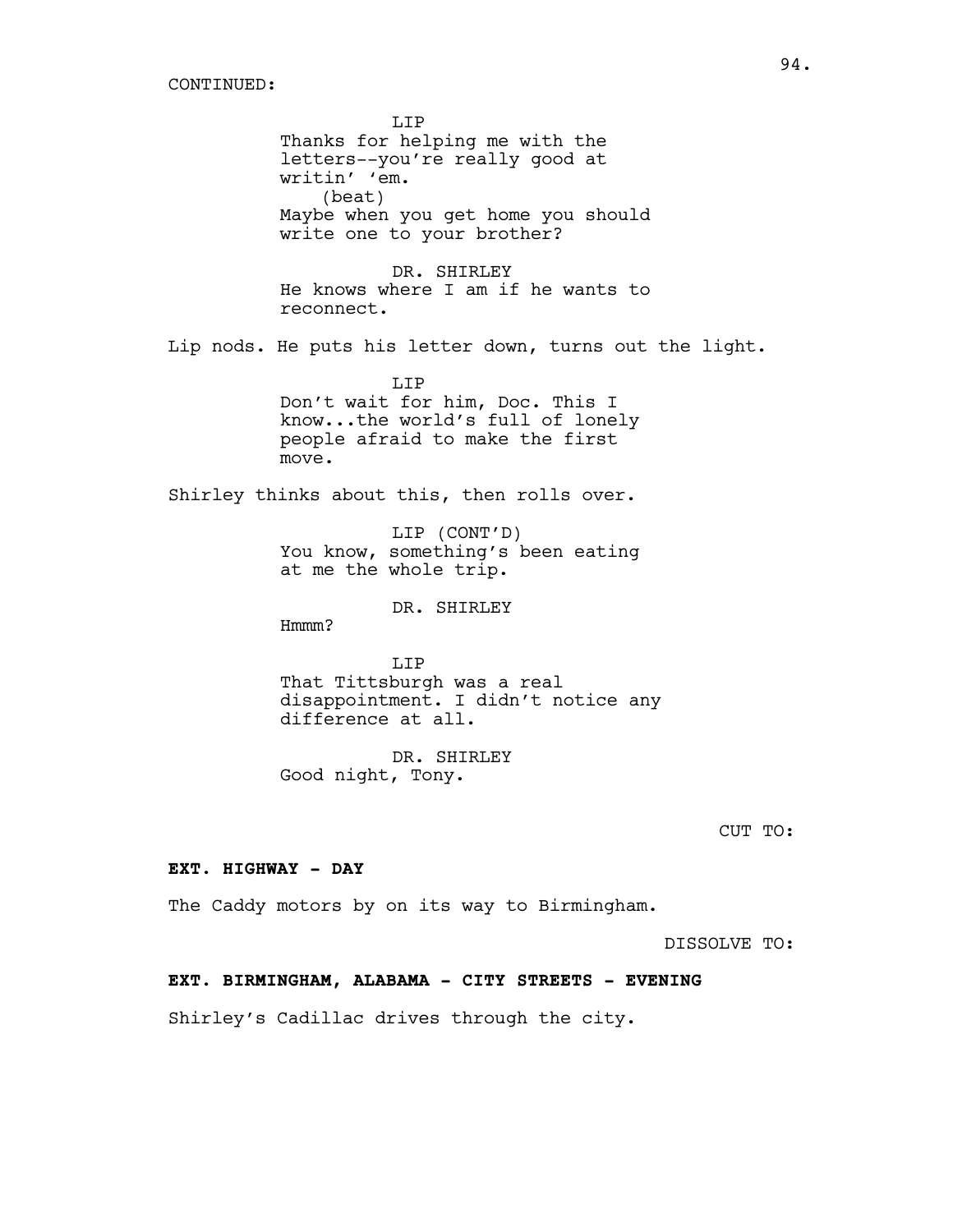CONTINUED:

LIP
Thanks for helping me with the letters--you're really good at writin' 'em.
(beat)
Maybe when you get home you should write one to your brother?

DR. SHIRLEY
He knows where I am if he wants to reconnect.

Lip nods. He puts his letter down, turns out the light.

LIP
Don't wait for him, Doc. This I know...the world's full of lonely people afraid to make the first move.

Shirley thinks about this, then rolls over.

LIP (CONT'D)
You know, something's been eating at me the whole trip.

DR. SHIRLEY
Hmmm?

LIP
That Tittsburgh was a real disappointment. I didn't notice any difference at all.

DR. SHIRLEY
Good night, Tony.

CUT TO:

**EXT. HIGHWAY - DAY**

The Caddy motors by on its way to Birmingham.

DISSOLVE TO:

**EXT. BIRMINGHAM, ALABAMA - CITY STREETS - EVENING**

Shirley's Cadillac drives through the city.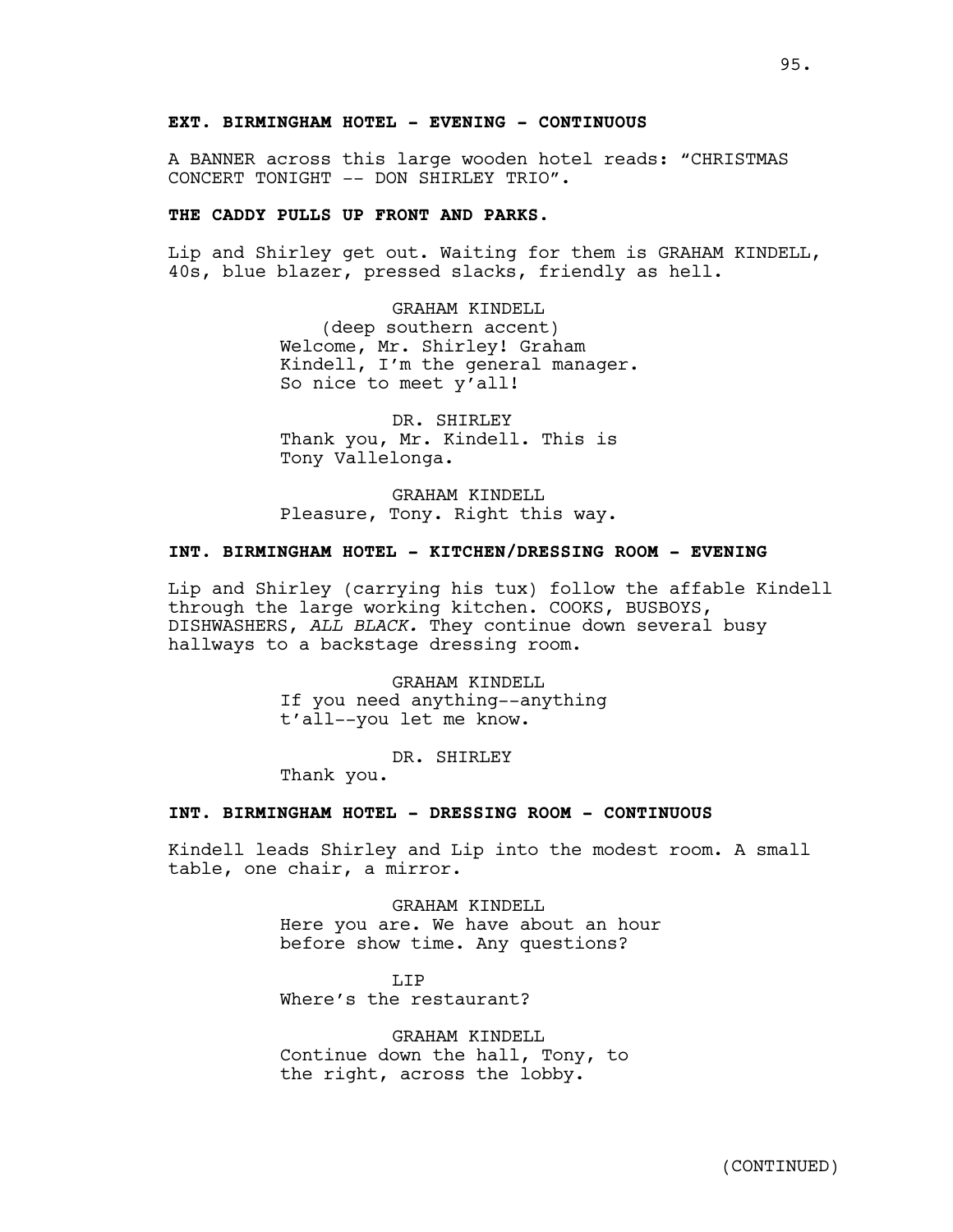**EXT. BIRMINGHAM HOTEL - EVENING - CONTINUOUS**

A BANNER across this large wooden hotel reads: "CHRISTMAS CONCERT TONIGHT -- DON SHIRLEY TRIO".

**THE CADDY PULLS UP FRONT AND PARKS.**

Lip and Shirley get out. Waiting for them is GRAHAM KINDELL, 40s, blue blazer, pressed slacks, friendly as hell.

GRAHAM KINDELL
(deep southern accent)
Welcome, Mr. Shirley! Graham Kindell, I'm the general manager. So nice to meet y'all!

DR. SHIRLEY
Thank you, Mr. Kindell. This is Tony Vallelonga.

GRAHAM KINDELL
Pleasure, Tony. Right this way.

**INT. BIRMINGHAM HOTEL - KITCHEN/DRESSING ROOM - EVENING**

Lip and Shirley (carrying his tux) follow the affable Kindell through the large working kitchen. COOKS, BUSBOYS, DISHWASHERS, *ALL BLACK.* They continue down several busy hallways to a backstage dressing room.

GRAHAM KINDELL
If you need anything--anything t'all--you let me know.

DR. SHIRLEY
Thank you.

**INT. BIRMINGHAM HOTEL - DRESSING ROOM - CONTINUOUS**

Kindell leads Shirley and Lip into the modest room. A small table, one chair, a mirror.

GRAHAM KINDELL
Here you are. We have about an hour before show time. Any questions?

LIP
Where's the restaurant?

GRAHAM KINDELL
Continue down the hall, Tony, to the right, across the lobby.

(CONTINUED)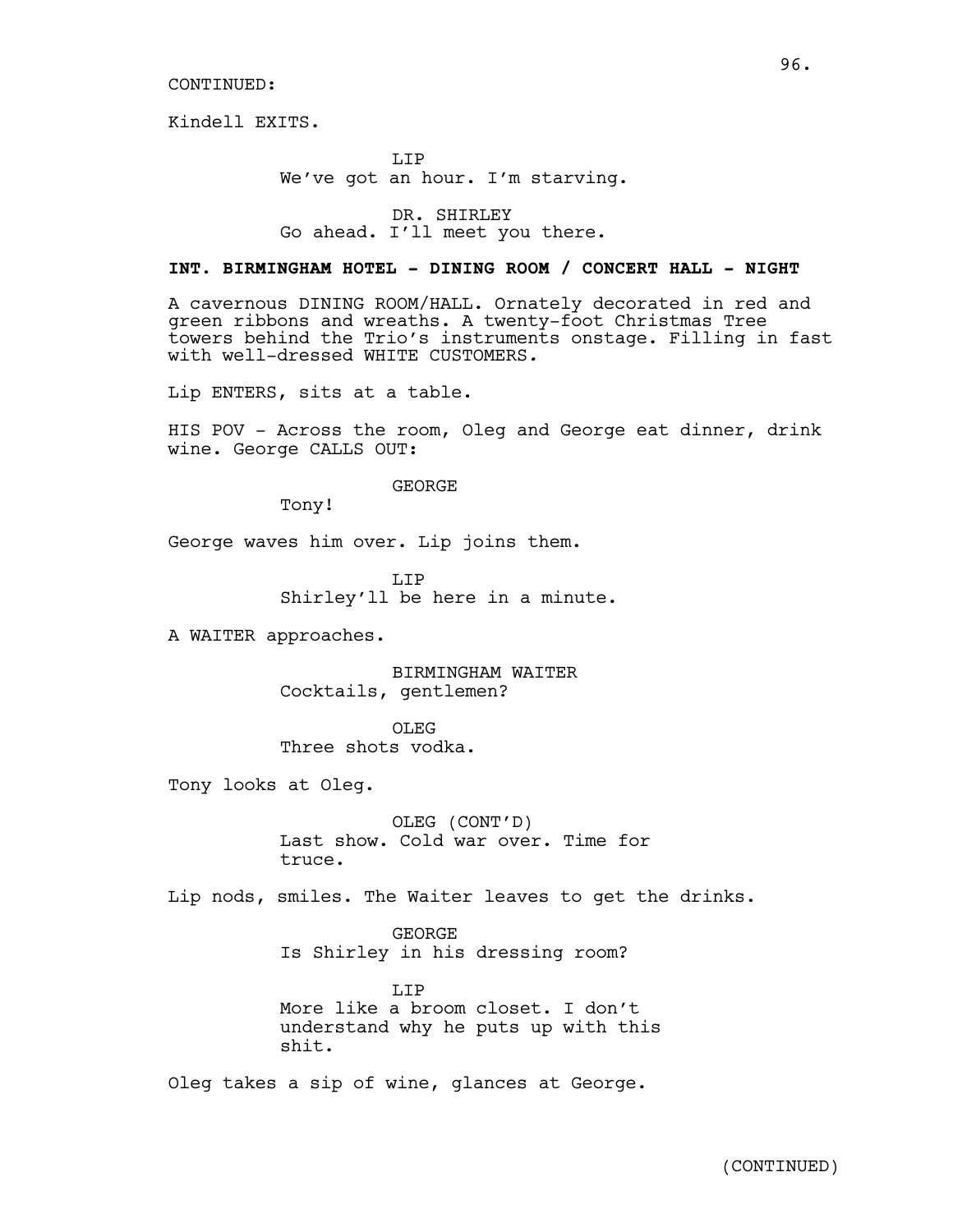CONTINUED:

Kindell EXITS.

LIP
We've got an hour. I'm starving.

DR. SHIRLEY
Go ahead. I'll meet you there.

**INT. BIRMINGHAM HOTEL - DINING ROOM / CONCERT HALL - NIGHT**

A cavernous DINING ROOM/HALL. Ornately decorated in red and green ribbons and wreaths. A twenty-foot Christmas Tree towers behind the Trio's instruments onstage. Filling in fast with well-dressed WHITE CUSTOMERS.

Lip ENTERS, sits at a table.

HIS POV - Across the room, Oleg and George eat dinner, drink wine. George CALLS OUT:

GEORGE
Tony!

George waves him over. Lip joins them.

LIP
Shirley'll be here in a minute.

A WAITER approaches.

BIRMINGHAM WAITER
Cocktails, gentlemen?

OLEG
Three shots vodka.

Tony looks at Oleg.

OLEG (CONT'D)
Last show. Cold war over. Time for truce.

Lip nods, smiles. The Waiter leaves to get the drinks.

GEORGE
Is Shirley in his dressing room?

LIP
More like a broom closet. I don't understand why he puts up with this shit.

Oleg takes a sip of wine, glances at George.

(CONTINUED)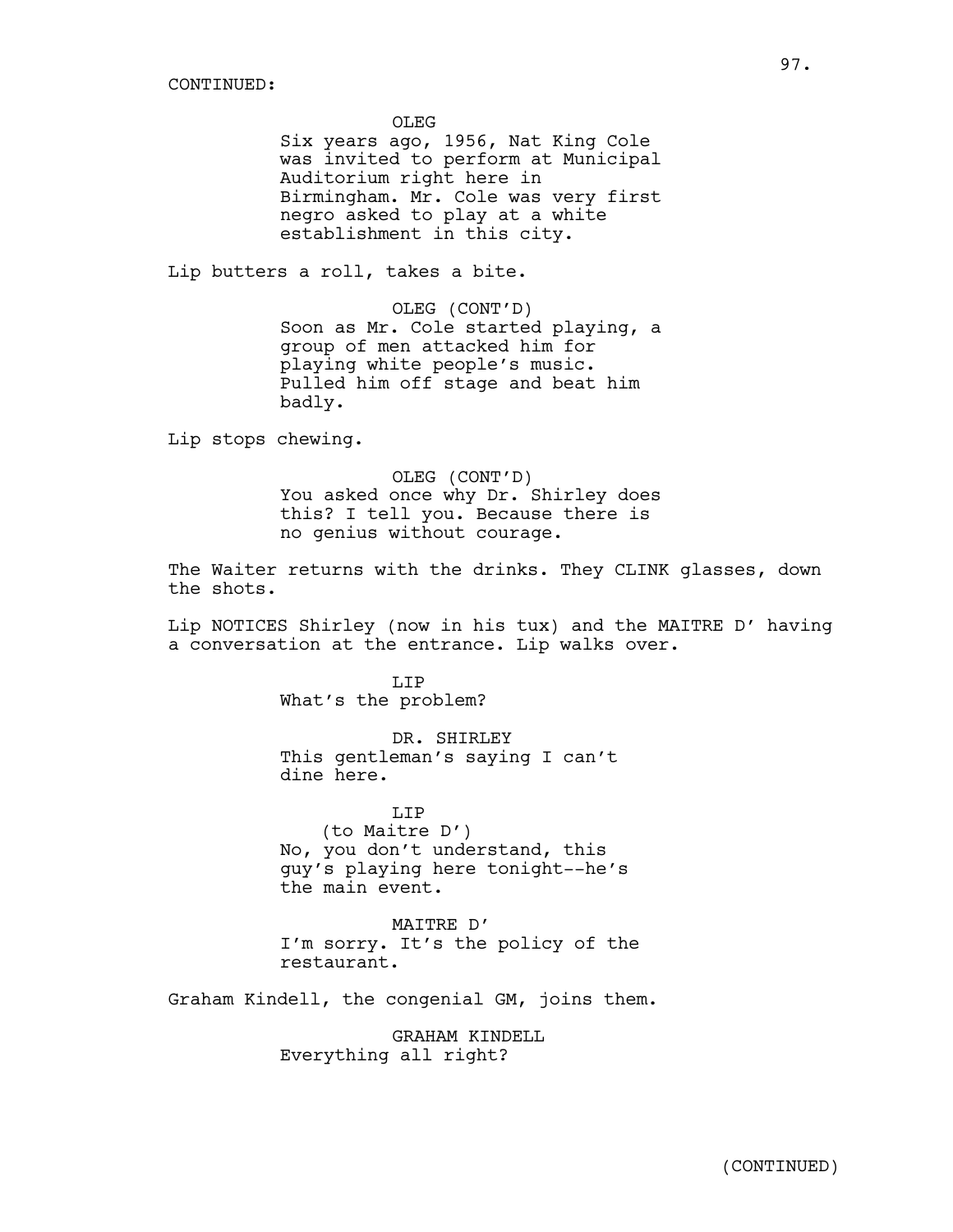CONTINUED:

OLEG
Six years ago, 1956, Nat King Cole was invited to perform at Municipal Auditorium right here in Birmingham. Mr. Cole was very first negro asked to play at a white establishment in this city.

Lip butters a roll, takes a bite.

OLEG (CONT'D)
Soon as Mr. Cole started playing, a group of men attacked him for playing white people's music. Pulled him off stage and beat him badly.

Lip stops chewing.

OLEG (CONT'D)
You asked once why Dr. Shirley does this? I tell you. Because there is no genius without courage.

The Waiter returns with the drinks. They CLINK glasses, down the shots.

Lip NOTICES Shirley (now in his tux) and the MAITRE D' having a conversation at the entrance. Lip walks over.

LIP
What's the problem?

DR. SHIRLEY
This gentleman's saying I can't dine here.

LIP
(to Maitre D')
No, you don't understand, this guy's playing here tonight--he's the main event.

MAITRE D'
I'm sorry. It's the policy of the restaurant.

Graham Kindell, the congenial GM, joins them.

GRAHAM KINDELL
Everything all right?

(CONTINUED)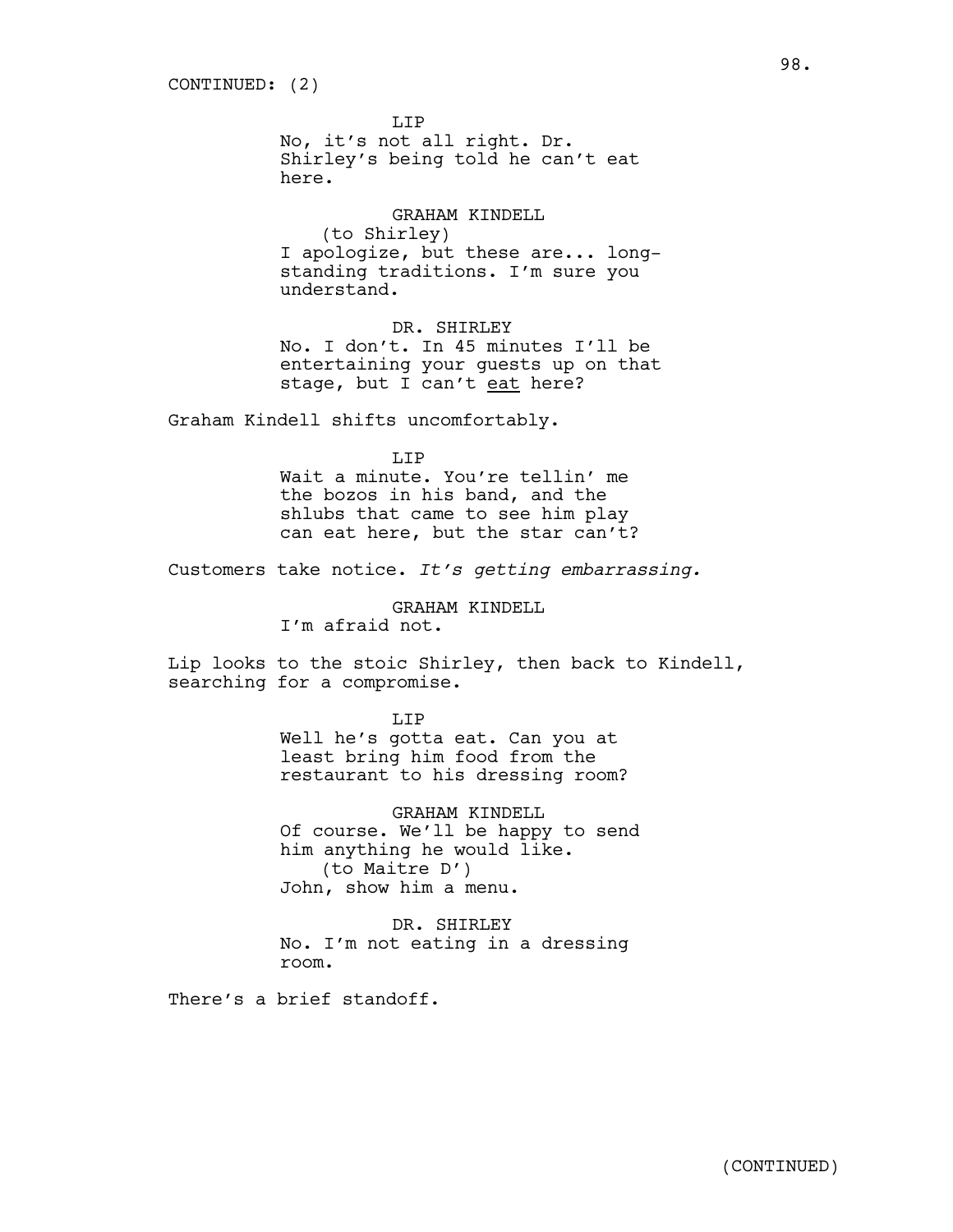CONTINUED: (2)

LIP
No, it's not all right. Dr. Shirley's being told he can't eat here.

GRAHAM KINDELL
(to Shirley)
I apologize, but these are... long-standing traditions. I'm sure you understand.

DR. SHIRLEY
No. I don't. In 45 minutes I'll be entertaining your guests up on that stage, but I can't eat here?

Graham Kindell shifts uncomfortably.

LIP
Wait a minute. You're tellin' me the bozos in his band, and the shlubs that came to see him play can eat here, but the star can't?

Customers take notice. *It's getting embarrassing.*

GRAHAM KINDELL
I'm afraid not.

Lip looks to the stoic Shirley, then back to Kindell, searching for a compromise.

LIP
Well he's gotta eat. Can you at least bring him food from the restaurant to his dressing room?

GRAHAM KINDELL
Of course. We'll be happy to send him anything he would like.
(to Maitre D')
John, show him a menu.

DR. SHIRLEY
No. I'm not eating in a dressing room.

There's a brief standoff.

(CONTINUED)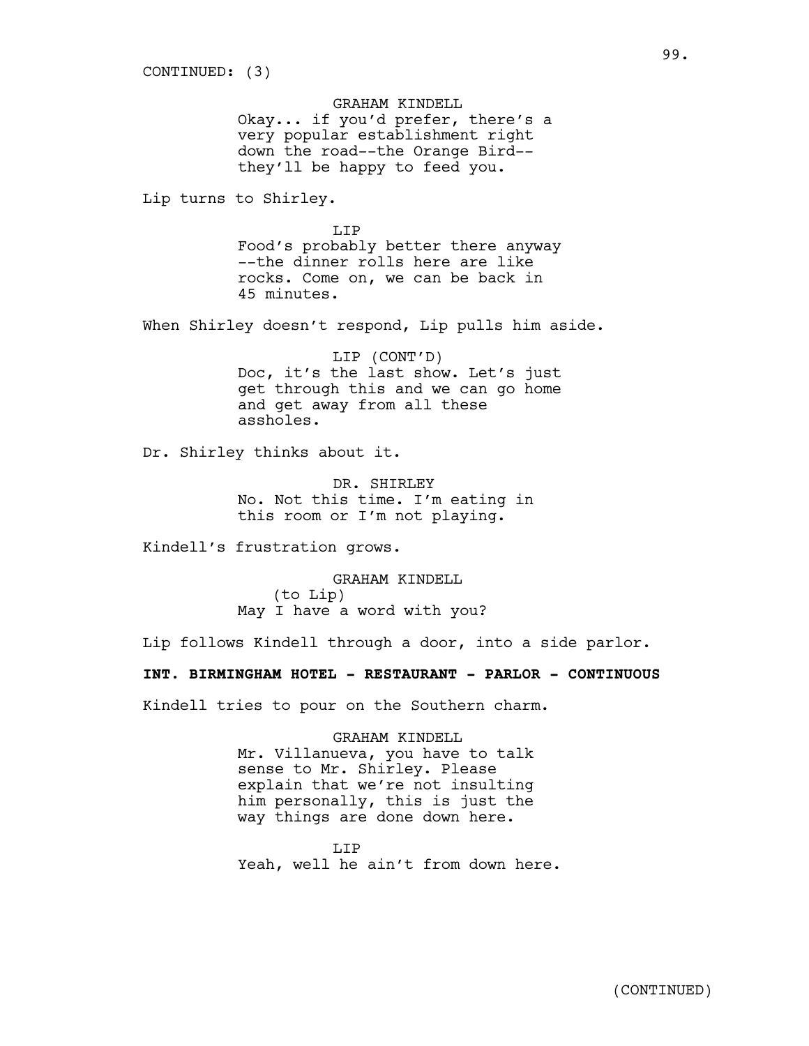CONTINUED: (3)

GRAHAM KINDELL
Okay... if you'd prefer, there's a very popular establishment right down the road--the Orange Bird--they'll be happy to feed you.

Lip turns to Shirley.

LIP
Food's probably better there anyway --the dinner rolls here are like rocks. Come on, we can be back in 45 minutes.

When Shirley doesn't respond, Lip pulls him aside.

LIP (CONT'D)
Doc, it's the last show. Let's just get through this and we can go home and get away from all these assholes.

Dr. Shirley thinks about it.

DR. SHIRLEY
No. Not this time. I'm eating in this room or I'm not playing.

Kindell's frustration grows.

GRAHAM KINDELL
(to Lip)
May I have a word with you?

Lip follows Kindell through a door, into a side parlor.

**INT. BIRMINGHAM HOTEL - RESTAURANT - PARLOR - CONTINUOUS**

Kindell tries to pour on the Southern charm.

GRAHAM KINDELL
Mr. Villanueva, you have to talk sense to Mr. Shirley. Please explain that we're not insulting him personally, this is just the way things are done down here.

LIP
Yeah, well he ain't from down here.

(CONTINUED)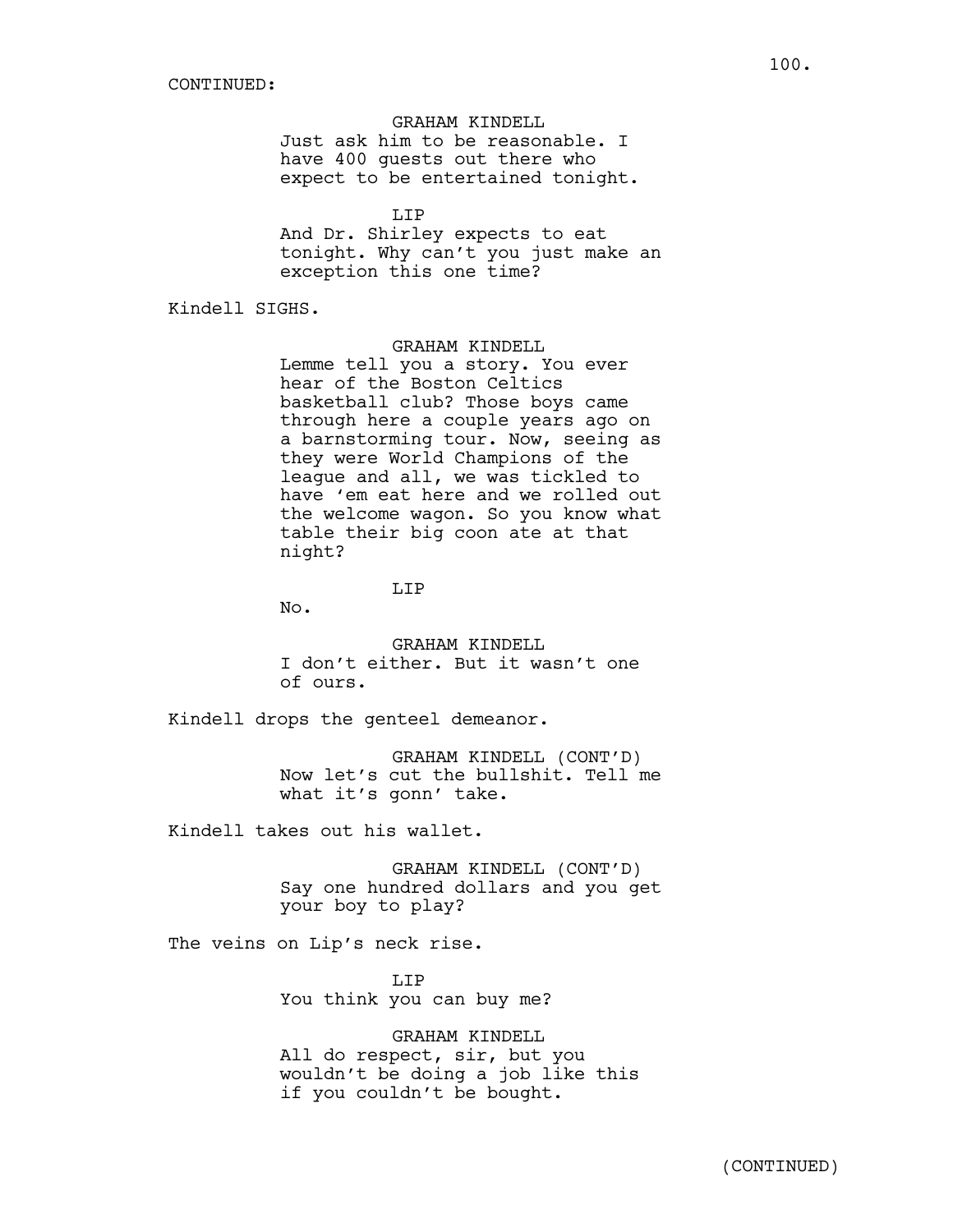CONTINUED:

GRAHAM KINDELL
Just ask him to be reasonable. I have 400 guests out there who expect to be entertained tonight.

LIP
And Dr. Shirley expects to eat tonight. Why can't you just make an exception this one time?

Kindell SIGHS.

GRAHAM KINDELL
Lemme tell you a story. You ever hear of the Boston Celtics basketball club? Those boys came through here a couple years ago on a barnstorming tour. Now, seeing as they were World Champions of the league and all, we was tickled to have 'em eat here and we rolled out the welcome wagon. So you know what table their big coon ate at that night?

LIP
No.

GRAHAM KINDELL
I don't either. But it wasn't one of ours.

Kindell drops the genteel demeanor.

GRAHAM KINDELL (CONT'D)
Now let's cut the bullshit. Tell me what it's gonn' take.

Kindell takes out his wallet.

GRAHAM KINDELL (CONT'D)
Say one hundred dollars and you get your boy to play?

The veins on Lip's neck rise.

LIP
You think you can buy me?

GRAHAM KINDELL
All do respect, sir, but you wouldn't be doing a job like this if you couldn't be bought.

(CONTINUED)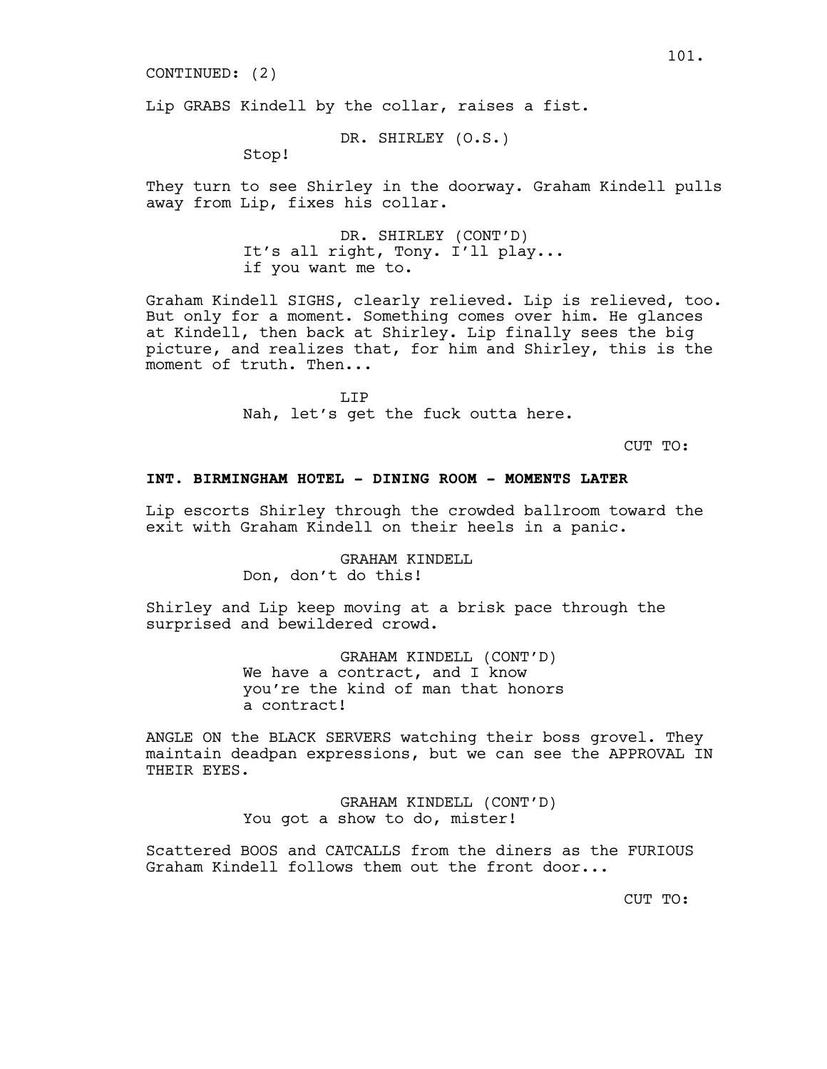CONTINUED: (2)

Lip GRABS Kindell by the collar, raises a fist.

DR. SHIRLEY (O.S.)
Stop!

They turn to see Shirley in the doorway. Graham Kindell pulls away from Lip, fixes his collar.

DR. SHIRLEY (CONT'D)
It's all right, Tony. I'll play...
if you want me to.

Graham Kindell SIGHS, clearly relieved. Lip is relieved, too. But only for a moment. Something comes over him. He glances at Kindell, then back at Shirley. Lip finally sees the big picture, and realizes that, for him and Shirley, this is the moment of truth. Then...

LIP
Nah, let's get the fuck outta here.

CUT TO:

**INT. BIRMINGHAM HOTEL - DINING ROOM - MOMENTS LATER**

Lip escorts Shirley through the crowded ballroom toward the exit with Graham Kindell on their heels in a panic.

GRAHAM KINDELL
Don, don't do this!

Shirley and Lip keep moving at a brisk pace through the surprised and bewildered crowd.

GRAHAM KINDELL (CONT'D)
We have a contract, and I know
you're the kind of man that honors
a contract!

ANGLE ON the BLACK SERVERS watching their boss grovel. They maintain deadpan expressions, but we can see the APPROVAL IN THEIR EYES.

GRAHAM KINDELL (CONT'D)
You got a show to do, mister!

Scattered BOOS and CATCALLS from the diners as the FURIOUS Graham Kindell follows them out the front door...

CUT TO: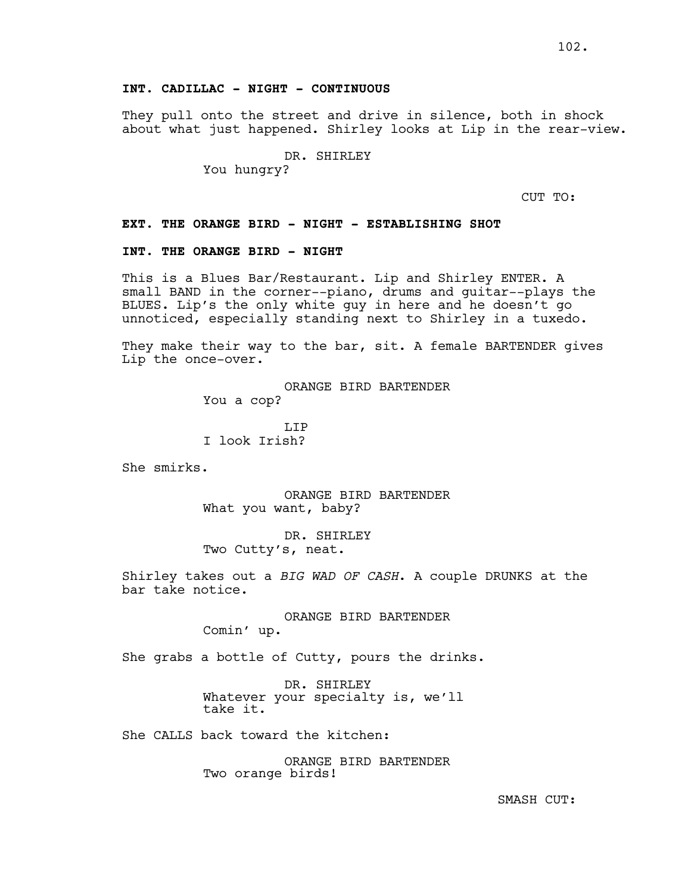**INT. CADILLAC - NIGHT - CONTINUOUS**

They pull onto the street and drive in silence, both in shock about what just happened. Shirley looks at Lip in the rear-view.

DR. SHIRLEY
You hungry?

CUT TO:

**EXT. THE ORANGE BIRD - NIGHT - ESTABLISHING SHOT**

**INT. THE ORANGE BIRD - NIGHT**

This is a Blues Bar/Restaurant. Lip and Shirley ENTER. A small BAND in the corner--piano, drums and guitar--plays the BLUES. Lip's the only white guy in here and he doesn't go unnoticed, especially standing next to Shirley in a tuxedo.

They make their way to the bar, sit. A female BARTENDER gives Lip the once-over.

ORANGE BIRD BARTENDER
You a cop?

LIP
I look Irish?

She smirks.

ORANGE BIRD BARTENDER
What you want, baby?

DR. SHIRLEY
Two Cutty's, neat.

Shirley takes out a *BIG WAD OF CASH*. A couple DRUNKS at the bar take notice.

ORANGE BIRD BARTENDER
Comin' up.

She grabs a bottle of Cutty, pours the drinks.

DR. SHIRLEY
Whatever your specialty is, we'll take it.

She CALLS back toward the kitchen:

ORANGE BIRD BARTENDER
Two orange birds!

SMASH CUT: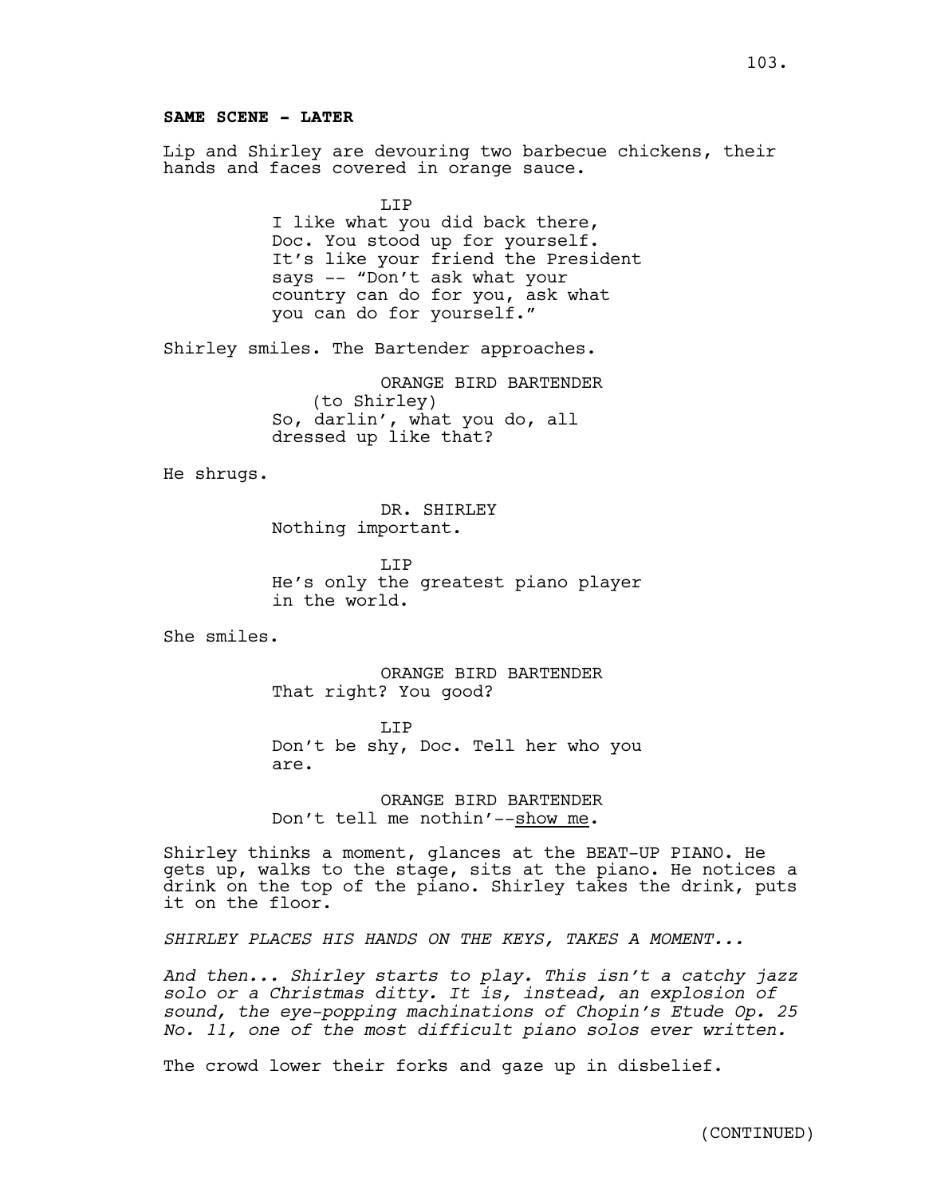**SAME SCENE - LATER**

Lip and Shirley are devouring two barbecue chickens, their hands and faces covered in orange sauce.

LIP
I like what you did back there, Doc. You stood up for yourself. It's like your friend the President says -- "Don't ask what your country can do for you, ask what you can do for yourself."

Shirley smiles. The Bartender approaches.

ORANGE BIRD BARTENDER
(to Shirley)
So, darlin', what you do, all dressed up like that?

He shrugs.

DR. SHIRLEY
Nothing important.

LIP
He's only the greatest piano player in the world.

She smiles.

ORANGE BIRD BARTENDER
That right? You good?

LIP
Don't be shy, Doc. Tell her who you are.

ORANGE BIRD BARTENDER
Don't tell me nothin'--<u>show me</u>.

Shirley thinks a moment, glances at the BEAT-UP PIANO. He gets up, walks to the stage, sits at the piano. He notices a drink on the top of the piano. Shirley takes the drink, puts it on the floor.

*SHIRLEY PLACES HIS HANDS ON THE KEYS, TAKES A MOMENT...*

*And then... Shirley starts to play. This isn't a catchy jazz solo or a Christmas ditty. It is, instead, an explosion of sound, the eye-popping machinations of Chopin's Etude Op. 25 No. 11, one of the most difficult piano solos ever written.*

The crowd lower their forks and gaze up in disbelief.

(CONTINUED)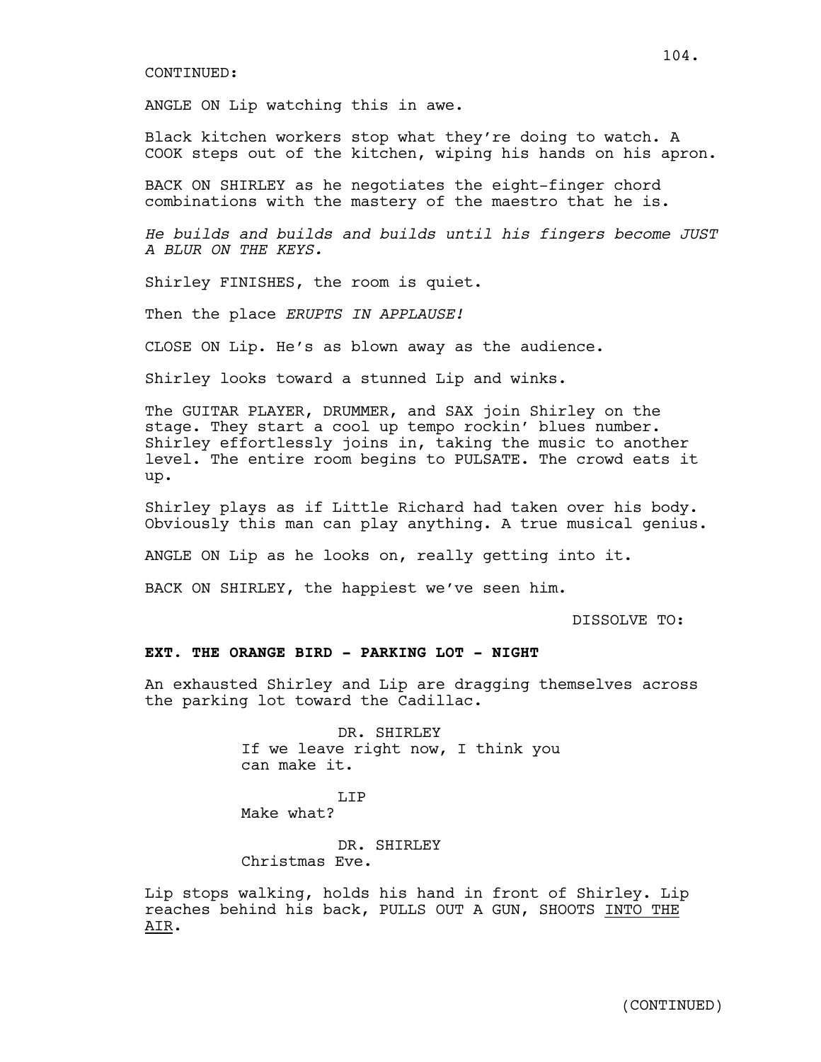CONTINUED:

ANGLE ON Lip watching this in awe.

Black kitchen workers stop what they're doing to watch. A COOK steps out of the kitchen, wiping his hands on his apron.

BACK ON SHIRLEY as he negotiates the eight-finger chord combinations with the mastery of the maestro that he is.

*He builds and builds and builds until his fingers become JUST A BLUR ON THE KEYS.*

Shirley FINISHES, the room is quiet.

Then the place *ERUPTS IN APPLAUSE!*

CLOSE ON Lip. He's as blown away as the audience.

Shirley looks toward a stunned Lip and winks.

The GUITAR PLAYER, DRUMMER, and SAX join Shirley on the stage. They start a cool up tempo rockin' blues number. Shirley effortlessly joins in, taking the music to another level. The entire room begins to PULSATE. The crowd eats it up.

Shirley plays as if Little Richard had taken over his body. Obviously this man can play anything. A true musical genius.

ANGLE ON Lip as he looks on, really getting into it.

BACK ON SHIRLEY, the happiest we've seen him.

DISSOLVE TO:

**EXT. THE ORANGE BIRD - PARKING LOT - NIGHT**

An exhausted Shirley and Lip are dragging themselves across the parking lot toward the Cadillac.

DR. SHIRLEY
If we leave right now, I think you can make it.

LIP
Make what?

DR. SHIRLEY
Christmas Eve.

Lip stops walking, holds his hand in front of Shirley. Lip reaches behind his back, PULLS OUT A GUN, SHOOTS <u>INTO THE AIR</u>.

(CONTINUED)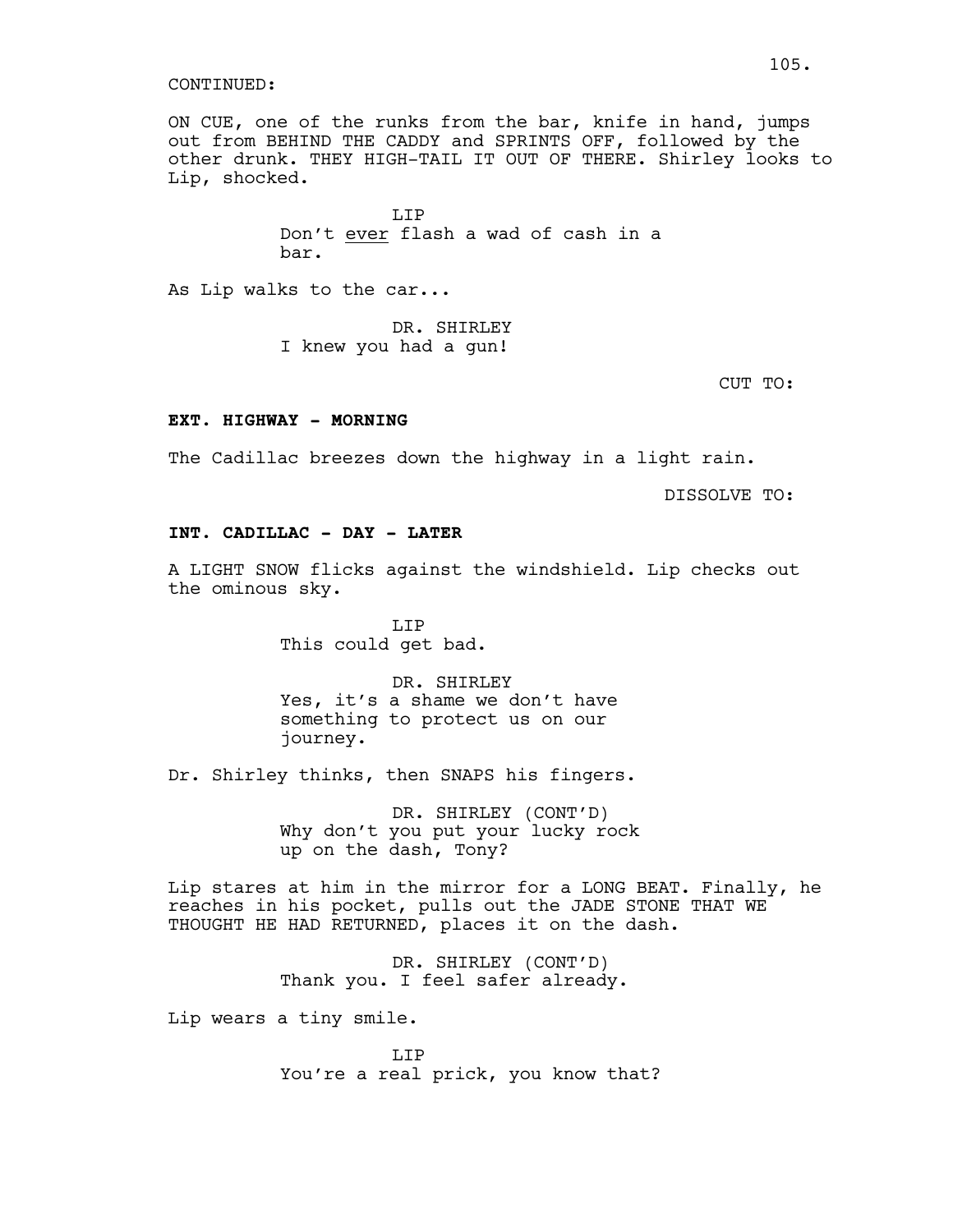CONTINUED:

ON CUE, one of the runks from the bar, knife in hand, jumps out from BEHIND THE CADDY and SPRINTS OFF, followed by the other drunk. THEY HIGH-TAIL IT OUT OF THERE. Shirley looks to Lip, shocked.

LIP
Don't ever flash a wad of cash in a bar.

As Lip walks to the car...

DR. SHIRLEY
I knew you had a gun!

CUT TO:

**EXT. HIGHWAY - MORNING**

The Cadillac breezes down the highway in a light rain.

DISSOLVE TO:

**INT. CADILLAC - DAY - LATER**

A LIGHT SNOW flicks against the windshield. Lip checks out the ominous sky.

LIP
This could get bad.

DR. SHIRLEY
Yes, it's a shame we don't have something to protect us on our journey.

Dr. Shirley thinks, then SNAPS his fingers.

DR. SHIRLEY (CONT'D)
Why don't you put your lucky rock up on the dash, Tony?

Lip stares at him in the mirror for a LONG BEAT. Finally, he reaches in his pocket, pulls out the JADE STONE THAT WE THOUGHT HE HAD RETURNED, places it on the dash.

DR. SHIRLEY (CONT'D)
Thank you. I feel safer already.

Lip wears a tiny smile.

LIP
You're a real prick, you know that?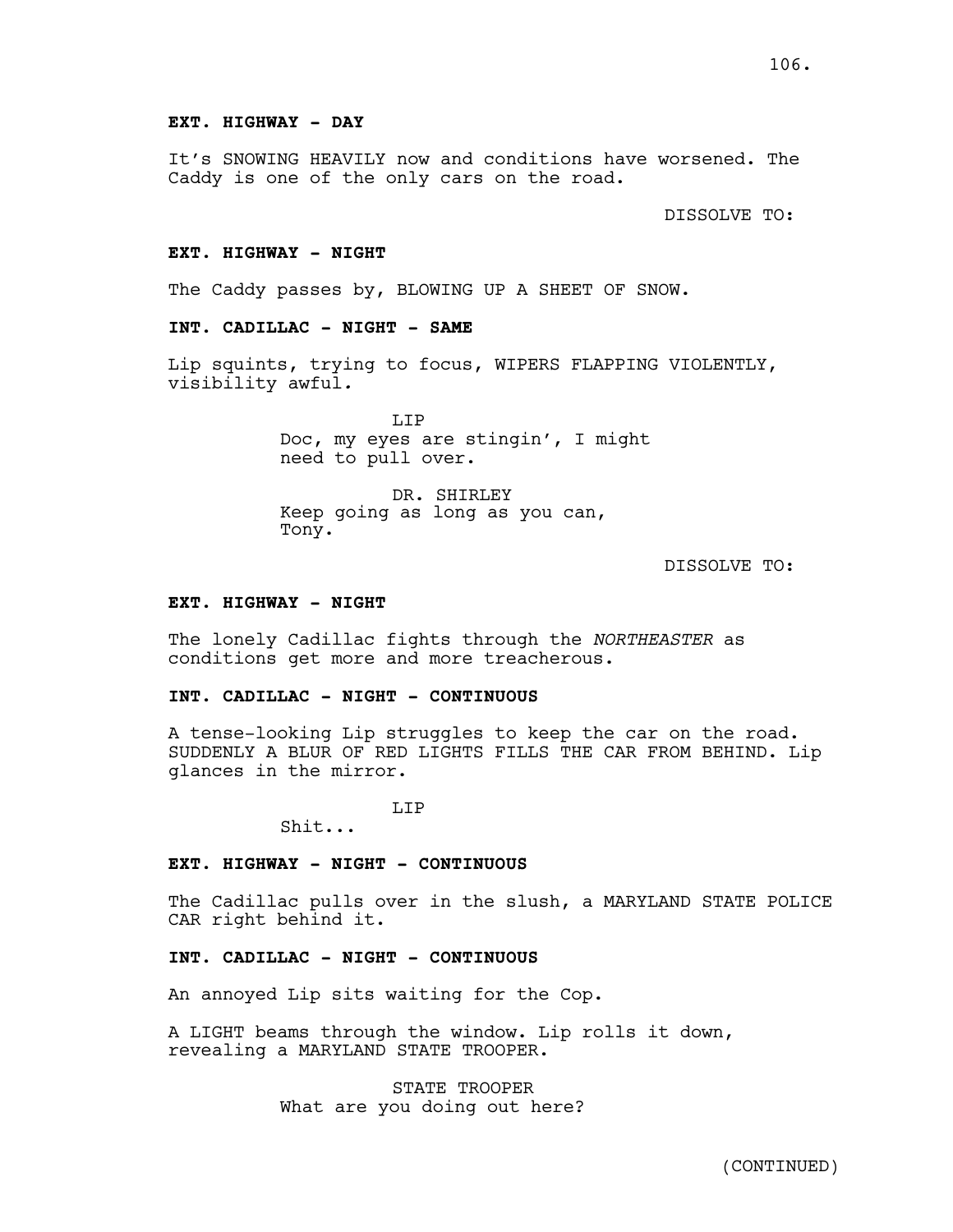**EXT. HIGHWAY - DAY**

It's SNOWING HEAVILY now and conditions have worsened. The Caddy is one of the only cars on the road.

DISSOLVE TO:

**EXT. HIGHWAY - NIGHT**

The Caddy passes by, BLOWING UP A SHEET OF SNOW.

**INT. CADILLAC - NIGHT - SAME**

Lip squints, trying to focus, WIPERS FLAPPING VIOLENTLY, visibility awful.

LIP
Doc, my eyes are stingin', I might need to pull over.

DR. SHIRLEY
Keep going as long as you can, Tony.

DISSOLVE TO:

**EXT. HIGHWAY - NIGHT**

The lonely Cadillac fights through the *NORTHEASTER* as conditions get more and more treacherous.

**INT. CADILLAC - NIGHT - CONTINUOUS**

A tense-looking Lip struggles to keep the car on the road. SUDDENLY A BLUR OF RED LIGHTS FILLS THE CAR FROM BEHIND. Lip glances in the mirror.

LIP
Shit...

**EXT. HIGHWAY - NIGHT - CONTINUOUS**

The Cadillac pulls over in the slush, a MARYLAND STATE POLICE CAR right behind it.

**INT. CADILLAC - NIGHT - CONTINUOUS**

An annoyed Lip sits waiting for the Cop.

A LIGHT beams through the window. Lip rolls it down, revealing a MARYLAND STATE TROOPER.

STATE TROOPER
What are you doing out here?

(CONTINUED)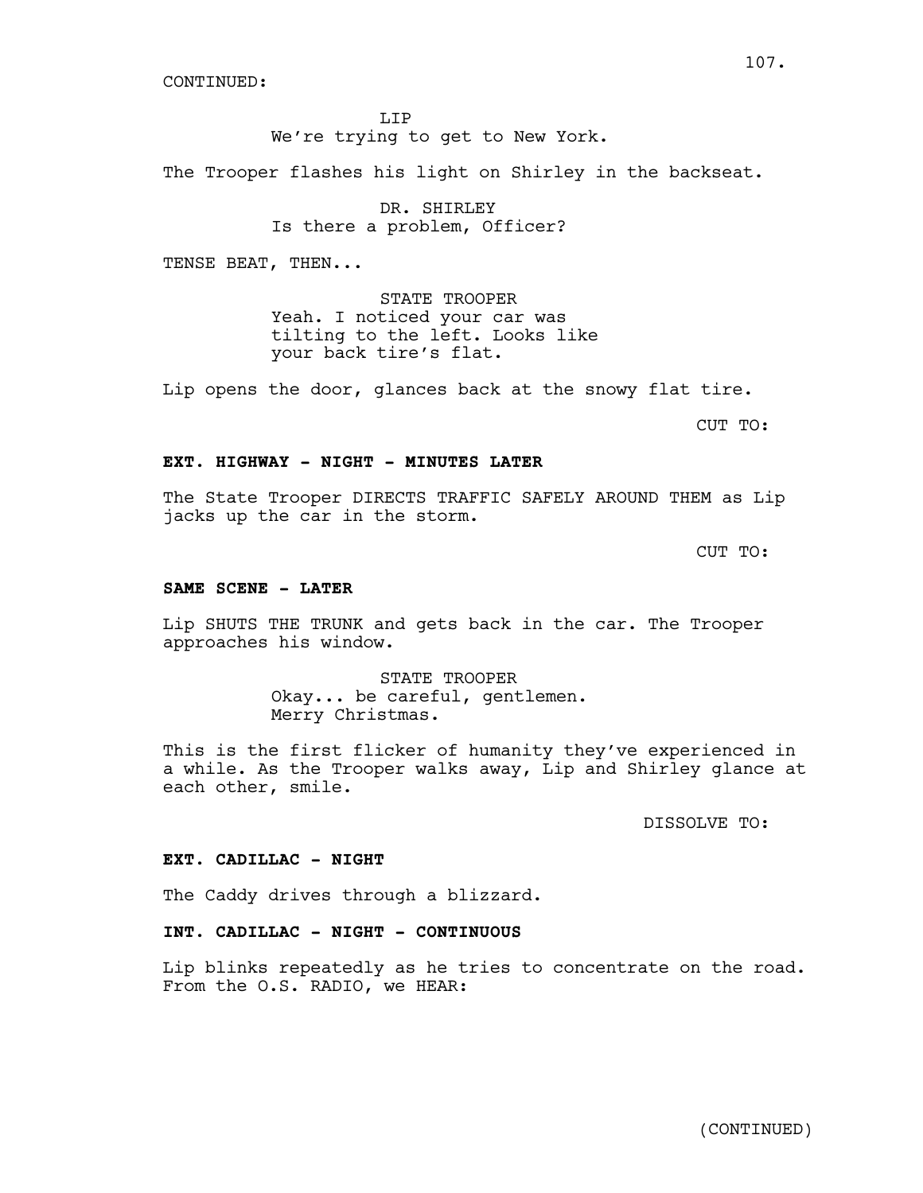CONTINUED:

LIP
We're trying to get to New York.

The Trooper flashes his light on Shirley in the backseat.

DR. SHIRLEY
Is there a problem, Officer?

TENSE BEAT, THEN...

STATE TROOPER
Yeah. I noticed your car was tilting to the left. Looks like your back tire's flat.

Lip opens the door, glances back at the snowy flat tire.

CUT TO:

**EXT. HIGHWAY - NIGHT - MINUTES LATER**

The State Trooper DIRECTS TRAFFIC SAFELY AROUND THEM as Lip jacks up the car in the storm.

CUT TO:

**SAME SCENE - LATER**

Lip SHUTS THE TRUNK and gets back in the car. The Trooper approaches his window.

STATE TROOPER
Okay... be careful, gentlemen. Merry Christmas.

This is the first flicker of humanity they've experienced in a while. As the Trooper walks away, Lip and Shirley glance at each other, smile.

DISSOLVE TO:

**EXT. CADILLAC - NIGHT**

The Caddy drives through a blizzard.

**INT. CADILLAC - NIGHT - CONTINUOUS**

Lip blinks repeatedly as he tries to concentrate on the road. From the O.S. RADIO, we HEAR:

(CONTINUED)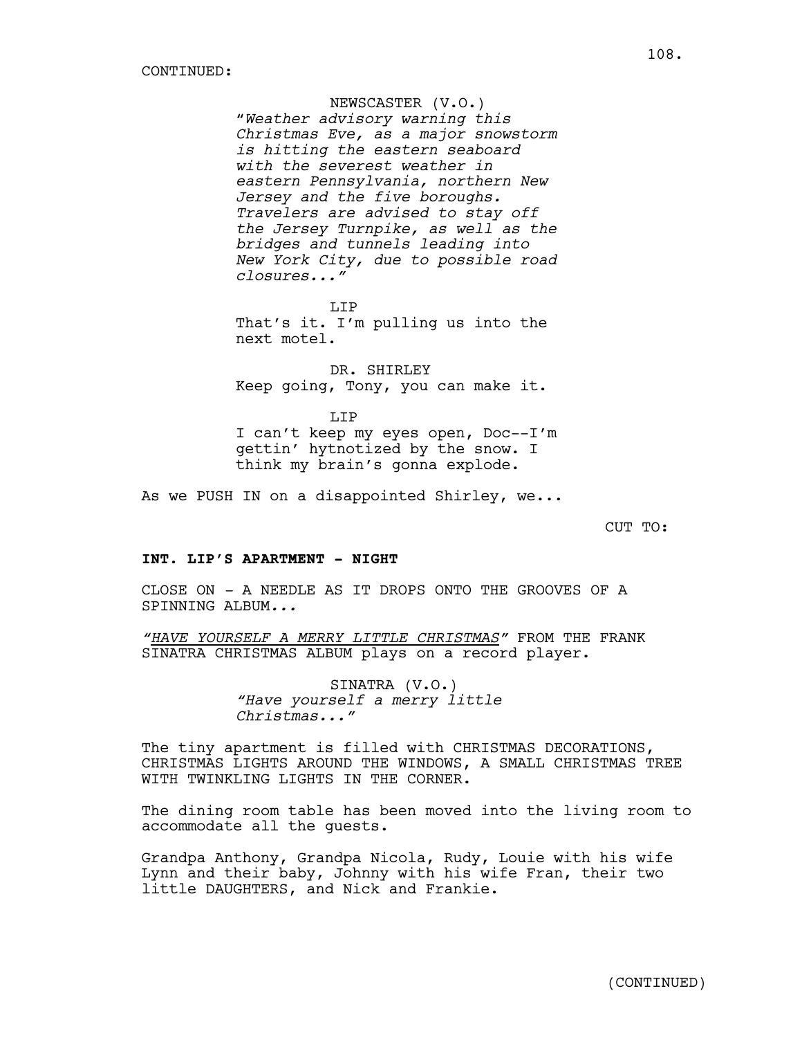CONTINUED:

NEWSCASTER (V.O.)
*"Weather advisory warning this Christmas Eve, as a major snowstorm is hitting the eastern seaboard with the severest weather in eastern Pennsylvania, northern New Jersey and the five boroughs. Travelers are advised to stay off the Jersey Turnpike, as well as the bridges and tunnels leading into New York City, due to possible road closures..."*

LIP
That's it. I'm pulling us into the next motel.

DR. SHIRLEY
Keep going, Tony, you can make it.

LIP
I can't keep my eyes open, Doc--I'm gettin' hytnotized by the snow. I think my brain's gonna explode.

As we PUSH IN on a disappointed Shirley, we...

CUT TO:

**INT. LIP'S APARTMENT - NIGHT**

CLOSE ON - A NEEDLE AS IT DROPS ONTO THE GROOVES OF A SPINNING ALBUM*...*

*"HAVE YOURSELF A MERRY LITTLE CHRISTMAS"* FROM THE FRANK SINATRA CHRISTMAS ALBUM plays on a record player.

SINATRA (V.O.)
*"Have yourself a merry little Christmas..."*

The tiny apartment is filled with CHRISTMAS DECORATIONS, CHRISTMAS LIGHTS AROUND THE WINDOWS, A SMALL CHRISTMAS TREE WITH TWINKLING LIGHTS IN THE CORNER.

The dining room table has been moved into the living room to accommodate all the guests.

Grandpa Anthony, Grandpa Nicola, Rudy, Louie with his wife Lynn and their baby, Johnny with his wife Fran, their two little DAUGHTERS, and Nick and Frankie.

(CONTINUED)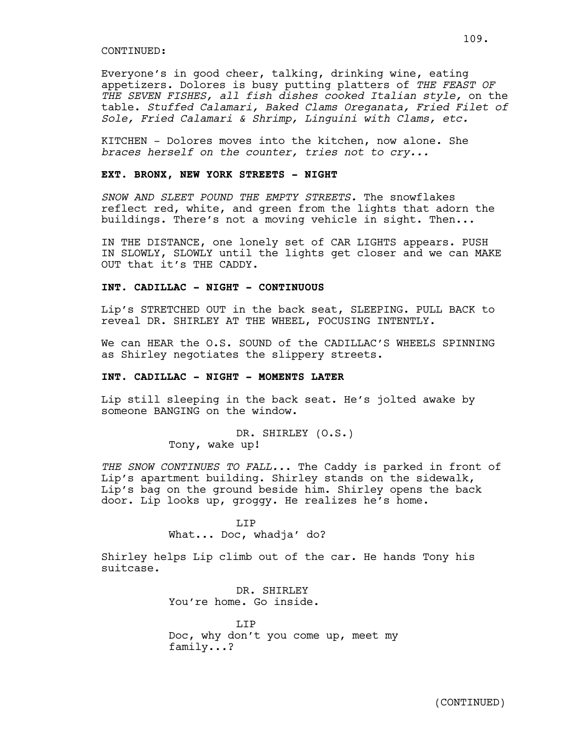CONTINUED:

Everyone's in good cheer, talking, drinking wine, eating appetizers. Dolores is busy putting platters of *THE FEAST OF THE SEVEN FISHES, all fish dishes cooked Italian style,* on the table. *Stuffed Calamari, Baked Clams Oreganata, Fried Filet of Sole, Fried Calamari & Shrimp, Linguini with Clams, etc.*

KITCHEN - Dolores moves into the kitchen, now alone. She *braces herself on the counter, tries not to cry...*

**EXT. BRONX, NEW YORK STREETS - NIGHT**

*SNOW AND SLEET POUND THE EMPTY STREETS.* The snowflakes reflect red, white, and green from the lights that adorn the buildings. There's not a moving vehicle in sight. Then...

IN THE DISTANCE, one lonely set of CAR LIGHTS appears. PUSH IN SLOWLY, SLOWLY until the lights get closer and we can MAKE OUT that it's THE CADDY.

**INT. CADILLAC - NIGHT - CONTINUOUS**

Lip's STRETCHED OUT in the back seat, SLEEPING. PULL BACK to reveal DR. SHIRLEY AT THE WHEEL, FOCUSING INTENTLY.

We can HEAR the O.S. SOUND of the CADILLAC'S WHEELS SPINNING as Shirley negotiates the slippery streets.

**INT. CADILLAC - NIGHT - MOMENTS LATER**

Lip still sleeping in the back seat. He's jolted awake by someone BANGING on the window.

DR. SHIRLEY (O.S.)
Tony, wake up!

*THE SNOW CONTINUES TO FALL...* The Caddy is parked in front of Lip's apartment building. Shirley stands on the sidewalk, Lip's bag on the ground beside him. Shirley opens the back door. Lip looks up, groggy. He realizes he's home.

LIP
What... Doc, whadja' do?

Shirley helps Lip climb out of the car. He hands Tony his suitcase.

DR. SHIRLEY
You're home. Go inside.

LIP
Doc, why don't you come up, meet my family...?

(CONTINUED)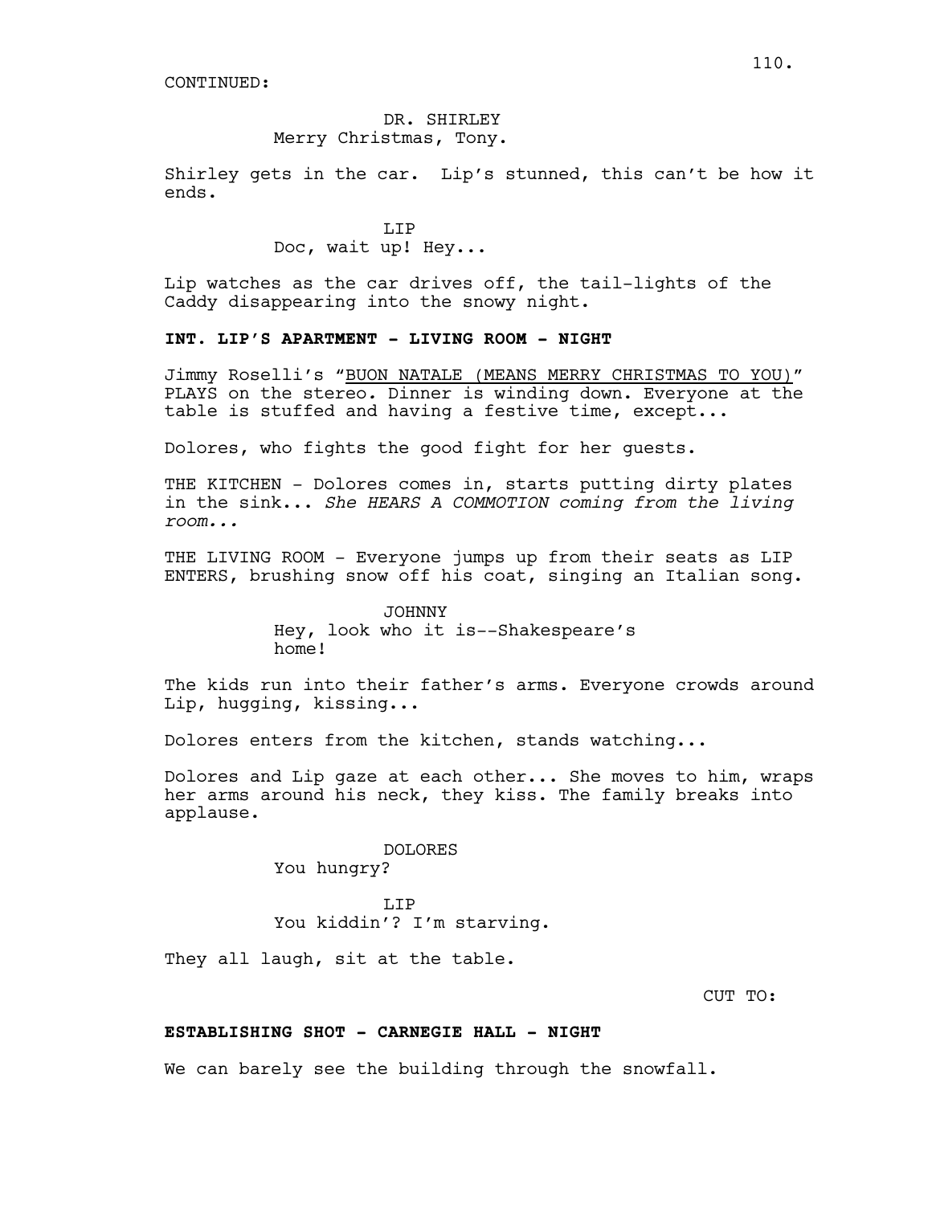CONTINUED:

DR. SHIRLEY
Merry Christmas, Tony.

Shirley gets in the car. Lip's stunned, this can't be how it ends.

LIP
Doc, wait up! Hey...

Lip watches as the car drives off, the tail-lights of the Caddy disappearing into the snowy night.

**INT. LIP'S APARTMENT - LIVING ROOM - NIGHT**

Jimmy Roselli's "BUON NATALE (MEANS MERRY CHRISTMAS TO YOU)" PLAYS on the stereo. Dinner is winding down. Everyone at the table is stuffed and having a festive time, except...

Dolores, who fights the good fight for her guests.

THE KITCHEN - Dolores comes in, starts putting dirty plates in the sink... *She HEARS A COMMOTION coming from the living room...*

THE LIVING ROOM - Everyone jumps up from their seats as LIP ENTERS, brushing snow off his coat, singing an Italian song.

JOHNNY
Hey, look who it is--Shakespeare's home!

The kids run into their father's arms. Everyone crowds around Lip, hugging, kissing...

Dolores enters from the kitchen, stands watching...

Dolores and Lip gaze at each other... She moves to him, wraps her arms around his neck, they kiss. The family breaks into applause.

DOLORES
You hungry?

LIP
You kiddin'? I'm starving.

They all laugh, sit at the table.

CUT TO:

**ESTABLISHING SHOT - CARNEGIE HALL - NIGHT**

We can barely see the building through the snowfall.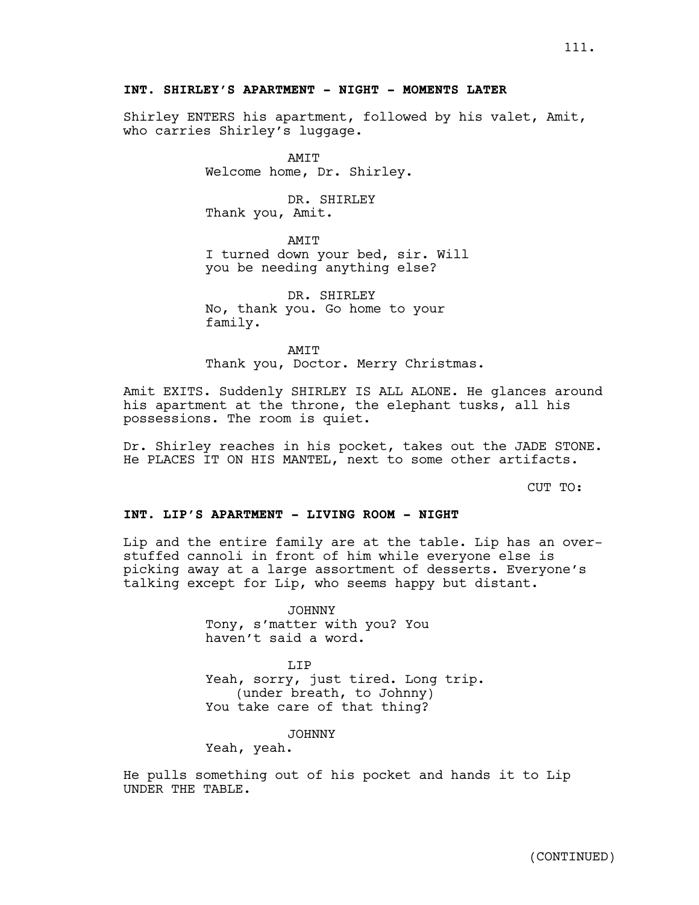**INT. SHIRLEY'S APARTMENT - NIGHT - MOMENTS LATER**

Shirley ENTERS his apartment, followed by his valet, Amit, who carries Shirley's luggage.

AMIT
Welcome home, Dr. Shirley.

DR. SHIRLEY
Thank you, Amit.

AMIT
I turned down your bed, sir. Will you be needing anything else?

DR. SHIRLEY
No, thank you. Go home to your family.

AMIT
Thank you, Doctor. Merry Christmas.

Amit EXITS. Suddenly SHIRLEY IS ALL ALONE. He glances around his apartment at the throne, the elephant tusks, all his possessions. The room is quiet.

Dr. Shirley reaches in his pocket, takes out the JADE STONE. He PLACES IT ON HIS MANTEL, next to some other artifacts.

CUT TO:

**INT. LIP'S APARTMENT - LIVING ROOM - NIGHT**

Lip and the entire family are at the table. Lip has an over-stuffed cannoli in front of him while everyone else is picking away at a large assortment of desserts. Everyone's talking except for Lip, who seems happy but distant.

JOHNNY
Tony, s'matter with you? You haven't said a word.

LIP
Yeah, sorry, just tired. Long trip.
(under breath, to Johnny)
You take care of that thing?

JOHNNY
Yeah, yeah.

He pulls something out of his pocket and hands it to Lip UNDER THE TABLE.

(CONTINUED)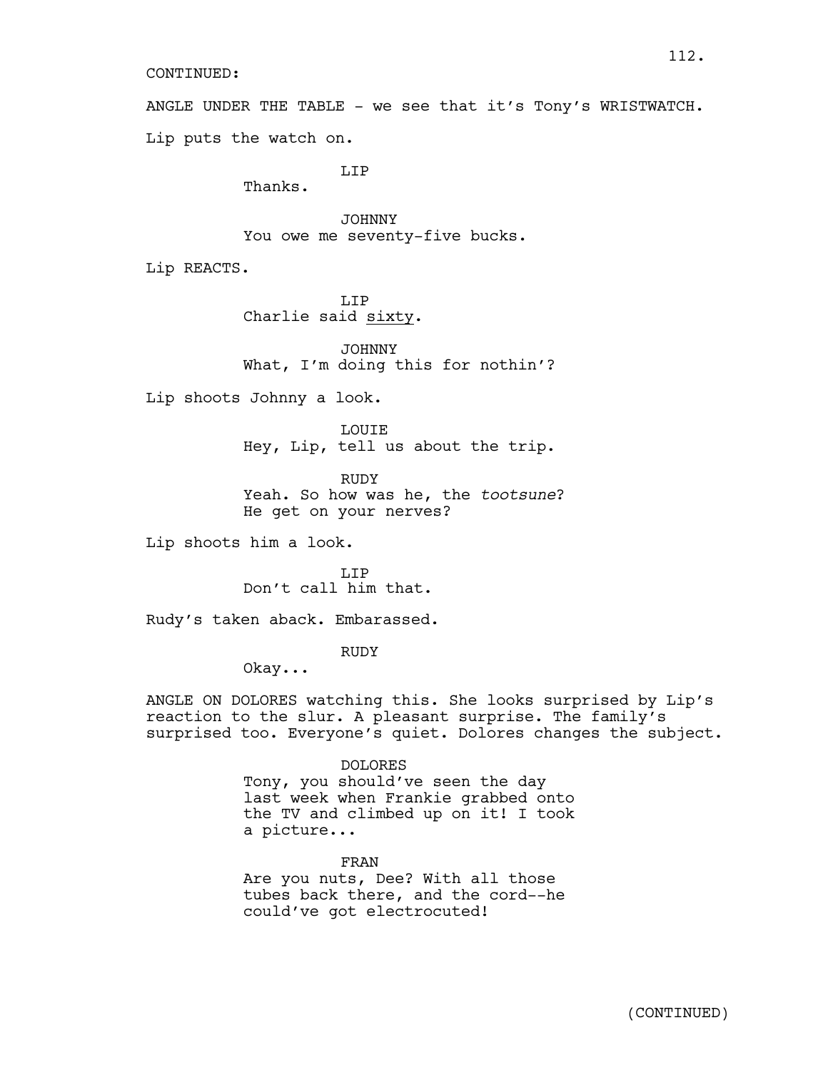CONTINUED:

ANGLE UNDER THE TABLE - we see that it's Tony's WRISTWATCH.

Lip puts the watch on.

LIP
Thanks.

JOHNNY
You owe me seventy-five bucks.

Lip REACTS.

LIP
Charlie said sixty.

JOHNNY
What, I'm doing this for nothin'?

Lip shoots Johnny a look.

LOUIE
Hey, Lip, tell us about the trip.

RUDY
Yeah. So how was he, the *tootsune*? He get on your nerves?

Lip shoots him a look.

LIP
Don't call him that.

Rudy's taken aback. Embarassed.

RUDY
Okay...

ANGLE ON DOLORES watching this. She looks surprised by Lip's reaction to the slur. A pleasant surprise. The family's surprised too. Everyone's quiet. Dolores changes the subject.

DOLORES
Tony, you should've seen the day last week when Frankie grabbed onto the TV and climbed up on it! I took a picture...

FRAN
Are you nuts, Dee? With all those tubes back there, and the cord--he could've got electrocuted!

(CONTINUED)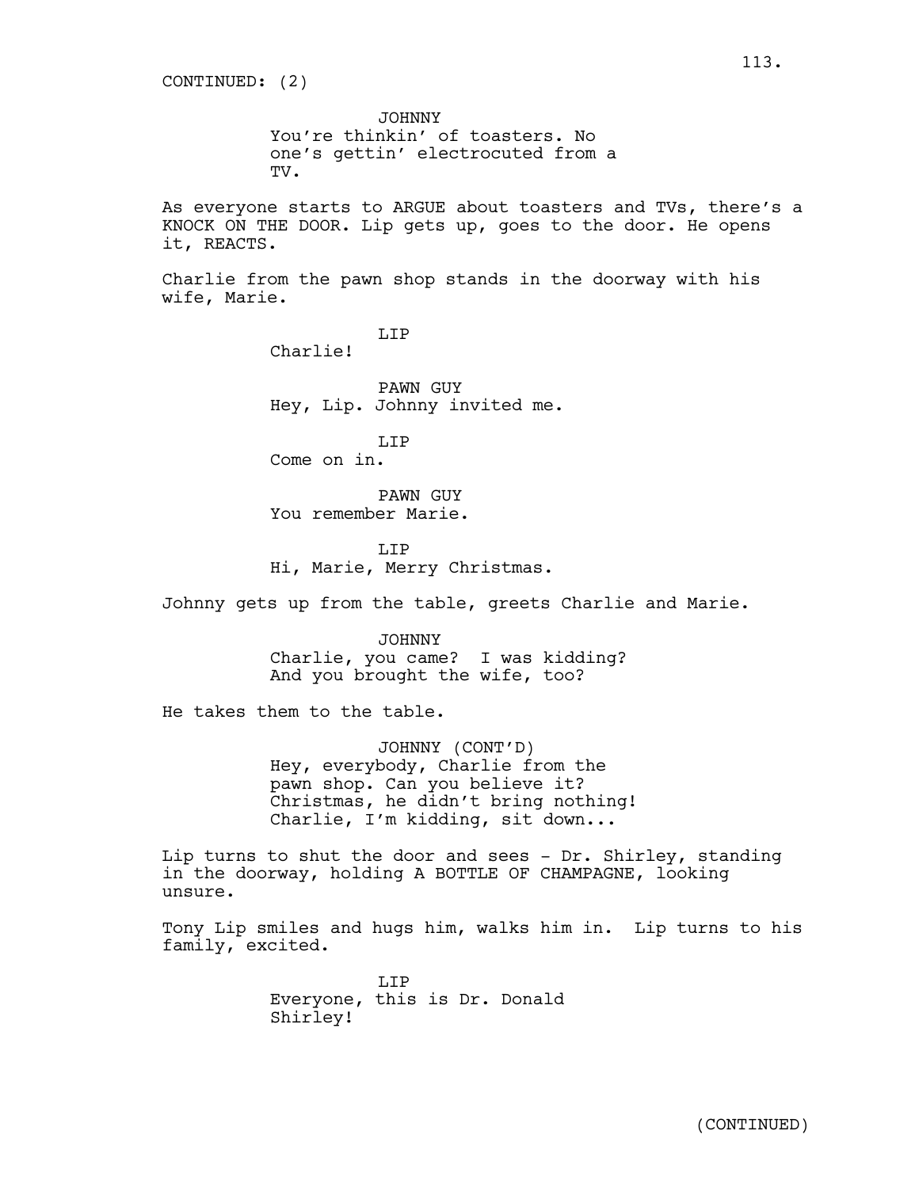CONTINUED: (2)

JOHNNY
You're thinkin' of toasters. No one's gettin' electrocuted from a TV.

As everyone starts to ARGUE about toasters and TVs, there's a KNOCK ON THE DOOR. Lip gets up, goes to the door. He opens it, REACTS.

Charlie from the pawn shop stands in the doorway with his wife, Marie.

LIP
Charlie!

PAWN GUY
Hey, Lip. Johnny invited me.

LIP
Come on in.

PAWN GUY
You remember Marie.

LIP
Hi, Marie, Merry Christmas.

Johnny gets up from the table, greets Charlie and Marie.

JOHNNY
Charlie, you came? I was kidding? And you brought the wife, too?

He takes them to the table.

JOHNNY (CONT'D)
Hey, everybody, Charlie from the pawn shop. Can you believe it? Christmas, he didn't bring nothing! Charlie, I'm kidding, sit down...

Lip turns to shut the door and sees - Dr. Shirley, standing in the doorway, holding A BOTTLE OF CHAMPAGNE, looking unsure.

Tony Lip smiles and hugs him, walks him in. Lip turns to his family, excited.

LIP
Everyone, this is Dr. Donald Shirley!

(CONTINUED)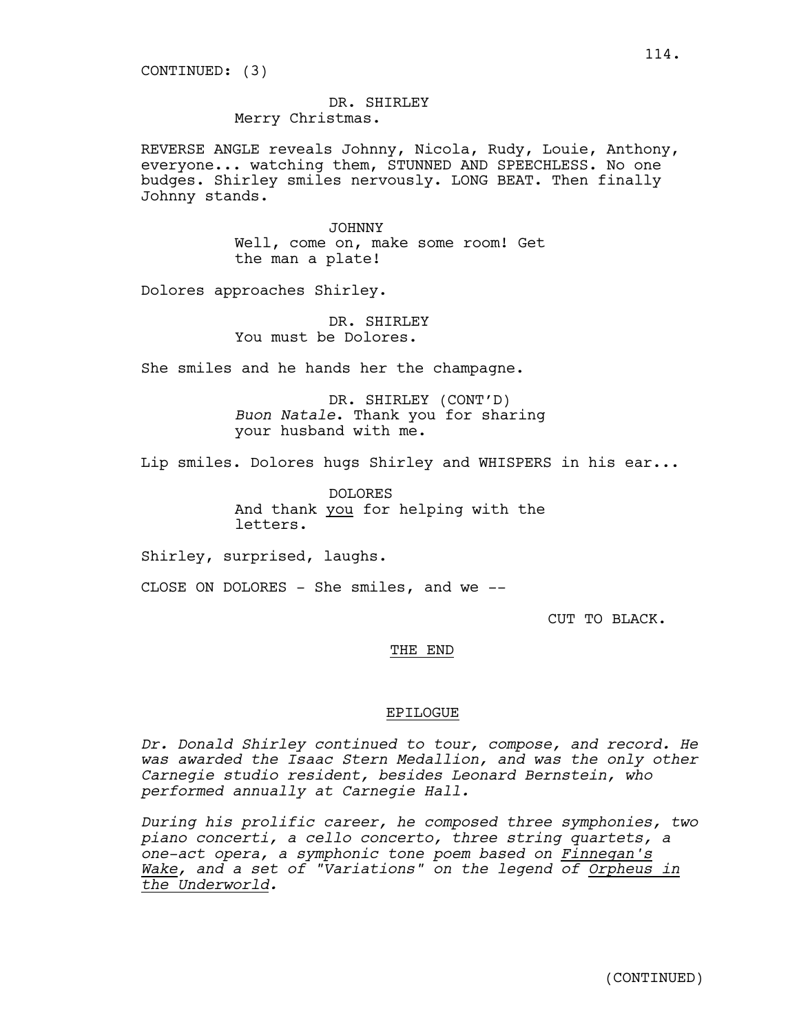CONTINUED: (3)

DR. SHIRLEY
Merry Christmas.

REVERSE ANGLE reveals Johnny, Nicola, Rudy, Louie, Anthony, everyone... watching them, STUNNED AND SPEECHLESS. No one budges. Shirley smiles nervously. LONG BEAT. Then finally Johnny stands.

JOHNNY
Well, come on, make some room! Get the man a plate!

Dolores approaches Shirley.

DR. SHIRLEY
You must be Dolores.

She smiles and he hands her the champagne.

DR. SHIRLEY (CONT'D)
*Buon Natale*. Thank you for sharing your husband with me.

Lip smiles. Dolores hugs Shirley and WHISPERS in his ear...

DOLORES
And thank <u>you</u> for helping with the letters.

Shirley, surprised, laughs.

CLOSE ON DOLORES - She smiles, and we --

CUT TO BLACK.

<u>THE END</u>

<u>EPILOGUE</u>

*Dr. Donald Shirley continued to tour, compose, and record. He was awarded the Isaac Stern Medallion, and was the only other Carnegie studio resident, besides Leonard Bernstein, who performed annually at Carnegie Hall.*

*During his prolific career, he composed three symphonies, two piano concerti, a cello concerto, three string quartets, a one-act opera, a symphonic tone poem based on <u>Finnegan's Wake</u>, and a set of "Variations" on the legend of <u>Orpheus in the Underworld</u>.*

(CONTINUED)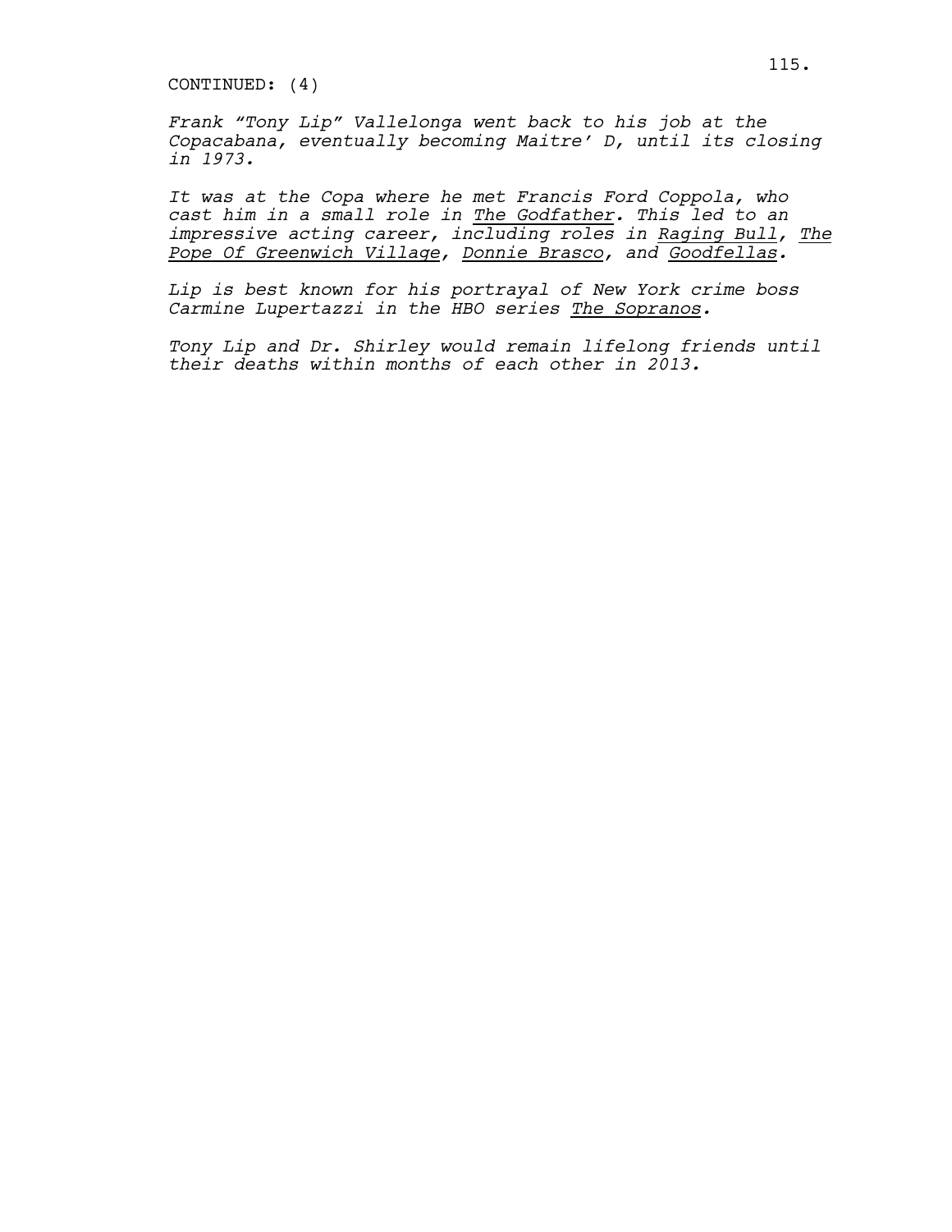CONTINUED: (4)

*Frank “Tony Lip” Vallelonga went back to his job at the Copacabana, eventually becoming Maitre’ D, until its closing in 1973.*

*It was at the Copa where he met Francis Ford Coppola, who cast him in a small role in The Godfather. This led to an impressive acting career, including roles in Raging Bull, The Pope Of Greenwich Village, Donnie Brasco, and Goodfellas.*

*Lip is best known for his portrayal of New York crime boss Carmine Lupertazzi in the HBO series The Sopranos.*

*Tony Lip and Dr. Shirley would remain lifelong friends until their deaths within months of each other in 2013.*